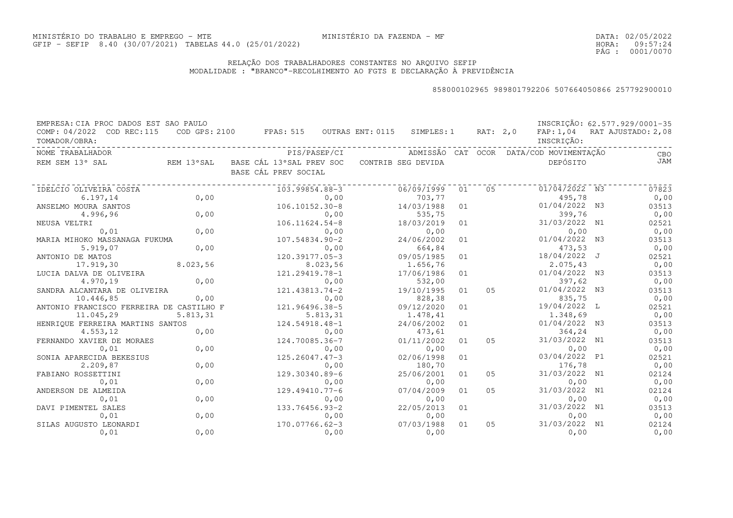MINISTÉRIO DO TRABALHO E EMPREGO - MTE  
GFIP - SEFIP 8.40 (30/07/2021) TABELAS 44.0 (25/01/2022)

MINISTÉRIO DA FAZENDA - MF

DATA: 02/05/2022  
HORA: 09:57:24

## RELAÇÃO DOS TRABALHADORES CONSTANTES NO ARQUIVO SEFIP
MODALIDADE : "BRANCO"-RECOLHIMENTO AO FGTS E DECLARAÇÃO À PREVIDÊNCIA

858000102965 989801792206 507664050866 257792900010

EMPRESA: CIA PROC DADOS EST SAO PAULO  
INSCRIÇÃO: 62.577.929/0001-35  
COMP: 04/2022 COD REC:115 COD GPS: 2100 FPAS: 515 OUTRAS ENT: 0115 SIMPLES: 1 RAT: 2,0 FAP: 1,04 RAT AJUSTADO: 2,08  
TOMADOR/OBRA:  
INSCRIÇÃO:

| NOME TRABALHADOR / REM SEM 13° SAL | REM 13°SAL | PIS/PASEP/CI / BASE CÁL 13°SAL PREV SOC / BASE CÁL PREV SOCIAL | ADMISSÃO / CONTRIB SEG DEVIDA | CAT | OCOR | DATA/COD MOVIMENTAÇÃO / DEPÓSITO | | CBO / JAM |
|---|---|---|---|---|---|---|---|---|
| IDELCIO OLIVEIRA COSTA | | 103.99854.88-3 | 06/09/1999 | 01 | 05 | 01/04/2022 | N3 | 07823 |
| 6.197,14 | 0,00 | 0,00 | 703,77 | | | 495,78 | | 0,00 |
| ANSELMO MOURA SANTOS | | 106.10152.30-8 | 14/03/1988 | 01 | | 01/04/2022 | N3 | 03513 |
| 4.996,96 | 0,00 | 0,00 | 535,75 | | | 399,76 | | 0,00 |
| NEUSA VELTRI | | 106.11624.54-8 | 18/03/2019 | 01 | | 31/03/2022 | N1 | 02521 |
| 0,01 | 0,00 | 0,00 | 0,00 | | | 0,00 | | 0,00 |
| MARIA MIHOKO MASSANAGA FUKUMA | | 107.54834.90-2 | 24/06/2002 | 01 | | 01/04/2022 | N3 | 03513 |
| 5.919,07 | 0,00 | 0,00 | 664,84 | | | 473,53 | | 0,00 |
| ANTONIO DE MATOS | | 120.39177.05-3 | 09/05/1985 | 01 | | 18/04/2022 | J | 02521 |
| 17.919,30 | 8.023,56 | 8.023,56 | 1.656,76 | | | 2.075,43 | | 0,00 |
| LUCIA DALVA DE OLIVEIRA | | 121.29419.78-1 | 17/06/1986 | 01 | | 01/04/2022 | N3 | 03513 |
| 4.970,19 | 0,00 | 0,00 | 532,00 | | | 397,62 | | 0,00 |
| SANDRA ALCANTARA DE OLIVEIRA | | 121.43813.74-2 | 19/10/1995 | 01 | 05 | 01/04/2022 | N3 | 03513 |
| 10.446,85 | 0,00 | 0,00 | 828,38 | | | 835,75 | | 0,00 |
| ANTONIO FRANCISCO FERREIRA DE CASTILHO F | | 121.96496.38-5 | 09/12/2020 | 01 | | 19/04/2022 | L | 02521 |
| 11.045,29 | 5.813,31 | 5.813,31 | 1.478,41 | | | 1.348,69 | | 0,00 |
| HENRIQUE FERREIRA MARTINS SANTOS | | 124.54918.48-1 | 24/06/2002 | 01 | | 01/04/2022 | N3 | 03513 |
| 4.553,12 | 0,00 | 0,00 | 473,61 | | | 364,24 | | 0,00 |
| FERNANDO XAVIER DE MORAES | | 124.70085.36-7 | 01/11/2002 | 01 | 05 | 31/03/2022 | N1 | 03513 |
| 0,01 | 0,00 | 0,00 | 0,00 | | | 0,00 | | 0,00 |
| SONIA APARECIDA BEKESIUS | | 125.26047.47-3 | 02/06/1998 | 01 | | 03/04/2022 | P1 | 02521 |
| 2.209,87 | 0,00 | 0,00 | 180,70 | | | 176,78 | | 0,00 |
| FABIANO ROSSETTINI | | 129.30340.89-6 | 25/06/2001 | 01 | 05 | 31/03/2022 | N1 | 02124 |
| 0,01 | 0,00 | 0,00 | 0,00 | | | 0,00 | | 0,00 |
| ANDERSON DE ALMEIDA | | 129.49410.77-6 | 07/04/2009 | 01 | 05 | 31/03/2022 | N1 | 02124 |
| 0,01 | 0,00 | 0,00 | 0,00 | | | 0,00 | | 0,00 |
| DAVI PIMENTEL SALES | | 133.76456.93-2 | 22/05/2013 | 01 | | 31/03/2022 | N1 | 03513 |
| 0,01 | 0,00 | 0,00 | 0,00 | | | 0,00 | | 0,00 |
| SILAS AUGUSTO LEONARDI | | 170.07766.62-3 | 07/03/1988 | 01 | 05 | 31/03/2022 | N1 | 02124 |
| 0,01 | 0,00 | 0,00 | 0,00 | | | 0,00 | | 0,00 |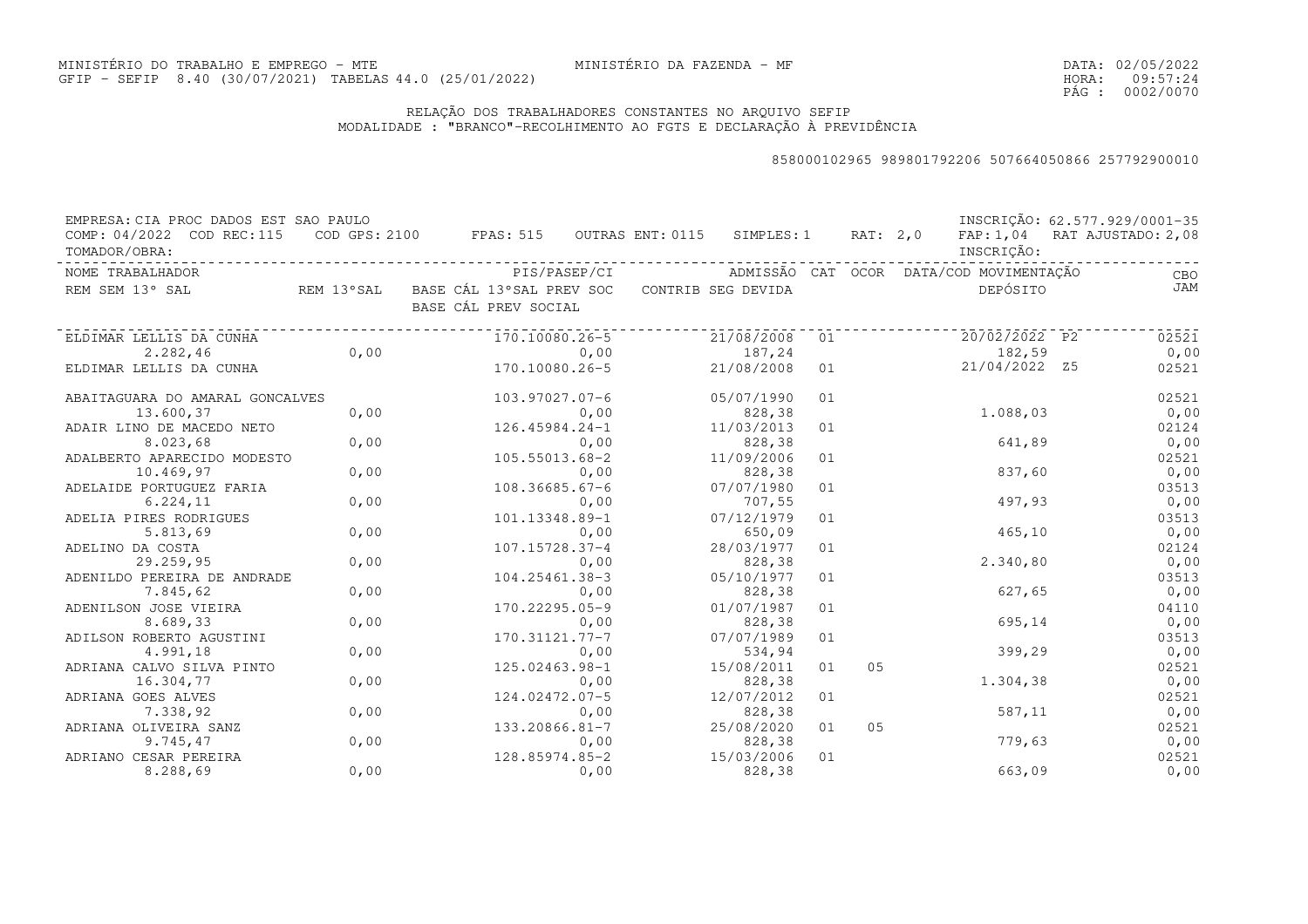MINISTÉRIO DO TRABALHO E EMPREGO - MTE
GFIP - SEFIP 8.40 (30/07/2021) TABELAS 44.0 (25/01/2022)

MINISTÉRIO DA FAZENDA - MF

DATA: 02/05/2022
HORA: 09:57:24
PÁG : 0002/0070

RELAÇÃO DOS TRABALHADORES CONSTANTES NO ARQUIVO SEFIP
MODALIDADE : "BRANCO"-RECOLHIMENTO AO FGTS E DECLARAÇÃO À PREVIDÊNCIA

858000102965 989801792206 507664050866 257792900010

EMPRESA: CIA PROC DADOS EST SAO PAULO — INSCRIÇÃO: 62.577.929/0001-35
COMP: 04/2022 COD REC:115 COD GPS: 2100 FPAS: 515 OUTRAS ENT: 0115 SIMPLES: 1 RAT: 2,0 FAP: 1,04 RAT AJUSTADO: 2,08
TOMADOR/OBRA: — INSCRIÇÃO:

| NOME TRABALHADOR / REM SEM 13° SAL | REM 13°SAL | PIS/PASEP/CI / BASE CÁL 13°SAL PREV SOC / BASE CÁL PREV SOCIAL | ADMISSÃO / CONTRIB SEG DEVIDA | CAT | OCOR | DATA/COD MOVIMENTAÇÃO / DEPÓSITO | CBO / JAM |
|---|---|---|---|---|---|---|---|
| ELDIMAR LELLIS DA CUNHA | | 170.10080.26-5 | 21/08/2008 | 01 | | 20/02/2022 P2 | 02521 |
| 2.282,46 | 0,00 | 0,00 | 187,24 | | | 182,59 | 0,00 |
| ELDIMAR LELLIS DA CUNHA | | 170.10080.26-5 | 21/08/2008 | 01 | | 21/04/2022 Z5 | 02521 |
| ABAITAGUARA DO AMARAL GONCALVES | | 103.97027.07-6 | 05/07/1990 | 01 | | | 02521 |
| 13.600,37 | 0,00 | 0,00 | 828,38 | | | 1.088,03 | 0,00 |
| ADAIR LINO DE MACEDO NETO | | 126.45984.24-1 | 11/03/2013 | 01 | | | 02124 |
| 8.023,68 | 0,00 | 0,00 | 828,38 | | | 641,89 | 0,00 |
| ADALBERTO APARECIDO MODESTO | | 105.55013.68-2 | 11/09/2006 | 01 | | | 02521 |
| 10.469,97 | 0,00 | 0,00 | 828,38 | | | 837,60 | 0,00 |
| ADELAIDE PORTUGUEZ FARIA | | 108.36685.67-6 | 07/07/1980 | 01 | | | 03513 |
| 6.224,11 | 0,00 | 0,00 | 707,55 | | | 497,93 | 0,00 |
| ADELIA PIRES RODRIGUES | | 101.13348.89-1 | 07/12/1979 | 01 | | | 03513 |
| 5.813,69 | 0,00 | 0,00 | 650,09 | | | 465,10 | 0,00 |
| ADELINO DA COSTA | | 107.15728.37-4 | 28/03/1977 | 01 | | | 02124 |
| 29.259,95 | 0,00 | 0,00 | 828,38 | | | 2.340,80 | 0,00 |
| ADENILDO PEREIRA DE ANDRADE | | 104.25461.38-3 | 05/10/1977 | 01 | | | 03513 |
| 7.845,62 | 0,00 | 0,00 | 828,38 | | | 627,65 | 0,00 |
| ADENILSON JOSE VIEIRA | | 170.22295.05-9 | 01/07/1987 | 01 | | | 04110 |
| 8.689,33 | 0,00 | 0,00 | 828,38 | | | 695,14 | 0,00 |
| ADILSON ROBERTO AGUSTINI | | 170.31121.77-7 | 07/07/1989 | 01 | | | 03513 |
| 4.991,18 | 0,00 | 0,00 | 534,94 | | | 399,29 | 0,00 |
| ADRIANA CALVO SILVA PINTO | | 125.02463.98-1 | 15/08/2011 | 01 | 05 | | 02521 |
| 16.304,77 | 0,00 | 0,00 | 828,38 | | | 1.304,38 | 0,00 |
| ADRIANA GOES ALVES | | 124.02472.07-5 | 12/07/2012 | 01 | | | 02521 |
| 7.338,92 | 0,00 | 0,00 | 828,38 | | | 587,11 | 0,00 |
| ADRIANA OLIVEIRA SANZ | | 133.20866.81-7 | 25/08/2020 | 01 | 05 | | 02521 |
| 9.745,47 | 0,00 | 0,00 | 828,38 | | | 779,63 | 0,00 |
| ADRIANO CESAR PEREIRA | | 128.85974.85-2 | 15/03/2006 | 01 | | | 02521 |
| 8.288,69 | 0,00 | 0,00 | 828,38 | | | 663,09 | 0,00 |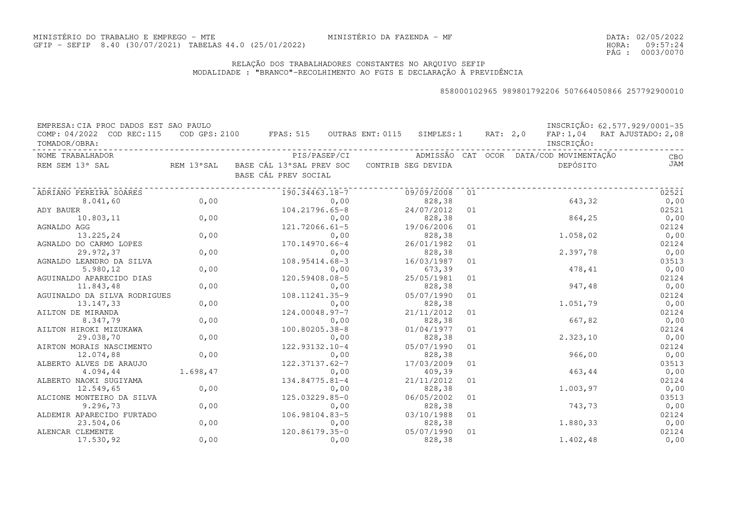MINISTÉRIO DO TRABALHO E EMPREGO - MTE
GFIP - SEFIP 8.40 (30/07/2021) TABELAS 44.0 (25/01/2022)

MINISTÉRIO DA FAZENDA - MF

DATA: 02/05/2022
HORA: 09:57:24

## RELAÇÃO DOS TRABALHADORES CONSTANTES NO ARQUIVO SEFIP
MODALIDADE : "BRANCO"-RECOLHIMENTO AO FGTS E DECLARAÇÃO À PREVIDÊNCIA

858000102965 989801792206 507664050866 257792900010

EMPRESA: CIA PROC DADOS EST SAO PAULO — INSCRIÇÃO: 62.577.929/0001-35
COMP: 04/2022 COD REC:115 COD GPS: 2100 FPAS: 515 OUTRAS ENT: 0115 SIMPLES: 1 RAT: 2,0 FAP: 1,04 RAT AJUSTADO: 2,08
TOMADOR/OBRA: — INSCRIÇÃO:

| NOME TRABALHADOR / REM SEM 13º SAL | REM 13ºSAL | PIS/PASEP/CI / BASE CÁL 13ºSAL PREV SOC / BASE CÁL PREV SOCIAL | ADMISSÃO / CONTRIB SEG DEVIDA | CAT | OCOR | DATA/COD MOVIMENTAÇÃO / DEPÓSITO | CBO / JAM |
|---|---|---|---|---|---|---|---|
| ADRIANO PEREIRA SOARES | | 190.34463.18-7 | 09/09/2008 | 01 | | | 02521 |
| 8.041,60 | 0,00 | 0,00 | 828,38 | | | 643,32 | 0,00 |
| ADY BAUER | | 104.21796.65-8 | 24/07/2012 | 01 | | | 02521 |
| 10.803,11 | 0,00 | 0,00 | 828,38 | | | 864,25 | 0,00 |
| AGNALDO AGG | | 121.72066.61-5 | 19/06/2006 | 01 | | | 02124 |
| 13.225,24 | 0,00 | 0,00 | 828,38 | | | 1.058,02 | 0,00 |
| AGNALDO DO CARMO LOPES | | 170.14970.66-4 | 26/01/1982 | 01 | | | 02124 |
| 29.972,37 | 0,00 | 0,00 | 828,38 | | | 2.397,78 | 0,00 |
| AGNALDO LEANDRO DA SILVA | | 108.95414.68-3 | 16/03/1987 | 01 | | | 03513 |
| 5.980,12 | 0,00 | 0,00 | 673,39 | | | 478,41 | 0,00 |
| AGUINALDO APARECIDO DIAS | | 120.59408.08-5 | 25/05/1981 | 01 | | | 02124 |
| 11.843,48 | 0,00 | 0,00 | 828,38 | | | 947,48 | 0,00 |
| AGUINALDO DA SILVA RODRIGUES | | 108.11241.35-9 | 05/07/1990 | 01 | | | 02124 |
| 13.147,33 | 0,00 | 0,00 | 828,38 | | | 1.051,79 | 0,00 |
| AILTON DE MIRANDA | | 124.00048.97-7 | 21/11/2012 | 01 | | | 02124 |
| 8.347,79 | 0,00 | 0,00 | 828,38 | | | 667,82 | 0,00 |
| AILTON HIROKI MIZUKAWA | | 100.80205.38-8 | 01/04/1977 | 01 | | | 02124 |
| 29.038,70 | 0,00 | 0,00 | 828,38 | | | 2.323,10 | 0,00 |
| AIRTON MORAIS NASCIMENTO | | 122.93132.10-4 | 05/07/1990 | 01 | | | 02124 |
| 12.074,88 | 0,00 | 0,00 | 828,38 | | | 966,00 | 0,00 |
| ALBERTO ALVES DE ARAUJO | | 122.37137.62-7 | 17/03/2009 | 01 | | | 03513 |
| 4.094,44 | 1.698,47 | 0,00 | 409,39 | | | 463,44 | 0,00 |
| ALBERTO NAOKI SUGIYAMA | | 134.84775.81-4 | 21/11/2012 | 01 | | | 02124 |
| 12.549,65 | 0,00 | 0,00 | 828,38 | | | 1.003,97 | 0,00 |
| ALCIONE MONTEIRO DA SILVA | | 125.03229.85-0 | 06/05/2002 | 01 | | | 03513 |
| 9.296,73 | 0,00 | 0,00 | 828,38 | | | 743,73 | 0,00 |
| ALDEMIR APARECIDO FURTADO | | 106.98104.83-5 | 03/10/1988 | 01 | | | 02124 |
| 23.504,06 | 0,00 | 0,00 | 828,38 | | | 1.880,33 | 0,00 |
| ALENCAR CLEMENTE | | 120.86179.35-0 | 05/07/1990 | 01 | | | 02124 |
| 17.530,92 | 0,00 | 0,00 | 828,38 | | | 1.402,48 | 0,00 |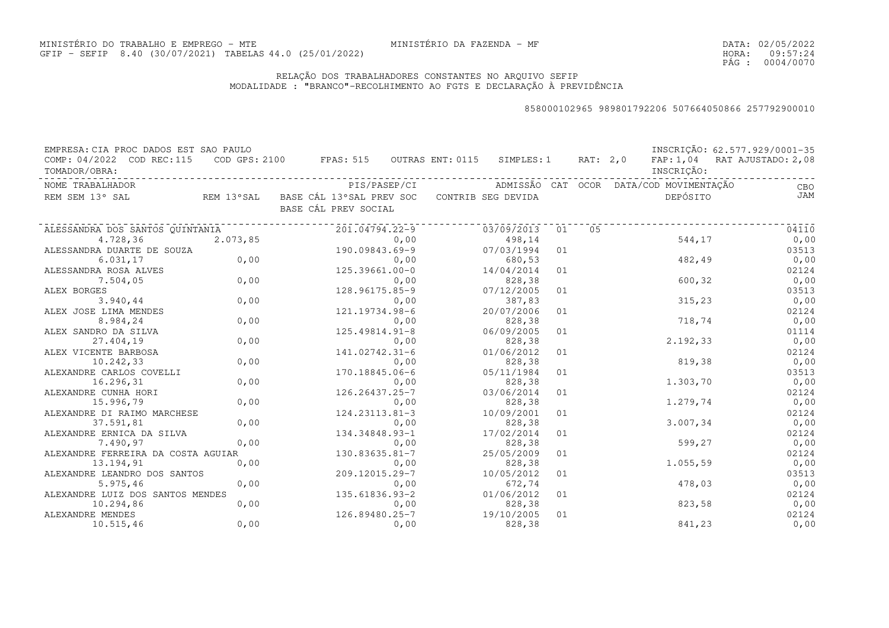MINISTÉRIO DO TRABALHO E EMPREGO - MTE
GFIP - SEFIP 8.40 (30/07/2021) TABELAS 44.0 (25/01/2022)

MINISTÉRIO DA FAZENDA - MF

DATA: 02/05/2022
HORA: 09:57:24

## RELAÇÃO DOS TRABALHADORES CONSTANTES NO ARQUIVO SEFIP

MODALIDADE : "BRANCO"-RECOLHIMENTO AO FGTS E DECLARAÇÃO À PREVIDÊNCIA

858000102965 989801792206 507664050866 257792900010

EMPRESA: CIA PROC DADOS EST SAO PAULO — INSCRIÇÃO: 62.577.929/0001-35
COMP: 04/2022 COD REC:115 COD GPS: 2100 FPAS: 515 OUTRAS ENT: 0115 SIMPLES: 1 RAT: 2,0 FAP: 1,04 RAT AJUSTADO: 2,08
TOMADOR/OBRA: — INSCRIÇÃO:

| NOME TRABALHADOR / REM SEM 13° SAL | REM 13°SAL | PIS/PASEP/CI / BASE CÁL 13°SAL PREV SOC / BASE CÁL PREV SOCIAL | ADMISSÃO / CONTRIB SEG DEVIDA | CAT | OCOR | DATA/COD MOVIMENTAÇÃO / DEPÓSITO | CBO / JAM |
|---|---|---|---|---|---|---|---|
| ALESSANDRA DOS SANTOS QUINTANIA | | 201.04794.22-9 | 03/09/2013 | 01 | 05 | | 04110 |
| 4.728,36 | 2.073,85 | 0,00 | 498,14 | | | 544,17 | 0,00 |
| ALESSANDRA DUARTE DE SOUZA | | 190.09843.69-9 | 07/03/1994 | 01 | | | 03513 |
| 6.031,17 | 0,00 | 0,00 | 680,53 | | | 482,49 | 0,00 |
| ALESSANDRA ROSA ALVES | | 125.39661.00-0 | 14/04/2014 | 01 | | | 02124 |
| 7.504,05 | 0,00 | 0,00 | 828,38 | | | 600,32 | 0,00 |
| ALEX BORGES | | 128.96175.85-9 | 07/12/2005 | 01 | | | 03513 |
| 3.940,44 | 0,00 | 0,00 | 387,83 | | | 315,23 | 0,00 |
| ALEX JOSE LIMA MENDES | | 121.19734.98-6 | 20/07/2006 | 01 | | | 02124 |
| 8.984,24 | 0,00 | 0,00 | 828,38 | | | 718,74 | 0,00 |
| ALEX SANDRO DA SILVA | | 125.49814.91-8 | 06/09/2005 | 01 | | | 01114 |
| 27.404,19 | 0,00 | 0,00 | 828,38 | | | 2.192,33 | 0,00 |
| ALEX VICENTE BARBOSA | | 141.02742.31-6 | 01/06/2012 | 01 | | | 02124 |
| 10.242,33 | 0,00 | 0,00 | 828,38 | | | 819,38 | 0,00 |
| ALEXANDRE CARLOS COVELLI | | 170.18845.06-6 | 05/11/1984 | 01 | | | 03513 |
| 16.296,31 | 0,00 | 0,00 | 828,38 | | | 1.303,70 | 0,00 |
| ALEXANDRE CUNHA HORI | | 126.26437.25-7 | 03/06/2014 | 01 | | | 02124 |
| 15.996,79 | 0,00 | 0,00 | 828,38 | | | 1.279,74 | 0,00 |
| ALEXANDRE DI RAIMO MARCHESE | | 124.23113.81-3 | 10/09/2001 | 01 | | | 02124 |
| 37.591,81 | 0,00 | 0,00 | 828,38 | | | 3.007,34 | 0,00 |
| ALEXANDRE ERNICA DA SILVA | | 134.34848.93-1 | 17/02/2014 | 01 | | | 02124 |
| 7.490,97 | 0,00 | 0,00 | 828,38 | | | 599,27 | 0,00 |
| ALEXANDRE FERREIRA DA COSTA AGUIAR | | 130.83635.81-7 | 25/05/2009 | 01 | | | 02124 |
| 13.194,91 | 0,00 | 0,00 | 828,38 | | | 1.055,59 | 0,00 |
| ALEXANDRE LEANDRO DOS SANTOS | | 209.12015.29-7 | 10/05/2012 | 01 | | | 03513 |
| 5.975,46 | 0,00 | 0,00 | 672,74 | | | 478,03 | 0,00 |
| ALEXANDRE LUIZ DOS SANTOS MENDES | | 135.61836.93-2 | 01/06/2012 | 01 | | | 02124 |
| 10.294,86 | 0,00 | 0,00 | 828,38 | | | 823,58 | 0,00 |
| ALEXANDRE MENDES | | 126.89480.25-7 | 19/10/2005 | 01 | | | 02124 |
| 10.515,46 | 0,00 | 0,00 | 828,38 | | | 841,23 | 0,00 |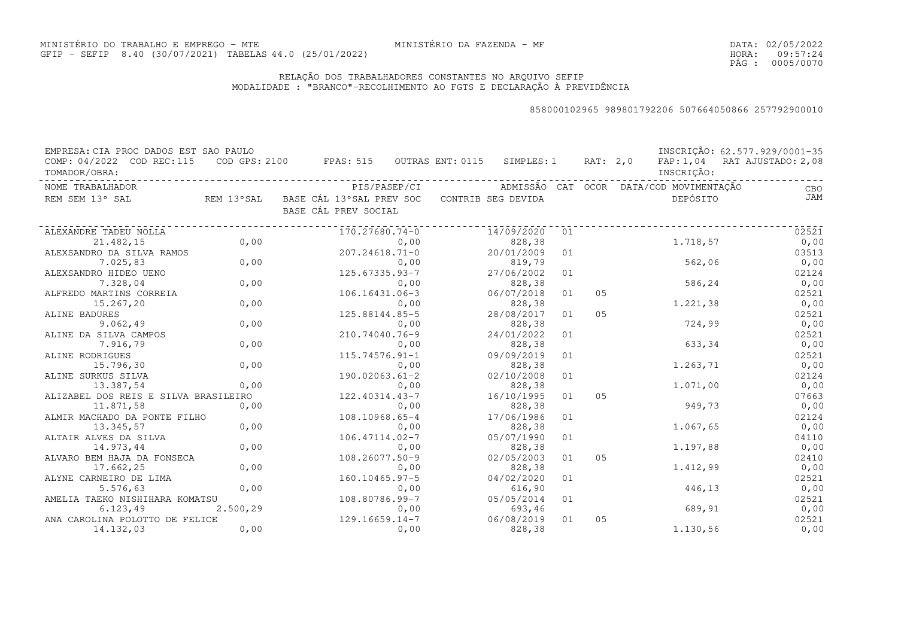MINISTÉRIO DO TRABALHO E EMPREGO - MTE
GFIP - SEFIP 8.40 (30/07/2021) TABELAS 44.0 (25/01/2022)

MINISTÉRIO DA FAZENDA - MF

DATA: 02/05/2022
HORA: 09:57:24

## RELAÇÃO DOS TRABALHADORES CONSTANTES NO ARQUIVO SEFIP

MODALIDADE : "BRANCO"-RECOLHIMENTO AO FGTS E DECLARAÇÃO À PREVIDÊNCIA

858000102965 989801792206 507664050866 257792900010

EMPRESA: CIA PROC DADOS EST SAO PAULO — INSCRIÇÃO: 62.577.929/0001-35
COMP: 04/2022 COD REC:115 COD GPS: 2100 FPAS: 515 OUTRAS ENT: 0115 SIMPLES: 1 RAT: 2,0 FAP: 1,04 RAT AJUSTADO: 2,08
TOMADOR/OBRA: — INSCRIÇÃO:

| NOME TRABALHADOR / REM SEM 13º SAL | REM 13ºSAL | PIS/PASEP/CI / BASE CÁL 13ºSAL PREV SOC / BASE CÁL PREV SOCIAL | ADMISSÃO / CONTRIB SEG DEVIDA | CAT | OCOR | DATA/COD MOVIMENTAÇÃO / DEPÓSITO | CBO / JAM |
|---|---|---|---|---|---|---|---|
| ALEXANDRE TADEU NOLLA | | 170.27680.74-0 | 14/09/2020 | 01 | | | 02521 |
| 21.482,15 | 0,00 | 0,00 | 828,38 | | | 1.718,57 | 0,00 |
| ALEXSANDRO DA SILVA RAMOS | | 207.24618.71-0 | 20/01/2009 | 01 | | | 03513 |
| 7.025,83 | 0,00 | 0,00 | 819,79 | | | 562,06 | 0,00 |
| ALEXSANDRO HIDEO UENO | | 125.67335.93-7 | 27/06/2002 | 01 | | | 02124 |
| 7.328,04 | 0,00 | 0,00 | 828,38 | | | 586,24 | 0,00 |
| ALFREDO MARTINS CORREIA | | 106.16431.06-3 | 06/07/2018 | 01 | 05 | | 02521 |
| 15.267,20 | 0,00 | 0,00 | 828,38 | | | 1.221,38 | 0,00 |
| ALINE BADURES | | 125.88144.85-5 | 28/08/2017 | 01 | 05 | | 02521 |
| 9.062,49 | 0,00 | 0,00 | 828,38 | | | 724,99 | 0,00 |
| ALINE DA SILVA CAMPOS | | 210.74040.76-9 | 24/01/2022 | 01 | | | 02521 |
| 7.916,79 | 0,00 | 0,00 | 828,38 | | | 633,34 | 0,00 |
| ALINE RODRIGUES | | 115.74576.91-1 | 09/09/2019 | 01 | | | 02521 |
| 15.796,30 | 0,00 | 0,00 | 828,38 | | | 1.263,71 | 0,00 |
| ALINE SURKUS SILVA | | 190.02063.61-2 | 02/10/2008 | 01 | | | 02124 |
| 13.387,54 | 0,00 | 0,00 | 828,38 | | | 1.071,00 | 0,00 |
| ALIZABEL DOS REIS E SILVA BRASILEIRO | | 122.40314.43-7 | 16/10/1995 | 01 | 05 | | 07663 |
| 11.871,58 | 0,00 | 0,00 | 828,38 | | | 949,73 | 0,00 |
| ALMIR MACHADO DA PONTE FILHO | | 108.10968.65-4 | 17/06/1986 | 01 | | | 02124 |
| 13.345,57 | 0,00 | 0,00 | 828,38 | | | 1.067,65 | 0,00 |
| ALTAIR ALVES DA SILVA | | 106.47114.02-7 | 05/07/1990 | 01 | | | 04110 |
| 14.973,44 | 0,00 | 0,00 | 828,38 | | | 1.197,88 | 0,00 |
| ALVARO BEM HAJA DA FONSECA | | 108.26077.50-9 | 02/05/2003 | 01 | 05 | | 02410 |
| 17.662,25 | 0,00 | 0,00 | 828,38 | | | 1.412,99 | 0,00 |
| ALYNE CARNEIRO DE LIMA | | 160.10465.97-5 | 04/02/2020 | 01 | | | 02521 |
| 5.576,63 | 0,00 | 0,00 | 616,90 | | | 446,13 | 0,00 |
| AMELIA TAEKO NISHIHARA KOMATSU | | 108.80786.99-7 | 05/05/2014 | 01 | | | 02521 |
| 6.123,49 | 2.500,29 | 0,00 | 693,46 | | | 689,91 | 0,00 |
| ANA CAROLINA POLOTTO DE FELICE | | 129.16659.14-7 | 06/08/2019 | 01 | 05 | | 02521 |
| 14.132,03 | 0,00 | 0,00 | 828,38 | | | 1.130,56 | 0,00 |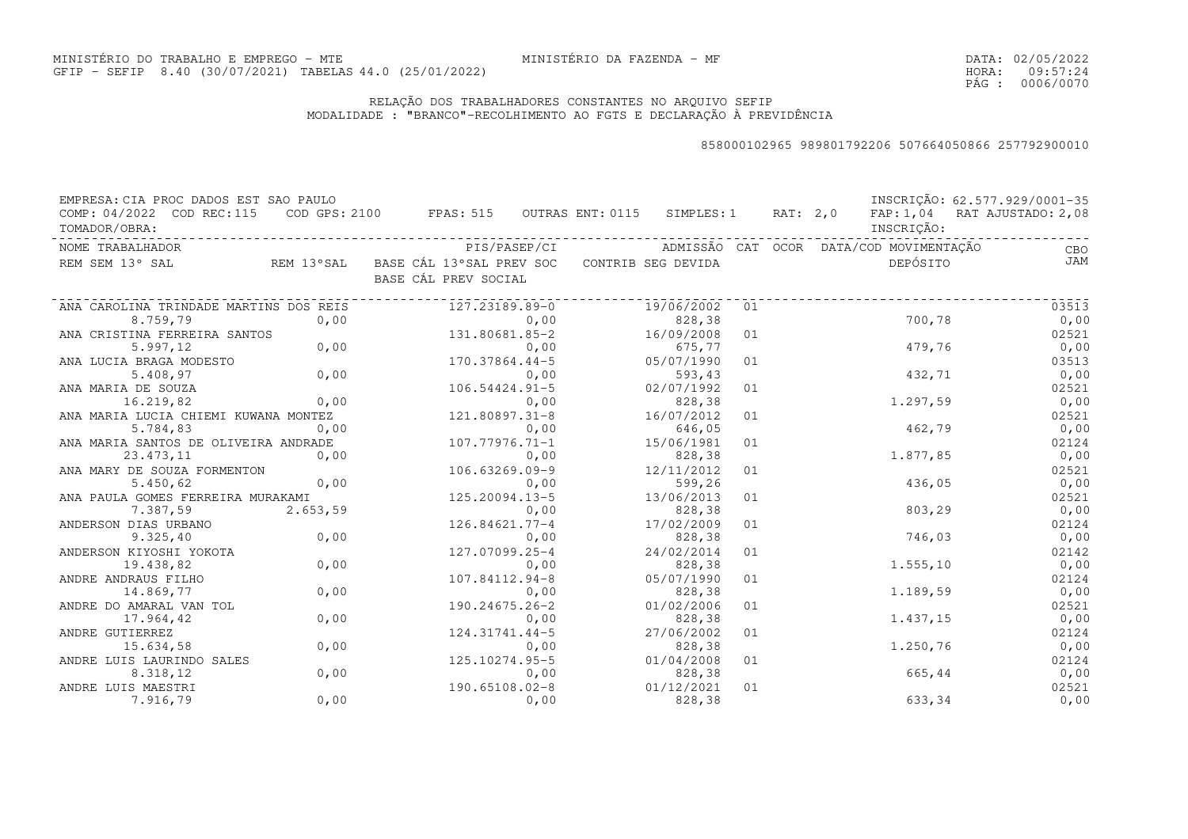MINISTÉRIO DO TRABALHO E EMPREGO - MTE MINISTÉRIO DA FAZENDA - MF DATA: 02/05/2022
GFIP - SEFIP 8.40 (30/07/2021) TABELAS 44.0 (25/01/2022) HORA: 09:57:24
PÁG : 0006/0070

RELAÇÃO DOS TRABALHADORES CONSTANTES NO ARQUIVO SEFIP
MODALIDADE : "BRANCO"-RECOLHIMENTO AO FGTS E DECLARAÇÃO À PREVIDÊNCIA

858000102965 989801792206 507664050866 257792900010

EMPRESA: CIA PROC DADOS EST SAO PAULO INSCRIÇÃO: 62.577.929/0001-35
COMP: 04/2022 COD REC:115 COD GPS: 2100 FPAS: 515 OUTRAS ENT: 0115 SIMPLES: 1 RAT: 2,0 FAP: 1,04 RAT AJUSTADO: 2,08
TOMADOR/OBRA: INSCRIÇÃO:

| NOME TRABALHADOR / REM SEM 13° SAL | REM 13°SAL | PIS/PASEP/CI / BASE CÁL 13°SAL PREV SOC / BASE CÁL PREV SOCIAL | ADMISSÃO / CONTRIB SEG DEVIDA | CAT | OCOR | DATA/COD MOVIMENTAÇÃO / DEPÓSITO | CBO / JAM |
|---|---|---|---|---|---|---|---|
| ANA CAROLINA TRINDADE MARTINS DOS REIS | | 127.23189.89-0 | 19/06/2002 | 01 | | | 03513 |
| 8.759,79 | 0,00 | 0,00 | 828,38 | | | 700,78 | 0,00 |
| ANA CRISTINA FERREIRA SANTOS | | 131.80681.85-2 | 16/09/2008 | 01 | | | 02521 |
| 5.997,12 | 0,00 | 0,00 | 675,77 | | | 479,76 | 0,00 |
| ANA LUCIA BRAGA MODESTO | | 170.37864.44-5 | 05/07/1990 | 01 | | | 03513 |
| 5.408,97 | 0,00 | 0,00 | 593,43 | | | 432,71 | 0,00 |
| ANA MARIA DE SOUZA | | 106.54424.91-5 | 02/07/1992 | 01 | | | 02521 |
| 16.219,82 | 0,00 | 0,00 | 828,38 | | | 1.297,59 | 0,00 |
| ANA MARIA LUCIA CHIEMI KUWANA MONTEZ | | 121.80897.31-8 | 16/07/2012 | 01 | | | 02521 |
| 5.784,83 | 0,00 | 0,00 | 646,05 | | | 462,79 | 0,00 |
| ANA MARIA SANTOS DE OLIVEIRA ANDRADE | | 107.77976.71-1 | 15/06/1981 | 01 | | | 02124 |
| 23.473,11 | 0,00 | 0,00 | 828,38 | | | 1.877,85 | 0,00 |
| ANA MARY DE SOUZA FORMENTON | | 106.63269.09-9 | 12/11/2012 | 01 | | | 02521 |
| 5.450,62 | 0,00 | 0,00 | 599,26 | | | 436,05 | 0,00 |
| ANA PAULA GOMES FERREIRA MURAKAMI | | 125.20094.13-5 | 13/06/2013 | 01 | | | 02521 |
| 7.387,59 | 2.653,59 | 0,00 | 828,38 | | | 803,29 | 0,00 |
| ANDERSON DIAS URBANO | | 126.84621.77-4 | 17/02/2009 | 01 | | | 02124 |
| 9.325,40 | 0,00 | 0,00 | 828,38 | | | 746,03 | 0,00 |
| ANDERSON KIYOSHI YOKOTA | | 127.07099.25-4 | 24/02/2014 | 01 | | | 02142 |
| 19.438,82 | 0,00 | 0,00 | 828,38 | | | 1.555,10 | 0,00 |
| ANDRE ANDRAUS FILHO | | 107.84112.94-8 | 05/07/1990 | 01 | | | 02124 |
| 14.869,77 | 0,00 | 0,00 | 828,38 | | | 1.189,59 | 0,00 |
| ANDRE DO AMARAL VAN TOL | | 190.24675.26-2 | 01/02/2006 | 01 | | | 02521 |
| 17.964,42 | 0,00 | 0,00 | 828,38 | | | 1.437,15 | 0,00 |
| ANDRE GUTIERREZ | | 124.31741.44-5 | 27/06/2002 | 01 | | | 02124 |
| 15.634,58 | 0,00 | 0,00 | 828,38 | | | 1.250,76 | 0,00 |
| ANDRE LUIS LAURINDO SALES | | 125.10274.95-5 | 01/04/2008 | 01 | | | 02124 |
| 8.318,12 | 0,00 | 0,00 | 828,38 | | | 665,44 | 0,00 |
| ANDRE LUIS MAESTRI | | 190.65108.02-8 | 01/12/2021 | 01 | | | 02521 |
| 7.916,79 | 0,00 | 0,00 | 828,38 | | | 633,34 | 0,00 |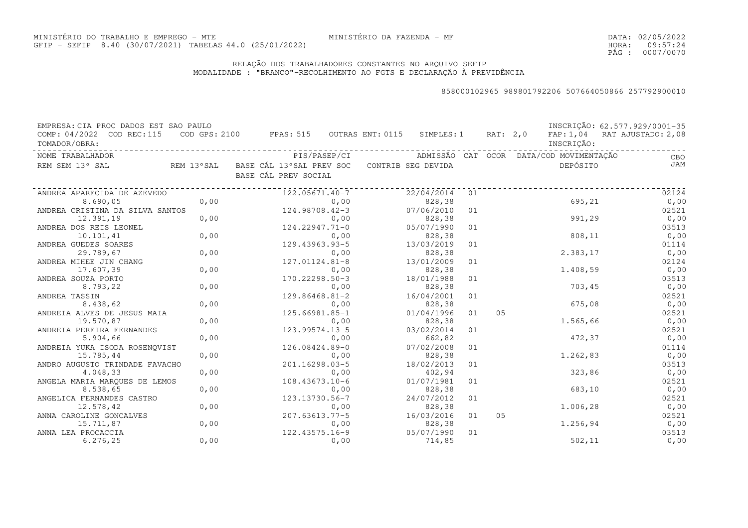MINISTÉRIO DO TRABALHO E EMPREGO - MTE
GFIP - SEFIP 8.40 (30/07/2021) TABELAS 44.0 (25/01/2022)

MINISTÉRIO DA FAZENDA - MF

DATA: 02/05/2022
HORA: 09:57:24
PÁG : 0007/0070

RELAÇÃO DOS TRABALHADORES CONSTANTES NO ARQUIVO SEFIP
MODALIDADE : "BRANCO"-RECOLHIMENTO AO FGTS E DECLARAÇÃO À PREVIDÊNCIA

858000102965 989801792206 507664050866 257792900010

EMPRESA: CIA PROC DADOS EST SAO PAULO — INSCRIÇÃO: 62.577.929/0001-35
COMP: 04/2022 COD REC:115 COD GPS: 2100 FPAS: 515 OUTRAS ENT: 0115 SIMPLES: 1 RAT: 2,0 FAP: 1,04 RAT AJUSTADO: 2,08
TOMADOR/OBRA: INSCRIÇÃO:

| NOME TRABALHADOR / REM SEM 13º SAL | REM 13ºSAL | PIS/PASEP/CI / BASE CÁL 13ºSAL PREV SOC / BASE CÁL PREV SOCIAL | ADMISSÃO / CONTRIB SEG DEVIDA | CAT | OCOR | DATA/COD MOVIMENTAÇÃO / DEPÓSITO | CBO / JAM |
|---|---|---|---|---|---|---|---|
| ANDREA APARECIDA DE AZEVEDO | | 122.05671.40-7 | 22/04/2014 | 01 | | | 02124 |
| 8.690,05 | 0,00 | 0,00 | 828,38 | | | 695,21 | 0,00 |
| ANDREA CRISTINA DA SILVA SANTOS | | 124.98708.42-3 | 07/06/2010 | 01 | | | 02521 |
| 12.391,19 | 0,00 | 0,00 | 828,38 | | | 991,29 | 0,00 |
| ANDREA DOS REIS LEONEL | | 124.22947.71-0 | 05/07/1990 | 01 | | | 03513 |
| 10.101,41 | 0,00 | 0,00 | 828,38 | | | 808,11 | 0,00 |
| ANDREA GUEDES SOARES | | 129.43963.93-5 | 13/03/2019 | 01 | | | 01114 |
| 29.789,67 | 0,00 | 0,00 | 828,38 | | | 2.383,17 | 0,00 |
| ANDREA MIHEE JIN CHANG | | 127.01124.81-8 | 13/01/2009 | 01 | | | 02124 |
| 17.607,39 | 0,00 | 0,00 | 828,38 | | | 1.408,59 | 0,00 |
| ANDREA SOUZA PORTO | | 170.22298.50-3 | 18/01/1988 | 01 | | | 03513 |
| 8.793,22 | 0,00 | 0,00 | 828,38 | | | 703,45 | 0,00 |
| ANDREA TASSIN | | 129.86468.81-2 | 16/04/2001 | 01 | | | 02521 |
| 8.438,62 | 0,00 | 0,00 | 828,38 | | | 675,08 | 0,00 |
| ANDREIA ALVES DE JESUS MAIA | | 125.66981.85-1 | 01/04/1996 | 01 | 05 | | 02521 |
| 19.570,87 | 0,00 | 0,00 | 828,38 | | | 1.565,66 | 0,00 |
| ANDREIA PEREIRA FERNANDES | | 123.99574.13-5 | 03/02/2014 | 01 | | | 02521 |
| 5.904,66 | 0,00 | 0,00 | 662,82 | | | 472,37 | 0,00 |
| ANDREIA YUKA ISODA ROSENQVIST | | 126.08424.89-0 | 07/02/2008 | 01 | | | 01114 |
| 15.785,44 | 0,00 | 0,00 | 828,38 | | | 1.262,83 | 0,00 |
| ANDRO AUGUSTO TRINDADE FAVACHO | | 201.16298.03-5 | 18/02/2013 | 01 | | | 03513 |
| 4.048,33 | 0,00 | 0,00 | 402,94 | | | 323,86 | 0,00 |
| ANGELA MARIA MARQUES DE LEMOS | | 108.43673.10-6 | 01/07/1981 | 01 | | | 02521 |
| 8.538,65 | 0,00 | 0,00 | 828,38 | | | 683,10 | 0,00 |
| ANGELICA FERNANDES CASTRO | | 123.13730.56-7 | 24/07/2012 | 01 | | | 02521 |
| 12.578,42 | 0,00 | 0,00 | 828,38 | | | 1.006,28 | 0,00 |
| ANNA CAROLINE GONCALVES | | 207.63613.77-5 | 16/03/2016 | 01 | 05 | | 02521 |
| 15.711,87 | 0,00 | 0,00 | 828,38 | | | 1.256,94 | 0,00 |
| ANNA LEA PROCACCIA | | 122.43575.16-9 | 05/07/1990 | 01 | | | 03513 |
| 6.276,25 | 0,00 | 0,00 | 714,85 | | | 502,11 | 0,00 |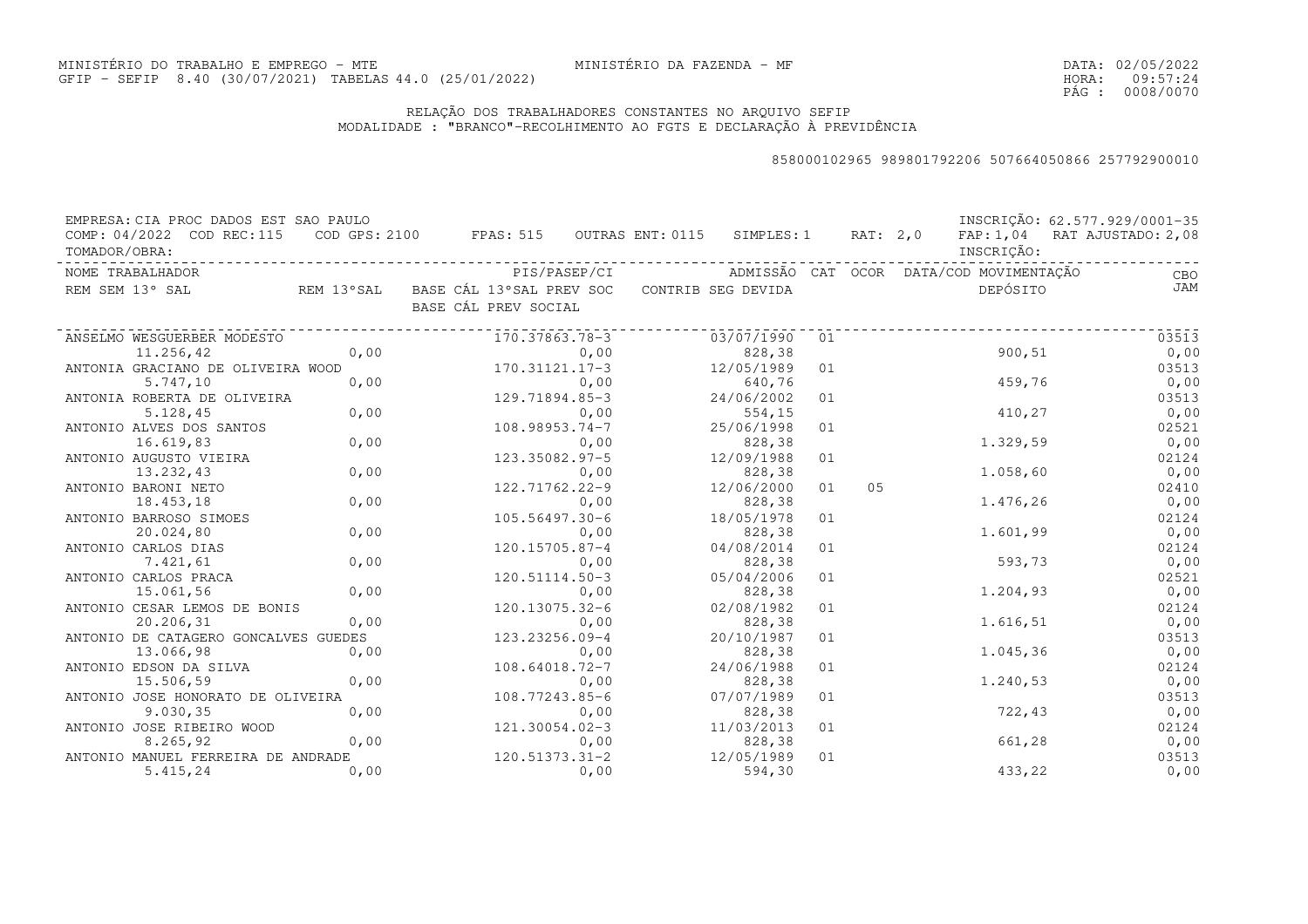MINISTÉRIO DO TRABALHO E EMPREGO - MTE
GFIP - SEFIP 8.40 (30/07/2021) TABELAS 44.0 (25/01/2022)

MINISTÉRIO DA FAZENDA - MF

DATA: 02/05/2022
HORA: 09:57:24

RELAÇÃO DOS TRABALHADORES CONSTANTES NO ARQUIVO SEFIP
MODALIDADE : "BRANCO"-RECOLHIMENTO AO FGTS E DECLARAÇÃO À PREVIDÊNCIA

858000102965 989801792206 507664050866 257792900010

EMPRESA: CIA PROC DADOS EST SAO PAULO — INSCRIÇÃO: 62.577.929/0001-35
COMP: 04/2022 COD REC:115 COD GPS: 2100 FPAS: 515 OUTRAS ENT: 0115 SIMPLES: 1 RAT: 2,0 FAP: 1,04 RAT AJUSTADO: 2,08
TOMADOR/OBRA: — INSCRIÇÃO:

| NOME TRABALHADOR / REM SEM 13° SAL | REM 13°SAL | PIS/PASEP/CI / BASE CÁL 13°SAL PREV SOC / BASE CÁL PREV SOCIAL | ADMISSÃO / CONTRIB SEG DEVIDA | CAT | OCOR | DATA/COD MOVIMENTAÇÃO / DEPÓSITO | CBO / JAM |
|---|---|---|---|---|---|---|---|
| ANSELMO WESGUERBER MODESTO | | 170.37863.78-3 | 03/07/1990 | 01 | | | 03513 |
| 11.256,42 | 0,00 | 0,00 | 828,38 | | | 900,51 | 0,00 |
| ANTONIA GRACIANO DE OLIVEIRA WOOD | | 170.31121.17-3 | 12/05/1989 | 01 | | | 03513 |
| 5.747,10 | 0,00 | 0,00 | 640,76 | | | 459,76 | 0,00 |
| ANTONIA ROBERTA DE OLIVEIRA | | 129.71894.85-3 | 24/06/2002 | 01 | | | 03513 |
| 5.128,45 | 0,00 | 0,00 | 554,15 | | | 410,27 | 0,00 |
| ANTONIO ALVES DOS SANTOS | | 108.98953.74-7 | 25/06/1998 | 01 | | | 02521 |
| 16.619,83 | 0,00 | 0,00 | 828,38 | | | 1.329,59 | 0,00 |
| ANTONIO AUGUSTO VIEIRA | | 123.35082.97-5 | 12/09/1988 | 01 | | | 02124 |
| 13.232,43 | 0,00 | 0,00 | 828,38 | | | 1.058,60 | 0,00 |
| ANTONIO BARONI NETO | | 122.71762.22-9 | 12/06/2000 | 01 | 05 | | 02410 |
| 18.453,18 | 0,00 | 0,00 | 828,38 | | | 1.476,26 | 0,00 |
| ANTONIO BARROSO SIMOES | | 105.56497.30-6 | 18/05/1978 | 01 | | | 02124 |
| 20.024,80 | 0,00 | 0,00 | 828,38 | | | 1.601,99 | 0,00 |
| ANTONIO CARLOS DIAS | | 120.15705.87-4 | 04/08/2014 | 01 | | | 02124 |
| 7.421,61 | 0,00 | 0,00 | 828,38 | | | 593,73 | 0,00 |
| ANTONIO CARLOS PRACA | | 120.51114.50-3 | 05/04/2006 | 01 | | | 02521 |
| 15.061,56 | 0,00 | 0,00 | 828,38 | | | 1.204,93 | 0,00 |
| ANTONIO CESAR LEMOS DE BONIS | | 120.13075.32-6 | 02/08/1982 | 01 | | | 02124 |
| 20.206,31 | 0,00 | 0,00 | 828,38 | | | 1.616,51 | 0,00 |
| ANTONIO DE CATAGERO GONCALVES GUEDES | | 123.23256.09-4 | 20/10/1987 | 01 | | | 03513 |
| 13.066,98 | 0,00 | 0,00 | 828,38 | | | 1.045,36 | 0,00 |
| ANTONIO EDSON DA SILVA | | 108.64018.72-7 | 24/06/1988 | 01 | | | 02124 |
| 15.506,59 | 0,00 | 0,00 | 828,38 | | | 1.240,53 | 0,00 |
| ANTONIO JOSE HONORATO DE OLIVEIRA | | 108.77243.85-6 | 07/07/1989 | 01 | | | 03513 |
| 9.030,35 | 0,00 | 0,00 | 828,38 | | | 722,43 | 0,00 |
| ANTONIO JOSE RIBEIRO WOOD | | 121.30054.02-3 | 11/03/2013 | 01 | | | 02124 |
| 8.265,92 | 0,00 | 0,00 | 828,38 | | | 661,28 | 0,00 |
| ANTONIO MANUEL FERREIRA DE ANDRADE | | 120.51373.31-2 | 12/05/1989 | 01 | | | 03513 |
| 5.415,24 | 0,00 | 0,00 | 594,30 | | | 433,22 | 0,00 |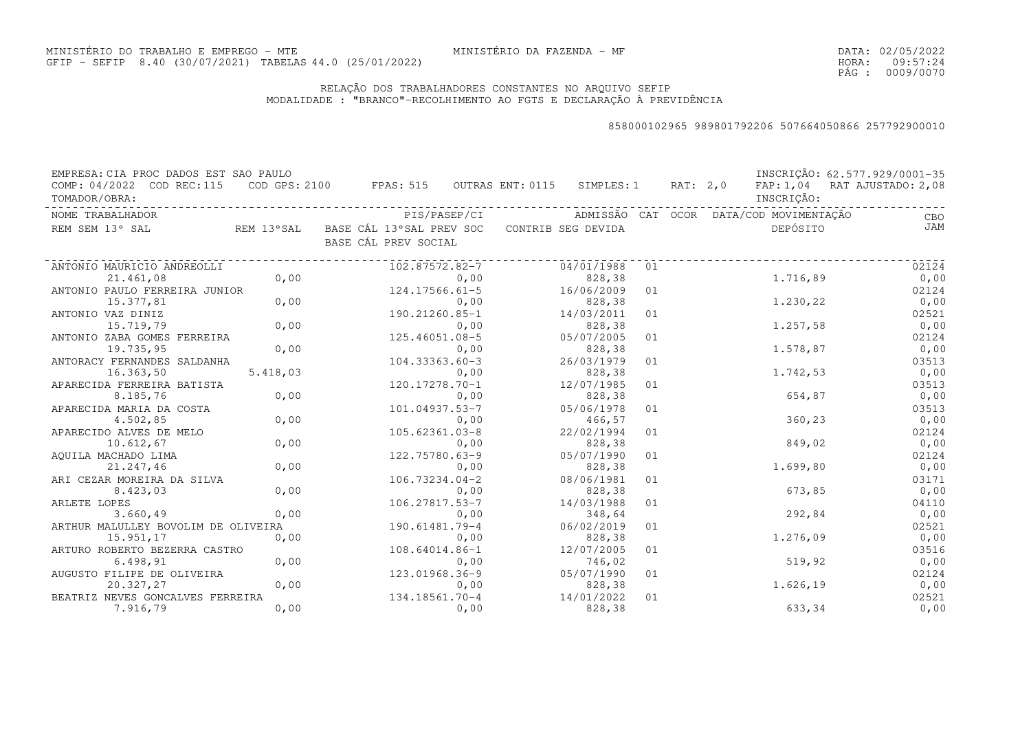MINISTÉRIO DO TRABALHO E EMPREGO - MTE
GFIP - SEFIP 8.40 (30/07/2021) TABELAS 44.0 (25/01/2022)

MINISTÉRIO DA FAZENDA - MF

DATA: 02/05/2022
HORA: 09:57:24

## RELAÇÃO DOS TRABALHADORES CONSTANTES NO ARQUIVO SEFIP
MODALIDADE : "BRANCO"-RECOLHIMENTO AO FGTS E DECLARAÇÃO À PREVIDÊNCIA

858000102965 989801792206 507664050866 257792900010

EMPRESA: CIA PROC DADOS EST SAO PAULO — INSCRIÇÃO: 62.577.929/0001-35
COMP: 04/2022 COD REC:115 COD GPS: 2100 FPAS: 515 OUTRAS ENT: 0115 SIMPLES: 1 RAT: 2,0 FAP: 1,04 RAT AJUSTADO: 2,08
TOMADOR/OBRA: — INSCRIÇÃO:

| NOME TRABALHADOR / REM SEM 13° SAL | REM 13°SAL | PIS/PASEP/CI / BASE CÁL 13°SAL PREV SOC / BASE CÁL PREV SOCIAL | ADMISSÃO / CONTRIB SEG DEVIDA | CAT | OCOR | DATA/COD MOVIMENTAÇÃO / DEPÓSITO | CBO / JAM |
|---|---|---|---|---|---|---|---|
| ANTONIO MAURICIO ANDREOLLI | | 102.87572.82-7 | 04/01/1988 | 01 | | | 02124 |
| 21.461,08 | 0,00 | 0,00 | 828,38 | | | 1.716,89 | 0,00 |
| ANTONIO PAULO FERREIRA JUNIOR | | 124.17566.61-5 | 16/06/2009 | 01 | | | 02124 |
| 15.377,81 | 0,00 | 0,00 | 828,38 | | | 1.230,22 | 0,00 |
| ANTONIO VAZ DINIZ | | 190.21260.85-1 | 14/03/2011 | 01 | | | 02521 |
| 15.719,79 | 0,00 | 0,00 | 828,38 | | | 1.257,58 | 0,00 |
| ANTONIO ZABA GOMES FERREIRA | | 125.46051.08-5 | 05/07/2005 | 01 | | | 02124 |
| 19.735,95 | 0,00 | 0,00 | 828,38 | | | 1.578,87 | 0,00 |
| ANTORACY FERNANDES SALDANHA | | 104.33363.60-3 | 26/03/1979 | 01 | | | 03513 |
| 16.363,50 | 5.418,03 | 0,00 | 828,38 | | | 1.742,53 | 0,00 |
| APARECIDA FERREIRA BATISTA | | 120.17278.70-1 | 12/07/1985 | 01 | | | 03513 |
| 8.185,76 | 0,00 | 0,00 | 828,38 | | | 654,87 | 0,00 |
| APARECIDA MARIA DA COSTA | | 101.04937.53-7 | 05/06/1978 | 01 | | | 03513 |
| 4.502,85 | 0,00 | 0,00 | 466,57 | | | 360,23 | 0,00 |
| APARECIDO ALVES DE MELO | | 105.62361.03-8 | 22/02/1994 | 01 | | | 02124 |
| 10.612,67 | 0,00 | 0,00 | 828,38 | | | 849,02 | 0,00 |
| AQUILA MACHADO LIMA | | 122.75780.63-9 | 05/07/1990 | 01 | | | 02124 |
| 21.247,46 | 0,00 | 0,00 | 828,38 | | | 1.699,80 | 0,00 |
| ARI CEZAR MOREIRA DA SILVA | | 106.73234.04-2 | 08/06/1981 | 01 | | | 03171 |
| 8.423,03 | 0,00 | 0,00 | 828,38 | | | 673,85 | 0,00 |
| ARLETE LOPES | | 106.27817.53-7 | 14/03/1988 | 01 | | | 04110 |
| 3.660,49 | 0,00 | 0,00 | 348,64 | | | 292,84 | 0,00 |
| ARTHUR MALULLEY BOVOLIM DE OLIVEIRA | | 190.61481.79-4 | 06/02/2019 | 01 | | | 02521 |
| 15.951,17 | 0,00 | 0,00 | 828,38 | | | 1.276,09 | 0,00 |
| ARTURO ROBERTO BEZERRA CASTRO | | 108.64014.86-1 | 12/07/2005 | 01 | | | 03516 |
| 6.498,91 | 0,00 | 0,00 | 746,02 | | | 519,92 | 0,00 |
| AUGUSTO FILIPE DE OLIVEIRA | | 123.01968.36-9 | 05/07/1990 | 01 | | | 02124 |
| 20.327,27 | 0,00 | 0,00 | 828,38 | | | 1.626,19 | 0,00 |
| BEATRIZ NEVES GONCALVES FERREIRA | | 134.18561.70-4 | 14/01/2022 | 01 | | | 02521 |
| 7.916,79 | 0,00 | 0,00 | 828,38 | | | 633,34 | 0,00 |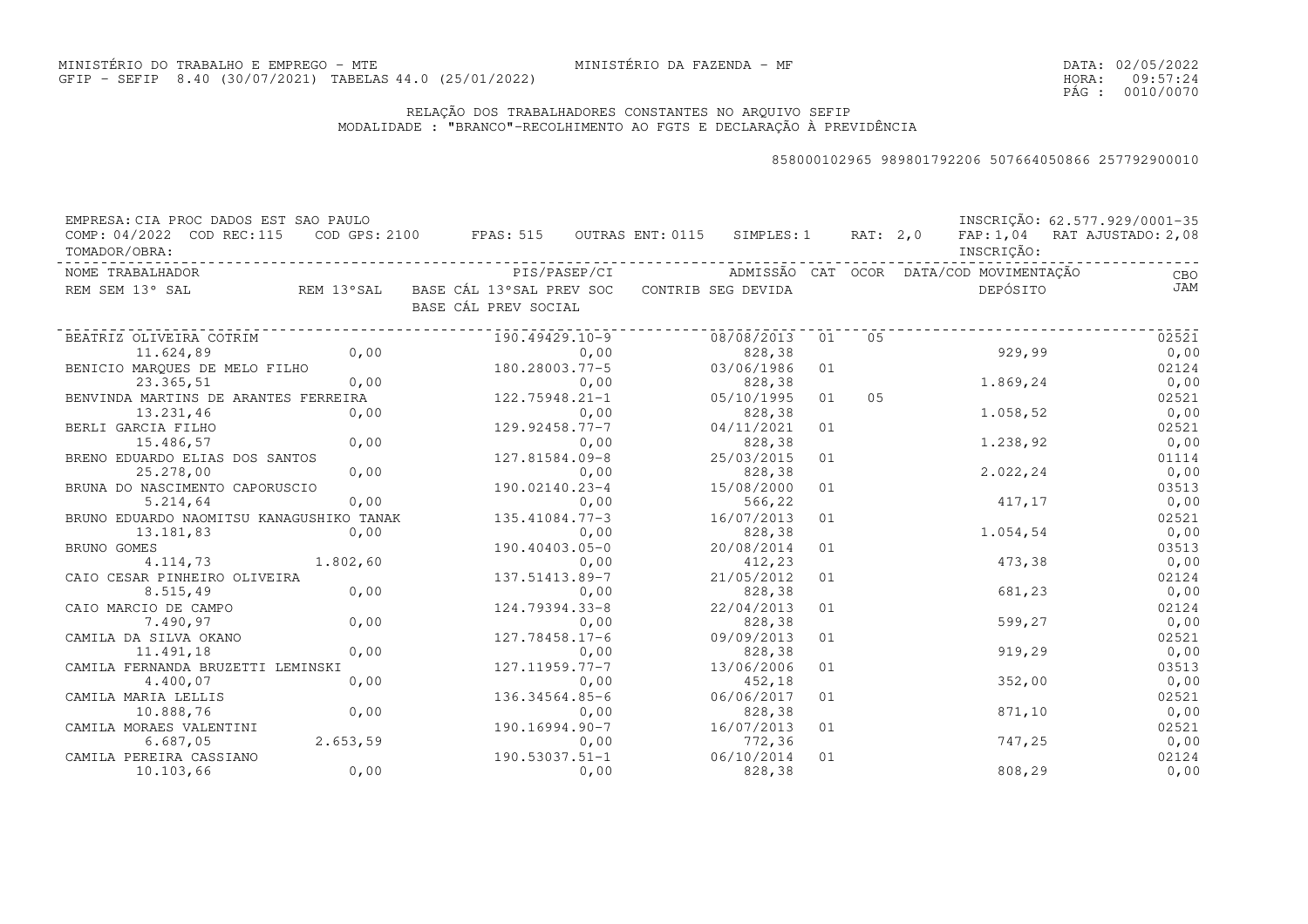MINISTÉRIO DO TRABALHO E EMPREGO - MTE
GFIP - SEFIP 8.40 (30/07/2021) TABELAS 44.0 (25/01/2022)

MINISTÉRIO DA FAZENDA - MF

DATA: 02/05/2022
HORA: 09:57:24

RELAÇÃO DOS TRABALHADORES CONSTANTES NO ARQUIVO SEFIP
MODALIDADE : "BRANCO"-RECOLHIMENTO AO FGTS E DECLARAÇÃO À PREVIDÊNCIA

858000102965 989801792206 507664050866 257792900010

EMPRESA: CIA PROC DADOS EST SAO PAULO — INSCRIÇÃO: 62.577.929/0001-35
COMP: 04/2022 COD REC:115 COD GPS: 2100 FPAS: 515 OUTRAS ENT: 0115 SIMPLES: 1 RAT: 2,0 FAP: 1,04 RAT AJUSTADO: 2,08
TOMADOR/OBRA: — INSCRIÇÃO:

| NOME TRABALHADOR / REM SEM 13º SAL | REM 13ºSAL | PIS/PASEP/CI / BASE CÁL 13ºSAL PREV SOC / BASE CÁL PREV SOCIAL | ADMISSÃO / CONTRIB SEG DEVIDA | CAT | OCOR | DATA/COD MOVIMENTAÇÃO / DEPÓSITO | CBO / JAM |
|---|---|---|---|---|---|---|---|
| BEATRIZ OLIVEIRA COTRIM | | 190.49429.10-9 | 08/08/2013 | 01 | 05 | | 02521 |
| 11.624,89 | 0,00 | 0,00 | 828,38 | | | 929,99 | 0,00 |
| BENICIO MARQUES DE MELO FILHO | | 180.28003.77-5 | 03/06/1986 | 01 | | | 02124 |
| 23.365,51 | 0,00 | 0,00 | 828,38 | | | 1.869,24 | 0,00 |
| BENVINDA MARTINS DE ARANTES FERREIRA | | 122.75948.21-1 | 05/10/1995 | 01 | 05 | | 02521 |
| 13.231,46 | 0,00 | 0,00 | 828,38 | | | 1.058,52 | 0,00 |
| BERLI GARCIA FILHO | | 129.92458.77-7 | 04/11/2021 | 01 | | | 02521 |
| 15.486,57 | 0,00 | 0,00 | 828,38 | | | 1.238,92 | 0,00 |
| BRENO EDUARDO ELIAS DOS SANTOS | | 127.81584.09-8 | 25/03/2015 | 01 | | | 01114 |
| 25.278,00 | 0,00 | 0,00 | 828,38 | | | 2.022,24 | 0,00 |
| BRUNA DO NASCIMENTO CAPORUSCIO | | 190.02140.23-4 | 15/08/2000 | 01 | | | 03513 |
| 5.214,64 | 0,00 | 0,00 | 566,22 | | | 417,17 | 0,00 |
| BRUNO EDUARDO NAOMITSU KANAGUSHIKO TANAK | | 135.41084.77-3 | 16/07/2013 | 01 | | | 02521 |
| 13.181,83 | 0,00 | 0,00 | 828,38 | | | 1.054,54 | 0,00 |
| BRUNO GOMES | | 190.40403.05-0 | 20/08/2014 | 01 | | | 03513 |
| 4.114,73 | 1.802,60 | 0,00 | 412,23 | | | 473,38 | 0,00 |
| CAIO CESAR PINHEIRO OLIVEIRA | | 137.51413.89-7 | 21/05/2012 | 01 | | | 02124 |
| 8.515,49 | 0,00 | 0,00 | 828,38 | | | 681,23 | 0,00 |
| CAIO MARCIO DE CAMPO | | 124.79394.33-8 | 22/04/2013 | 01 | | | 02124 |
| 7.490,97 | 0,00 | 0,00 | 828,38 | | | 599,27 | 0,00 |
| CAMILA DA SILVA OKANO | | 127.78458.17-6 | 09/09/2013 | 01 | | | 02521 |
| 11.491,18 | 0,00 | 0,00 | 828,38 | | | 919,29 | 0,00 |
| CAMILA FERNANDA BRUZETTI LEMINSKI | | 127.11959.77-7 | 13/06/2006 | 01 | | | 03513 |
| 4.400,07 | 0,00 | 0,00 | 452,18 | | | 352,00 | 0,00 |
| CAMILA MARIA LELLIS | | 136.34564.85-6 | 06/06/2017 | 01 | | | 02521 |
| 10.888,76 | 0,00 | 0,00 | 828,38 | | | 871,10 | 0,00 |
| CAMILA MORAES VALENTINI | | 190.16994.90-7 | 16/07/2013 | 01 | | | 02521 |
| 6.687,05 | 2.653,59 | 0,00 | 772,36 | | | 747,25 | 0,00 |
| CAMILA PEREIRA CASSIANO | | 190.53037.51-1 | 06/10/2014 | 01 | | | 02124 |
| 10.103,66 | 0,00 | 0,00 | 828,38 | | | 808,29 | 0,00 |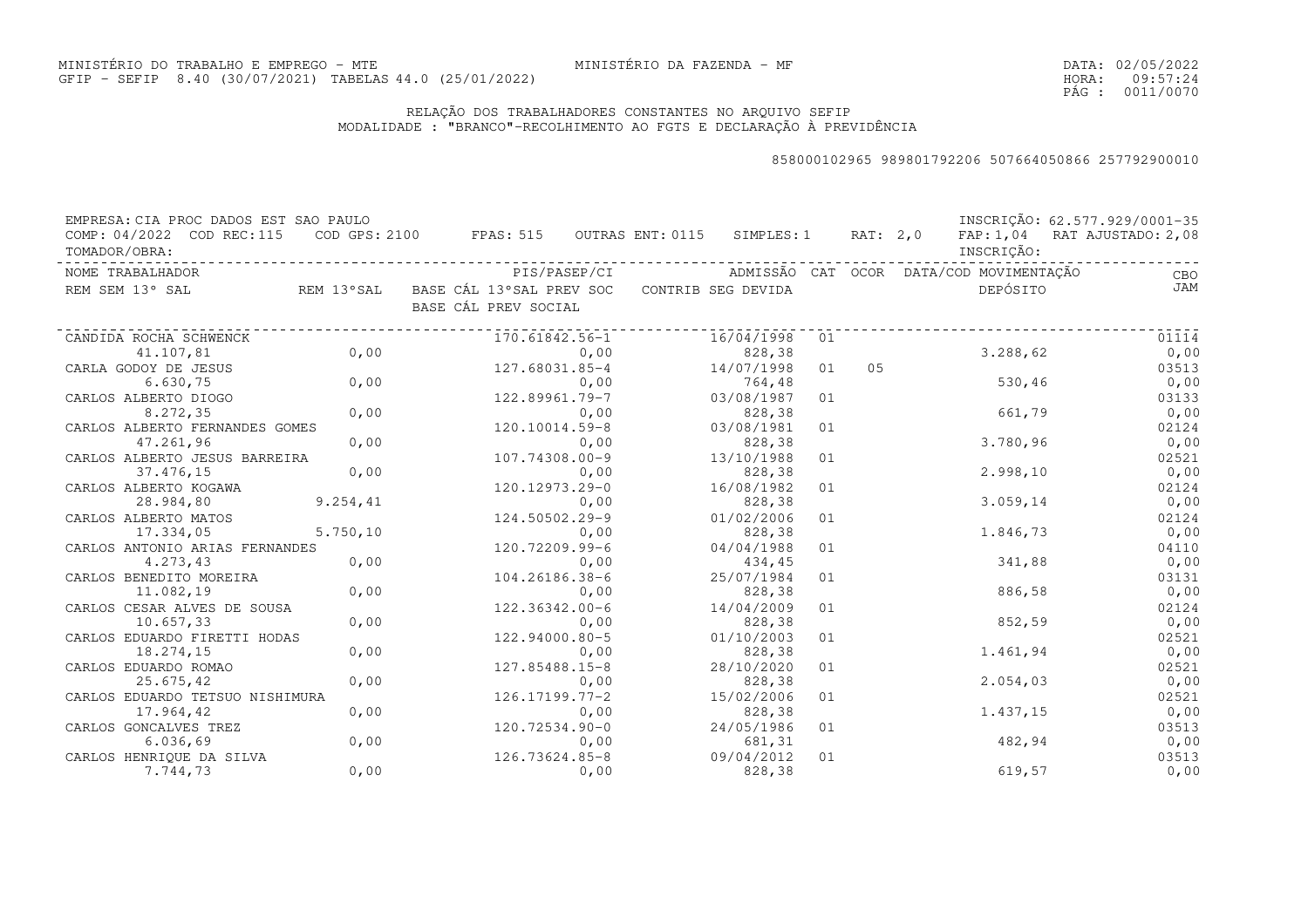MINISTÉRIO DO TRABALHO E EMPREGO - MTE
GFIP - SEFIP 8.40 (30/07/2021) TABELAS 44.0 (25/01/2022)

MINISTÉRIO DA FAZENDA - MF

DATA: 02/05/2022
HORA: 09:57:24
PÁG : 0011/0070

RELAÇÃO DOS TRABALHADORES CONSTANTES NO ARQUIVO SEFIP
MODALIDADE : "BRANCO"-RECOLHIMENTO AO FGTS E DECLARAÇÃO À PREVIDÊNCIA

858000102965 989801792206 507664050866 257792900010

EMPRESA: CIA PROC DADOS EST SAO PAULO — INSCRIÇÃO: 62.577.929/0001-35
COMP: 04/2022 COD REC:115 COD GPS: 2100 FPAS: 515 OUTRAS ENT: 0115 SIMPLES: 1 RAT: 2,0 FAP: 1,04 RAT AJUSTADO: 2,08
TOMADOR/OBRA: — INSCRIÇÃO:

| NOME TRABALHADOR / REM SEM 13° SAL | REM 13°SAL | PIS/PASEP/CI / BASE CÁL 13°SAL PREV SOC / BASE CÁL PREV SOCIAL | ADMISSÃO / CONTRIB SEG DEVIDA | CAT | OCOR | DATA/COD MOVIMENTAÇÃO / DEPÓSITO | CBO / JAM |
|---|---|---|---|---|---|---|---|
| CANDIDA ROCHA SCHWENCK | | 170.61842.56-1 | 16/04/1998 | 01 | | | 01114 |
| 41.107,81 | 0,00 | 0,00 | 828,38 | | | 3.288,62 | 0,00 |
| CARLA GODOY DE JESUS | | 127.68031.85-4 | 14/07/1998 | 01 | 05 | | 03513 |
| 6.630,75 | 0,00 | 0,00 | 764,48 | | | 530,46 | 0,00 |
| CARLOS ALBERTO DIOGO | | 122.89961.79-7 | 03/08/1987 | 01 | | | 03133 |
| 8.272,35 | 0,00 | 0,00 | 828,38 | | | 661,79 | 0,00 |
| CARLOS ALBERTO FERNANDES GOMES | | 120.10014.59-8 | 03/08/1981 | 01 | | | 02124 |
| 47.261,96 | 0,00 | 0,00 | 828,38 | | | 3.780,96 | 0,00 |
| CARLOS ALBERTO JESUS BARREIRA | | 107.74308.00-9 | 13/10/1988 | 01 | | | 02521 |
| 37.476,15 | 0,00 | 0,00 | 828,38 | | | 2.998,10 | 0,00 |
| CARLOS ALBERTO KOGAWA | | 120.12973.29-0 | 16/08/1982 | 01 | | | 02124 |
| 28.984,80 | 9.254,41 | 0,00 | 828,38 | | | 3.059,14 | 0,00 |
| CARLOS ALBERTO MATOS | | 124.50502.29-9 | 01/02/2006 | 01 | | | 02124 |
| 17.334,05 | 5.750,10 | 0,00 | 828,38 | | | 1.846,73 | 0,00 |
| CARLOS ANTONIO ARIAS FERNANDES | | 120.72209.99-6 | 04/04/1988 | 01 | | | 04110 |
| 4.273,43 | 0,00 | 0,00 | 434,45 | | | 341,88 | 0,00 |
| CARLOS BENEDITO MOREIRA | | 104.26186.38-6 | 25/07/1984 | 01 | | | 03131 |
| 11.082,19 | 0,00 | 0,00 | 828,38 | | | 886,58 | 0,00 |
| CARLOS CESAR ALVES DE SOUSA | | 122.36342.00-6 | 14/04/2009 | 01 | | | 02124 |
| 10.657,33 | 0,00 | 0,00 | 828,38 | | | 852,59 | 0,00 |
| CARLOS EDUARDO FIRETTI HODAS | | 122.94000.80-5 | 01/10/2003 | 01 | | | 02521 |
| 18.274,15 | 0,00 | 0,00 | 828,38 | | | 1.461,94 | 0,00 |
| CARLOS EDUARDO ROMAO | | 127.85488.15-8 | 28/10/2020 | 01 | | | 02521 |
| 25.675,42 | 0,00 | 0,00 | 828,38 | | | 2.054,03 | 0,00 |
| CARLOS EDUARDO TETSUO NISHIMURA | | 126.17199.77-2 | 15/02/2006 | 01 | | | 02521 |
| 17.964,42 | 0,00 | 0,00 | 828,38 | | | 1.437,15 | 0,00 |
| CARLOS GONCALVES TREZ | | 120.72534.90-0 | 24/05/1986 | 01 | | | 03513 |
| 6.036,69 | 0,00 | 0,00 | 681,31 | | | 482,94 | 0,00 |
| CARLOS HENRIQUE DA SILVA | | 126.73624.85-8 | 09/04/2012 | 01 | | | 03513 |
| 7.744,73 | 0,00 | 0,00 | 828,38 | | | 619,57 | 0,00 |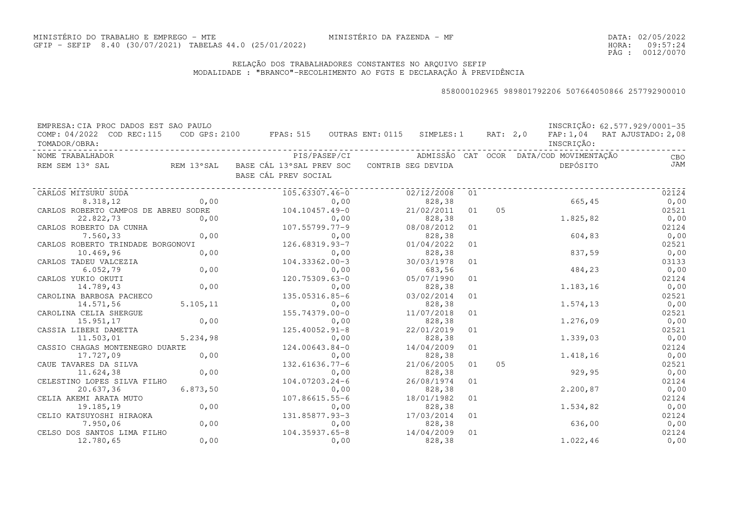MINISTÉRIO DO TRABALHO E EMPREGO - MTE
GFIP - SEFIP 8.40 (30/07/2021) TABELAS 44.0 (25/01/2022)

MINISTÉRIO DA FAZENDA - MF

DATA: 02/05/2022
HORA: 09:57:24

## RELAÇÃO DOS TRABALHADORES CONSTANTES NO ARQUIVO SEFIP

MODALIDADE : "BRANCO"-RECOLHIMENTO AO FGTS E DECLARAÇÃO À PREVIDÊNCIA

858000102965 989801792206 507664050866 257792900010

EMPRESA: CIA PROC DADOS EST SAO PAULO — INSCRIÇÃO: 62.577.929/0001-35
COMP: 04/2022 COD REC:115 COD GPS: 2100 FPAS: 515 OUTRAS ENT: 0115 SIMPLES: 1 RAT: 2,0 FAP: 1,04 RAT AJUSTADO: 2,08
TOMADOR/OBRA: INSCRIÇÃO:

| NOME TRABALHADOR / REM SEM 13° SAL | REM 13°SAL | PIS/PASEP/CI / BASE CÁL 13°SAL PREV SOC / BASE CÁL PREV SOCIAL | ADMISSÃO / CONTRIB SEG DEVIDA | CAT | OCOR | DATA/COD MOVIMENTAÇÃO / DEPÓSITO | CBO / JAM |
|---|---|---|---|---|---|---|---|
| CARLOS MITSURU SUDA | | 105.63307.46-0 | 02/12/2008 | 01 | | | 02124 |
| 8.318,12 | 0,00 | 0,00 | 828,38 | | | 665,45 | 0,00 |
| CARLOS ROBERTO CAMPOS DE ABREU SODRE | | 104.10457.49-0 | 21/02/2011 | 01 | 05 | | 02521 |
| 22.822,73 | 0,00 | 0,00 | 828,38 | | | 1.825,82 | 0,00 |
| CARLOS ROBERTO DA CUNHA | | 107.55799.77-9 | 08/08/2012 | 01 | | | 02124 |
| 7.560,33 | 0,00 | 0,00 | 828,38 | | | 604,83 | 0,00 |
| CARLOS ROBERTO TRINDADE BORGONOVI | | 126.68319.93-7 | 01/04/2022 | 01 | | | 02521 |
| 10.469,96 | 0,00 | 0,00 | 828,38 | | | 837,59 | 0,00 |
| CARLOS TADEU VALCEZIA | | 104.33362.00-3 | 30/03/1978 | 01 | | | 03133 |
| 6.052,79 | 0,00 | 0,00 | 683,56 | | | 484,23 | 0,00 |
| CARLOS YUKIO OKUTI | | 120.75309.63-0 | 05/07/1990 | 01 | | | 02124 |
| 14.789,43 | 0,00 | 0,00 | 828,38 | | | 1.183,16 | 0,00 |
| CAROLINA BARBOSA PACHECO | | 135.05316.85-6 | 03/02/2014 | 01 | | | 02521 |
| 14.571,56 | 5.105,11 | 0,00 | 828,38 | | | 1.574,13 | 0,00 |
| CAROLINA CELIA SHERGUE | | 155.74379.00-0 | 11/07/2018 | 01 | | | 02521 |
| 15.951,17 | 0,00 | 0,00 | 828,38 | | | 1.276,09 | 0,00 |
| CASSIA LIBERI DAMETTA | | 125.40052.91-8 | 22/01/2019 | 01 | | | 02521 |
| 11.503,01 | 5.234,98 | 0,00 | 828,38 | | | 1.339,03 | 0,00 |
| CASSIO CHAGAS MONTENEGRO DUARTE | | 124.00643.84-0 | 14/04/2009 | 01 | | | 02124 |
| 17.727,09 | 0,00 | 0,00 | 828,38 | | | 1.418,16 | 0,00 |
| CAUE TAVARES DA SILVA | | 132.61636.77-6 | 21/06/2005 | 01 | 05 | | 02521 |
| 11.624,38 | 0,00 | 0,00 | 828,38 | | | 929,95 | 0,00 |
| CELESTINO LOPES SILVA FILHO | | 104.07203.24-6 | 26/08/1974 | 01 | | | 02124 |
| 20.637,36 | 6.873,50 | 0,00 | 828,38 | | | 2.200,87 | 0,00 |
| CELIA AKEMI ARATA MUTO | | 107.86615.55-6 | 18/01/1982 | 01 | | | 02124 |
| 19.185,19 | 0,00 | 0,00 | 828,38 | | | 1.534,82 | 0,00 |
| CELIO KATSUYOSHI HIRAOKA | | 131.85877.93-3 | 17/03/2014 | 01 | | | 02124 |
| 7.950,06 | 0,00 | 0,00 | 828,38 | | | 636,00 | 0,00 |
| CELSO DOS SANTOS LIMA FILHO | | 104.35937.65-8 | 14/04/2009 | 01 | | | 02124 |
| 12.780,65 | 0,00 | 0,00 | 828,38 | | | 1.022,46 | 0,00 |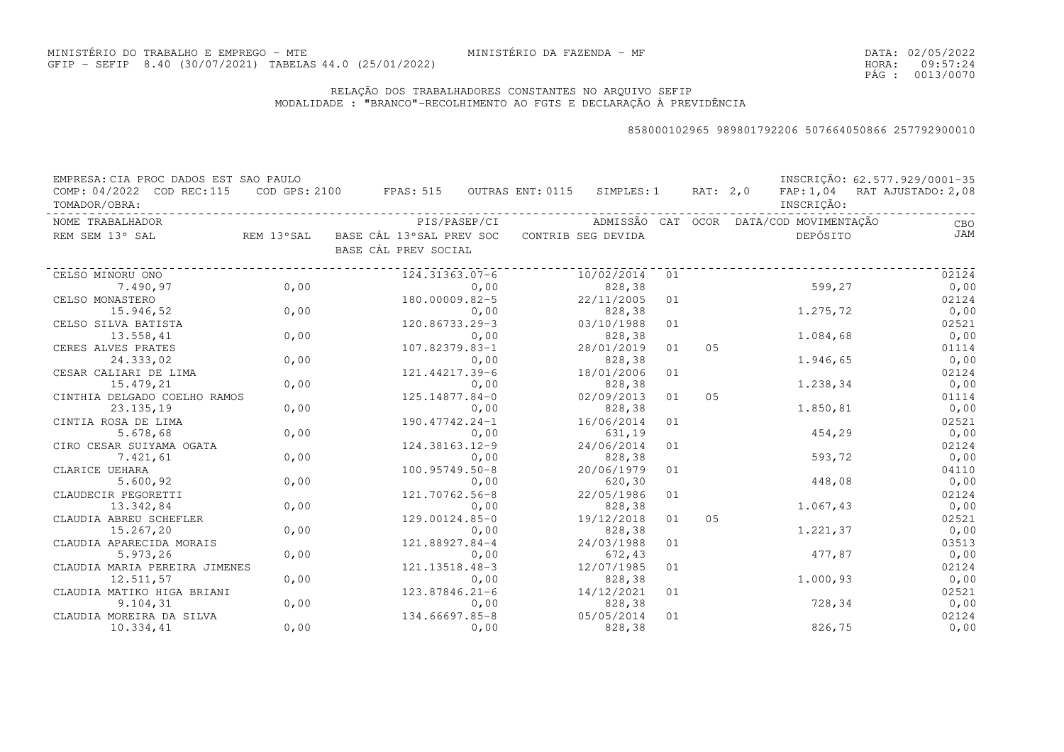MINISTÉRIO DO TRABALHO E EMPREGO - MTE
GFIP - SEFIP 8.40 (30/07/2021) TABELAS 44.0 (25/01/2022)

MINISTÉRIO DA FAZENDA - MF

DATA: 02/05/2022
HORA: 09:57:24

## RELAÇÃO DOS TRABALHADORES CONSTANTES NO ARQUIVO SEFIP
MODALIDADE : "BRANCO"-RECOLHIMENTO AO FGTS E DECLARAÇÃO À PREVIDÊNCIA

858000102965 989801792206 507664050866 257792900010

EMPRESA: CIA PROC DADOS EST SAO PAULO — INSCRIÇÃO: 62.577.929/0001-35
COMP: 04/2022 COD REC: 115 COD GPS: 2100 FPAS: 515 OUTRAS ENT: 0115 SIMPLES: 1 RAT: 2,0 FAP: 1,04 RAT AJUSTADO: 2,08
TOMADOR/OBRA: — INSCRIÇÃO:

| NOME TRABALHADOR / REM SEM 13° SAL | REM 13°SAL | PIS/PASEP/CI / BASE CÁL 13°SAL PREV SOC / BASE CÁL PREV SOCIAL | ADMISSÃO / CONTRIB SEG DEVIDA | CAT | OCOR | DATA/COD MOVIMENTAÇÃO / DEPÓSITO | CBO / JAM |
|---|---|---|---|---|---|---|---|
| CELSO MINORU ONO | | 124.31363.07-6 | 10/02/2014 | 01 | | | 02124 |
| 7.490,97 | 0,00 | 0,00 | 828,38 | | | 599,27 | 0,00 |
| CELSO MONASTERO | | 180.00009.82-5 | 22/11/2005 | 01 | | | 02124 |
| 15.946,52 | 0,00 | 0,00 | 828,38 | | | 1.275,72 | 0,00 |
| CELSO SILVA BATISTA | | 120.86733.29-3 | 03/10/1988 | 01 | | | 02521 |
| 13.558,41 | 0,00 | 0,00 | 828,38 | | | 1.084,68 | 0,00 |
| CERES ALVES PRATES | | 107.82379.83-1 | 28/01/2019 | 01 | 05 | | 01114 |
| 24.333,02 | 0,00 | 0,00 | 828,38 | | | 1.946,65 | 0,00 |
| CESAR CALIARI DE LIMA | | 121.44217.39-6 | 18/01/2006 | 01 | | | 02124 |
| 15.479,21 | 0,00 | 0,00 | 828,38 | | | 1.238,34 | 0,00 |
| CINTHIA DELGADO COELHO RAMOS | | 125.14877.84-0 | 02/09/2013 | 01 | 05 | | 01114 |
| 23.135,19 | 0,00 | 0,00 | 828,38 | | | 1.850,81 | 0,00 |
| CINTIA ROSA DE LIMA | | 190.47742.24-1 | 16/06/2014 | 01 | | | 02521 |
| 5.678,68 | 0,00 | 0,00 | 631,19 | | | 454,29 | 0,00 |
| CIRO CESAR SUIYAMA OGATA | | 124.38163.12-9 | 24/06/2014 | 01 | | | 02124 |
| 7.421,61 | 0,00 | 0,00 | 828,38 | | | 593,72 | 0,00 |
| CLARICE UEHARA | | 100.95749.50-8 | 20/06/1979 | 01 | | | 04110 |
| 5.600,92 | 0,00 | 0,00 | 620,30 | | | 448,08 | 0,00 |
| CLAUDECIR PEGORETTI | | 121.70762.56-8 | 22/05/1986 | 01 | | | 02124 |
| 13.342,84 | 0,00 | 0,00 | 828,38 | | | 1.067,43 | 0,00 |
| CLAUDIA ABREU SCHEFLER | | 129.00124.85-0 | 19/12/2018 | 01 | 05 | | 02521 |
| 15.267,20 | 0,00 | 0,00 | 828,38 | | | 1.221,37 | 0,00 |
| CLAUDIA APARECIDA MORAIS | | 121.88927.84-4 | 24/03/1988 | 01 | | | 03513 |
| 5.973,26 | 0,00 | 0,00 | 672,43 | | | 477,87 | 0,00 |
| CLAUDIA MARIA PEREIRA JIMENES | | 121.13518.48-3 | 12/07/1985 | 01 | | | 02124 |
| 12.511,57 | 0,00 | 0,00 | 828,38 | | | 1.000,93 | 0,00 |
| CLAUDIA MATIKO HIGA BRIANI | | 123.87846.21-6 | 14/12/2021 | 01 | | | 02521 |
| 9.104,31 | 0,00 | 0,00 | 828,38 | | | 728,34 | 0,00 |
| CLAUDIA MOREIRA DA SILVA | | 134.66697.85-8 | 05/05/2014 | 01 | | | 02124 |
| 10.334,41 | 0,00 | 0,00 | 828,38 | | | 826,75 | 0,00 |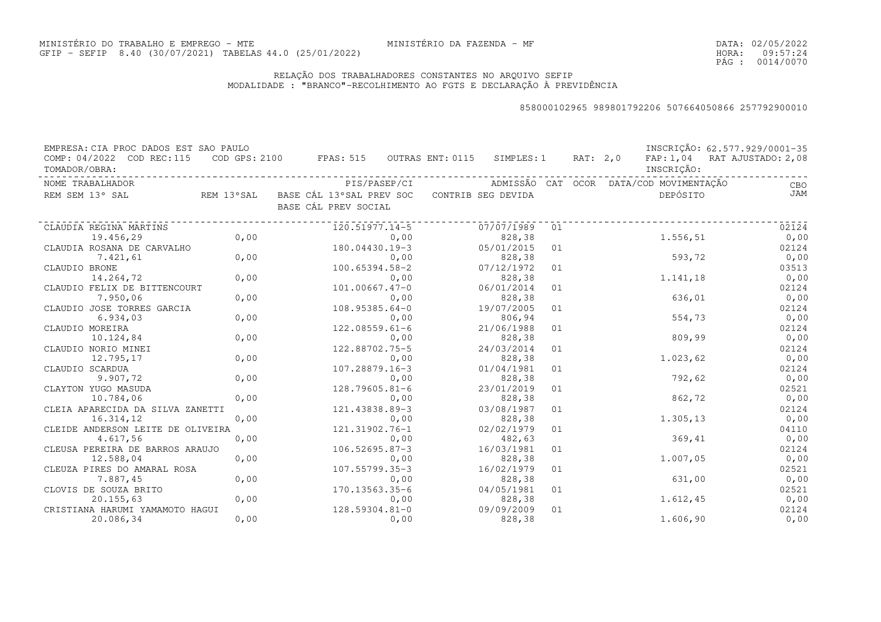MINISTÉRIO DO TRABALHO E EMPREGO - MTE
GFIP - SEFIP 8.40 (30/07/2021) TABELAS 44.0 (25/01/2022)

MINISTÉRIO DA FAZENDA - MF

DATA: 02/05/2022
HORA: 09:57:24

## RELAÇÃO DOS TRABALHADORES CONSTANTES NO ARQUIVO SEFIP
MODALIDADE : "BRANCO"-RECOLHIMENTO AO FGTS E DECLARAÇÃO À PREVIDÊNCIA

858000102965 989801792206 507664050866 257792900010

EMPRESA: CIA PROC DADOS EST SAO PAULO — INSCRIÇÃO: 62.577.929/0001-35
COMP: 04/2022 COD REC:115 COD GPS: 2100 FPAS: 515 OUTRAS ENT: 0115 SIMPLES: 1 RAT: 2,0 FAP: 1,04 RAT AJUSTADO: 2,08
TOMADOR/OBRA: — INSCRIÇÃO:

| NOME TRABALHADOR / REM SEM 13º SAL | REM 13ºSAL | PIS/PASEP/CI / BASE CÁL 13ºSAL PREV SOC / BASE CÁL PREV SOCIAL | ADMISSÃO / CONTRIB SEG DEVIDA | CAT | OCOR | DATA/COD MOVIMENTAÇÃO / DEPÓSITO | CBO / JAM |
|---|---|---|---|---|---|---|---|
| CLAUDIA REGINA MARTINS | | 120.51977.14-5 | 07/07/1989 | 01 | | | 02124 |
| 19.456,29 | 0,00 | 0,00 | 828,38 | | | 1.556,51 | 0,00 |
| CLAUDIA ROSANA DE CARVALHO | | 180.04430.19-3 | 05/01/2015 | 01 | | | 02124 |
| 7.421,61 | 0,00 | 0,00 | 828,38 | | | 593,72 | 0,00 |
| CLAUDIO BRONE | | 100.65394.58-2 | 07/12/1972 | 01 | | | 03513 |
| 14.264,72 | 0,00 | 0,00 | 828,38 | | | 1.141,18 | 0,00 |
| CLAUDIO FELIX DE BITTENCOURT | | 101.00667.47-0 | 06/01/2014 | 01 | | | 02124 |
| 7.950,06 | 0,00 | 0,00 | 828,38 | | | 636,01 | 0,00 |
| CLAUDIO JOSE TORRES GARCIA | | 108.95385.64-0 | 19/07/2005 | 01 | | | 02124 |
| 6.934,03 | 0,00 | 0,00 | 806,94 | | | 554,73 | 0,00 |
| CLAUDIO MOREIRA | | 122.08559.61-6 | 21/06/1988 | 01 | | | 02124 |
| 10.124,84 | 0,00 | 0,00 | 828,38 | | | 809,99 | 0,00 |
| CLAUDIO NORIO MINEI | | 122.88702.75-5 | 24/03/2014 | 01 | | | 02124 |
| 12.795,17 | 0,00 | 0,00 | 828,38 | | | 1.023,62 | 0,00 |
| CLAUDIO SCARDUA | | 107.28879.16-3 | 01/04/1981 | 01 | | | 02124 |
| 9.907,72 | 0,00 | 0,00 | 828,38 | | | 792,62 | 0,00 |
| CLAYTON YUGO MASUDA | | 128.79605.81-6 | 23/01/2019 | 01 | | | 02521 |
| 10.784,06 | 0,00 | 0,00 | 828,38 | | | 862,72 | 0,00 |
| CLEIA APARECIDA DA SILVA ZANETTI | | 121.43838.89-3 | 03/08/1987 | 01 | | | 02124 |
| 16.314,12 | 0,00 | 0,00 | 828,38 | | | 1.305,13 | 0,00 |
| CLEIDE ANDERSON LEITE DE OLIVEIRA | | 121.31902.76-1 | 02/02/1979 | 01 | | | 04110 |
| 4.617,56 | 0,00 | 0,00 | 482,63 | | | 369,41 | 0,00 |
| CLEUSA PEREIRA DE BARROS ARAUJO | | 106.52695.87-3 | 16/03/1981 | 01 | | | 02124 |
| 12.588,04 | 0,00 | 0,00 | 828,38 | | | 1.007,05 | 0,00 |
| CLEUZA PIRES DO AMARAL ROSA | | 107.55799.35-3 | 16/02/1979 | 01 | | | 02521 |
| 7.887,45 | 0,00 | 0,00 | 828,38 | | | 631,00 | 0,00 |
| CLOVIS DE SOUZA BRITO | | 170.13563.35-6 | 04/05/1981 | 01 | | | 02521 |
| 20.155,63 | 0,00 | 0,00 | 828,38 | | | 1.612,45 | 0,00 |
| CRISTIANA HARUMI YAMAMOTO HAGUI | | 128.59304.81-0 | 09/09/2009 | 01 | | | 02124 |
| 20.086,34 | 0,00 | 0,00 | 828,38 | | | 1.606,90 | 0,00 |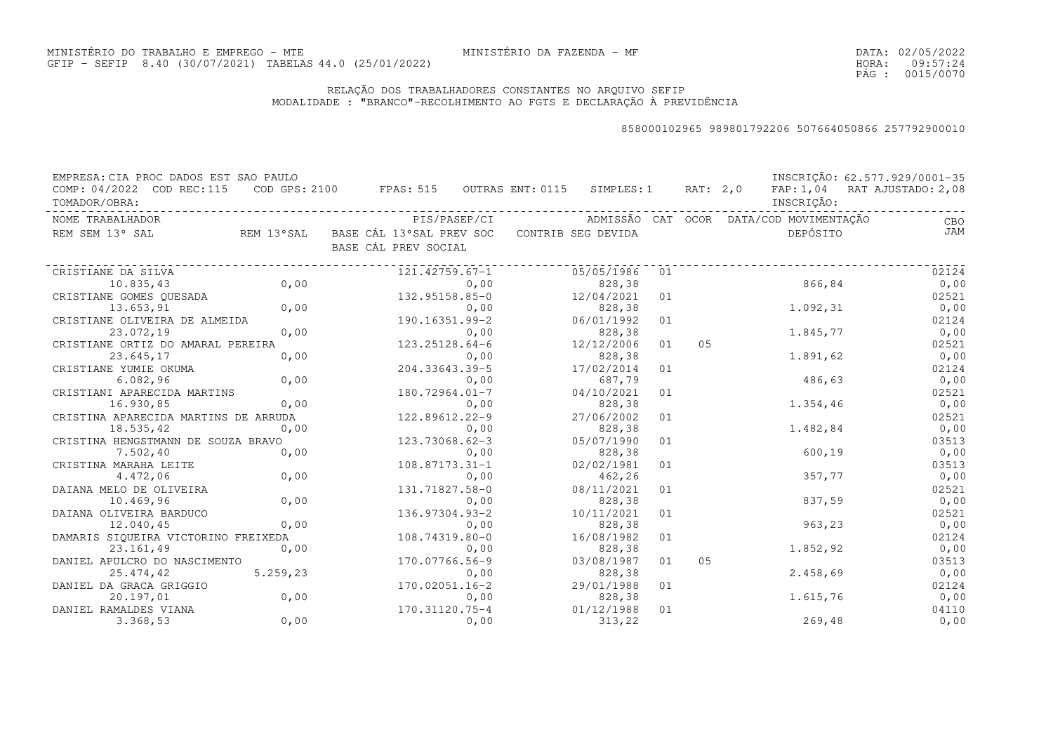MINISTÉRIO DO TRABALHO E EMPREGO - MTE
GFIP - SEFIP 8.40 (30/07/2021) TABELAS 44.0 (25/01/2022)

MINISTÉRIO DA FAZENDA - MF

DATA: 02/05/2022
HORA: 09:57:24
PÁG : 0015/0070

RELAÇÃO DOS TRABALHADORES CONSTANTES NO ARQUIVO SEFIP
MODALIDADE : "BRANCO"-RECOLHIMENTO AO FGTS E DECLARAÇÃO À PREVIDÊNCIA

858000102965 989801792206 507664050866 257792900010

EMPRESA: CIA PROC DADOS EST SAO PAULO — INSCRIÇÃO: 62.577.929/0001-35
COMP: 04/2022 COD REC:115 COD GPS: 2100 FPAS: 515 OUTRAS ENT: 0115 SIMPLES: 1 RAT: 2,0 FAP: 1,04 RAT AJUSTADO: 2,08
TOMADOR/OBRA: — INSCRIÇÃO:

| NOME TRABALHADOR / REM SEM 13° SAL | REM 13°SAL | PIS/PASEP/CI / BASE CÁL 13°SAL PREV SOC / BASE CÁL PREV SOCIAL | ADMISSÃO / CONTRIB SEG DEVIDA | CAT | OCOR | DATA/COD MOVIMENTAÇÃO / DEPÓSITO | CBO / JAM |
|---|---|---|---|---|---|---|---|
| CRISTIANE DA SILVA | | 121.42759.67-1 | 05/05/1986 | 01 | | | 02124 |
| 10.835,43 | 0,00 | 0,00 | 828,38 | | | 866,84 | 0,00 |
| CRISTIANE GOMES QUESADA | | 132.95158.85-0 | 12/04/2021 | 01 | | | 02521 |
| 13.653,91 | 0,00 | 0,00 | 828,38 | | | 1.092,31 | 0,00 |
| CRISTIANE OLIVEIRA DE ALMEIDA | | 190.16351.99-2 | 06/01/1992 | 01 | | | 02124 |
| 23.072,19 | 0,00 | 0,00 | 828,38 | | | 1.845,77 | 0,00 |
| CRISTIANE ORTIZ DO AMARAL PEREIRA | | 123.25128.64-6 | 12/12/2006 | 01 | 05 | | 02521 |
| 23.645,17 | 0,00 | 0,00 | 828,38 | | | 1.891,62 | 0,00 |
| CRISTIANE YUMIE OKUMA | | 204.33643.39-5 | 17/02/2014 | 01 | | | 02124 |
| 6.082,96 | 0,00 | 0,00 | 687,79 | | | 486,63 | 0,00 |
| CRISTIANI APARECIDA MARTINS | | 180.72964.01-7 | 04/10/2021 | 01 | | | 02521 |
| 16.930,85 | 0,00 | 0,00 | 828,38 | | | 1.354,46 | 0,00 |
| CRISTINA APARECIDA MARTINS DE ARRUDA | | 122.89612.22-9 | 27/06/2002 | 01 | | | 02521 |
| 18.535,42 | 0,00 | 0,00 | 828,38 | | | 1.482,84 | 0,00 |
| CRISTINA HENGSTMANN DE SOUZA BRAVO | | 123.73068.62-3 | 05/07/1990 | 01 | | | 03513 |
| 7.502,40 | 0,00 | 0,00 | 828,38 | | | 600,19 | 0,00 |
| CRISTINA MARAHA LEITE | | 108.87173.31-1 | 02/02/1981 | 01 | | | 03513 |
| 4.472,06 | 0,00 | 0,00 | 462,26 | | | 357,77 | 0,00 |
| DAIANA MELO DE OLIVEIRA | | 131.71827.58-0 | 08/11/2021 | 01 | | | 02521 |
| 10.469,96 | 0,00 | 0,00 | 828,38 | | | 837,59 | 0,00 |
| DAIANA OLIVEIRA BARDUCO | | 136.97304.93-2 | 10/11/2021 | 01 | | | 02521 |
| 12.040,45 | 0,00 | 0,00 | 828,38 | | | 963,23 | 0,00 |
| DAMARIS SIQUEIRA VICTORINO FREIXEDA | | 108.74319.80-0 | 16/08/1982 | 01 | | | 02124 |
| 23.161,49 | 0,00 | 0,00 | 828,38 | | | 1.852,92 | 0,00 |
| DANIEL APULCRO DO NASCIMENTO | | 170.07766.56-9 | 03/08/1987 | 01 | 05 | | 03513 |
| 25.474,42 | 5.259,23 | 0,00 | 828,38 | | | 2.458,69 | 0,00 |
| DANIEL DA GRACA GRIGGIO | | 170.02051.16-2 | 29/01/1988 | 01 | | | 02124 |
| 20.197,01 | 0,00 | 0,00 | 828,38 | | | 1.615,76 | 0,00 |
| DANIEL RAMALDES VIANA | | 170.31120.75-4 | 01/12/1988 | 01 | | | 04110 |
| 3.368,53 | 0,00 | 0,00 | 313,22 | | | 269,48 | 0,00 |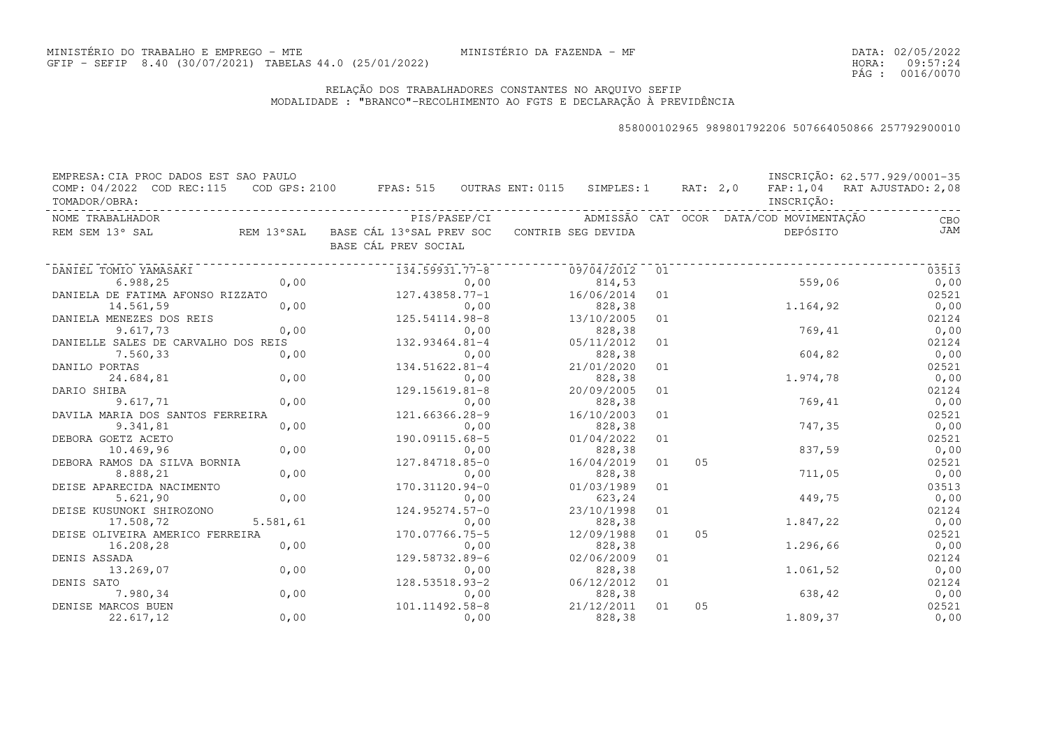MINISTÉRIO DO TRABALHO E EMPREGO - MTE
GFIP - SEFIP 8.40 (30/07/2021) TABELAS 44.0 (25/01/2022)

MINISTÉRIO DA FAZENDA - MF

DATA: 02/05/2022
HORA: 09:57:24

## RELAÇÃO DOS TRABALHADORES CONSTANTES NO ARQUIVO SEFIP
MODALIDADE : "BRANCO"-RECOLHIMENTO AO FGTS E DECLARAÇÃO À PREVIDÊNCIA

858000102965 989801792206 507664050866 257792900010

EMPRESA: CIA PROC DADOS EST SAO PAULO — INSCRIÇÃO: 62.577.929/0001-35
COMP: 04/2022 COD REC:115 COD GPS: 2100 FPAS: 515 OUTRAS ENT: 0115 SIMPLES: 1 RAT: 2,0 FAP: 1,04 RAT AJUSTADO: 2,08
TOMADOR/OBRA: — INSCRIÇÃO:

| NOME TRABALHADOR / REM SEM 13º SAL | REM 13ºSAL | PIS/PASEP/CI / BASE CÁL 13ºSAL PREV SOC / BASE CÁL PREV SOCIAL | ADMISSÃO / CONTRIB SEG DEVIDA | CAT | OCOR | DATA/COD MOVIMENTAÇÃO / DEPÓSITO | CBO / JAM |
|---|---|---|---|---|---|---|---|
| DANIEL TOMIO YAMASAKI | | 134.59931.77-8 | 09/04/2012 | 01 | | | 03513 |
| 6.988,25 | 0,00 | 0,00 | 814,53 | | | 559,06 | 0,00 |
| DANIELA DE FATIMA AFONSO RIZZATO | | 127.43858.77-1 | 16/06/2014 | 01 | | | 02521 |
| 14.561,59 | 0,00 | 0,00 | 828,38 | | | 1.164,92 | 0,00 |
| DANIELA MENEZES DOS REIS | | 125.54114.98-8 | 13/10/2005 | 01 | | | 02124 |
| 9.617,73 | 0,00 | 0,00 | 828,38 | | | 769,41 | 0,00 |
| DANIELLE SALES DE CARVALHO DOS REIS | | 132.93464.81-4 | 05/11/2012 | 01 | | | 02124 |
| 7.560,33 | 0,00 | 0,00 | 828,38 | | | 604,82 | 0,00 |
| DANILO PORTAS | | 134.51622.81-4 | 21/01/2020 | 01 | | | 02521 |
| 24.684,81 | 0,00 | 0,00 | 828,38 | | | 1.974,78 | 0,00 |
| DARIO SHIBA | | 129.15619.81-8 | 20/09/2005 | 01 | | | 02124 |
| 9.617,71 | 0,00 | 0,00 | 828,38 | | | 769,41 | 0,00 |
| DAVILA MARIA DOS SANTOS FERREIRA | | 121.66366.28-9 | 16/10/2003 | 01 | | | 02521 |
| 9.341,81 | 0,00 | 0,00 | 828,38 | | | 747,35 | 0,00 |
| DEBORA GOETZ ACETO | | 190.09115.68-5 | 01/04/2022 | 01 | | | 02521 |
| 10.469,96 | 0,00 | 0,00 | 828,38 | | | 837,59 | 0,00 |
| DEBORA RAMOS DA SILVA BORNIA | | 127.84718.85-0 | 16/04/2019 | 01 | 05 | | 02521 |
| 8.888,21 | 0,00 | 0,00 | 828,38 | | | 711,05 | 0,00 |
| DEISE APARECIDA NACIMENTO | | 170.31120.94-0 | 01/03/1989 | 01 | | | 03513 |
| 5.621,90 | 0,00 | 0,00 | 623,24 | | | 449,75 | 0,00 |
| DEISE KUSUNOKI SHIROZONO | | 124.95274.57-0 | 23/10/1998 | 01 | | | 02124 |
| 17.508,72 | 5.581,61 | 0,00 | 828,38 | | | 1.847,22 | 0,00 |
| DEISE OLIVEIRA AMERICO FERREIRA | | 170.07766.75-5 | 12/09/1988 | 01 | 05 | | 02521 |
| 16.208,28 | 0,00 | 0,00 | 828,38 | | | 1.296,66 | 0,00 |
| DENIS ASSADA | | 129.58732.89-6 | 02/06/2009 | 01 | | | 02124 |
| 13.269,07 | 0,00 | 0,00 | 828,38 | | | 1.061,52 | 0,00 |
| DENIS SATO | | 128.53518.93-2 | 06/12/2012 | 01 | | | 02124 |
| 7.980,34 | 0,00 | 0,00 | 828,38 | | | 638,42 | 0,00 |
| DENISE MARCOS BUEN | | 101.11492.58-8 | 21/12/2011 | 01 | 05 | | 02521 |
| 22.617,12 | 0,00 | 0,00 | 828,38 | | | 1.809,37 | 0,00 |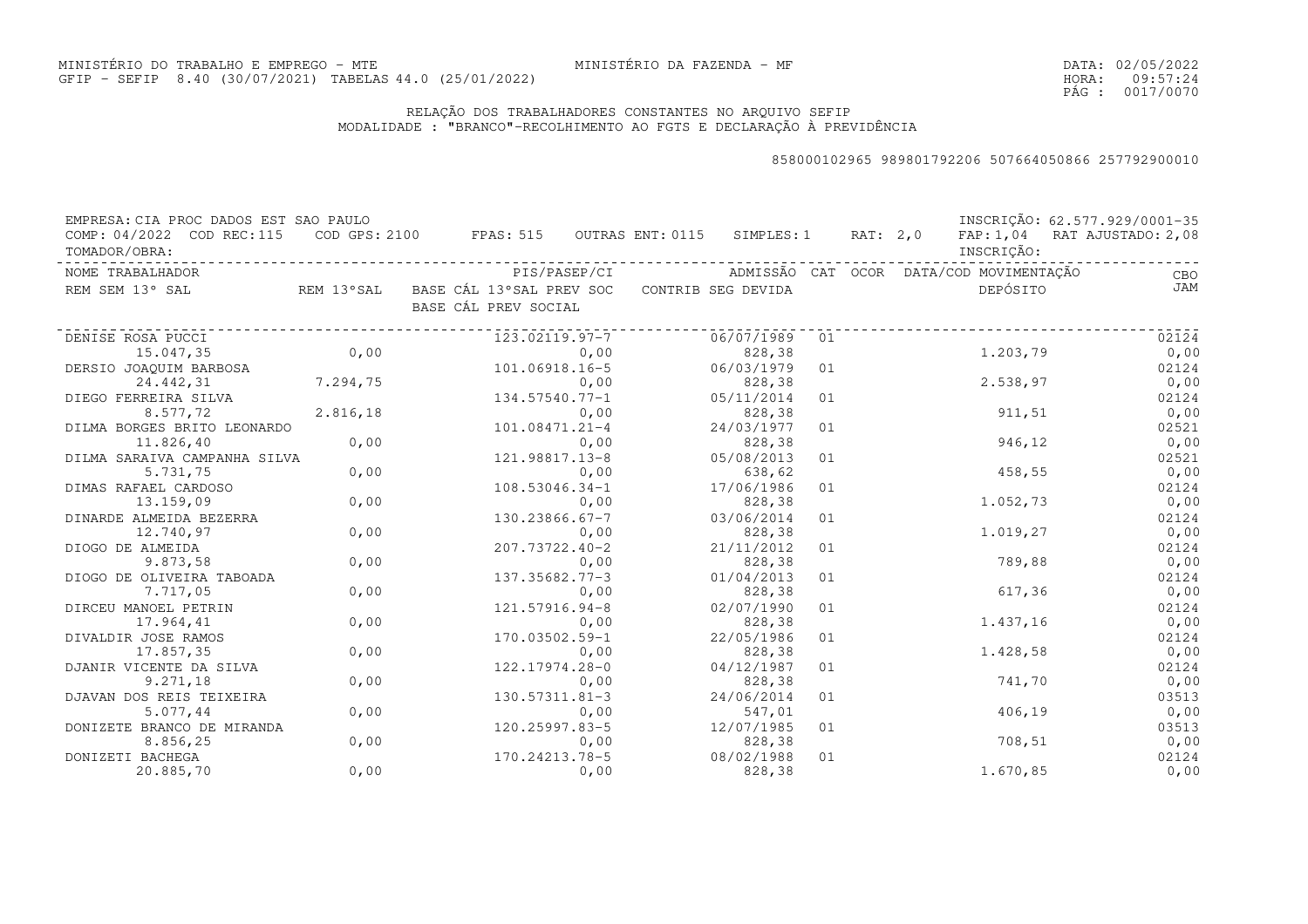MINISTÉRIO DO TRABALHO E EMPREGO - MTE MINISTÉRIO DA FAZENDA - MF
GFIP - SEFIP 8.40 (30/07/2021) TABELAS 44.0 (25/01/2022)

DATA: 02/05/2022
HORA: 09:57:24

## RELAÇÃO DOS TRABALHADORES CONSTANTES NO ARQUIVO SEFIP
MODALIDADE : "BRANCO"-RECOLHIMENTO AO FGTS E DECLARAÇÃO À PREVIDÊNCIA

858000102965 989801792206 507664050866 257792900010

EMPRESA: CIA PROC DADOS EST SAO PAULO INSCRIÇÃO: 62.577.929/0001-35
COMP: 04/2022 COD REC:115 COD GPS: 2100 FPAS: 515 OUTRAS ENT: 0115 SIMPLES: 1 RAT: 2,0 FAP: 1,04 RAT AJUSTADO: 2,08
TOMADOR/OBRA: INSCRIÇÃO:

| NOME TRABALHADOR / REM SEM 13° SAL | REM 13°SAL | PIS/PASEP/CI / BASE CÁL 13°SAL PREV SOC / BASE CÁL PREV SOCIAL | ADMISSÃO / CONTRIB SEG DEVIDA | CAT | OCOR | DATA/COD MOVIMENTAÇÃO / DEPÓSITO | CBO / JAM |
|---|---|---|---|---|---|---|---|
| DENISE ROSA PUCCI | | 123.02119.97-7 | 06/07/1989 | 01 | | | 02124 |
| 15.047,35 | 0,00 | 0,00 | 828,38 | | | 1.203,79 | 0,00 |
| DERSIO JOAQUIM BARBOSA | | 101.06918.16-5 | 06/03/1979 | 01 | | | 02124 |
| 24.442,31 | 7.294,75 | 0,00 | 828,38 | | | 2.538,97 | 0,00 |
| DIEGO FERREIRA SILVA | | 134.57540.77-1 | 05/11/2014 | 01 | | | 02124 |
| 8.577,72 | 2.816,18 | 0,00 | 828,38 | | | 911,51 | 0,00 |
| DILMA BORGES BRITO LEONARDO | | 101.08471.21-4 | 24/03/1977 | 01 | | | 02521 |
| 11.826,40 | 0,00 | 0,00 | 828,38 | | | 946,12 | 0,00 |
| DILMA SARAIVA CAMPANHA SILVA | | 121.98817.13-8 | 05/08/2013 | 01 | | | 02521 |
| 5.731,75 | 0,00 | 0,00 | 638,62 | | | 458,55 | 0,00 |
| DIMAS RAFAEL CARDOSO | | 108.53046.34-1 | 17/06/1986 | 01 | | | 02124 |
| 13.159,09 | 0,00 | 0,00 | 828,38 | | | 1.052,73 | 0,00 |
| DINARDE ALMEIDA BEZERRA | | 130.23866.67-7 | 03/06/2014 | 01 | | | 02124 |
| 12.740,97 | 0,00 | 0,00 | 828,38 | | | 1.019,27 | 0,00 |
| DIOGO DE ALMEIDA | | 207.73722.40-2 | 21/11/2012 | 01 | | | 02124 |
| 9.873,58 | 0,00 | 0,00 | 828,38 | | | 789,88 | 0,00 |
| DIOGO DE OLIVEIRA TABOADA | | 137.35682.77-3 | 01/04/2013 | 01 | | | 02124 |
| 7.717,05 | 0,00 | 0,00 | 828,38 | | | 617,36 | 0,00 |
| DIRCEU MANOEL PETRIN | | 121.57916.94-8 | 02/07/1990 | 01 | | | 02124 |
| 17.964,41 | 0,00 | 0,00 | 828,38 | | | 1.437,16 | 0,00 |
| DIVALDIR JOSE RAMOS | | 170.03502.59-1 | 22/05/1986 | 01 | | | 02124 |
| 17.857,35 | 0,00 | 0,00 | 828,38 | | | 1.428,58 | 0,00 |
| DJANIR VICENTE DA SILVA | | 122.17974.28-0 | 04/12/1987 | 01 | | | 02124 |
| 9.271,18 | 0,00 | 0,00 | 828,38 | | | 741,70 | 0,00 |
| DJAVAN DOS REIS TEIXEIRA | | 130.57311.81-3 | 24/06/2014 | 01 | | | 03513 |
| 5.077,44 | 0,00 | 0,00 | 547,01 | | | 406,19 | 0,00 |
| DONIZETE BRANCO DE MIRANDA | | 120.25997.83-5 | 12/07/1985 | 01 | | | 03513 |
| 8.856,25 | 0,00 | 0,00 | 828,38 | | | 708,51 | 0,00 |
| DONIZETI BACHEGA | | 170.24213.78-5 | 08/02/1988 | 01 | | | 02124 |
| 20.885,70 | 0,00 | 0,00 | 828,38 | | | 1.670,85 | 0,00 |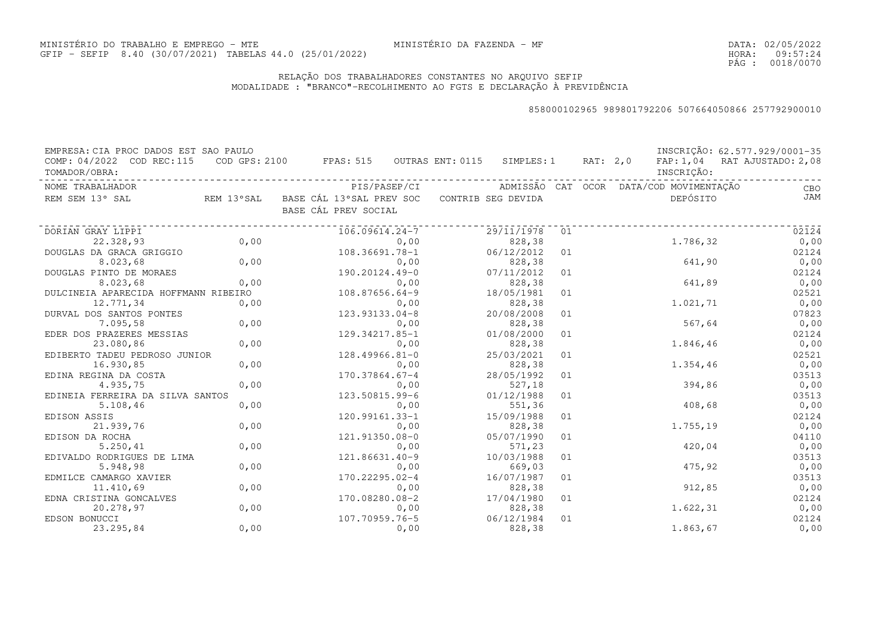MINISTÉRIO DO TRABALHO E EMPREGO - MTE
GFIP - SEFIP 8.40 (30/07/2021) TABELAS 44.0 (25/01/2022)

MINISTÉRIO DA FAZENDA - MF

DATA: 02/05/2022
HORA: 09:57:24

## RELAÇÃO DOS TRABALHADORES CONSTANTES NO ARQUIVO SEFIP
MODALIDADE : "BRANCO"-RECOLHIMENTO AO FGTS E DECLARAÇÃO À PREVIDÊNCIA

858000102965 989801792206 507664050866 257792900010

EMPRESA: CIA PROC DADOS EST SAO PAULO — INSCRIÇÃO: 62.577.929/0001-35
COMP: 04/2022 COD REC: 115 COD GPS: 2100 FPAS: 515 OUTRAS ENT: 0115 SIMPLES: 1 RAT: 2,0 FAP: 1,04 RAT AJUSTADO: 2,08
TOMADOR/OBRA: — INSCRIÇÃO:

| NOME TRABALHADOR / REM SEM 13° SAL | REM 13°SAL | PIS/PASEP/CI / BASE CÁL 13°SAL PREV SOC / BASE CÁL PREV SOCIAL | ADMISSÃO / CONTRIB SEG DEVIDA | CAT | OCOR | DATA/COD MOVIMENTAÇÃO / DEPÓSITO | CBO / JAM |
|---|---|---|---|---|---|---|---|
| DORIAN GRAY LIPPI | | 106.09614.24-7 | 29/11/1978 | 01 | | | 02124 |
| 22.328,93 | 0,00 | 0,00 | 828,38 | | | 1.786,32 | 0,00 |
| DOUGLAS DA GRACA GRIGGIO | | 108.36691.78-1 | 06/12/2012 | 01 | | | 02124 |
| 8.023,68 | 0,00 | 0,00 | 828,38 | | | 641,90 | 0,00 |
| DOUGLAS PINTO DE MORAES | | 190.20124.49-0 | 07/11/2012 | 01 | | | 02124 |
| 8.023,68 | 0,00 | 0,00 | 828,38 | | | 641,89 | 0,00 |
| DULCINEIA APARECIDA HOFFMANN RIBEIRO | | 108.87656.64-9 | 18/05/1981 | 01 | | | 02521 |
| 12.771,34 | 0,00 | 0,00 | 828,38 | | | 1.021,71 | 0,00 |
| DURVAL DOS SANTOS PONTES | | 123.93133.04-8 | 20/08/2008 | 01 | | | 07823 |
| 7.095,58 | 0,00 | 0,00 | 828,38 | | | 567,64 | 0,00 |
| EDER DOS PRAZERES MESSIAS | | 129.34217.85-1 | 01/08/2000 | 01 | | | 02124 |
| 23.080,86 | 0,00 | 0,00 | 828,38 | | | 1.846,46 | 0,00 |
| EDIBERTO TADEU PEDROSO JUNIOR | | 128.49966.81-0 | 25/03/2021 | 01 | | | 02521 |
| 16.930,85 | 0,00 | 0,00 | 828,38 | | | 1.354,46 | 0,00 |
| EDINA REGINA DA COSTA | | 170.37864.67-4 | 28/05/1992 | 01 | | | 03513 |
| 4.935,75 | 0,00 | 0,00 | 527,18 | | | 394,86 | 0,00 |
| EDINEIA FERREIRA DA SILVA SANTOS | | 123.50815.99-6 | 01/12/1988 | 01 | | | 03513 |
| 5.108,46 | 0,00 | 0,00 | 551,36 | | | 408,68 | 0,00 |
| EDISON ASSIS | | 120.99161.33-1 | 15/09/1988 | 01 | | | 02124 |
| 21.939,76 | 0,00 | 0,00 | 828,38 | | | 1.755,19 | 0,00 |
| EDISON DA ROCHA | | 121.91350.08-0 | 05/07/1990 | 01 | | | 04110 |
| 5.250,41 | 0,00 | 0,00 | 571,23 | | | 420,04 | 0,00 |
| EDIVALDO RODRIGUES DE LIMA | | 121.86631.40-9 | 10/03/1988 | 01 | | | 03513 |
| 5.948,98 | 0,00 | 0,00 | 669,03 | | | 475,92 | 0,00 |
| EDMILCE CAMARGO XAVIER | | 170.22295.02-4 | 16/07/1987 | 01 | | | 03513 |
| 11.410,69 | 0,00 | 0,00 | 828,38 | | | 912,85 | 0,00 |
| EDNA CRISTINA GONCALVES | | 170.08280.08-2 | 17/04/1980 | 01 | | | 02124 |
| 20.278,97 | 0,00 | 0,00 | 828,38 | | | 1.622,31 | 0,00 |
| EDSON BONUCCI | | 107.70959.76-5 | 06/12/1984 | 01 | | | 02124 |
| 23.295,84 | 0,00 | 0,00 | 828,38 | | | 1.863,67 | 0,00 |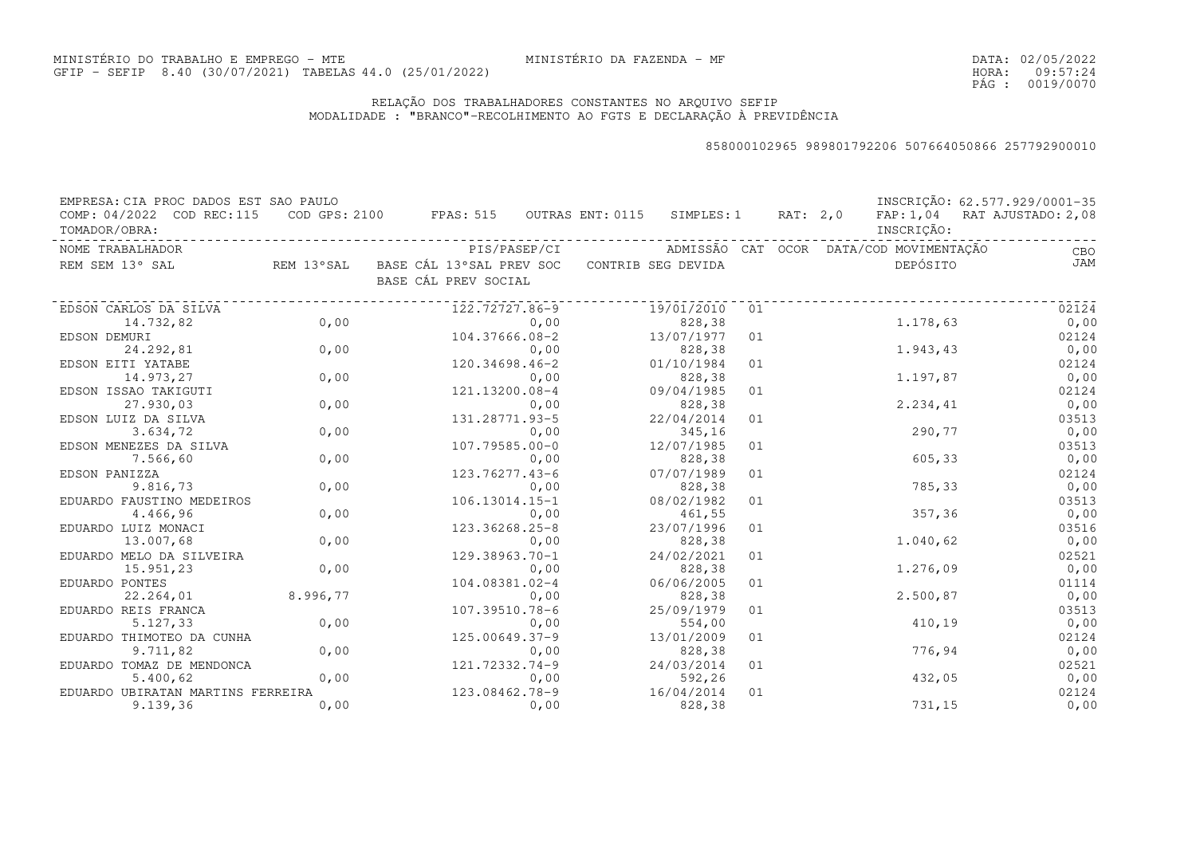MINISTÉRIO DO TRABALHO E EMPREGO - MTE
GFIP - SEFIP 8.40 (30/07/2021) TABELAS 44.0 (25/01/2022)

MINISTÉRIO DA FAZENDA - MF

DATA: 02/05/2022
HORA: 09:57:24
PÁG : 0019/0070

## RELAÇÃO DOS TRABALHADORES CONSTANTES NO ARQUIVO SEFIP
MODALIDADE : "BRANCO"-RECOLHIMENTO AO FGTS E DECLARAÇÃO À PREVIDÊNCIA

858000102965 989801792206 507664050866 257792900010

EMPRESA: CIA PROC DADOS EST SAO PAULO — INSCRIÇÃO: 62.577.929/0001-35
COMP: 04/2022 COD REC:115 COD GPS: 2100 FPAS: 515 OUTRAS ENT: 0115 SIMPLES: 1 RAT: 2,0 FAP: 1,04 RAT AJUSTADO: 2,08
TOMADOR/OBRA: INSCRIÇÃO:

| NOME TRABALHADOR / REM SEM 13° SAL | REM 13°SAL | PIS/PASEP/CI / BASE CÁL 13°SAL PREV SOC / BASE CÁL PREV SOCIAL | ADMISSÃO / CONTRIB SEG DEVIDA | CAT | OCOR | DATA/COD MOVIMENTAÇÃO / DEPÓSITO | CBO / JAM |
|---|---|---|---|---|---|---|---|
| EDSON CARLOS DA SILVA | | 122.72727.86-9 | 19/01/2010 | 01 | | | 02124 |
| 14.732,82 | 0,00 | 0,00 | 828,38 | | | 1.178,63 | 0,00 |
| EDSON DEMURI | | 104.37666.08-2 | 13/07/1977 | 01 | | | 02124 |
| 24.292,81 | 0,00 | 0,00 | 828,38 | | | 1.943,43 | 0,00 |
| EDSON EITI YATABE | | 120.34698.46-2 | 01/10/1984 | 01 | | | 02124 |
| 14.973,27 | 0,00 | 0,00 | 828,38 | | | 1.197,87 | 0,00 |
| EDSON ISSAO TAKIGUTI | | 121.13200.08-4 | 09/04/1985 | 01 | | | 02124 |
| 27.930,03 | 0,00 | 0,00 | 828,38 | | | 2.234,41 | 0,00 |
| EDSON LUIZ DA SILVA | | 131.28771.93-5 | 22/04/2014 | 01 | | | 03513 |
| 3.634,72 | 0,00 | 0,00 | 345,16 | | | 290,77 | 0,00 |
| EDSON MENEZES DA SILVA | | 107.79585.00-0 | 12/07/1985 | 01 | | | 03513 |
| 7.566,60 | 0,00 | 0,00 | 828,38 | | | 605,33 | 0,00 |
| EDSON PANIZZA | | 123.76277.43-6 | 07/07/1989 | 01 | | | 02124 |
| 9.816,73 | 0,00 | 0,00 | 828,38 | | | 785,33 | 0,00 |
| EDUARDO FAUSTINO MEDEIROS | | 106.13014.15-1 | 08/02/1982 | 01 | | | 03513 |
| 4.466,96 | 0,00 | 0,00 | 461,55 | | | 357,36 | 0,00 |
| EDUARDO LUIZ MONACI | | 123.36268.25-8 | 23/07/1996 | 01 | | | 03516 |
| 13.007,68 | 0,00 | 0,00 | 828,38 | | | 1.040,62 | 0,00 |
| EDUARDO MELO DA SILVEIRA | | 129.38963.70-1 | 24/02/2021 | 01 | | | 02521 |
| 15.951,23 | 0,00 | 0,00 | 828,38 | | | 1.276,09 | 0,00 |
| EDUARDO PONTES | | 104.08381.02-4 | 06/06/2005 | 01 | | | 01114 |
| 22.264,01 | 8.996,77 | 0,00 | 828,38 | | | 2.500,87 | 0,00 |
| EDUARDO REIS FRANCA | | 107.39510.78-6 | 25/09/1979 | 01 | | | 03513 |
| 5.127,33 | 0,00 | 0,00 | 554,00 | | | 410,19 | 0,00 |
| EDUARDO THIMOTEO DA CUNHA | | 125.00649.37-9 | 13/01/2009 | 01 | | | 02124 |
| 9.711,82 | 0,00 | 0,00 | 828,38 | | | 776,94 | 0,00 |
| EDUARDO TOMAZ DE MENDONCA | | 121.72332.74-9 | 24/03/2014 | 01 | | | 02521 |
| 5.400,62 | 0,00 | 0,00 | 592,26 | | | 432,05 | 0,00 |
| EDUARDO UBIRATAN MARTINS FERREIRA | | 123.08462.78-9 | 16/04/2014 | 01 | | | 02124 |
| 9.139,36 | 0,00 | 0,00 | 828,38 | | | 731,15 | 0,00 |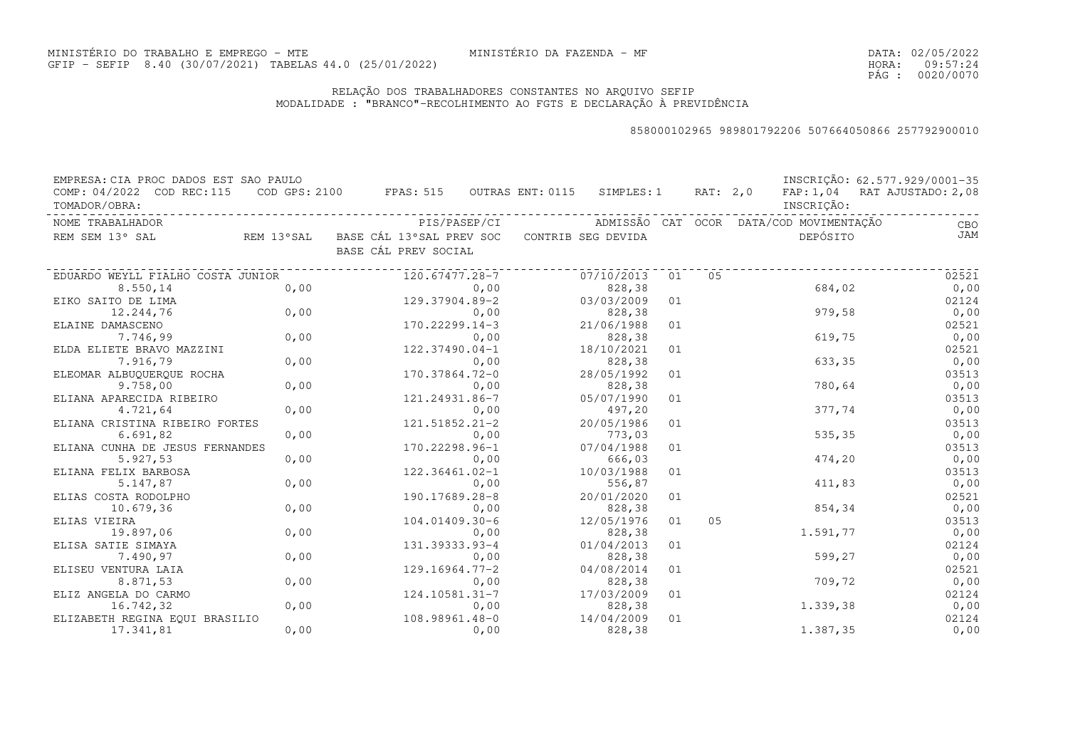MINISTÉRIO DO TRABALHO E EMPREGO - MTE
GFIP - SEFIP 8.40 (30/07/2021) TABELAS 44.0 (25/01/2022)

MINISTÉRIO DA FAZENDA - MF

DATA: 02/05/2022
HORA: 09:57:24

## RELAÇÃO DOS TRABALHADORES CONSTANTES NO ARQUIVO SEFIP
MODALIDADE : "BRANCO"-RECOLHIMENTO AO FGTS E DECLARAÇÃO À PREVIDÊNCIA

858000102965 989801792206 507664050866 257792900010

EMPRESA: CIA PROC DADOS EST SAO PAULO — INSCRIÇÃO: 62.577.929/0001-35
COMP: 04/2022 COD REC:115 COD GPS: 2100 FPAS: 515 OUTRAS ENT: 0115 SIMPLES: 1 RAT: 2,0 FAP: 1,04 RAT AJUSTADO: 2,08
TOMADOR/OBRA: — INSCRIÇÃO:

| NOME TRABALHADOR / REM SEM 13° SAL | REM 13°SAL | PIS/PASEP/CI / BASE CÁL 13°SAL PREV SOC / BASE CÁL PREV SOCIAL | ADMISSÃO / CONTRIB SEG DEVIDA | CAT | OCOR | DATA/COD MOVIMENTAÇÃO / DEPÓSITO | CBO / JAM |
|---|---|---|---|---|---|---|---|
| EDUARDO WEYLL FIALHO COSTA JUNIOR | | 120.67477.28-7 | 07/10/2013 | 01 | 05 | | 02521 |
| 8.550,14 | 0,00 | 0,00 | 828,38 | | | 684,02 | 0,00 |
| EIKO SAITO DE LIMA | | 129.37904.89-2 | 03/03/2009 | 01 | | | 02124 |
| 12.244,76 | 0,00 | 0,00 | 828,38 | | | 979,58 | 0,00 |
| ELAINE DAMASCENO | | 170.22299.14-3 | 21/06/1988 | 01 | | | 02521 |
| 7.746,99 | 0,00 | 0,00 | 828,38 | | | 619,75 | 0,00 |
| ELDA ELIETE BRAVO MAZZINI | | 122.37490.04-1 | 18/10/2021 | 01 | | | 02521 |
| 7.916,79 | 0,00 | 0,00 | 828,38 | | | 633,35 | 0,00 |
| ELEOMAR ALBUQUERQUE ROCHA | | 170.37864.72-0 | 28/05/1992 | 01 | | | 03513 |
| 9.758,00 | 0,00 | 0,00 | 828,38 | | | 780,64 | 0,00 |
| ELIANA APARECIDA RIBEIRO | | 121.24931.86-7 | 05/07/1990 | 01 | | | 03513 |
| 4.721,64 | 0,00 | 0,00 | 497,20 | | | 377,74 | 0,00 |
| ELIANA CRISTINA RIBEIRO FORTES | | 121.51852.21-2 | 20/05/1986 | 01 | | | 03513 |
| 6.691,82 | 0,00 | 0,00 | 773,03 | | | 535,35 | 0,00 |
| ELIANA CUNHA DE JESUS FERNANDES | | 170.22298.96-1 | 07/04/1988 | 01 | | | 03513 |
| 5.927,53 | 0,00 | 0,00 | 666,03 | | | 474,20 | 0,00 |
| ELIANA FELIX BARBOSA | | 122.36461.02-1 | 10/03/1988 | 01 | | | 03513 |
| 5.147,87 | 0,00 | 0,00 | 556,87 | | | 411,83 | 0,00 |
| ELIAS COSTA RODOLPHO | | 190.17689.28-8 | 20/01/2020 | 01 | | | 02521 |
| 10.679,36 | 0,00 | 0,00 | 828,38 | | | 854,34 | 0,00 |
| ELIAS VIEIRA | | 104.01409.30-6 | 12/05/1976 | 01 | 05 | | 03513 |
| 19.897,06 | 0,00 | 0,00 | 828,38 | | | 1.591,77 | 0,00 |
| ELISA SATIE SIMAYA | | 131.39333.93-4 | 01/04/2013 | 01 | | | 02124 |
| 7.490,97 | 0,00 | 0,00 | 828,38 | | | 599,27 | 0,00 |
| ELISEU VENTURA LAIA | | 129.16964.77-2 | 04/08/2014 | 01 | | | 02521 |
| 8.871,53 | 0,00 | 0,00 | 828,38 | | | 709,72 | 0,00 |
| ELIZ ANGELA DO CARMO | | 124.10581.31-7 | 17/03/2009 | 01 | | | 02124 |
| 16.742,32 | 0,00 | 0,00 | 828,38 | | | 1.339,38 | 0,00 |
| ELIZABETH REGINA EQUI BRASILIO | | 108.98961.48-0 | 14/04/2009 | 01 | | | 02124 |
| 17.341,81 | 0,00 | 0,00 | 828,38 | | | 1.387,35 | 0,00 |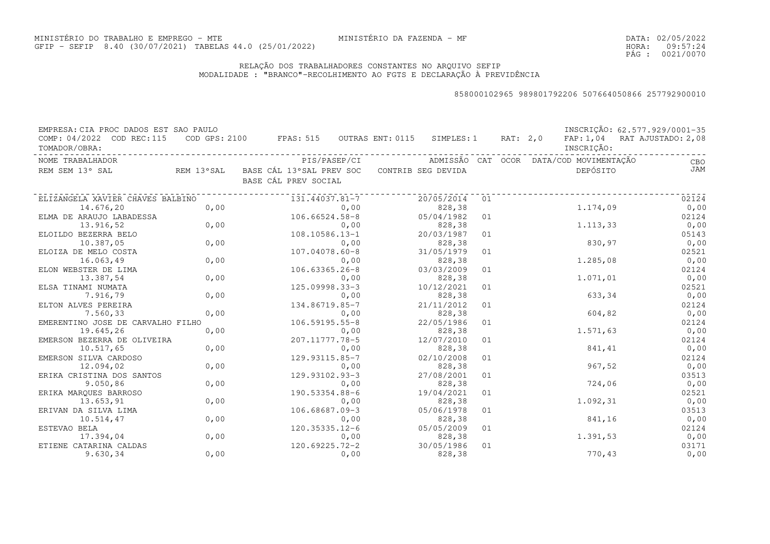MINISTÉRIO DO TRABALHO E EMPREGO - MTE
GFIP - SEFIP 8.40 (30/07/2021) TABELAS 44.0 (25/01/2022)

MINISTÉRIO DA FAZENDA - MF

DATA: 02/05/2022
HORA: 09:57:24

## RELAÇÃO DOS TRABALHADORES CONSTANTES NO ARQUIVO SEFIP
MODALIDADE : "BRANCO"-RECOLHIMENTO AO FGTS E DECLARAÇÃO À PREVIDÊNCIA

858000102965 989801792206 507664050866 257792900010

EMPRESA: CIA PROC DADOS EST SAO PAULO — INSCRIÇÃO: 62.577.929/0001-35
COMP: 04/2022 COD REC:115 COD GPS: 2100 FPAS: 515 OUTRAS ENT: 0115 SIMPLES: 1 RAT: 2,0 FAP: 1,04 RAT AJUSTADO: 2,08
TOMADOR/OBRA: — INSCRIÇÃO:

| NOME TRABALHADOR / REM SEM 13º SAL | REM 13ºSAL | PIS/PASEP/CI / BASE CÁL 13ºSAL PREV SOC / BASE CÁL PREV SOCIAL | ADMISSÃO / CONTRIB SEG DEVIDA | CAT | OCOR | DATA/COD MOVIMENTAÇÃO / DEPÓSITO | CBO / JAM |
|---|---|---|---|---|---|---|---|
| ELIZANGELA XAVIER CHAVES BALBINO | | 131.44037.81-7 | 20/05/2014 | 01 | | | 02124 |
| 14.676,20 | 0,00 | 0,00 | 828,38 | | | 1.174,09 | 0,00 |
| ELMA DE ARAUJO LABADESSA | | 106.66524.58-8 | 05/04/1982 | 01 | | | 02124 |
| 13.916,52 | 0,00 | 0,00 | 828,38 | | | 1.113,33 | 0,00 |
| ELOILDO BEZERRA BELO | | 108.10586.13-1 | 20/03/1987 | 01 | | | 05143 |
| 10.387,05 | 0,00 | 0,00 | 828,38 | | | 830,97 | 0,00 |
| ELOIZA DE MELO COSTA | | 107.04078.60-8 | 31/05/1979 | 01 | | | 02521 |
| 16.063,49 | 0,00 | 0,00 | 828,38 | | | 1.285,08 | 0,00 |
| ELON WEBSTER DE LIMA | | 106.63365.26-8 | 03/03/2009 | 01 | | | 02124 |
| 13.387,54 | 0,00 | 0,00 | 828,38 | | | 1.071,01 | 0,00 |
| ELSA TINAMI NUMATA | | 125.09998.33-3 | 10/12/2021 | 01 | | | 02521 |
| 7.916,79 | 0,00 | 0,00 | 828,38 | | | 633,34 | 0,00 |
| ELTON ALVES PEREIRA | | 134.86719.85-7 | 21/11/2012 | 01 | | | 02124 |
| 7.560,33 | 0,00 | 0,00 | 828,38 | | | 604,82 | 0,00 |
| EMERENTINO JOSE DE CARVALHO FILHO | | 106.59195.55-8 | 22/05/1986 | 01 | | | 02124 |
| 19.645,26 | 0,00 | 0,00 | 828,38 | | | 1.571,63 | 0,00 |
| EMERSON BEZERRA DE OLIVEIRA | | 207.11777.78-5 | 12/07/2010 | 01 | | | 02124 |
| 10.517,65 | 0,00 | 0,00 | 828,38 | | | 841,41 | 0,00 |
| EMERSON SILVA CARDOSO | | 129.93115.85-7 | 02/10/2008 | 01 | | | 02124 |
| 12.094,02 | 0,00 | 0,00 | 828,38 | | | 967,52 | 0,00 |
| ERIKA CRISTINA DOS SANTOS | | 129.93102.93-3 | 27/08/2001 | 01 | | | 03513 |
| 9.050,86 | 0,00 | 0,00 | 828,38 | | | 724,06 | 0,00 |
| ERIKA MARQUES BARROSO | | 190.53354.88-6 | 19/04/2021 | 01 | | | 02521 |
| 13.653,91 | 0,00 | 0,00 | 828,38 | | | 1.092,31 | 0,00 |
| ERIVAN DA SILVA LIMA | | 106.68687.09-3 | 05/06/1978 | 01 | | | 03513 |
| 10.514,47 | 0,00 | 0,00 | 828,38 | | | 841,16 | 0,00 |
| ESTEVAO BELA | | 120.35335.12-6 | 05/05/2009 | 01 | | | 02124 |
| 17.394,04 | 0,00 | 0,00 | 828,38 | | | 1.391,53 | 0,00 |
| ETIENE CATARINA CALDAS | | 120.69225.72-2 | 30/05/1986 | 01 | | | 03171 |
| 9.630,34 | 0,00 | 0,00 | 828,38 | | | 770,43 | 0,00 |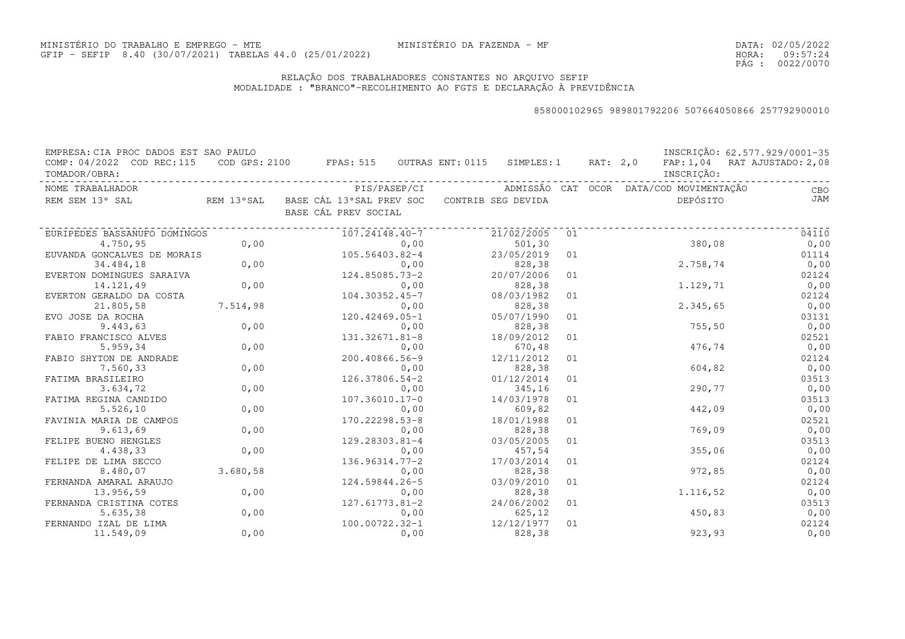MINISTÉRIO DO TRABALHO E EMPREGO - MTE
GFIP - SEFIP 8.40 (30/07/2021) TABELAS 44.0 (25/01/2022)

MINISTÉRIO DA FAZENDA - MF

DATA: 02/05/2022
HORA: 09:57:24

## RELAÇÃO DOS TRABALHADORES CONSTANTES NO ARQUIVO SEFIP
MODALIDADE : "BRANCO"-RECOLHIMENTO AO FGTS E DECLARAÇÃO À PREVIDÊNCIA

858000102965 989801792206 507664050866 257792900010

EMPRESA: CIA PROC DADOS EST SAO PAULO — INSCRIÇÃO: 62.577.929/0001-35
COMP: 04/2022 COD REC:115 COD GPS: 2100 FPAS: 515 OUTRAS ENT: 0115 SIMPLES: 1 RAT: 2,0 FAP: 1,04 RAT AJUSTADO: 2,08
TOMADOR/OBRA: INSCRIÇÃO:

| NOME TRABALHADOR / REM SEM 13° SAL | REM 13°SAL | PIS/PASEP/CI / BASE CÁL 13°SAL PREV SOC / BASE CÁL PREV SOCIAL | ADMISSÃO / CONTRIB SEG DEVIDA | CAT | OCOR | DATA/COD MOVIMENTAÇÃO / DEPÓSITO | CBO / JAM |
|---|---|---|---|---|---|---|---|
| EURIPEDES BASSANUFO DOMINGOS | | 107.24148.40-7 | 21/02/2005 | 01 | | | 04110 |
| 4.750,95 | 0,00 | 0,00 | 501,30 | | | 380,08 | 0,00 |
| EUVANDA GONCALVES DE MORAIS | | 105.56403.82-4 | 23/05/2019 | 01 | | | 01114 |
| 34.484,18 | 0,00 | 0,00 | 828,38 | | | 2.758,74 | 0,00 |
| EVERTON DOMINGUES SARAIVA | | 124.85085.73-2 | 20/07/2006 | 01 | | | 02124 |
| 14.121,49 | 0,00 | 0,00 | 828,38 | | | 1.129,71 | 0,00 |
| EVERTON GERALDO DA COSTA | | 104.30352.45-7 | 08/03/1982 | 01 | | | 02124 |
| 21.805,58 | 7.514,98 | 0,00 | 828,38 | | | 2.345,65 | 0,00 |
| EVO JOSE DA ROCHA | | 120.42469.05-1 | 05/07/1990 | 01 | | | 03131 |
| 9.443,63 | 0,00 | 0,00 | 828,38 | | | 755,50 | 0,00 |
| FABIO FRANCISCO ALVES | | 131.32671.81-8 | 18/09/2012 | 01 | | | 02521 |
| 5.959,34 | 0,00 | 0,00 | 670,48 | | | 476,74 | 0,00 |
| FABIO SHYTON DE ANDRADE | | 200.40866.56-9 | 12/11/2012 | 01 | | | 02124 |
| 7.560,33 | 0,00 | 0,00 | 828,38 | | | 604,82 | 0,00 |
| FATIMA BRASILEIRO | | 126.37806.54-2 | 01/12/2014 | 01 | | | 03513 |
| 3.634,72 | 0,00 | 0,00 | 345,16 | | | 290,77 | 0,00 |
| FATIMA REGINA CANDIDO | | 107.36010.17-0 | 14/03/1978 | 01 | | | 03513 |
| 5.526,10 | 0,00 | 0,00 | 609,82 | | | 442,09 | 0,00 |
| FAVINIA MARIA DE CAMPOS | | 170.22298.53-8 | 18/01/1988 | 01 | | | 02521 |
| 9.613,69 | 0,00 | 0,00 | 828,38 | | | 769,09 | 0,00 |
| FELIPE BUENO HENGLES | | 129.28303.81-4 | 03/05/2005 | 01 | | | 03513 |
| 4.438,33 | 0,00 | 0,00 | 457,54 | | | 355,06 | 0,00 |
| FELIPE DE LIMA SECCO | | 136.96314.77-2 | 17/03/2014 | 01 | | | 02124 |
| 8.480,07 | 3.680,58 | 0,00 | 828,38 | | | 972,85 | 0,00 |
| FERNANDA AMARAL ARAUJO | | 124.59844.26-5 | 03/09/2010 | 01 | | | 02124 |
| 13.956,59 | 0,00 | 0,00 | 828,38 | | | 1.116,52 | 0,00 |
| FERNANDA CRISTINA COTES | | 127.61773.81-2 | 24/06/2002 | 01 | | | 03513 |
| 5.635,38 | 0,00 | 0,00 | 625,12 | | | 450,83 | 0,00 |
| FERNANDO IZAL DE LIMA | | 100.00722.32-1 | 12/12/1977 | 01 | | | 02124 |
| 11.549,09 | 0,00 | 0,00 | 828,38 | | | 923,93 | 0,00 |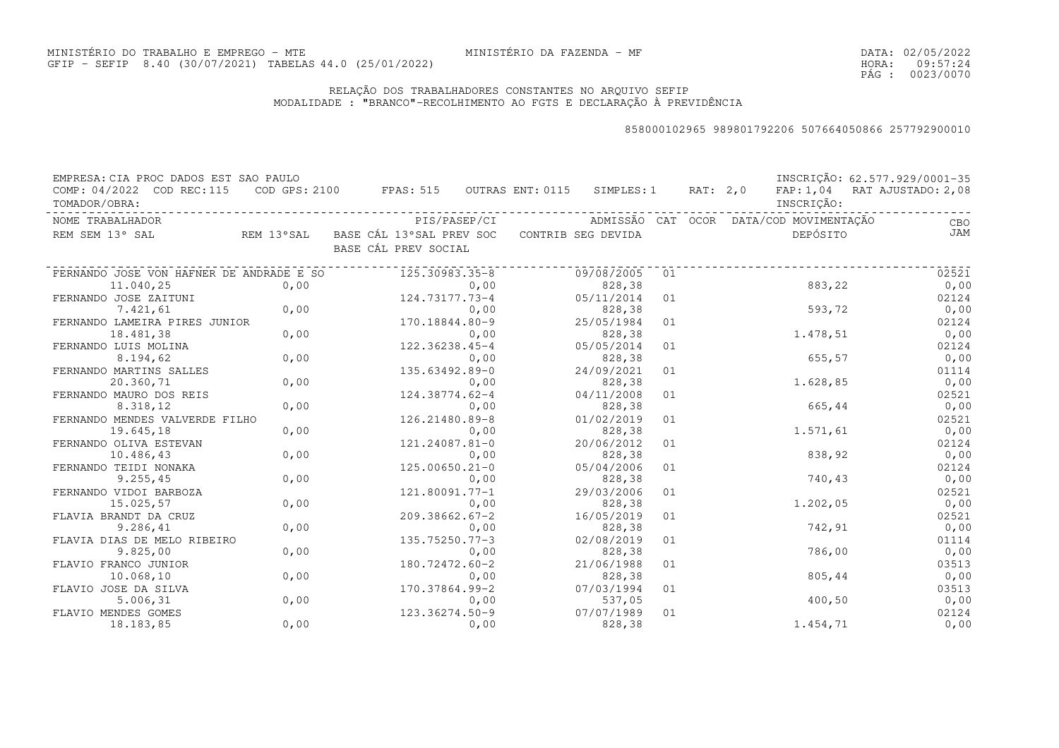MINISTÉRIO DO TRABALHO E EMPREGO - MTE MINISTÉRIO DA FAZENDA - MF
GFIP - SEFIP 8.40 (30/07/2021) TABELAS 44.0 (25/01/2022)

DATA: 02/05/2022
HORA: 09:57:24

## RELAÇÃO DOS TRABALHADORES CONSTANTES NO ARQUIVO SEFIP
MODALIDADE : "BRANCO"-RECOLHIMENTO AO FGTS E DECLARAÇÃO À PREVIDÊNCIA

858000102965 989801792206 507664050866 257792900010

EMPRESA: CIA PROC DADOS EST SAO PAULO — INSCRIÇÃO: 62.577.929/0001-35
COMP: 04/2022 COD REC:115 COD GPS: 2100 FPAS: 515 OUTRAS ENT: 0115 SIMPLES: 1 RAT: 2,0 FAP: 1,04 RAT AJUSTADO: 2,08
TOMADOR/OBRA: INSCRIÇÃO:

| NOME TRABALHADOR / REM SEM 13° SAL | REM 13°SAL | PIS/PASEP/CI / BASE CÁL 13°SAL PREV SOC / BASE CÁL PREV SOCIAL | ADMISSÃO / CONTRIB SEG DEVIDA | CAT | OCOR | DATA/COD MOVIMENTAÇÃO / DEPÓSITO | CBO / JAM |
|---|---|---|---|---|---|---|---|
| FERNANDO JOSE VON HAFNER DE ANDRADE E SO | | 125.30983.35-8 | 09/08/2005 | 01 | | | 02521 |
| 11.040,25 | 0,00 | 0,00 | 828,38 | | | 883,22 | 0,00 |
| FERNANDO JOSE ZAITUNI | | 124.73177.73-4 | 05/11/2014 | 01 | | | 02124 |
| 7.421,61 | 0,00 | 0,00 | 828,38 | | | 593,72 | 0,00 |
| FERNANDO LAMEIRA PIRES JUNIOR | | 170.18844.80-9 | 25/05/1984 | 01 | | | 02124 |
| 18.481,38 | 0,00 | 0,00 | 828,38 | | | 1.478,51 | 0,00 |
| FERNANDO LUIS MOLINA | | 122.36238.45-4 | 05/05/2014 | 01 | | | 02124 |
| 8.194,62 | 0,00 | 0,00 | 828,38 | | | 655,57 | 0,00 |
| FERNANDO MARTINS SALLES | | 135.63492.89-0 | 24/09/2021 | 01 | | | 01114 |
| 20.360,71 | 0,00 | 0,00 | 828,38 | | | 1.628,85 | 0,00 |
| FERNANDO MAURO DOS REIS | | 124.38774.62-4 | 04/11/2008 | 01 | | | 02521 |
| 8.318,12 | 0,00 | 0,00 | 828,38 | | | 665,44 | 0,00 |
| FERNANDO MENDES VALVERDE FILHO | | 126.21480.89-8 | 01/02/2019 | 01 | | | 02521 |
| 19.645,18 | 0,00 | 0,00 | 828,38 | | | 1.571,61 | 0,00 |
| FERNANDO OLIVA ESTEVAN | | 121.24087.81-0 | 20/06/2012 | 01 | | | 02124 |
| 10.486,43 | 0,00 | 0,00 | 828,38 | | | 838,92 | 0,00 |
| FERNANDO TEIDI NONAKA | | 125.00650.21-0 | 05/04/2006 | 01 | | | 02124 |
| 9.255,45 | 0,00 | 0,00 | 828,38 | | | 740,43 | 0,00 |
| FERNANDO VIDOI BARBOZA | | 121.80091.77-1 | 29/03/2006 | 01 | | | 02521 |
| 15.025,57 | 0,00 | 0,00 | 828,38 | | | 1.202,05 | 0,00 |
| FLAVIA BRANDT DA CRUZ | | 209.38662.67-2 | 16/05/2019 | 01 | | | 02521 |
| 9.286,41 | 0,00 | 0,00 | 828,38 | | | 742,91 | 0,00 |
| FLAVIA DIAS DE MELO RIBEIRO | | 135.75250.77-3 | 02/08/2019 | 01 | | | 01114 |
| 9.825,00 | 0,00 | 0,00 | 828,38 | | | 786,00 | 0,00 |
| FLAVIO FRANCO JUNIOR | | 180.72472.60-2 | 21/06/1988 | 01 | | | 03513 |
| 10.068,10 | 0,00 | 0,00 | 828,38 | | | 805,44 | 0,00 |
| FLAVIO JOSE DA SILVA | | 170.37864.99-2 | 07/03/1994 | 01 | | | 03513 |
| 5.006,31 | 0,00 | 0,00 | 537,05 | | | 400,50 | 0,00 |
| FLAVIO MENDES GOMES | | 123.36274.50-9 | 07/07/1989 | 01 | | | 02124 |
| 18.183,85 | 0,00 | 0,00 | 828,38 | | | 1.454,71 | 0,00 |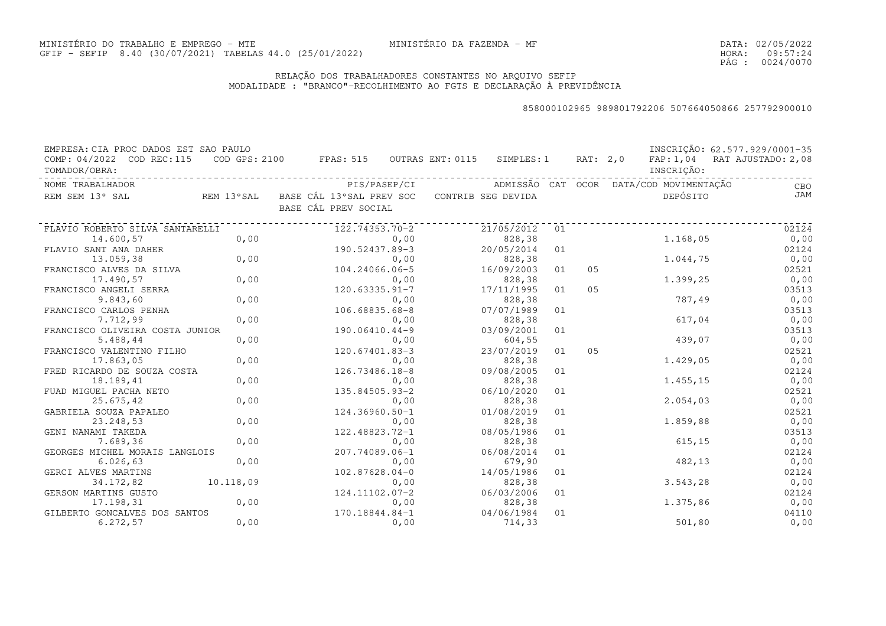MINISTÉRIO DO TRABALHO E EMPREGO - MTE
GFIP - SEFIP 8.40 (30/07/2021) TABELAS 44.0 (25/01/2022)

MINISTÉRIO DA FAZENDA - MF

DATA: 02/05/2022
HORA: 09:57:24

## RELAÇÃO DOS TRABALHADORES CONSTANTES NO ARQUIVO SEFIP
MODALIDADE : "BRANCO"-RECOLHIMENTO AO FGTS E DECLARAÇÃO À PREVIDÊNCIA

858000102965 989801792206 507664050866 257792900010

EMPRESA: CIA PROC DADOS EST SAO PAULO — INSCRIÇÃO: 62.577.929/0001-35
COMP: 04/2022 COD REC:115 COD GPS: 2100 FPAS: 515 OUTRAS ENT: 0115 SIMPLES: 1 RAT: 2,0 FAP: 1,04 RAT AJUSTADO: 2,08
TOMADOR/OBRA: — INSCRIÇÃO:

| NOME TRABALHADOR / REM SEM 13° SAL | REM 13°SAL | PIS/PASEP/CI / BASE CÁL 13°SAL PREV SOC / BASE CÁL PREV SOCIAL | ADMISSÃO / CONTRIB SEG DEVIDA | CAT | OCOR | DATA/COD MOVIMENTAÇÃO / DEPÓSITO | CBO / JAM |
|---|---|---|---|---|---|---|---|
| FLAVIO ROBERTO SILVA SANTARELLI | | 122.74353.70-2 | 21/05/2012 | 01 | | | 02124 |
| 14.600,57 | 0,00 | 0,00 | 828,38 | | | 1.168,05 | 0,00 |
| FLAVIO SANT ANA DAHER | | 190.52437.89-3 | 20/05/2014 | 01 | | | 02124 |
| 13.059,38 | 0,00 | 0,00 | 828,38 | | | 1.044,75 | 0,00 |
| FRANCISCO ALVES DA SILVA | | 104.24066.06-5 | 16/09/2003 | 01 | 05 | | 02521 |
| 17.490,57 | 0,00 | 0,00 | 828,38 | | | 1.399,25 | 0,00 |
| FRANCISCO ANGELI SERRA | | 120.63335.91-7 | 17/11/1995 | 01 | 05 | | 03513 |
| 9.843,60 | 0,00 | 0,00 | 828,38 | | | 787,49 | 0,00 |
| FRANCISCO CARLOS PENHA | | 106.68835.68-8 | 07/07/1989 | 01 | | | 03513 |
| 7.712,99 | 0,00 | 0,00 | 828,38 | | | 617,04 | 0,00 |
| FRANCISCO OLIVEIRA COSTA JUNIOR | | 190.06410.44-9 | 03/09/2001 | 01 | | | 03513 |
| 5.488,44 | 0,00 | 0,00 | 604,55 | | | 439,07 | 0,00 |
| FRANCISCO VALENTINO FILHO | | 120.67401.83-3 | 23/07/2019 | 01 | 05 | | 02521 |
| 17.863,05 | 0,00 | 0,00 | 828,38 | | | 1.429,05 | 0,00 |
| FRED RICARDO DE SOUZA COSTA | | 126.73486.18-8 | 09/08/2005 | 01 | | | 02124 |
| 18.189,41 | 0,00 | 0,00 | 828,38 | | | 1.455,15 | 0,00 |
| FUAD MIGUEL PACHA NETO | | 135.84505.93-2 | 06/10/2020 | 01 | | | 02521 |
| 25.675,42 | 0,00 | 0,00 | 828,38 | | | 2.054,03 | 0,00 |
| GABRIELA SOUZA PAPALEO | | 124.36960.50-1 | 01/08/2019 | 01 | | | 02521 |
| 23.248,53 | 0,00 | 0,00 | 828,38 | | | 1.859,88 | 0,00 |
| GENI NANAMI TAKEDA | | 122.48823.72-1 | 08/05/1986 | 01 | | | 03513 |
| 7.689,36 | 0,00 | 0,00 | 828,38 | | | 615,15 | 0,00 |
| GEORGES MICHEL MORAIS LANGLOIS | | 207.74089.06-1 | 06/08/2014 | 01 | | | 02124 |
| 6.026,63 | 0,00 | 0,00 | 679,90 | | | 482,13 | 0,00 |
| GERCI ALVES MARTINS | | 102.87628.04-0 | 14/05/1986 | 01 | | | 02124 |
| 34.172,82 | 10.118,09 | 0,00 | 828,38 | | | 3.543,28 | 0,00 |
| GERSON MARTINS GUSTO | | 124.11102.07-2 | 06/03/2006 | 01 | | | 02124 |
| 17.198,31 | 0,00 | 0,00 | 828,38 | | | 1.375,86 | 0,00 |
| GILBERTO GONCALVES DOS SANTOS | | 170.18844.84-1 | 04/06/1984 | 01 | | | 04110 |
| 6.272,57 | 0,00 | 0,00 | 714,33 | | | 501,80 | 0,00 |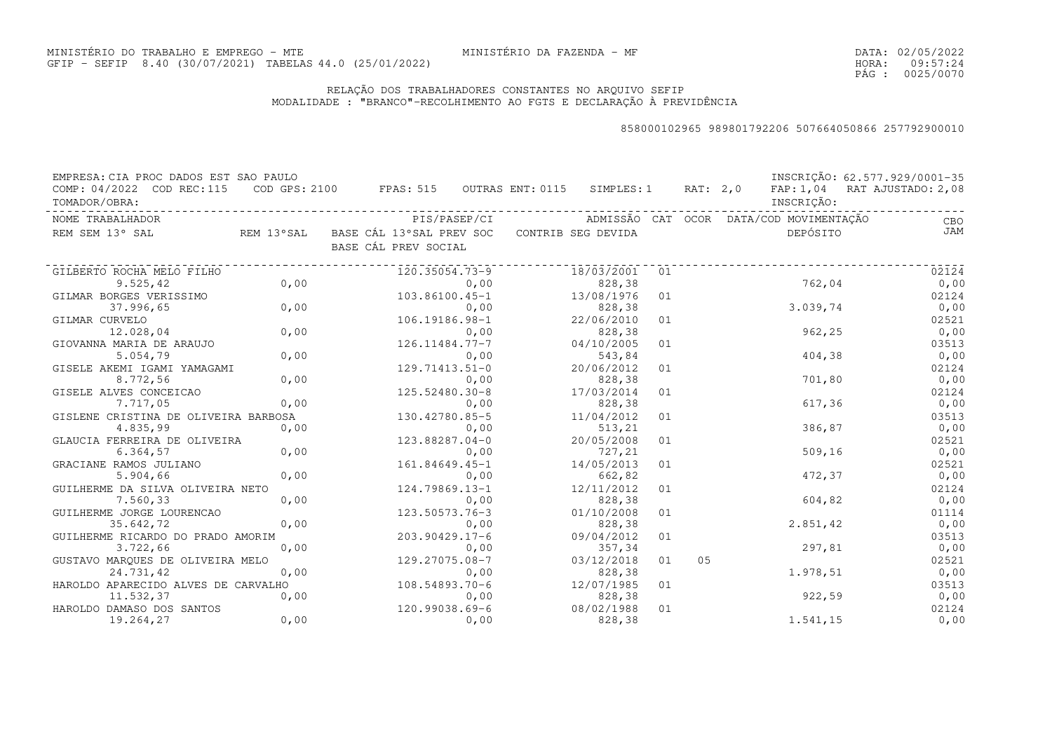MINISTÉRIO DO TRABALHO E EMPREGO - MTE
GFIP - SEFIP 8.40 (30/07/2021) TABELAS 44.0 (25/01/2022)

MINISTÉRIO DA FAZENDA - MF

DATA: 02/05/2022
HORA: 09:57:24

RELAÇÃO DOS TRABALHADORES CONSTANTES NO ARQUIVO SEFIP
MODALIDADE : "BRANCO"-RECOLHIMENTO AO FGTS E DECLARAÇÃO À PREVIDÊNCIA

858000102965 989801792206 507664050866 257792900010

EMPRESA: CIA PROC DADOS EST SAO PAULO — INSCRIÇÃO: 62.577.929/0001-35
COMP: 04/2022 COD REC:115 COD GPS: 2100 FPAS: 515 OUTRAS ENT: 0115 SIMPLES: 1 RAT: 2,0 FAP: 1,04 RAT AJUSTADO: 2,08
TOMADOR/OBRA: — INSCRIÇÃO:

| NOME TRABALHADOR / REM SEM 13º SAL | REM 13ºSAL | PIS/PASEP/CI / BASE CÁL 13ºSAL PREV SOC / BASE CÁL PREV SOCIAL | ADMISSÃO / CONTRIB SEG DEVIDA | CAT | OCOR | DATA/COD MOVIMENTAÇÃO / DEPÓSITO | CBO / JAM |
|---|---|---|---|---|---|---|---|
| GILBERTO ROCHA MELO FILHO | | 120.35054.73-9 | 18/03/2001 | 01 | | | 02124 |
| 9.525,42 | 0,00 | 0,00 | 828,38 | | | 762,04 | 0,00 |
| GILMAR BORGES VERISSIMO | | 103.86100.45-1 | 13/08/1976 | 01 | | | 02124 |
| 37.996,65 | 0,00 | 0,00 | 828,38 | | | 3.039,74 | 0,00 |
| GILMAR CURVELO | | 106.19186.98-1 | 22/06/2010 | 01 | | | 02521 |
| 12.028,04 | 0,00 | 0,00 | 828,38 | | | 962,25 | 0,00 |
| GIOVANNA MARIA DE ARAUJO | | 126.11484.77-7 | 04/10/2005 | 01 | | | 03513 |
| 5.054,79 | 0,00 | 0,00 | 543,84 | | | 404,38 | 0,00 |
| GISELE AKEMI IGAMI YAMAGAMI | | 129.71413.51-0 | 20/06/2012 | 01 | | | 02124 |
| 8.772,56 | 0,00 | 0,00 | 828,38 | | | 701,80 | 0,00 |
| GISELE ALVES CONCEICAO | | 125.52480.30-8 | 17/03/2014 | 01 | | | 02124 |
| 7.717,05 | 0,00 | 0,00 | 828,38 | | | 617,36 | 0,00 |
| GISLENE CRISTINA DE OLIVEIRA BARBOSA | | 130.42780.85-5 | 11/04/2012 | 01 | | | 03513 |
| 4.835,99 | 0,00 | 0,00 | 513,21 | | | 386,87 | 0,00 |
| GLAUCIA FERREIRA DE OLIVEIRA | | 123.88287.04-0 | 20/05/2008 | 01 | | | 02521 |
| 6.364,57 | 0,00 | 0,00 | 727,21 | | | 509,16 | 0,00 |
| GRACIANE RAMOS JULIANO | | 161.84649.45-1 | 14/05/2013 | 01 | | | 02521 |
| 5.904,66 | 0,00 | 0,00 | 662,82 | | | 472,37 | 0,00 |
| GUILHERME DA SILVA OLIVEIRA NETO | | 124.79869.13-1 | 12/11/2012 | 01 | | | 02124 |
| 7.560,33 | 0,00 | 0,00 | 828,38 | | | 604,82 | 0,00 |
| GUILHERME JORGE LOURENCAO | | 123.50573.76-3 | 01/10/2008 | 01 | | | 01114 |
| 35.642,72 | 0,00 | 0,00 | 828,38 | | | 2.851,42 | 0,00 |
| GUILHERME RICARDO DO PRADO AMORIM | | 203.90429.17-6 | 09/04/2012 | 01 | | | 03513 |
| 3.722,66 | 0,00 | 0,00 | 357,34 | | | 297,81 | 0,00 |
| GUSTAVO MARQUES DE OLIVEIRA MELO | | 129.27075.08-7 | 03/12/2018 | 01 | 05 | | 02521 |
| 24.731,42 | 0,00 | 0,00 | 828,38 | | | 1.978,51 | 0,00 |
| HAROLDO APARECIDO ALVES DE CARVALHO | | 108.54893.70-6 | 12/07/1985 | 01 | | | 03513 |
| 11.532,37 | 0,00 | 0,00 | 828,38 | | | 922,59 | 0,00 |
| HAROLDO DAMASO DOS SANTOS | | 120.99038.69-6 | 08/02/1988 | 01 | | | 02124 |
| 19.264,27 | 0,00 | 0,00 | 828,38 | | | 1.541,15 | 0,00 |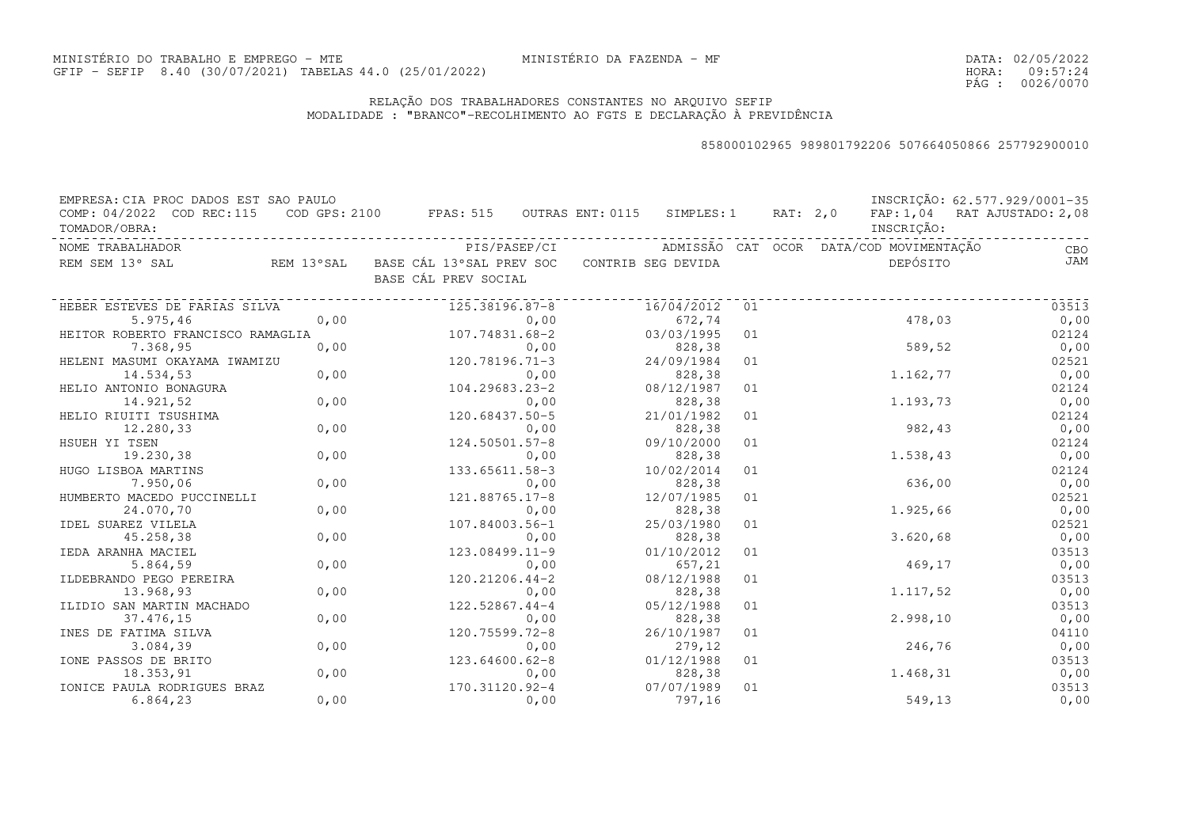MINISTÉRIO DO TRABALHO E EMPREGO - MTE
GFIP - SEFIP 8.40 (30/07/2021) TABELAS 44.0 (25/01/2022)

MINISTÉRIO DA FAZENDA - MF

DATA: 02/05/2022
HORA: 09:57:24

RELAÇÃO DOS TRABALHADORES CONSTANTES NO ARQUIVO SEFIP
MODALIDADE : "BRANCO"-RECOLHIMENTO AO FGTS E DECLARAÇÃO À PREVIDÊNCIA

858000102965 989801792206 507664050866 257792900010

EMPRESA: CIA PROC DADOS EST SAO PAULO — INSCRIÇÃO: 62.577.929/0001-35
COMP: 04/2022 COD REC:115 COD GPS: 2100 FPAS: 515 OUTRAS ENT: 0115 SIMPLES: 1 RAT: 2,0 FAP: 1,04 RAT AJUSTADO: 2,08
TOMADOR/OBRA: — INSCRIÇÃO:

| NOME TRABALHADOR / REM SEM 13º SAL | REM 13ºSAL | PIS/PASEP/CI / BASE CÁL 13ºSAL PREV SOC / BASE CÁL PREV SOCIAL | ADMISSÃO / CONTRIB SEG DEVIDA | CAT | OCOR | DATA/COD MOVIMENTAÇÃO / DEPÓSITO | CBO / JAM |
|---|---|---|---|---|---|---|---|
| HEBER ESTEVES DE FARIAS SILVA | | 125.38196.87-8 | 16/04/2012 | 01 | | | 03513 |
| 5.975,46 | 0,00 | 0,00 | 672,74 | | | 478,03 | 0,00 |
| HEITOR ROBERTO FRANCISCO RAMAGLIA | | 107.74831.68-2 | 03/03/1995 | 01 | | | 02124 |
| 7.368,95 | 0,00 | 0,00 | 828,38 | | | 589,52 | 0,00 |
| HELENI MASUMI OKAYAMA IWAMIZU | | 120.78196.71-3 | 24/09/1984 | 01 | | | 02521 |
| 14.534,53 | 0,00 | 0,00 | 828,38 | | | 1.162,77 | 0,00 |
| HELIO ANTONIO BONAGURA | | 104.29683.23-2 | 08/12/1987 | 01 | | | 02124 |
| 14.921,52 | 0,00 | 0,00 | 828,38 | | | 1.193,73 | 0,00 |
| HELIO RIUITI TSUSHIMA | | 120.68437.50-5 | 21/01/1982 | 01 | | | 02124 |
| 12.280,33 | 0,00 | 0,00 | 828,38 | | | 982,43 | 0,00 |
| HSUEH YI TSEN | | 124.50501.57-8 | 09/10/2000 | 01 | | | 02124 |
| 19.230,38 | 0,00 | 0,00 | 828,38 | | | 1.538,43 | 0,00 |
| HUGO LISBOA MARTINS | | 133.65611.58-3 | 10/02/2014 | 01 | | | 02124 |
| 7.950,06 | 0,00 | 0,00 | 828,38 | | | 636,00 | 0,00 |
| HUMBERTO MACEDO PUCCINELLI | | 121.88765.17-8 | 12/07/1985 | 01 | | | 02521 |
| 24.070,70 | 0,00 | 0,00 | 828,38 | | | 1.925,66 | 0,00 |
| IDEL SUAREZ VILELA | | 107.84003.56-1 | 25/03/1980 | 01 | | | 02521 |
| 45.258,38 | 0,00 | 0,00 | 828,38 | | | 3.620,68 | 0,00 |
| IEDA ARANHA MACIEL | | 123.08499.11-9 | 01/10/2012 | 01 | | | 03513 |
| 5.864,59 | 0,00 | 0,00 | 657,21 | | | 469,17 | 0,00 |
| ILDEBRANDO PEGO PEREIRA | | 120.21206.44-2 | 08/12/1988 | 01 | | | 03513 |
| 13.968,93 | 0,00 | 0,00 | 828,38 | | | 1.117,52 | 0,00 |
| ILIDIO SAN MARTIN MACHADO | | 122.52867.44-4 | 05/12/1988 | 01 | | | 03513 |
| 37.476,15 | 0,00 | 0,00 | 828,38 | | | 2.998,10 | 0,00 |
| INES DE FATIMA SILVA | | 120.75599.72-8 | 26/10/1987 | 01 | | | 04110 |
| 3.084,39 | 0,00 | 0,00 | 279,12 | | | 246,76 | 0,00 |
| IONE PASSOS DE BRITO | | 123.64600.62-8 | 01/12/1988 | 01 | | | 03513 |
| 18.353,91 | 0,00 | 0,00 | 828,38 | | | 1.468,31 | 0,00 |
| IONICE PAULA RODRIGUES BRAZ | | 170.31120.92-4 | 07/07/1989 | 01 | | | 03513 |
| 6.864,23 | 0,00 | 0,00 | 797,16 | | | 549,13 | 0,00 |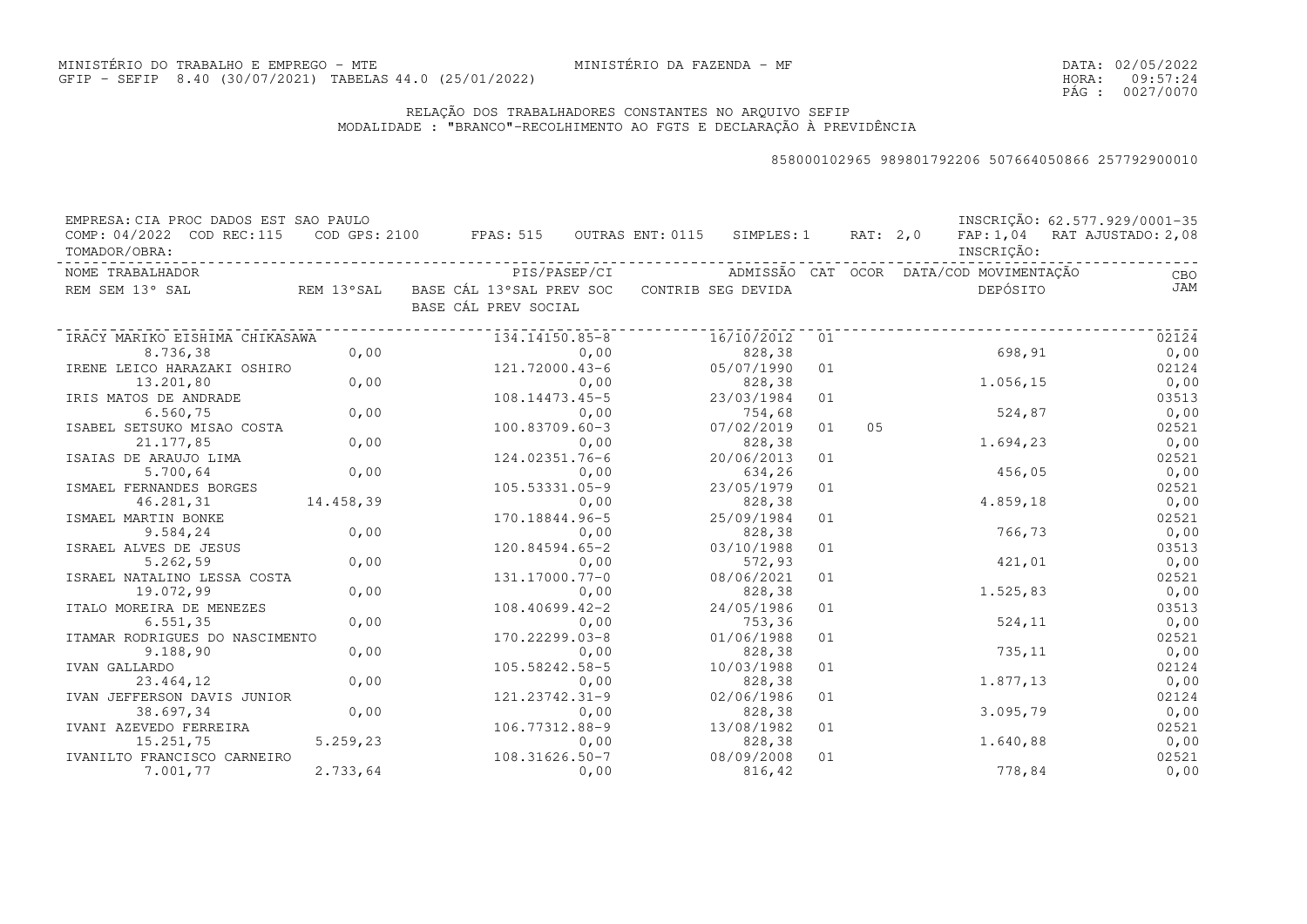MINISTÉRIO DO TRABALHO E EMPREGO - MTE
GFIP - SEFIP 8.40 (30/07/2021) TABELAS 44.0 (25/01/2022)

MINISTÉRIO DA FAZENDA - MF

DATA: 02/05/2022
HORA: 09:57:24

## RELAÇÃO DOS TRABALHADORES CONSTANTES NO ARQUIVO SEFIP
MODALIDADE : "BRANCO"-RECOLHIMENTO AO FGTS E DECLARAÇÃO À PREVIDÊNCIA

858000102965 989801792206 507664050866 257792900010

EMPRESA: CIA PROC DADOS EST SAO PAULO — INSCRIÇÃO: 62.577.929/0001-35
COMP: 04/2022 COD REC:115 COD GPS: 2100 FPAS: 515 OUTRAS ENT: 0115 SIMPLES: 1 RAT: 2,0 FAP: 1,04 RAT AJUSTADO: 2,08
TOMADOR/OBRA: — INSCRIÇÃO:

| NOME TRABALHADOR / REM SEM 13º SAL | REM 13ºSAL | PIS/PASEP/CI / BASE CÁL 13ºSAL PREV SOC / BASE CÁL PREV SOCIAL | ADMISSÃO / CONTRIB SEG DEVIDA | CAT | OCOR | DATA/COD MOVIMENTAÇÃO / DEPÓSITO | CBO / JAM |
|---|---|---|---|---|---|---|---|
| IRACY MARIKO EISHIMA CHIKASAWA | | 134.14150.85-8 | 16/10/2012 | 01 | | | 02124 |
| 8.736,38 | 0,00 | 0,00 | 828,38 | | | 698,91 | 0,00 |
| IRENE LEICO HARAZAKI OSHIRO | | 121.72000.43-6 | 05/07/1990 | 01 | | | 02124 |
| 13.201,80 | 0,00 | 0,00 | 828,38 | | | 1.056,15 | 0,00 |
| IRIS MATOS DE ANDRADE | | 108.14473.45-5 | 23/03/1984 | 01 | | | 03513 |
| 6.560,75 | 0,00 | 0,00 | 754,68 | | | 524,87 | 0,00 |
| ISABEL SETSUKO MISAO COSTA | | 100.83709.60-3 | 07/02/2019 | 01 | 05 | | 02521 |
| 21.177,85 | 0,00 | 0,00 | 828,38 | | | 1.694,23 | 0,00 |
| ISAIAS DE ARAUJO LIMA | | 124.02351.76-6 | 20/06/2013 | 01 | | | 02521 |
| 5.700,64 | 0,00 | 0,00 | 634,26 | | | 456,05 | 0,00 |
| ISMAEL FERNANDES BORGES | | 105.53331.05-9 | 23/05/1979 | 01 | | | 02521 |
| 46.281,31 | 14.458,39 | 0,00 | 828,38 | | | 4.859,18 | 0,00 |
| ISMAEL MARTIN BONKE | | 170.18844.96-5 | 25/09/1984 | 01 | | | 02521 |
| 9.584,24 | 0,00 | 0,00 | 828,38 | | | 766,73 | 0,00 |
| ISRAEL ALVES DE JESUS | | 120.84594.65-2 | 03/10/1988 | 01 | | | 03513 |
| 5.262,59 | 0,00 | 0,00 | 572,93 | | | 421,01 | 0,00 |
| ISRAEL NATALINO LESSA COSTA | | 131.17000.77-0 | 08/06/2021 | 01 | | | 02521 |
| 19.072,99 | 0,00 | 0,00 | 828,38 | | | 1.525,83 | 0,00 |
| ITALO MOREIRA DE MENEZES | | 108.40699.42-2 | 24/05/1986 | 01 | | | 03513 |
| 6.551,35 | 0,00 | 0,00 | 753,36 | | | 524,11 | 0,00 |
| ITAMAR RODRIGUES DO NASCIMENTO | | 170.22299.03-8 | 01/06/1988 | 01 | | | 02521 |
| 9.188,90 | 0,00 | 0,00 | 828,38 | | | 735,11 | 0,00 |
| IVAN GALLARDO | | 105.58242.58-5 | 10/03/1988 | 01 | | | 02124 |
| 23.464,12 | 0,00 | 0,00 | 828,38 | | | 1.877,13 | 0,00 |
| IVAN JEFFERSON DAVIS JUNIOR | | 121.23742.31-9 | 02/06/1986 | 01 | | | 02124 |
| 38.697,34 | 0,00 | 0,00 | 828,38 | | | 3.095,79 | 0,00 |
| IVANI AZEVEDO FERREIRA | | 106.77312.88-9 | 13/08/1982 | 01 | | | 02521 |
| 15.251,75 | 5.259,23 | 0,00 | 828,38 | | | 1.640,88 | 0,00 |
| IVANILTO FRANCISCO CARNEIRO | | 108.31626.50-7 | 08/09/2008 | 01 | | | 02521 |
| 7.001,77 | 2.733,64 | 0,00 | 816,42 | | | 778,84 | 0,00 |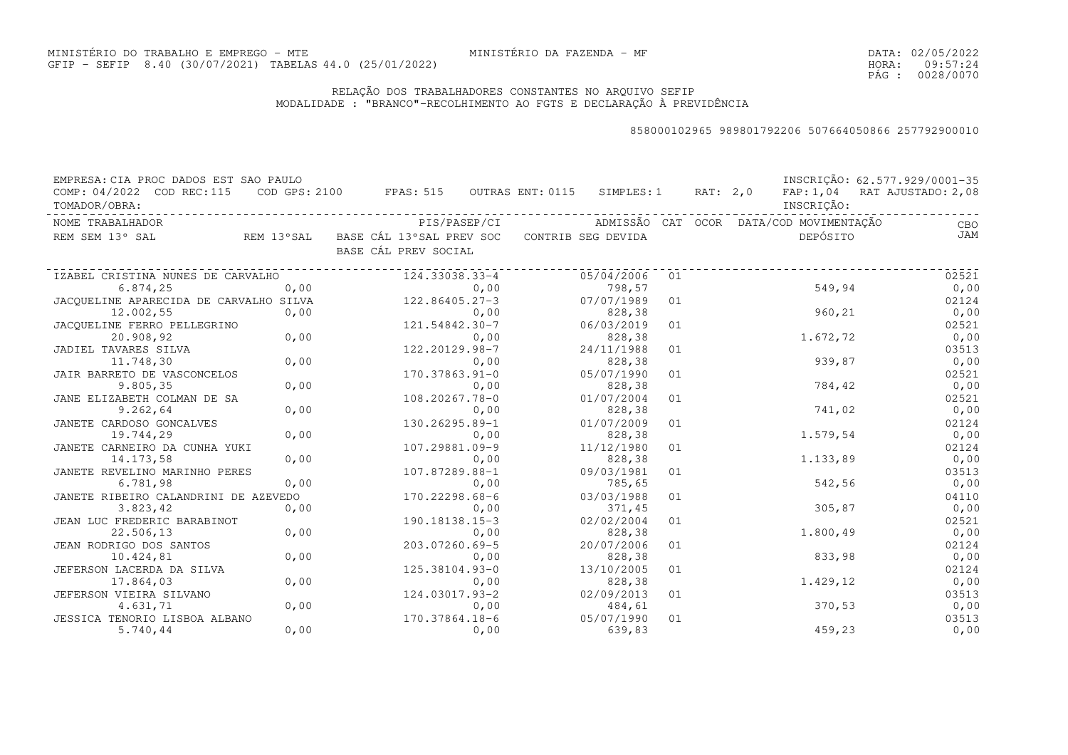MINISTÉRIO DO TRABALHO E EMPREGO - MTE　　　　　　MINISTÉRIO DA FAZENDA - MF　　　　　　DATA: 02/05/2022
GFIP - SEFIP 8.40 (30/07/2021) TABELAS 44.0 (25/01/2022)　　　　　　HORA: 09:57:24
PÁG : 0028/0070

## RELAÇÃO DOS TRABALHADORES CONSTANTES NO ARQUIVO SEFIP
MODALIDADE : "BRANCO"-RECOLHIMENTO AO FGTS E DECLARAÇÃO À PREVIDÊNCIA

858000102965 989801792206 507664050866 257792900010

EMPRESA: CIA PROC DADOS EST SAO PAULO　　　　INSCRIÇÃO: 62.577.929/0001-35
COMP: 04/2022 COD REC:115 COD GPS: 2100 FPAS: 515 OUTRAS ENT: 0115 SIMPLES: 1 RAT: 2,0 FAP: 1,04 RAT AJUSTADO: 2,08
TOMADOR/OBRA:　　　　INSCRIÇÃO:

| NOME TRABALHADOR / REM SEM 13º SAL | REM 13ºSAL | PIS/PASEP/CI / BASE CÁL 13ºSAL PREV SOC / BASE CÁL PREV SOCIAL | ADMISSÃO / CONTRIB SEG DEVIDA | CAT | OCOR | DATA/COD MOVIMENTAÇÃO / DEPÓSITO | CBO / JAM |
|---|---|---|---|---|---|---|---|
| IZABEL CRISTINA NUNES DE CARVALHO | | 124.33038.33-4 | 05/04/2006 | 01 | | | 02521 |
| 6.874,25 | 0,00 | 0,00 | 798,57 | | | 549,94 | 0,00 |
| JACQUELINE APARECIDA DE CARVALHO SILVA | | 122.86405.27-3 | 07/07/1989 | 01 | | | 02124 |
| 12.002,55 | 0,00 | 0,00 | 828,38 | | | 960,21 | 0,00 |
| JACQUELINE FERRO PELLEGRINO | | 121.54842.30-7 | 06/03/2019 | 01 | | | 02521 |
| 20.908,92 | 0,00 | 0,00 | 828,38 | | | 1.672,72 | 0,00 |
| JADIEL TAVARES SILVA | | 122.20129.98-7 | 24/11/1988 | 01 | | | 03513 |
| 11.748,30 | 0,00 | 0,00 | 828,38 | | | 939,87 | 0,00 |
| JAIR BARRETO DE VASCONCELOS | | 170.37863.91-0 | 05/07/1990 | 01 | | | 02521 |
| 9.805,35 | 0,00 | 0,00 | 828,38 | | | 784,42 | 0,00 |
| JANE ELIZABETH COLMAN DE SA | | 108.20267.78-0 | 01/07/2004 | 01 | | | 02521 |
| 9.262,64 | 0,00 | 0,00 | 828,38 | | | 741,02 | 0,00 |
| JANETE CARDOSO GONCALVES | | 130.26295.89-1 | 01/07/2009 | 01 | | | 02124 |
| 19.744,29 | 0,00 | 0,00 | 828,38 | | | 1.579,54 | 0,00 |
| JANETE CARNEIRO DA CUNHA YUKI | | 107.29881.09-9 | 11/12/1980 | 01 | | | 02124 |
| 14.173,58 | 0,00 | 0,00 | 828,38 | | | 1.133,89 | 0,00 |
| JANETE REVELINO MARINHO PERES | | 107.87289.88-1 | 09/03/1981 | 01 | | | 03513 |
| 6.781,98 | 0,00 | 0,00 | 785,65 | | | 542,56 | 0,00 |
| JANETE RIBEIRO CALANDRINI DE AZEVEDO | | 170.22298.68-6 | 03/03/1988 | 01 | | | 04110 |
| 3.823,42 | 0,00 | 0,00 | 371,45 | | | 305,87 | 0,00 |
| JEAN LUC FREDERIC BARABINOT | | 190.18138.15-3 | 02/02/2004 | 01 | | | 02521 |
| 22.506,13 | 0,00 | 0,00 | 828,38 | | | 1.800,49 | 0,00 |
| JEAN RODRIGO DOS SANTOS | | 203.07260.69-5 | 20/07/2006 | 01 | | | 02124 |
| 10.424,81 | 0,00 | 0,00 | 828,38 | | | 833,98 | 0,00 |
| JEFERSON LACERDA DA SILVA | | 125.38104.93-0 | 13/10/2005 | 01 | | | 02124 |
| 17.864,03 | 0,00 | 0,00 | 828,38 | | | 1.429,12 | 0,00 |
| JEFERSON VIEIRA SILVANO | | 124.03017.93-2 | 02/09/2013 | 01 | | | 03513 |
| 4.631,71 | 0,00 | 0,00 | 484,61 | | | 370,53 | 0,00 |
| JESSICA TENORIO LISBOA ALBANO | | 170.37864.18-6 | 05/07/1990 | 01 | | | 03513 |
| 5.740,44 | 0,00 | 0,00 | 639,83 | | | 459,23 | 0,00 |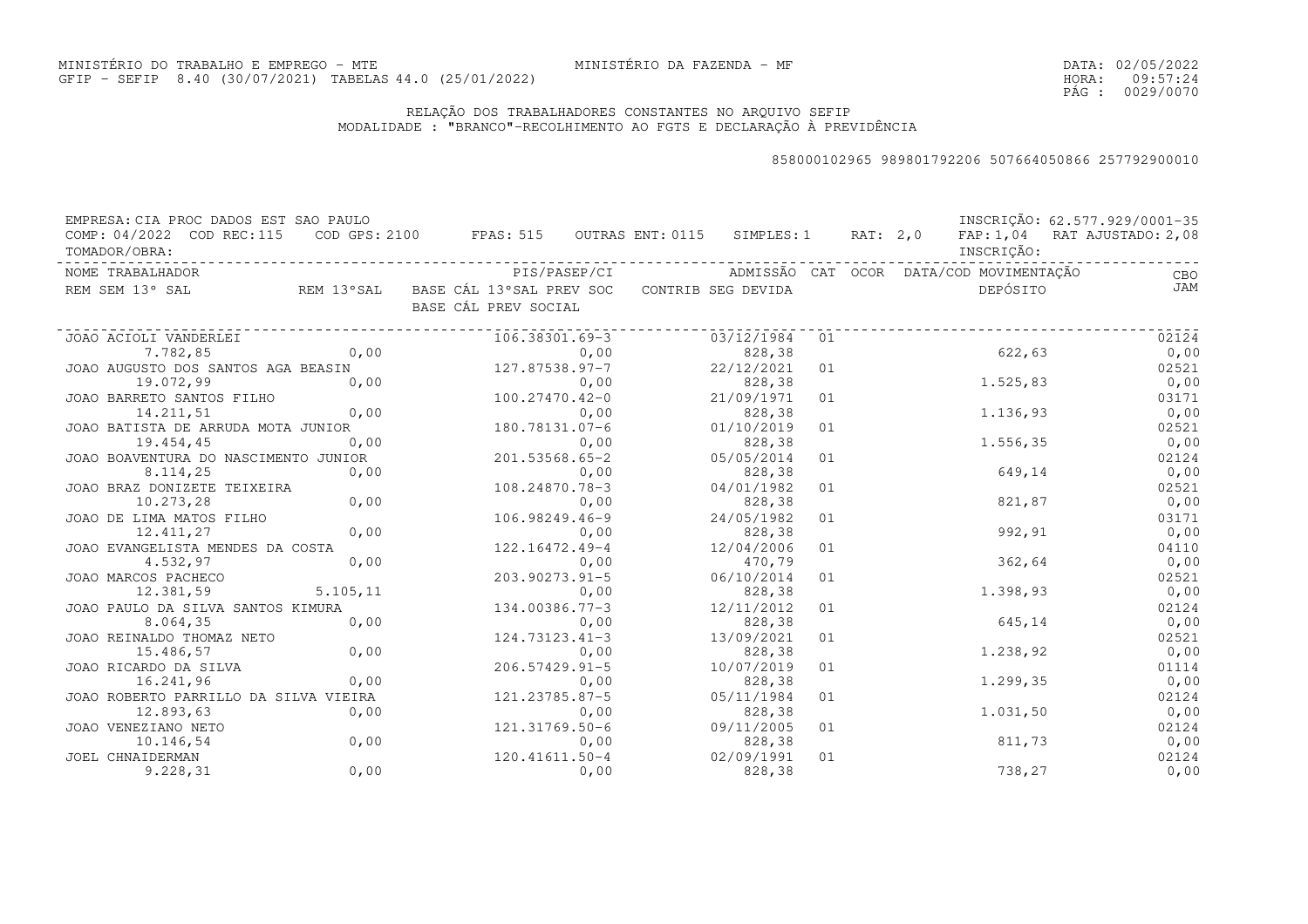MINISTÉRIO DO TRABALHO E EMPREGO - MTE
GFIP - SEFIP 8.40 (30/07/2021) TABELAS 44.0 (25/01/2022)

MINISTÉRIO DA FAZENDA - MF

DATA: 02/05/2022
HORA: 09:57:24

RELAÇÃO DOS TRABALHADORES CONSTANTES NO ARQUIVO SEFIP
MODALIDADE : "BRANCO"-RECOLHIMENTO AO FGTS E DECLARAÇÃO À PREVIDÊNCIA

858000102965 989801792206 507664050866 257792900010

EMPRESA: CIA PROC DADOS EST SAO PAULO — INSCRIÇÃO: 62.577.929/0001-35
COMP: 04/2022 COD REC:115 COD GPS: 2100 FPAS: 515 OUTRAS ENT: 0115 SIMPLES: 1 RAT: 2,0 FAP: 1,04 RAT AJUSTADO: 2,08
TOMADOR/OBRA: INSCRIÇÃO:

| NOME TRABALHADOR / REM SEM 13° SAL | REM 13°SAL | PIS/PASEP/CI / BASE CÁL 13°SAL PREV SOC / BASE CÁL PREV SOCIAL | ADMISSÃO / CONTRIB SEG DEVIDA | CAT | OCOR | DATA/COD MOVIMENTAÇÃO / DEPÓSITO | CBO / JAM |
|---|---|---|---|---|---|---|---|
| JOAO ACIOLI VANDERLEI | | 106.38301.69-3 | 03/12/1984 | 01 | | | 02124 |
| 7.782,85 | 0,00 | 0,00 | 828,38 | | | 622,63 | 0,00 |
| JOAO AUGUSTO DOS SANTOS AGA BEASIN | | 127.87538.97-7 | 22/12/2021 | 01 | | | 02521 |
| 19.072,99 | 0,00 | 0,00 | 828,38 | | | 1.525,83 | 0,00 |
| JOAO BARRETO SANTOS FILHO | | 100.27470.42-0 | 21/09/1971 | 01 | | | 03171 |
| 14.211,51 | 0,00 | 0,00 | 828,38 | | | 1.136,93 | 0,00 |
| JOAO BATISTA DE ARRUDA MOTA JUNIOR | | 180.78131.07-6 | 01/10/2019 | 01 | | | 02521 |
| 19.454,45 | 0,00 | 0,00 | 828,38 | | | 1.556,35 | 0,00 |
| JOAO BOAVENTURA DO NASCIMENTO JUNIOR | | 201.53568.65-2 | 05/05/2014 | 01 | | | 02124 |
| 8.114,25 | 0,00 | 0,00 | 828,38 | | | 649,14 | 0,00 |
| JOAO BRAZ DONIZETE TEIXEIRA | | 108.24870.78-3 | 04/01/1982 | 01 | | | 02521 |
| 10.273,28 | 0,00 | 0,00 | 828,38 | | | 821,87 | 0,00 |
| JOAO DE LIMA MATOS FILHO | | 106.98249.46-9 | 24/05/1982 | 01 | | | 03171 |
| 12.411,27 | 0,00 | 0,00 | 828,38 | | | 992,91 | 0,00 |
| JOAO EVANGELISTA MENDES DA COSTA | | 122.16472.49-4 | 12/04/2006 | 01 | | | 04110 |
| 4.532,97 | 0,00 | 0,00 | 470,79 | | | 362,64 | 0,00 |
| JOAO MARCOS PACHECO | | 203.90273.91-5 | 06/10/2014 | 01 | | | 02521 |
| 12.381,59 | 5.105,11 | 0,00 | 828,38 | | | 1.398,93 | 0,00 |
| JOAO PAULO DA SILVA SANTOS KIMURA | | 134.00386.77-3 | 12/11/2012 | 01 | | | 02124 |
| 8.064,35 | 0,00 | 0,00 | 828,38 | | | 645,14 | 0,00 |
| JOAO REINALDO THOMAZ NETO | | 124.73123.41-3 | 13/09/2021 | 01 | | | 02521 |
| 15.486,57 | 0,00 | 0,00 | 828,38 | | | 1.238,92 | 0,00 |
| JOAO RICARDO DA SILVA | | 206.57429.91-5 | 10/07/2019 | 01 | | | 01114 |
| 16.241,96 | 0,00 | 0,00 | 828,38 | | | 1.299,35 | 0,00 |
| JOAO ROBERTO PARRILLO DA SILVA VIEIRA | | 121.23785.87-5 | 05/11/1984 | 01 | | | 02124 |
| 12.893,63 | 0,00 | 0,00 | 828,38 | | | 1.031,50 | 0,00 |
| JOAO VENEZIANO NETO | | 121.31769.50-6 | 09/11/2005 | 01 | | | 02124 |
| 10.146,54 | 0,00 | 0,00 | 828,38 | | | 811,73 | 0,00 |
| JOEL CHNAIDERMAN | | 120.41611.50-4 | 02/09/1991 | 01 | | | 02124 |
| 9.228,31 | 0,00 | 0,00 | 828,38 | | | 738,27 | 0,00 |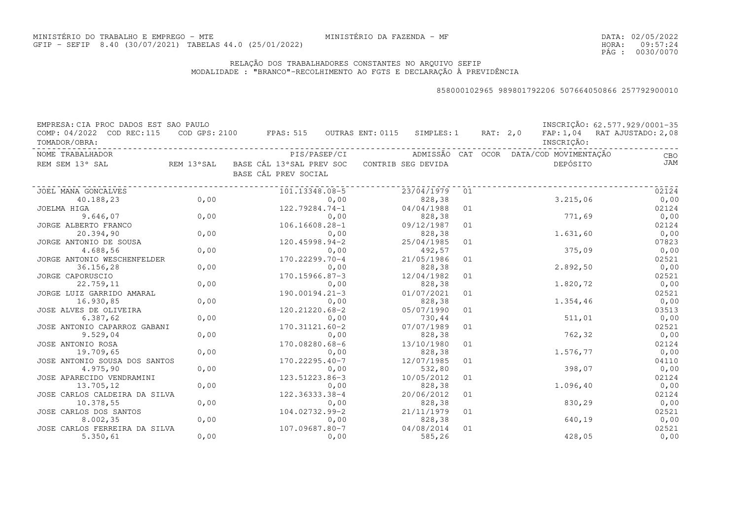MINISTÉRIO DO TRABALHO E EMPREGO - MTE
GFIP - SEFIP 8.40 (30/07/2021) TABELAS 44.0 (25/01/2022)

MINISTÉRIO DA FAZENDA - MF

DATA: 02/05/2022
HORA: 09:57:24

## RELAÇÃO DOS TRABALHADORES CONSTANTES NO ARQUIVO SEFIP
MODALIDADE : "BRANCO"-RECOLHIMENTO AO FGTS E DECLARAÇÃO À PREVIDÊNCIA

858000102965 989801792206 507664050866 257792900010

EMPRESA: CIA PROC DADOS EST SAO PAULO — INSCRIÇÃO: 62.577.929/0001-35
COMP: 04/2022 COD REC:115 COD GPS: 2100 FPAS: 515 OUTRAS ENT: 0115 SIMPLES: 1 RAT: 2,0 FAP: 1,04 RAT AJUSTADO: 2,08
TOMADOR/OBRA: — INSCRIÇÃO:

| NOME TRABALHADOR / REM SEM 13° SAL | REM 13°SAL | PIS/PASEP/CI / BASE CÁL 13°SAL PREV SOC / BASE CÁL PREV SOCIAL | ADMISSÃO / CONTRIB SEG DEVIDA | CAT | OCOR | DATA/COD MOVIMENTAÇÃO / DEPÓSITO | CBO / JAM |
|---|---|---|---|---|---|---|---|
| JOEL MANA GONCALVES | | 101.13348.08-5 | 23/04/1979 | 01 | | | 02124 |
| 40.188,23 | 0,00 | 0,00 | 828,38 | | | 3.215,06 | 0,00 |
| JOELMA HIGA | | 122.79284.74-1 | 04/04/1988 | 01 | | | 02124 |
| 9.646,07 | 0,00 | 0,00 | 828,38 | | | 771,69 | 0,00 |
| JORGE ALBERTO FRANCO | | 106.16608.28-1 | 09/12/1987 | 01 | | | 02124 |
| 20.394,90 | 0,00 | 0,00 | 828,38 | | | 1.631,60 | 0,00 |
| JORGE ANTONIO DE SOUSA | | 120.45998.94-2 | 25/04/1985 | 01 | | | 07823 |
| 4.688,56 | 0,00 | 0,00 | 492,57 | | | 375,09 | 0,00 |
| JORGE ANTONIO WESCHENFELDER | | 170.22299.70-4 | 21/05/1986 | 01 | | | 02521 |
| 36.156,28 | 0,00 | 0,00 | 828,38 | | | 2.892,50 | 0,00 |
| JORGE CAPORUSCIO | | 170.15966.87-3 | 12/04/1982 | 01 | | | 02521 |
| 22.759,11 | 0,00 | 0,00 | 828,38 | | | 1.820,72 | 0,00 |
| JORGE LUIZ GARRIDO AMARAL | | 190.00194.21-3 | 01/07/2021 | 01 | | | 02521 |
| 16.930,85 | 0,00 | 0,00 | 828,38 | | | 1.354,46 | 0,00 |
| JOSE ALVES DE OLIVEIRA | | 120.21220.68-2 | 05/07/1990 | 01 | | | 03513 |
| 6.387,62 | 0,00 | 0,00 | 730,44 | | | 511,01 | 0,00 |
| JOSE ANTONIO CAPARROZ GABANI | | 170.31121.60-2 | 07/07/1989 | 01 | | | 02521 |
| 9.529,04 | 0,00 | 0,00 | 828,38 | | | 762,32 | 0,00 |
| JOSE ANTONIO ROSA | | 170.08280.68-6 | 13/10/1980 | 01 | | | 02124 |
| 19.709,65 | 0,00 | 0,00 | 828,38 | | | 1.576,77 | 0,00 |
| JOSE ANTONIO SOUSA DOS SANTOS | | 170.22295.40-7 | 12/07/1985 | 01 | | | 04110 |
| 4.975,90 | 0,00 | 0,00 | 532,80 | | | 398,07 | 0,00 |
| JOSE APARECIDO VENDRAMINI | | 123.51223.86-3 | 10/05/2012 | 01 | | | 02124 |
| 13.705,12 | 0,00 | 0,00 | 828,38 | | | 1.096,40 | 0,00 |
| JOSE CARLOS CALDEIRA DA SILVA | | 122.36333.38-4 | 20/06/2012 | 01 | | | 02124 |
| 10.378,55 | 0,00 | 0,00 | 828,38 | | | 830,29 | 0,00 |
| JOSE CARLOS DOS SANTOS | | 104.02732.99-2 | 21/11/1979 | 01 | | | 02521 |
| 8.002,35 | 0,00 | 0,00 | 828,38 | | | 640,19 | 0,00 |
| JOSE CARLOS FERREIRA DA SILVA | | 107.09687.80-7 | 04/08/2014 | 01 | | | 02521 |
| 5.350,61 | 0,00 | 0,00 | 585,26 | | | 428,05 | 0,00 |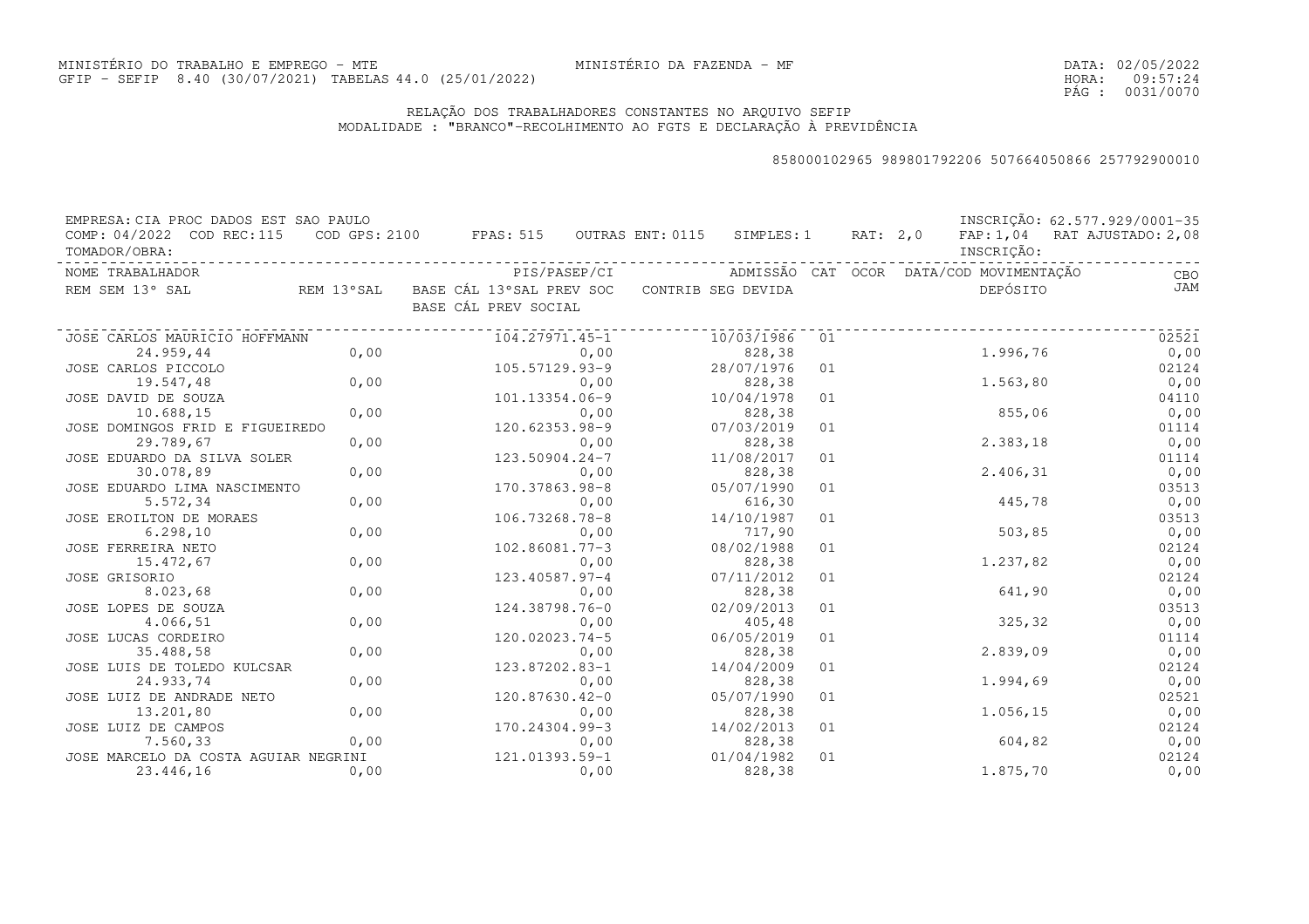MINISTÉRIO DO TRABALHO E EMPREGO - MTE
GFIP - SEFIP 8.40 (30/07/2021) TABELAS 44.0 (25/01/2022)

MINISTÉRIO DA FAZENDA - MF

DATA: 02/05/2022
HORA: 09:57:24
PÁG : 0031/0070

RELAÇÃO DOS TRABALHADORES CONSTANTES NO ARQUIVO SEFIP
MODALIDADE : "BRANCO"-RECOLHIMENTO AO FGTS E DECLARAÇÃO À PREVIDÊNCIA

858000102965 989801792206 507664050866 257792900010

EMPRESA: CIA PROC DADOS EST SAO PAULO — INSCRIÇÃO: 62.577.929/0001-35
COMP: 04/2022 COD REC:115 COD GPS: 2100 FPAS: 515 OUTRAS ENT: 0115 SIMPLES: 1 RAT: 2,0 FAP: 1,04 RAT AJUSTADO: 2,08
TOMADOR/OBRA: — INSCRIÇÃO:

| NOME TRABALHADOR / REM SEM 13° SAL | REM 13°SAL | PIS/PASEP/CI / BASE CÁL 13°SAL PREV SOC / BASE CÁL PREV SOCIAL | ADMISSÃO / CONTRIB SEG DEVIDA | CAT | OCOR | DATA/COD MOVIMENTAÇÃO / DEPÓSITO | CBO / JAM |
|---|---|---|---|---|---|---|---|
| JOSE CARLOS MAURICIO HOFFMANN | | 104.27971.45-1 | 10/03/1986 | 01 | | | 02521 |
| 24.959,44 | 0,00 | 0,00 | 828,38 | | | 1.996,76 | 0,00 |
| JOSE CARLOS PICCOLO | | 105.57129.93-9 | 28/07/1976 | 01 | | | 02124 |
| 19.547,48 | 0,00 | 0,00 | 828,38 | | | 1.563,80 | 0,00 |
| JOSE DAVID DE SOUZA | | 101.13354.06-9 | 10/04/1978 | 01 | | | 04110 |
| 10.688,15 | 0,00 | 0,00 | 828,38 | | | 855,06 | 0,00 |
| JOSE DOMINGOS FRID E FIGUEIREDO | | 120.62353.98-9 | 07/03/2019 | 01 | | | 01114 |
| 29.789,67 | 0,00 | 0,00 | 828,38 | | | 2.383,18 | 0,00 |
| JOSE EDUARDO DA SILVA SOLER | | 123.50904.24-7 | 11/08/2017 | 01 | | | 01114 |
| 30.078,89 | 0,00 | 0,00 | 828,38 | | | 2.406,31 | 0,00 |
| JOSE EDUARDO LIMA NASCIMENTO | | 170.37863.98-8 | 05/07/1990 | 01 | | | 03513 |
| 5.572,34 | 0,00 | 0,00 | 616,30 | | | 445,78 | 0,00 |
| JOSE EROILTON DE MORAES | | 106.73268.78-8 | 14/10/1987 | 01 | | | 03513 |
| 6.298,10 | 0,00 | 0,00 | 717,90 | | | 503,85 | 0,00 |
| JOSE FERREIRA NETO | | 102.86081.77-3 | 08/02/1988 | 01 | | | 02124 |
| 15.472,67 | 0,00 | 0,00 | 828,38 | | | 1.237,82 | 0,00 |
| JOSE GRISORIO | | 123.40587.97-4 | 07/11/2012 | 01 | | | 02124 |
| 8.023,68 | 0,00 | 0,00 | 828,38 | | | 641,90 | 0,00 |
| JOSE LOPES DE SOUZA | | 124.38798.76-0 | 02/09/2013 | 01 | | | 03513 |
| 4.066,51 | 0,00 | 0,00 | 405,48 | | | 325,32 | 0,00 |
| JOSE LUCAS CORDEIRO | | 120.02023.74-5 | 06/05/2019 | 01 | | | 01114 |
| 35.488,58 | 0,00 | 0,00 | 828,38 | | | 2.839,09 | 0,00 |
| JOSE LUIS DE TOLEDO KULCSAR | | 123.87202.83-1 | 14/04/2009 | 01 | | | 02124 |
| 24.933,74 | 0,00 | 0,00 | 828,38 | | | 1.994,69 | 0,00 |
| JOSE LUIZ DE ANDRADE NETO | | 120.87630.42-0 | 05/07/1990 | 01 | | | 02521 |
| 13.201,80 | 0,00 | 0,00 | 828,38 | | | 1.056,15 | 0,00 |
| JOSE LUIZ DE CAMPOS | | 170.24304.99-3 | 14/02/2013 | 01 | | | 02124 |
| 7.560,33 | 0,00 | 0,00 | 828,38 | | | 604,82 | 0,00 |
| JOSE MARCELO DA COSTA AGUIAR NEGRINI | | 121.01393.59-1 | 01/04/1982 | 01 | | | 02124 |
| 23.446,16 | 0,00 | 0,00 | 828,38 | | | 1.875,70 | 0,00 |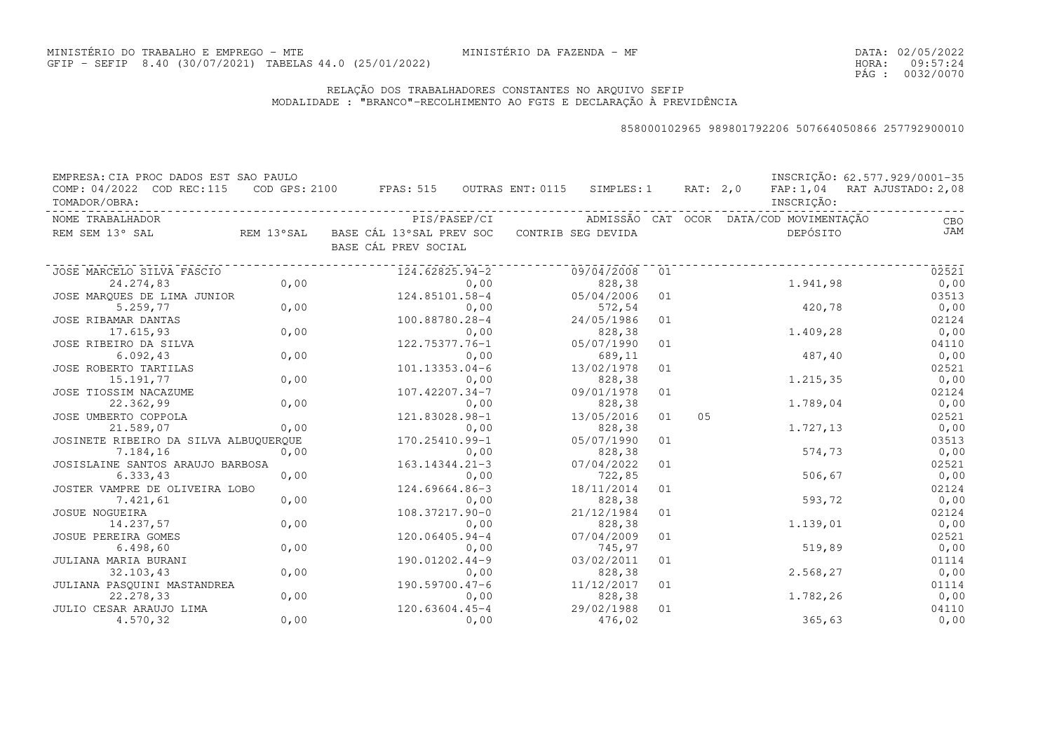MINISTÉRIO DO TRABALHO E EMPREGO - MTE
GFIP - SEFIP 8.40 (30/07/2021) TABELAS 44.0 (25/01/2022)

MINISTÉRIO DA FAZENDA - MF

DATA: 02/05/2022
HORA: 09:57:24

## RELAÇÃO DOS TRABALHADORES CONSTANTES NO ARQUIVO SEFIP
MODALIDADE : "BRANCO"-RECOLHIMENTO AO FGTS E DECLARAÇÃO À PREVIDÊNCIA

858000102965 989801792206 507664050866 257792900010

EMPRESA: CIA PROC DADOS EST SAO PAULO — INSCRIÇÃO: 62.577.929/0001-35
COMP: 04/2022 COD REC:115 COD GPS: 2100 FPAS: 515 OUTRAS ENT: 0115 SIMPLES: 1 RAT: 2,0 FAP: 1,04 RAT AJUSTADO: 2,08
TOMADOR/OBRA: — INSCRIÇÃO:

| NOME TRABALHADOR / REM SEM 13º SAL | REM 13ºSAL | PIS/PASEP/CI / BASE CÁL 13ºSAL PREV SOC / BASE CÁL PREV SOCIAL | ADMISSÃO / CONTRIB SEG DEVIDA | CAT | OCOR | DATA/COD MOVIMENTAÇÃO / DEPÓSITO | CBO / JAM |
|---|---|---|---|---|---|---|---|
| JOSE MARCELO SILVA FASCIO | | 124.62825.94-2 | 09/04/2008 | 01 | | | 02521 |
| 24.274,83 | 0,00 | 0,00 | 828,38 | | | 1.941,98 | 0,00 |
| JOSE MARQUES DE LIMA JUNIOR | | 124.85101.58-4 | 05/04/2006 | 01 | | | 03513 |
| 5.259,77 | 0,00 | 0,00 | 572,54 | | | 420,78 | 0,00 |
| JOSE RIBAMAR DANTAS | | 100.88780.28-4 | 24/05/1986 | 01 | | | 02124 |
| 17.615,93 | 0,00 | 0,00 | 828,38 | | | 1.409,28 | 0,00 |
| JOSE RIBEIRO DA SILVA | | 122.75377.76-1 | 05/07/1990 | 01 | | | 04110 |
| 6.092,43 | 0,00 | 0,00 | 689,11 | | | 487,40 | 0,00 |
| JOSE ROBERTO TARTILAS | | 101.13353.04-6 | 13/02/1978 | 01 | | | 02521 |
| 15.191,77 | 0,00 | 0,00 | 828,38 | | | 1.215,35 | 0,00 |
| JOSE TIOSSIM NACAZUME | | 107.42207.34-7 | 09/01/1978 | 01 | | | 02124 |
| 22.362,99 | 0,00 | 0,00 | 828,38 | | | 1.789,04 | 0,00 |
| JOSE UMBERTO COPPOLA | | 121.83028.98-1 | 13/05/2016 | 01 | 05 | | 02521 |
| 21.589,07 | 0,00 | 0,00 | 828,38 | | | 1.727,13 | 0,00 |
| JOSINETE RIBEIRO DA SILVA ALBUQUERQUE | | 170.25410.99-1 | 05/07/1990 | 01 | | | 03513 |
| 7.184,16 | 0,00 | 0,00 | 828,38 | | | 574,73 | 0,00 |
| JOSISLAINE SANTOS ARAUJO BARBOSA | | 163.14344.21-3 | 07/04/2022 | 01 | | | 02521 |
| 6.333,43 | 0,00 | 0,00 | 722,85 | | | 506,67 | 0,00 |
| JOSTER VAMPRE DE OLIVEIRA LOBO | | 124.69664.86-3 | 18/11/2014 | 01 | | | 02124 |
| 7.421,61 | 0,00 | 0,00 | 828,38 | | | 593,72 | 0,00 |
| JOSUE NOGUEIRA | | 108.37217.90-0 | 21/12/1984 | 01 | | | 02124 |
| 14.237,57 | 0,00 | 0,00 | 828,38 | | | 1.139,01 | 0,00 |
| JOSUE PEREIRA GOMES | | 120.06405.94-4 | 07/04/2009 | 01 | | | 02521 |
| 6.498,60 | 0,00 | 0,00 | 745,97 | | | 519,89 | 0,00 |
| JULIANA MARIA BURANI | | 190.01202.44-9 | 03/02/2011 | 01 | | | 01114 |
| 32.103,43 | 0,00 | 0,00 | 828,38 | | | 2.568,27 | 0,00 |
| JULIANA PASQUINI MASTANDREA | | 190.59700.47-6 | 11/12/2017 | 01 | | | 01114 |
| 22.278,33 | 0,00 | 0,00 | 828,38 | | | 1.782,26 | 0,00 |
| JULIO CESAR ARAUJO LIMA | | 120.63604.45-4 | 29/02/1988 | 01 | | | 04110 |
| 4.570,32 | 0,00 | 0,00 | 476,02 | | | 365,63 | 0,00 |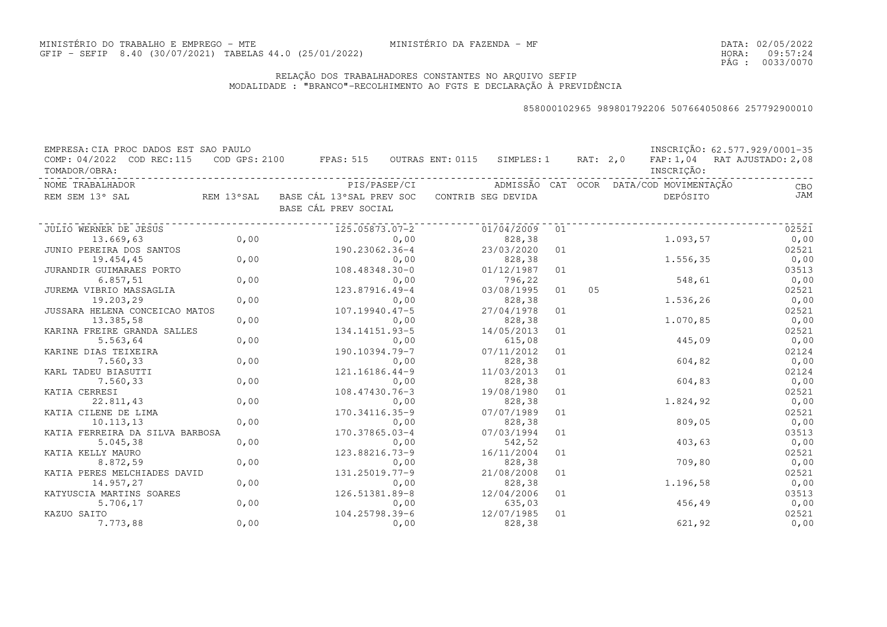MINISTÉRIO DO TRABALHO E EMPREGO - MTE
GFIP - SEFIP 8.40 (30/07/2021) TABELAS 44.0 (25/01/2022)

MINISTÉRIO DA FAZENDA - MF

DATA: 02/05/2022
HORA: 09:57:24

RELAÇÃO DOS TRABALHADORES CONSTANTES NO ARQUIVO SEFIP
MODALIDADE : "BRANCO"-RECOLHIMENTO AO FGTS E DECLARAÇÃO À PREVIDÊNCIA

858000102965 989801792206 507664050866 257792900010

EMPRESA: CIA PROC DADOS EST SAO PAULO — INSCRIÇÃO: 62.577.929/0001-35
COMP: 04/2022 COD REC:115 COD GPS: 2100 FPAS: 515 OUTRAS ENT: 0115 SIMPLES: 1 RAT: 2,0 FAP: 1,04 RAT AJUSTADO: 2,08
TOMADOR/OBRA: INSCRIÇÃO:

| NOME TRABALHADOR / REM SEM 13° SAL | REM 13°SAL | PIS/PASEP/CI / BASE CÁL 13°SAL PREV SOC / BASE CÁL PREV SOCIAL | ADMISSÃO / CONTRIB SEG DEVIDA | CAT | OCOR | DATA/COD MOVIMENTAÇÃO / DEPÓSITO | CBO / JAM |
|---|---|---|---|---|---|---|---|
| JULIO WERNER DE JESUS | | 125.05873.07-2 | 01/04/2009 | 01 | | | 02521 |
| 13.669,63 | 0,00 | 0,00 | 828,38 | | | 1.093,57 | 0,00 |
| JUNIO PEREIRA DOS SANTOS | | 190.23062.36-4 | 23/03/2020 | 01 | | | 02521 |
| 19.454,45 | 0,00 | 0,00 | 828,38 | | | 1.556,35 | 0,00 |
| JURANDIR GUIMARAES PORTO | | 108.48348.30-0 | 01/12/1987 | 01 | | | 03513 |
| 6.857,51 | 0,00 | 0,00 | 796,22 | | | 548,61 | 0,00 |
| JUREMA VIBRIO MASSAGLIA | | 123.87916.49-4 | 03/08/1995 | 01 | 05 | | 02521 |
| 19.203,29 | 0,00 | 0,00 | 828,38 | | | 1.536,26 | 0,00 |
| JUSSARA HELENA CONCEICAO MATOS | | 107.19940.47-5 | 27/04/1978 | 01 | | | 02521 |
| 13.385,58 | 0,00 | 0,00 | 828,38 | | | 1.070,85 | 0,00 |
| KARINA FREIRE GRANDA SALLES | | 134.14151.93-5 | 14/05/2013 | 01 | | | 02521 |
| 5.563,64 | 0,00 | 0,00 | 615,08 | | | 445,09 | 0,00 |
| KARINE DIAS TEIXEIRA | | 190.10394.79-7 | 07/11/2012 | 01 | | | 02124 |
| 7.560,33 | 0,00 | 0,00 | 828,38 | | | 604,82 | 0,00 |
| KARL TADEU BIASUTTI | | 121.16186.44-9 | 11/03/2013 | 01 | | | 02124 |
| 7.560,33 | 0,00 | 0,00 | 828,38 | | | 604,83 | 0,00 |
| KATIA CERRESI | | 108.47430.76-3 | 19/08/1980 | 01 | | | 02521 |
| 22.811,43 | 0,00 | 0,00 | 828,38 | | | 1.824,92 | 0,00 |
| KATIA CILENE DE LIMA | | 170.34116.35-9 | 07/07/1989 | 01 | | | 02521 |
| 10.113,13 | 0,00 | 0,00 | 828,38 | | | 809,05 | 0,00 |
| KATIA FERREIRA DA SILVA BARBOSA | | 170.37865.03-4 | 07/03/1994 | 01 | | | 03513 |
| 5.045,38 | 0,00 | 0,00 | 542,52 | | | 403,63 | 0,00 |
| KATIA KELLY MAURO | | 123.88216.73-9 | 16/11/2004 | 01 | | | 02521 |
| 8.872,59 | 0,00 | 0,00 | 828,38 | | | 709,80 | 0,00 |
| KATIA PERES MELCHIADES DAVID | | 131.25019.77-9 | 21/08/2008 | 01 | | | 02521 |
| 14.957,27 | 0,00 | 0,00 | 828,38 | | | 1.196,58 | 0,00 |
| KATYUSCIA MARTINS SOARES | | 126.51381.89-8 | 12/04/2006 | 01 | | | 03513 |
| 5.706,17 | 0,00 | 0,00 | 635,03 | | | 456,49 | 0,00 |
| KAZUO SAITO | | 104.25798.39-6 | 12/07/1985 | 01 | | | 02521 |
| 7.773,88 | 0,00 | 0,00 | 828,38 | | | 621,92 | 0,00 |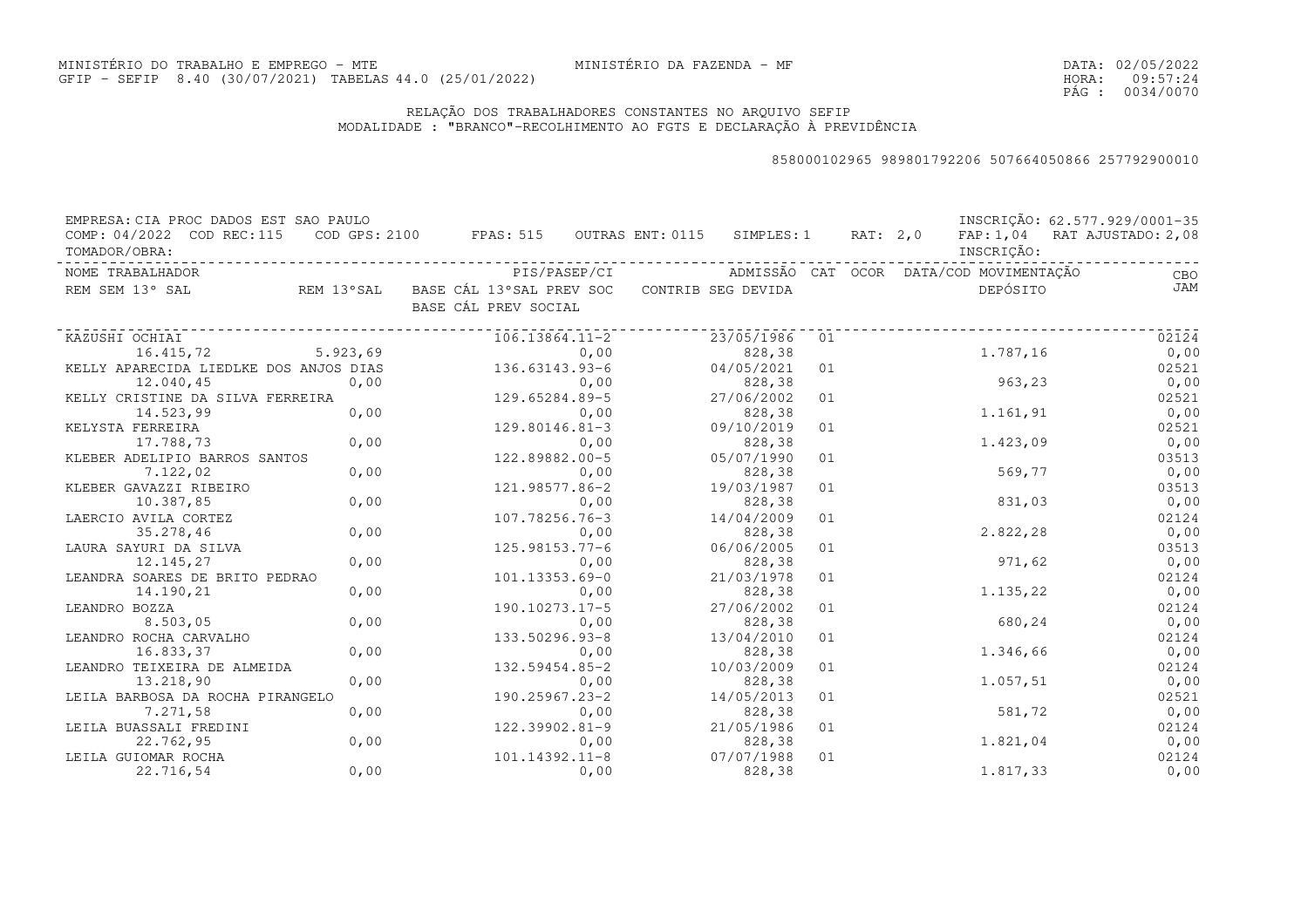MINISTÉRIO DO TRABALHO E EMPREGO - MTE
GFIP - SEFIP 8.40 (30/07/2021) TABELAS 44.0 (25/01/2022)

MINISTÉRIO DA FAZENDA - MF

DATA: 02/05/2022
HORA: 09:57:24
PÁG : 0034/0070

RELAÇÃO DOS TRABALHADORES CONSTANTES NO ARQUIVO SEFIP
MODALIDADE : "BRANCO"-RECOLHIMENTO AO FGTS E DECLARAÇÃO À PREVIDÊNCIA

858000102965 989801792206 507664050866 257792900010

EMPRESA: CIA PROC DADOS EST SAO PAULO — INSCRIÇÃO: 62.577.929/0001-35
COMP: 04/2022 COD REC:115 COD GPS: 2100 FPAS: 515 OUTRAS ENT: 0115 SIMPLES: 1 RAT: 2,0 FAP: 1,04 RAT AJUSTADO: 2,08
TOMADOR/OBRA: — INSCRIÇÃO:

| NOME TRABALHADOR / REM SEM 13° SAL | REM 13°SAL | PIS/PASEP/CI / BASE CÁL 13°SAL PREV SOC / BASE CÁL PREV SOCIAL | ADMISSÃO / CONTRIB SEG DEVIDA | CAT | OCOR | DATA/COD MOVIMENTAÇÃO / DEPÓSITO | CBO / JAM |
|---|---|---|---|---|---|---|---|
| KAZUSHI OCHIAI | | 106.13864.11-2 | 23/05/1986 | 01 | | | 02124 |
| 16.415,72 | 5.923,69 | 0,00 | 828,38 | | | 1.787,16 | 0,00 |
| KELLY APARECIDA LIEDLKE DOS ANJOS DIAS | | 136.63143.93-6 | 04/05/2021 | 01 | | | 02521 |
| 12.040,45 | 0,00 | 0,00 | 828,38 | | | 963,23 | 0,00 |
| KELLY CRISTINE DA SILVA FERREIRA | | 129.65284.89-5 | 27/06/2002 | 01 | | | 02521 |
| 14.523,99 | 0,00 | 0,00 | 828,38 | | | 1.161,91 | 0,00 |
| KELYSTA FERREIRA | | 129.80146.81-3 | 09/10/2019 | 01 | | | 02521 |
| 17.788,73 | 0,00 | 0,00 | 828,38 | | | 1.423,09 | 0,00 |
| KLEBER ADELIPIO BARROS SANTOS | | 122.89882.00-5 | 05/07/1990 | 01 | | | 03513 |
| 7.122,02 | 0,00 | 0,00 | 828,38 | | | 569,77 | 0,00 |
| KLEBER GAVAZZI RIBEIRO | | 121.98577.86-2 | 19/03/1987 | 01 | | | 03513 |
| 10.387,85 | 0,00 | 0,00 | 828,38 | | | 831,03 | 0,00 |
| LAERCIO AVILA CORTEZ | | 107.78256.76-3 | 14/04/2009 | 01 | | | 02124 |
| 35.278,46 | 0,00 | 0,00 | 828,38 | | | 2.822,28 | 0,00 |
| LAURA SAYURI DA SILVA | | 125.98153.77-6 | 06/06/2005 | 01 | | | 03513 |
| 12.145,27 | 0,00 | 0,00 | 828,38 | | | 971,62 | 0,00 |
| LEANDRA SOARES DE BRITO PEDRAO | | 101.13353.69-0 | 21/03/1978 | 01 | | | 02124 |
| 14.190,21 | 0,00 | 0,00 | 828,38 | | | 1.135,22 | 0,00 |
| LEANDRO BOZZA | | 190.10273.17-5 | 27/06/2002 | 01 | | | 02124 |
| 8.503,05 | 0,00 | 0,00 | 828,38 | | | 680,24 | 0,00 |
| LEANDRO ROCHA CARVALHO | | 133.50296.93-8 | 13/04/2010 | 01 | | | 02124 |
| 16.833,37 | 0,00 | 0,00 | 828,38 | | | 1.346,66 | 0,00 |
| LEANDRO TEIXEIRA DE ALMEIDA | | 132.59454.85-2 | 10/03/2009 | 01 | | | 02124 |
| 13.218,90 | 0,00 | 0,00 | 828,38 | | | 1.057,51 | 0,00 |
| LEILA BARBOSA DA ROCHA PIRANGELO | | 190.25967.23-2 | 14/05/2013 | 01 | | | 02521 |
| 7.271,58 | 0,00 | 0,00 | 828,38 | | | 581,72 | 0,00 |
| LEILA BUASSALI FREDINI | | 122.39902.81-9 | 21/05/1986 | 01 | | | 02124 |
| 22.762,95 | 0,00 | 0,00 | 828,38 | | | 1.821,04 | 0,00 |
| LEILA GUIOMAR ROCHA | | 101.14392.11-8 | 07/07/1988 | 01 | | | 02124 |
| 22.716,54 | 0,00 | 0,00 | 828,38 | | | 1.817,33 | 0,00 |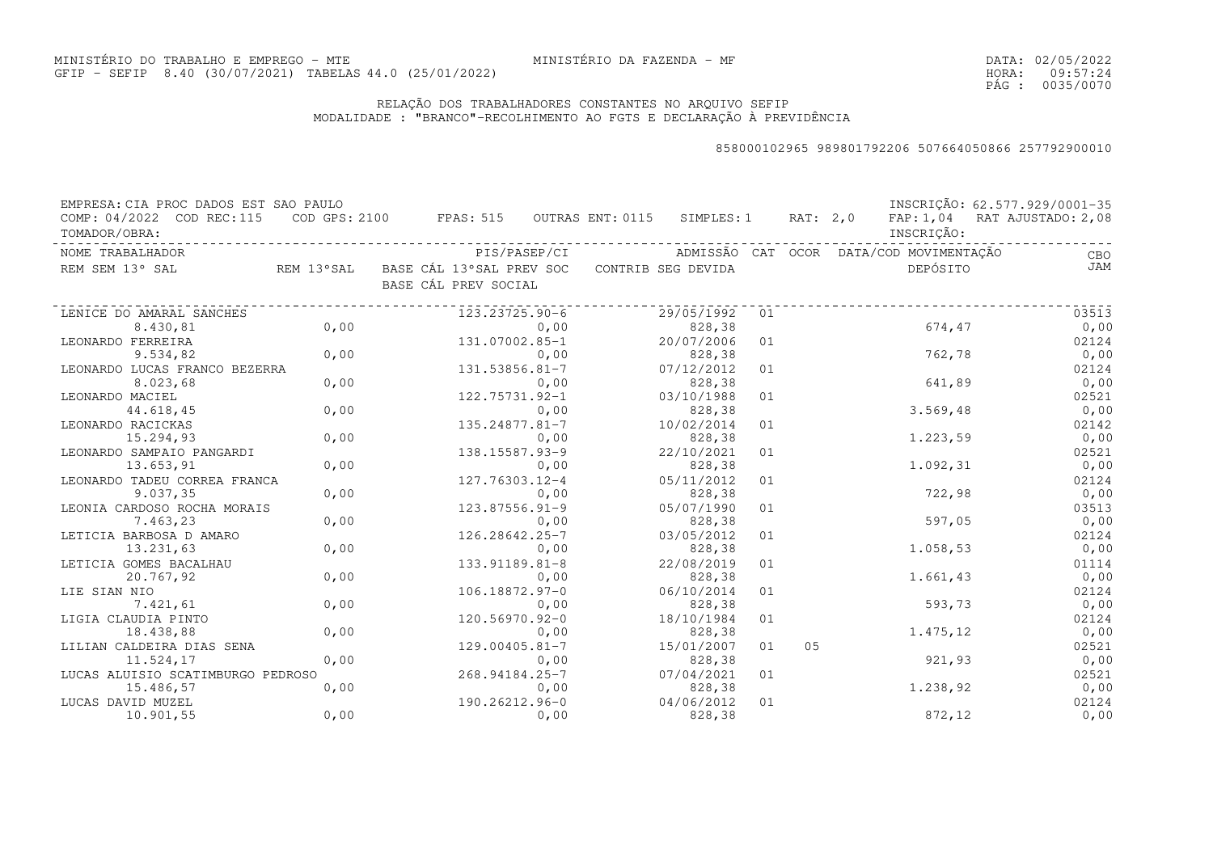MINISTÉRIO DO TRABALHO E EMPREGO - MTE
GFIP - SEFIP 8.40 (30/07/2021) TABELAS 44.0 (25/01/2022)

MINISTÉRIO DA FAZENDA - MF

DATA: 02/05/2022
HORA: 09:57:24

## RELAÇÃO DOS TRABALHADORES CONSTANTES NO ARQUIVO SEFIP
MODALIDADE : "BRANCO"-RECOLHIMENTO AO FGTS E DECLARAÇÃO À PREVIDÊNCIA

858000102965 989801792206 507664050866 257792900010

EMPRESA: CIA PROC DADOS EST SAO PAULO — INSCRIÇÃO: 62.577.929/0001-35
COMP: 04/2022 COD REC:115 COD GPS: 2100 FPAS: 515 OUTRAS ENT: 0115 SIMPLES: 1 RAT: 2,0 FAP: 1,04 RAT AJUSTADO: 2,08
TOMADOR/OBRA: — INSCRIÇÃO:

| NOME TRABALHADOR / REM SEM 13º SAL | REM 13ºSAL | PIS/PASEP/CI / BASE CÁL 13ºSAL PREV SOC / BASE CÁL PREV SOCIAL | ADMISSÃO / CONTRIB SEG DEVIDA | CAT | OCOR | DATA/COD MOVIMENTAÇÃO / DEPÓSITO | CBO / JAM |
|---|---|---|---|---|---|---|---|
| LENICE DO AMARAL SANCHES | | 123.23725.90-6 | 29/05/1992 | 01 | | | 03513 |
| 8.430,81 | 0,00 | 0,00 | 828,38 | | | 674,47 | 0,00 |
| LEONARDO FERREIRA | | 131.07002.85-1 | 20/07/2006 | 01 | | | 02124 |
| 9.534,82 | 0,00 | 0,00 | 828,38 | | | 762,78 | 0,00 |
| LEONARDO LUCAS FRANCO BEZERRA | | 131.53856.81-7 | 07/12/2012 | 01 | | | 02124 |
| 8.023,68 | 0,00 | 0,00 | 828,38 | | | 641,89 | 0,00 |
| LEONARDO MACIEL | | 122.75731.92-1 | 03/10/1988 | 01 | | | 02521 |
| 44.618,45 | 0,00 | 0,00 | 828,38 | | | 3.569,48 | 0,00 |
| LEONARDO RACICKAS | | 135.24877.81-7 | 10/02/2014 | 01 | | | 02142 |
| 15.294,93 | 0,00 | 0,00 | 828,38 | | | 1.223,59 | 0,00 |
| LEONARDO SAMPAIO PANGARDI | | 138.15587.93-9 | 22/10/2021 | 01 | | | 02521 |
| 13.653,91 | 0,00 | 0,00 | 828,38 | | | 1.092,31 | 0,00 |
| LEONARDO TADEU CORREA FRANCA | | 127.76303.12-4 | 05/11/2012 | 01 | | | 02124 |
| 9.037,35 | 0,00 | 0,00 | 828,38 | | | 722,98 | 0,00 |
| LEONIA CARDOSO ROCHA MORAIS | | 123.87556.91-9 | 05/07/1990 | 01 | | | 03513 |
| 7.463,23 | 0,00 | 0,00 | 828,38 | | | 597,05 | 0,00 |
| LETICIA BARBOSA D AMARO | | 126.28642.25-7 | 03/05/2012 | 01 | | | 02124 |
| 13.231,63 | 0,00 | 0,00 | 828,38 | | | 1.058,53 | 0,00 |
| LETICIA GOMES BACALHAU | | 133.91189.81-8 | 22/08/2019 | 01 | | | 01114 |
| 20.767,92 | 0,00 | 0,00 | 828,38 | | | 1.661,43 | 0,00 |
| LIE SIAN NIO | | 106.18872.97-0 | 06/10/2014 | 01 | | | 02124 |
| 7.421,61 | 0,00 | 0,00 | 828,38 | | | 593,73 | 0,00 |
| LIGIA CLAUDIA PINTO | | 120.56970.92-0 | 18/10/1984 | 01 | | | 02124 |
| 18.438,88 | 0,00 | 0,00 | 828,38 | | | 1.475,12 | 0,00 |
| LILIAN CALDEIRA DIAS SENA | | 129.00405.81-7 | 15/01/2007 | 01 | 05 | | 02521 |
| 11.524,17 | 0,00 | 0,00 | 828,38 | | | 921,93 | 0,00 |
| LUCAS ALUISIO SCATIMBURGO PEDROSO | | 268.94184.25-7 | 07/04/2021 | 01 | | | 02521 |
| 15.486,57 | 0,00 | 0,00 | 828,38 | | | 1.238,92 | 0,00 |
| LUCAS DAVID MUZEL | | 190.26212.96-0 | 04/06/2012 | 01 | | | 02124 |
| 10.901,55 | 0,00 | 0,00 | 828,38 | | | 872,12 | 0,00 |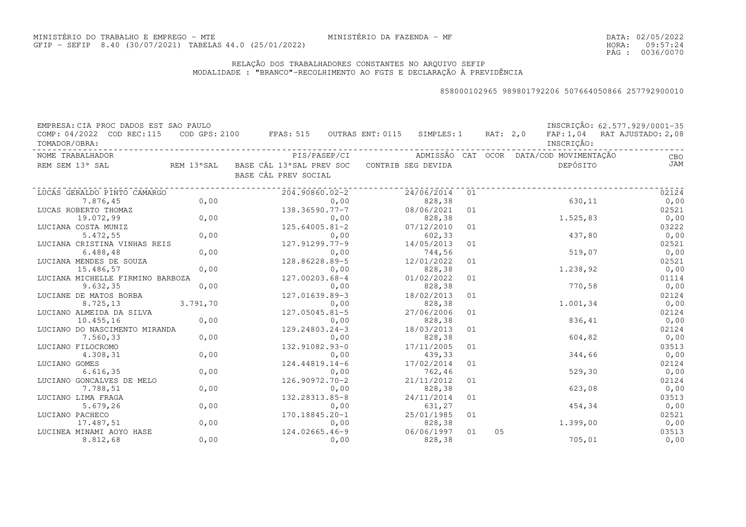MINISTÉRIO DO TRABALHO E EMPREGO - MTE
GFIP - SEFIP 8.40 (30/07/2021) TABELAS 44.0 (25/01/2022)

MINISTÉRIO DA FAZENDA - MF

DATA: 02/05/2022
HORA: 09:57:24
PÁG : 0036/0070

## RELAÇÃO DOS TRABALHADORES CONSTANTES NO ARQUIVO SEFIP
## MODALIDADE : "BRANCO"-RECOLHIMENTO AO FGTS E DECLARAÇÃO À PREVIDÊNCIA

858000102965 989801792206 507664050866 257792900010

EMPRESA: CIA PROC DADOS EST SAO PAULO — INSCRIÇÃO: 62.577.929/0001-35
COMP: 04/2022 COD REC:115 COD GPS: 2100 FPAS: 515 OUTRAS ENT: 0115 SIMPLES:1 RAT: 2,0 FAP: 1,04 RAT AJUSTADO: 2,08
TOMADOR/OBRA: INSCRIÇÃO:

| NOME TRABALHADOR / REM SEM 13° SAL | REM 13°SAL | PIS/PASEP/CI / BASE CÁL 13°SAL PREV SOC / BASE CÁL PREV SOCIAL | ADMISSÃO / CONTRIB SEG DEVIDA | CAT | OCOR | DATA/COD MOVIMENTAÇÃO / DEPÓSITO | CBO / JAM |
|---|---|---|---|---|---|---|---|
| LUCAS GERALDO PINTO CAMARGO | | 204.90860.02-2 | 24/06/2014 | 01 | | | 02124 |
| 7.876,45 | 0,00 | 0,00 | 828,38 | | | 630,11 | 0,00 |
| LUCAS ROBERTO THOMAZ | | 138.36590.77-7 | 08/06/2021 | 01 | | | 02521 |
| 19.072,99 | 0,00 | 0,00 | 828,38 | | | 1.525,83 | 0,00 |
| LUCIANA COSTA MUNIZ | | 125.64005.81-2 | 07/12/2010 | 01 | | | 03222 |
| 5.472,55 | 0,00 | 0,00 | 602,33 | | | 437,80 | 0,00 |
| LUCIANA CRISTINA VINHAS REIS | | 127.91299.77-9 | 14/05/2013 | 01 | | | 02521 |
| 6.488,48 | 0,00 | 0,00 | 744,56 | | | 519,07 | 0,00 |
| LUCIANA MENDES DE SOUZA | | 128.86228.89-5 | 12/01/2022 | 01 | | | 02521 |
| 15.486,57 | 0,00 | 0,00 | 828,38 | | | 1.238,92 | 0,00 |
| LUCIANA MICHELLE FIRMINO BARBOZA | | 127.00203.68-4 | 01/02/2022 | 01 | | | 01114 |
| 9.632,35 | 0,00 | 0,00 | 828,38 | | | 770,58 | 0,00 |
| LUCIANE DE MATOS BORBA | | 127.01639.89-3 | 18/02/2013 | 01 | | | 02124 |
| 8.725,13 | 3.791,70 | 0,00 | 828,38 | | | 1.001,34 | 0,00 |
| LUCIANO ALMEIDA DA SILVA | | 127.05045.81-5 | 27/06/2006 | 01 | | | 02124 |
| 10.455,16 | 0,00 | 0,00 | 828,38 | | | 836,41 | 0,00 |
| LUCIANO DO NASCIMENTO MIRANDA | | 129.24803.24-3 | 18/03/2013 | 01 | | | 02124 |
| 7.560,33 | 0,00 | 0,00 | 828,38 | | | 604,82 | 0,00 |
| LUCIANO FILOCROMO | | 132.91082.93-0 | 17/11/2005 | 01 | | | 03513 |
| 4.308,31 | 0,00 | 0,00 | 439,33 | | | 344,66 | 0,00 |
| LUCIANO GOMES | | 124.44819.14-6 | 17/02/2014 | 01 | | | 02124 |
| 6.616,35 | 0,00 | 0,00 | 762,46 | | | 529,30 | 0,00 |
| LUCIANO GONCALVES DE MELO | | 126.90972.70-2 | 21/11/2012 | 01 | | | 02124 |
| 7.788,51 | 0,00 | 0,00 | 828,38 | | | 623,08 | 0,00 |
| LUCIANO LIMA FRAGA | | 132.28313.85-8 | 24/11/2014 | 01 | | | 03513 |
| 5.679,26 | 0,00 | 0,00 | 631,27 | | | 454,34 | 0,00 |
| LUCIANO PACHECO | | 170.18845.20-1 | 25/01/1985 | 01 | | | 02521 |
| 17.487,51 | 0,00 | 0,00 | 828,38 | | | 1.399,00 | 0,00 |
| LUCINEA MINAMI AOYO HASE | | 124.02665.46-9 | 06/06/1997 | 01 | 05 | | 03513 |
| 8.812,68 | 0,00 | 0,00 | 828,38 | | | 705,01 | 0,00 |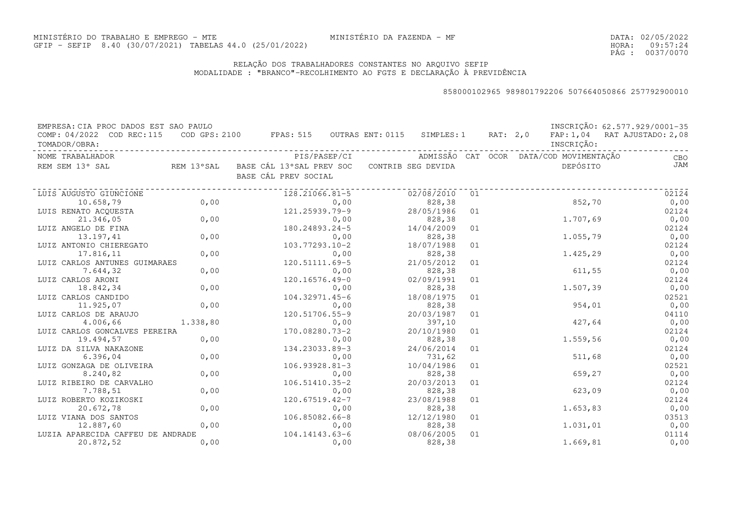MINISTÉRIO DO TRABALHO E EMPREGO - MTE
GFIP - SEFIP 8.40 (30/07/2021) TABELAS 44.0 (25/01/2022)

MINISTÉRIO DA FAZENDA - MF

DATA: 02/05/2022
HORA: 09:57:24
PÁG : 0037/0070

RELAÇÃO DOS TRABALHADORES CONSTANTES NO ARQUIVO SEFIP
MODALIDADE : "BRANCO"-RECOLHIMENTO AO FGTS E DECLARAÇÃO À PREVIDÊNCIA

858000102965 989801792206 507664050866 257792900010

EMPRESA: CIA PROC DADOS EST SAO PAULO — INSCRIÇÃO: 62.577.929/0001-35
COMP: 04/2022 COD REC:115 COD GPS: 2100 FPAS: 515 OUTRAS ENT: 0115 SIMPLES: 1 RAT: 2,0 FAP: 1,04 RAT AJUSTADO: 2,08
TOMADOR/OBRA: — INSCRIÇÃO:

| NOME TRABALHADOR / REM SEM 13º SAL | REM 13ºSAL | PIS/PASEP/CI / BASE CÁL 13ºSAL PREV SOC / BASE CÁL PREV SOCIAL | ADMISSÃO / CONTRIB SEG DEVIDA | CAT | OCOR | DATA/COD MOVIMENTAÇÃO / DEPÓSITO | CBO / JAM |
|---|---|---|---|---|---|---|---|
| LUIS AUGUSTO GIUNCIONE | | 128.21066.81-5 | 02/08/2010 | 01 | | | 02124 |
| 10.658,79 | 0,00 | 0,00 | 828,38 | | | 852,70 | 0,00 |
| LUIS RENATO ACQUESTA | | 121.25939.79-9 | 28/05/1986 | 01 | | | 02124 |
| 21.346,05 | 0,00 | 0,00 | 828,38 | | | 1.707,69 | 0,00 |
| LUIZ ANGELO DE FINA | | 180.24893.24-5 | 14/04/2009 | 01 | | | 02124 |
| 13.197,41 | 0,00 | 0,00 | 828,38 | | | 1.055,79 | 0,00 |
| LUIZ ANTONIO CHIEREGATO | | 103.77293.10-2 | 18/07/1988 | 01 | | | 02124 |
| 17.816,11 | 0,00 | 0,00 | 828,38 | | | 1.425,29 | 0,00 |
| LUIZ CARLOS ANTUNES GUIMARAES | | 120.51111.69-5 | 21/05/2012 | 01 | | | 02124 |
| 7.644,32 | 0,00 | 0,00 | 828,38 | | | 611,55 | 0,00 |
| LUIZ CARLOS ARONI | | 120.16576.49-0 | 02/09/1991 | 01 | | | 02124 |
| 18.842,34 | 0,00 | 0,00 | 828,38 | | | 1.507,39 | 0,00 |
| LUIZ CARLOS CANDIDO | | 104.32971.45-6 | 18/08/1975 | 01 | | | 02521 |
| 11.925,07 | 0,00 | 0,00 | 828,38 | | | 954,01 | 0,00 |
| LUIZ CARLOS DE ARAUJO | | 120.51706.55-9 | 20/03/1987 | 01 | | | 04110 |
| 4.006,66 | 1.338,80 | 0,00 | 397,10 | | | 427,64 | 0,00 |
| LUIZ CARLOS GONCALVES PEREIRA | | 170.08280.73-2 | 20/10/1980 | 01 | | | 02124 |
| 19.494,57 | 0,00 | 0,00 | 828,38 | | | 1.559,56 | 0,00 |
| LUIZ DA SILVA NAKAZONE | | 134.23033.89-3 | 24/06/2014 | 01 | | | 02124 |
| 6.396,04 | 0,00 | 0,00 | 731,62 | | | 511,68 | 0,00 |
| LUIZ GONZAGA DE OLIVEIRA | | 106.93928.81-3 | 10/04/1986 | 01 | | | 02521 |
| 8.240,82 | 0,00 | 0,00 | 828,38 | | | 659,27 | 0,00 |
| LUIZ RIBEIRO DE CARVALHO | | 106.51410.35-2 | 20/03/2013 | 01 | | | 02124 |
| 7.788,51 | 0,00 | 0,00 | 828,38 | | | 623,09 | 0,00 |
| LUIZ ROBERTO KOZIKOSKI | | 120.67519.42-7 | 23/08/1988 | 01 | | | 02124 |
| 20.672,78 | 0,00 | 0,00 | 828,38 | | | 1.653,83 | 0,00 |
| LUIZ VIANA DOS SANTOS | | 106.85082.66-8 | 12/12/1980 | 01 | | | 03513 |
| 12.887,60 | 0,00 | 0,00 | 828,38 | | | 1.031,01 | 0,00 |
| LUZIA APARECIDA CAFFEU DE ANDRADE | | 104.14143.63-6 | 08/06/2005 | 01 | | | 01114 |
| 20.872,52 | 0,00 | 0,00 | 828,38 | | | 1.669,81 | 0,00 |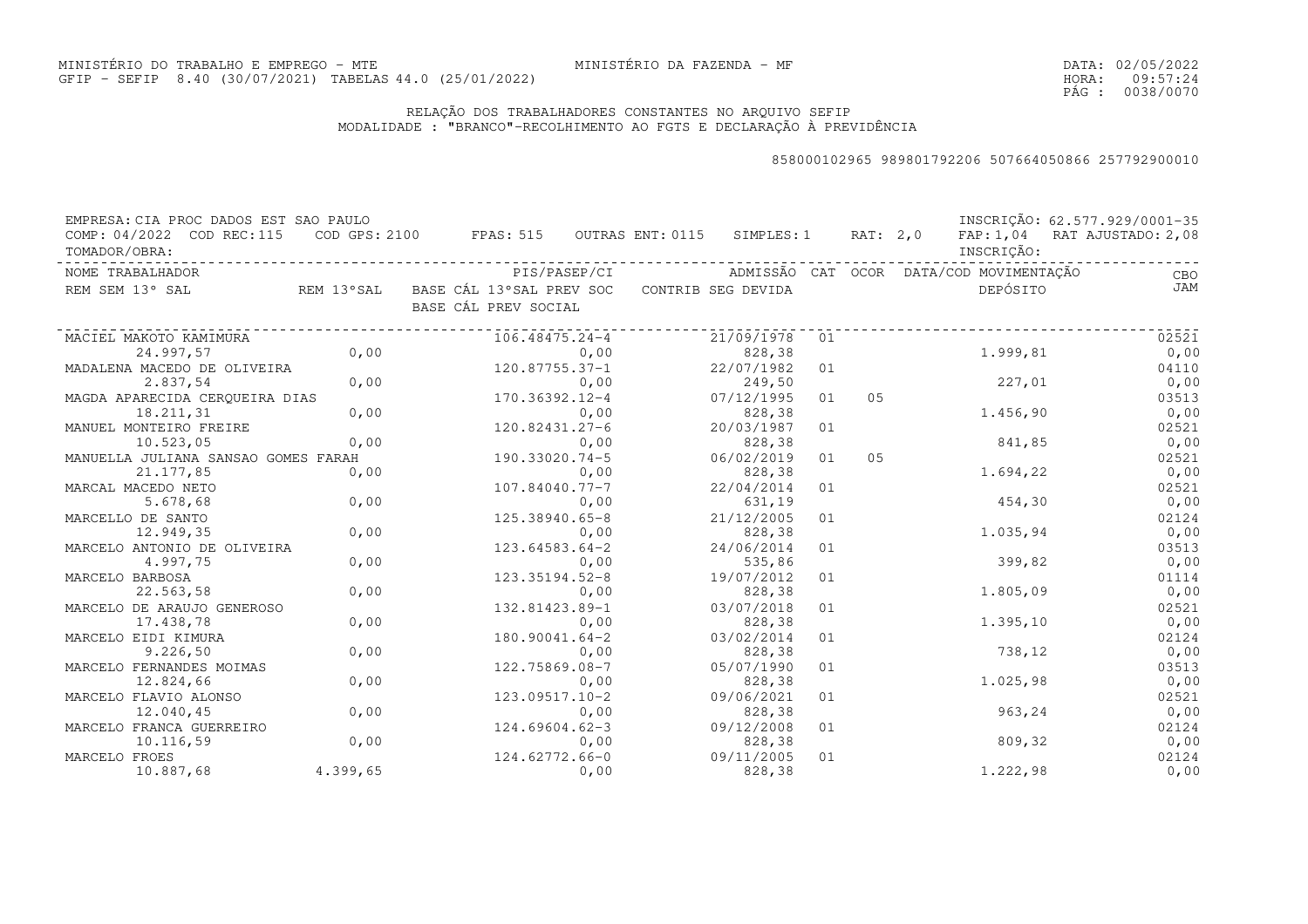MINISTÉRIO DO TRABALHO E EMPREGO - MTE
GFIP - SEFIP 8.40 (30/07/2021) TABELAS 44.0 (25/01/2022)

MINISTÉRIO DA FAZENDA - MF

DATA: 02/05/2022
HORA: 09:57:24
PÁG : 0038/0070

RELAÇÃO DOS TRABALHADORES CONSTANTES NO ARQUIVO SEFIP
MODALIDADE : "BRANCO"-RECOLHIMENTO AO FGTS E DECLARAÇÃO À PREVIDÊNCIA

858000102965 989801792206 507664050866 257792900010

EMPRESA: CIA PROC DADOS EST SAO PAULO — INSCRIÇÃO: 62.577.929/0001-35
COMP: 04/2022 COD REC:115 COD GPS: 2100 FPAS: 515 OUTRAS ENT: 0115 SIMPLES: 1 RAT: 2,0 FAP: 1,04 RAT AJUSTADO: 2,08
TOMADOR/OBRA: — INSCRIÇÃO:

| NOME TRABALHADOR / REM SEM 13° SAL | REM 13°SAL | PIS/PASEP/CI / BASE CÁL 13°SAL PREV SOC / BASE CÁL PREV SOCIAL | ADMISSÃO / CONTRIB SEG DEVIDA | CAT | OCOR | DATA/COD MOVIMENTAÇÃO / DEPÓSITO | CBO / JAM |
|---|---|---|---|---|---|---|---|
| MACIEL MAKOTO KAMIMURA | | 106.48475.24-4 | 21/09/1978 | 01 | | | 02521 |
| 24.997,57 | 0,00 | 0,00 | 828,38 | | | 1.999,81 | 0,00 |
| MADALENA MACEDO DE OLIVEIRA | | 120.87755.37-1 | 22/07/1982 | 01 | | | 04110 |
| 2.837,54 | 0,00 | 0,00 | 249,50 | | | 227,01 | 0,00 |
| MAGDA APARECIDA CERQUEIRA DIAS | | 170.36392.12-4 | 07/12/1995 | 01 | 05 | | 03513 |
| 18.211,31 | 0,00 | 0,00 | 828,38 | | | 1.456,90 | 0,00 |
| MANUEL MONTEIRO FREIRE | | 120.82431.27-6 | 20/03/1987 | 01 | | | 02521 |
| 10.523,05 | 0,00 | 0,00 | 828,38 | | | 841,85 | 0,00 |
| MANUELLA JULIANA SANSAO GOMES FARAH | | 190.33020.74-5 | 06/02/2019 | 01 | 05 | | 02521 |
| 21.177,85 | 0,00 | 0,00 | 828,38 | | | 1.694,22 | 0,00 |
| MARCAL MACEDO NETO | | 107.84040.77-7 | 22/04/2014 | 01 | | | 02521 |
| 5.678,68 | 0,00 | 0,00 | 631,19 | | | 454,30 | 0,00 |
| MARCELLO DE SANTO | | 125.38940.65-8 | 21/12/2005 | 01 | | | 02124 |
| 12.949,35 | 0,00 | 0,00 | 828,38 | | | 1.035,94 | 0,00 |
| MARCELO ANTONIO DE OLIVEIRA | | 123.64583.64-2 | 24/06/2014 | 01 | | | 03513 |
| 4.997,75 | 0,00 | 0,00 | 535,86 | | | 399,82 | 0,00 |
| MARCELO BARBOSA | | 123.35194.52-8 | 19/07/2012 | 01 | | | 01114 |
| 22.563,58 | 0,00 | 0,00 | 828,38 | | | 1.805,09 | 0,00 |
| MARCELO DE ARAUJO GENEROSO | | 132.81423.89-1 | 03/07/2018 | 01 | | | 02521 |
| 17.438,78 | 0,00 | 0,00 | 828,38 | | | 1.395,10 | 0,00 |
| MARCELO EIDI KIMURA | | 180.90041.64-2 | 03/02/2014 | 01 | | | 02124 |
| 9.226,50 | 0,00 | 0,00 | 828,38 | | | 738,12 | 0,00 |
| MARCELO FERNANDES MOIMAS | | 122.75869.08-7 | 05/07/1990 | 01 | | | 03513 |
| 12.824,66 | 0,00 | 0,00 | 828,38 | | | 1.025,98 | 0,00 |
| MARCELO FLAVIO ALONSO | | 123.09517.10-2 | 09/06/2021 | 01 | | | 02521 |
| 12.040,45 | 0,00 | 0,00 | 828,38 | | | 963,24 | 0,00 |
| MARCELO FRANCA GUERREIRO | | 124.69604.62-3 | 09/12/2008 | 01 | | | 02124 |
| 10.116,59 | 0,00 | 0,00 | 828,38 | | | 809,32 | 0,00 |
| MARCELO FROES | | 124.62772.66-0 | 09/11/2005 | 01 | | | 02124 |
| 10.887,68 | 4.399,65 | 0,00 | 828,38 | | | 1.222,98 | 0,00 |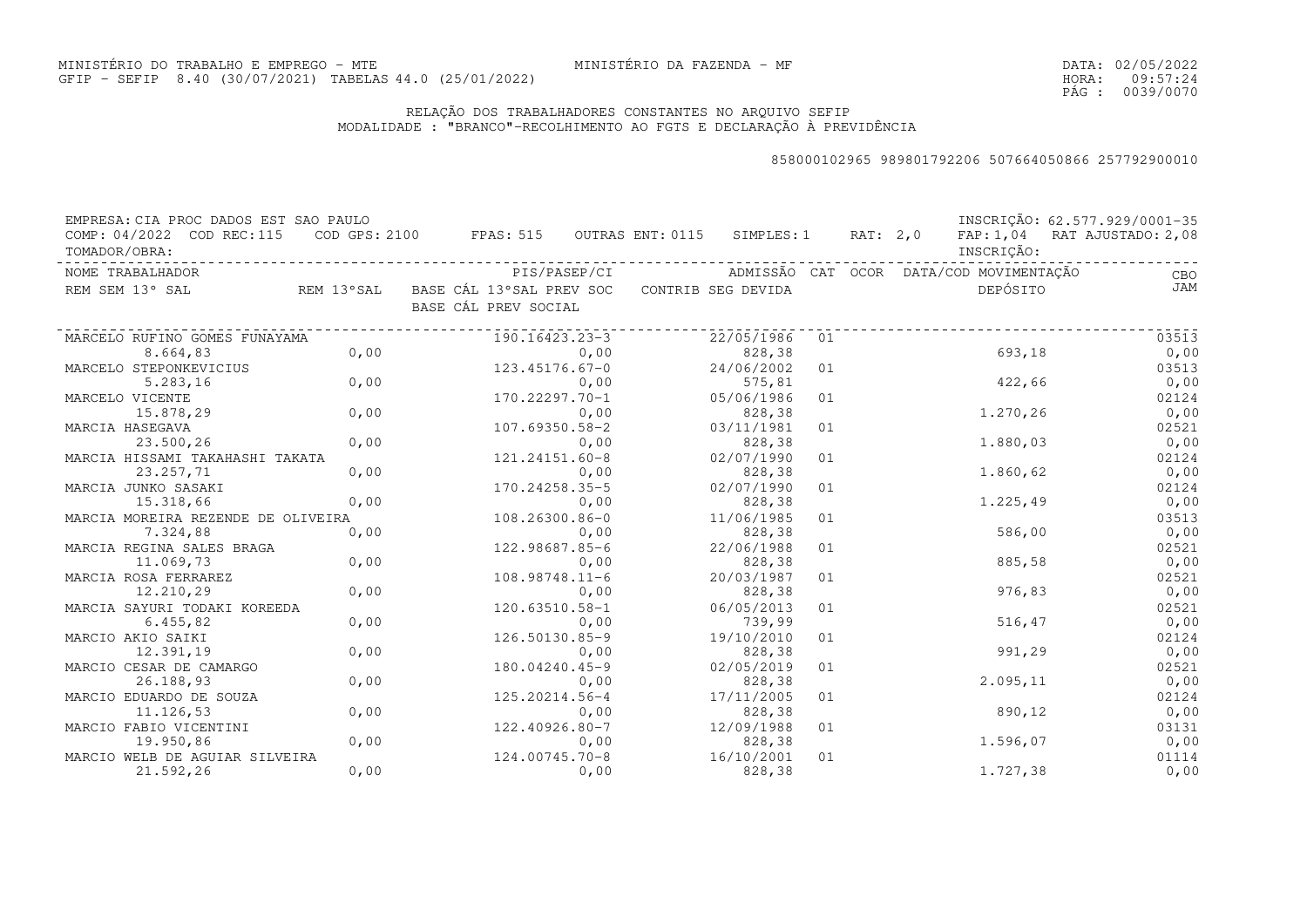MINISTÉRIO DO TRABALHO E EMPREGO - MTE MINISTÉRIO DA FAZENDA - MF
GFIP - SEFIP 8.40 (30/07/2021) TABELAS 44.0 (25/01/2022)

DATA: 02/05/2022
HORA: 09:57:24

## RELAÇÃO DOS TRABALHADORES CONSTANTES NO ARQUIVO SEFIP
MODALIDADE : "BRANCO"-RECOLHIMENTO AO FGTS E DECLARAÇÃO À PREVIDÊNCIA

858000102965 989801792206 507664050866 257792900010

EMPRESA: CIA PROC DADOS EST SAO PAULO — INSCRIÇÃO: 62.577.929/0001-35
COMP: 04/2022 COD REC:115 COD GPS: 2100 FPAS: 515 OUTRAS ENT: 0115 SIMPLES: 1 RAT: 2,0 FAP: 1,04 RAT AJUSTADO: 2,08
TOMADOR/OBRA: INSCRIÇÃO:

| NOME TRABALHADOR / REM SEM 13° SAL | REM 13°SAL | PIS/PASEP/CI / BASE CÁL 13°SAL PREV SOC / BASE CÁL PREV SOCIAL | ADMISSÃO / CONTRIB SEG DEVIDA | CAT | OCOR | DATA/COD MOVIMENTAÇÃO / DEPÓSITO | CBO / JAM |
|---|---|---|---|---|---|---|---|
| MARCELO RUFINO GOMES FUNAYAMA | | 190.16423.23-3 | 22/05/1986 | 01 | | | 03513 |
| 8.664,83 | 0,00 | 0,00 | 828,38 | | | 693,18 | 0,00 |
| MARCELO STEPONKEVICIUS | | 123.45176.67-0 | 24/06/2002 | 01 | | | 03513 |
| 5.283,16 | 0,00 | 0,00 | 575,81 | | | 422,66 | 0,00 |
| MARCELO VICENTE | | 170.22297.70-1 | 05/06/1986 | 01 | | | 02124 |
| 15.878,29 | 0,00 | 0,00 | 828,38 | | | 1.270,26 | 0,00 |
| MARCIA HASEGAVA | | 107.69350.58-2 | 03/11/1981 | 01 | | | 02521 |
| 23.500,26 | 0,00 | 0,00 | 828,38 | | | 1.880,03 | 0,00 |
| MARCIA HISSAMI TAKAHASHI TAKATA | | 121.24151.60-8 | 02/07/1990 | 01 | | | 02124 |
| 23.257,71 | 0,00 | 0,00 | 828,38 | | | 1.860,62 | 0,00 |
| MARCIA JUNKO SASAKI | | 170.24258.35-5 | 02/07/1990 | 01 | | | 02124 |
| 15.318,66 | 0,00 | 0,00 | 828,38 | | | 1.225,49 | 0,00 |
| MARCIA MOREIRA REZENDE DE OLIVEIRA | | 108.26300.86-0 | 11/06/1985 | 01 | | | 03513 |
| 7.324,88 | 0,00 | 0,00 | 828,38 | | | 586,00 | 0,00 |
| MARCIA REGINA SALES BRAGA | | 122.98687.85-6 | 22/06/1988 | 01 | | | 02521 |
| 11.069,73 | 0,00 | 0,00 | 828,38 | | | 885,58 | 0,00 |
| MARCIA ROSA FERRAREZ | | 108.98748.11-6 | 20/03/1987 | 01 | | | 02521 |
| 12.210,29 | 0,00 | 0,00 | 828,38 | | | 976,83 | 0,00 |
| MARCIA SAYURI TODAKI KOREEDA | | 120.63510.58-1 | 06/05/2013 | 01 | | | 02521 |
| 6.455,82 | 0,00 | 0,00 | 739,99 | | | 516,47 | 0,00 |
| MARCIO AKIO SAIKI | | 126.50130.85-9 | 19/10/2010 | 01 | | | 02124 |
| 12.391,19 | 0,00 | 0,00 | 828,38 | | | 991,29 | 0,00 |
| MARCIO CESAR DE CAMARGO | | 180.04240.45-9 | 02/05/2019 | 01 | | | 02521 |
| 26.188,93 | 0,00 | 0,00 | 828,38 | | | 2.095,11 | 0,00 |
| MARCIO EDUARDO DE SOUZA | | 125.20214.56-4 | 17/11/2005 | 01 | | | 02124 |
| 11.126,53 | 0,00 | 0,00 | 828,38 | | | 890,12 | 0,00 |
| MARCIO FABIO VICENTINI | | 122.40926.80-7 | 12/09/1988 | 01 | | | 03131 |
| 19.950,86 | 0,00 | 0,00 | 828,38 | | | 1.596,07 | 0,00 |
| MARCIO WELB DE AGUIAR SILVEIRA | | 124.00745.70-8 | 16/10/2001 | 01 | | | 01114 |
| 21.592,26 | 0,00 | 0,00 | 828,38 | | | 1.727,38 | 0,00 |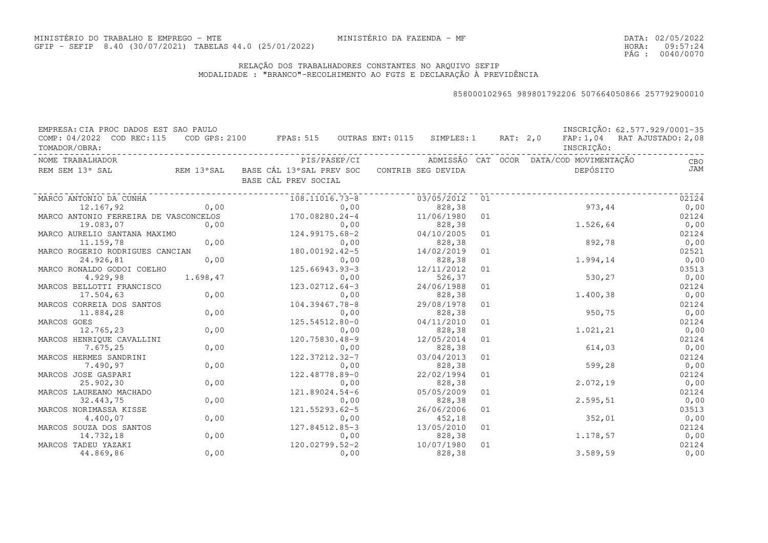MINISTÉRIO DO TRABALHO E EMPREGO - MTE
GFIP - SEFIP 8.40 (30/07/2021) TABELAS 44.0 (25/01/2022)

MINISTÉRIO DA FAZENDA - MF

DATA: 02/05/2022
HORA: 09:57:24
PÁG : 0040/0070

## RELAÇÃO DOS TRABALHADORES CONSTANTES NO ARQUIVO SEFIP
## MODALIDADE : "BRANCO"-RECOLHIMENTO AO FGTS E DECLARAÇÃO À PREVIDÊNCIA

858000102965 989801792206 507664050866 257792900010

EMPRESA: CIA PROC DADOS EST SAO PAULO — INSCRIÇÃO: 62.577.929/0001-35
COMP: 04/2022 COD REC:115 COD GPS: 2100 FPAS: 515 OUTRAS ENT: 0115 SIMPLES:1 RAT: 2,0 FAP: 1,04 RAT AJUSTADO: 2,08
TOMADOR/OBRA: — INSCRIÇÃO:

| NOME TRABALHADOR / REM SEM 13º SAL | REM 13ºSAL | PIS/PASEP/CI / BASE CÁL 13ºSAL PREV SOC / BASE CÁL PREV SOCIAL | ADMISSÃO / CONTRIB SEG DEVIDA | CAT | OCOR | DATA/COD MOVIMENTAÇÃO / DEPÓSITO | CBO / JAM |
|---|---|---|---|---|---|---|---|
| MARCO ANTONIO DA CUNHA | | 108.11016.73-8 | 03/05/2012 | 01 | | | 02124 |
| 12.167,92 | 0,00 | 0,00 | 828,38 | | | 973,44 | 0,00 |
| MARCO ANTONIO FERREIRA DE VASCONCELOS | | 170.08280.24-4 | 11/06/1980 | 01 | | | 02124 |
| 19.083,07 | 0,00 | 0,00 | 828,38 | | | 1.526,64 | 0,00 |
| MARCO AURELIO SANTANA MAXIMO | | 124.99175.68-2 | 04/10/2005 | 01 | | | 02124 |
| 11.159,78 | 0,00 | 0,00 | 828,38 | | | 892,78 | 0,00 |
| MARCO ROGERIO RODRIGUES CANCIAN | | 180.00192.42-5 | 14/02/2019 | 01 | | | 02521 |
| 24.926,81 | 0,00 | 0,00 | 828,38 | | | 1.994,14 | 0,00 |
| MARCO RONALDO GODOI COELHO | | 125.66943.93-3 | 12/11/2012 | 01 | | | 03513 |
| 4.929,98 | 1.698,47 | 0,00 | 526,37 | | | 530,27 | 0,00 |
| MARCOS BELLOTTI FRANCISCO | | 123.02712.64-3 | 24/06/1988 | 01 | | | 02124 |
| 17.504,63 | 0,00 | 0,00 | 828,38 | | | 1.400,38 | 0,00 |
| MARCOS CORREIA DOS SANTOS | | 104.39467.78-8 | 29/08/1978 | 01 | | | 02124 |
| 11.884,28 | 0,00 | 0,00 | 828,38 | | | 950,75 | 0,00 |
| MARCOS GOES | | 125.54512.80-0 | 04/11/2010 | 01 | | | 02124 |
| 12.765,23 | 0,00 | 0,00 | 828,38 | | | 1.021,21 | 0,00 |
| MARCOS HENRIQUE CAVALLINI | | 120.75830.48-9 | 12/05/2014 | 01 | | | 02124 |
| 7.675,25 | 0,00 | 0,00 | 828,38 | | | 614,03 | 0,00 |
| MARCOS HERMES SANDRINI | | 122.37212.32-7 | 03/04/2013 | 01 | | | 02124 |
| 7.490,97 | 0,00 | 0,00 | 828,38 | | | 599,28 | 0,00 |
| MARCOS JOSE GASPARI | | 122.48778.89-0 | 22/02/1994 | 01 | | | 02124 |
| 25.902,30 | 0,00 | 0,00 | 828,38 | | | 2.072,19 | 0,00 |
| MARCOS LAUREANO MACHADO | | 121.89024.54-6 | 05/05/2009 | 01 | | | 02124 |
| 32.443,75 | 0,00 | 0,00 | 828,38 | | | 2.595,51 | 0,00 |
| MARCOS NORIMASSA KISSE | | 121.55293.62-5 | 26/06/2006 | 01 | | | 03513 |
| 4.400,07 | 0,00 | 0,00 | 452,18 | | | 352,01 | 0,00 |
| MARCOS SOUZA DOS SANTOS | | 127.84512.85-3 | 13/05/2010 | 01 | | | 02124 |
| 14.732,18 | 0,00 | 0,00 | 828,38 | | | 1.178,57 | 0,00 |
| MARCOS TADEU YAZAKI | | 120.02799.52-2 | 10/07/1980 | 01 | | | 02124 |
| 44.869,86 | 0,00 | 0,00 | 828,38 | | | 3.589,59 | 0,00 |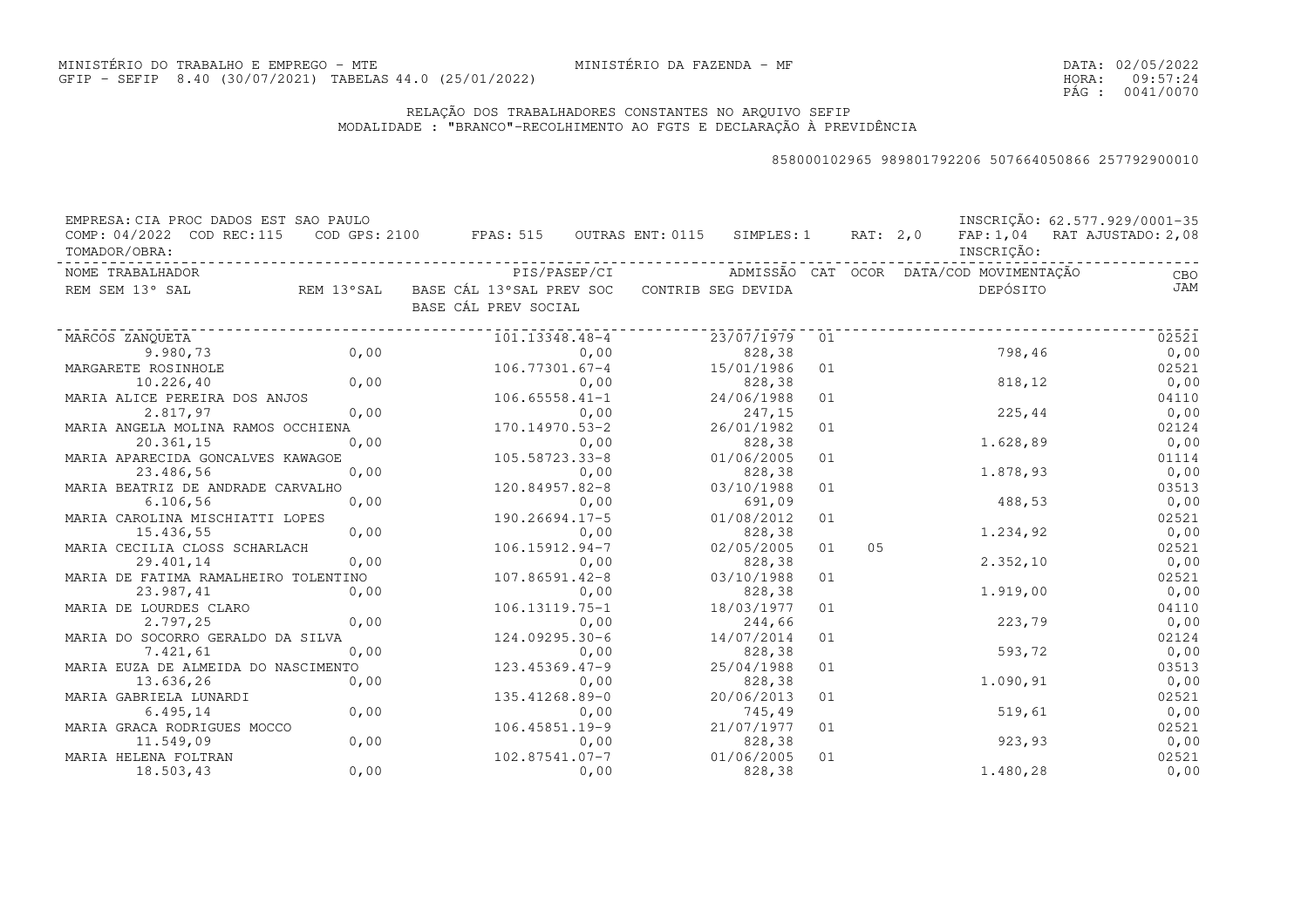MINISTÉRIO DO TRABALHO E EMPREGO - MTE
GFIP - SEFIP 8.40 (30/07/2021) TABELAS 44.0 (25/01/2022)

MINISTÉRIO DA FAZENDA - MF

DATA: 02/05/2022
HORA: 09:57:24

## RELAÇÃO DOS TRABALHADORES CONSTANTES NO ARQUIVO SEFIP

MODALIDADE : "BRANCO"-RECOLHIMENTO AO FGTS E DECLARAÇÃO À PREVIDÊNCIA

858000102965 989801792206 507664050866 257792900010

EMPRESA: CIA PROC DADOS EST SAO PAULO — INSCRIÇÃO: 62.577.929/0001-35
COMP: 04/2022 COD REC:115 COD GPS: 2100 FPAS: 515 OUTRAS ENT: 0115 SIMPLES: 1 RAT: 2,0 FAP: 1,04 RAT AJUSTADO: 2,08
TOMADOR/OBRA: — INSCRIÇÃO:

| NOME TRABALHADOR / REM SEM 13º SAL | REM 13ºSAL | PIS/PASEP/CI / BASE CÁL 13ºSAL PREV SOC / BASE CÁL PREV SOCIAL | ADMISSÃO / CONTRIB SEG DEVIDA | CAT | OCOR | DATA/COD MOVIMENTAÇÃO / DEPÓSITO | CBO / JAM |
|---|---|---|---|---|---|---|---|
| MARCOS ZANQUETA | | 101.13348.48-4 | 23/07/1979 | 01 | | | 02521 |
| 9.980,73 | 0,00 | 0,00 | 828,38 | | | 798,46 | 0,00 |
| MARGARETE ROSINHOLE | | 106.77301.67-4 | 15/01/1986 | 01 | | | 02521 |
| 10.226,40 | 0,00 | 0,00 | 828,38 | | | 818,12 | 0,00 |
| MARIA ALICE PEREIRA DOS ANJOS | | 106.65558.41-1 | 24/06/1988 | 01 | | | 04110 |
| 2.817,97 | 0,00 | 0,00 | 247,15 | | | 225,44 | 0,00 |
| MARIA ANGELA MOLINA RAMOS OCCHIENA | | 170.14970.53-2 | 26/01/1982 | 01 | | | 02124 |
| 20.361,15 | 0,00 | 0,00 | 828,38 | | | 1.628,89 | 0,00 |
| MARIA APARECIDA GONCALVES KAWAGOE | | 105.58723.33-8 | 01/06/2005 | 01 | | | 01114 |
| 23.486,56 | 0,00 | 0,00 | 828,38 | | | 1.878,93 | 0,00 |
| MARIA BEATRIZ DE ANDRADE CARVALHO | | 120.84957.82-8 | 03/10/1988 | 01 | | | 03513 |
| 6.106,56 | 0,00 | 0,00 | 691,09 | | | 488,53 | 0,00 |
| MARIA CAROLINA MISCHIATTI LOPES | | 190.26694.17-5 | 01/08/2012 | 01 | | | 02521 |
| 15.436,55 | 0,00 | 0,00 | 828,38 | | | 1.234,92 | 0,00 |
| MARIA CECILIA CLOSS SCHARLACH | | 106.15912.94-7 | 02/05/2005 | 01 | 05 | | 02521 |
| 29.401,14 | 0,00 | 0,00 | 828,38 | | | 2.352,10 | 0,00 |
| MARIA DE FATIMA RAMALHEIRO TOLENTINO | | 107.86591.42-8 | 03/10/1988 | 01 | | | 02521 |
| 23.987,41 | 0,00 | 0,00 | 828,38 | | | 1.919,00 | 0,00 |
| MARIA DE LOURDES CLARO | | 106.13119.75-1 | 18/03/1977 | 01 | | | 04110 |
| 2.797,25 | 0,00 | 0,00 | 244,66 | | | 223,79 | 0,00 |
| MARIA DO SOCORRO GERALDO DA SILVA | | 124.09295.30-6 | 14/07/2014 | 01 | | | 02124 |
| 7.421,61 | 0,00 | 0,00 | 828,38 | | | 593,72 | 0,00 |
| MARIA EUZA DE ALMEIDA DO NASCIMENTO | | 123.45369.47-9 | 25/04/1988 | 01 | | | 03513 |
| 13.636,26 | 0,00 | 0,00 | 828,38 | | | 1.090,91 | 0,00 |
| MARIA GABRIELA LUNARDI | | 135.41268.89-0 | 20/06/2013 | 01 | | | 02521 |
| 6.495,14 | 0,00 | 0,00 | 745,49 | | | 519,61 | 0,00 |
| MARIA GRACA RODRIGUES MOCCO | | 106.45851.19-9 | 21/07/1977 | 01 | | | 02521 |
| 11.549,09 | 0,00 | 0,00 | 828,38 | | | 923,93 | 0,00 |
| MARIA HELENA FOLTRAN | | 102.87541.07-7 | 01/06/2005 | 01 | | | 02521 |
| 18.503,43 | 0,00 | 0,00 | 828,38 | | | 1.480,28 | 0,00 |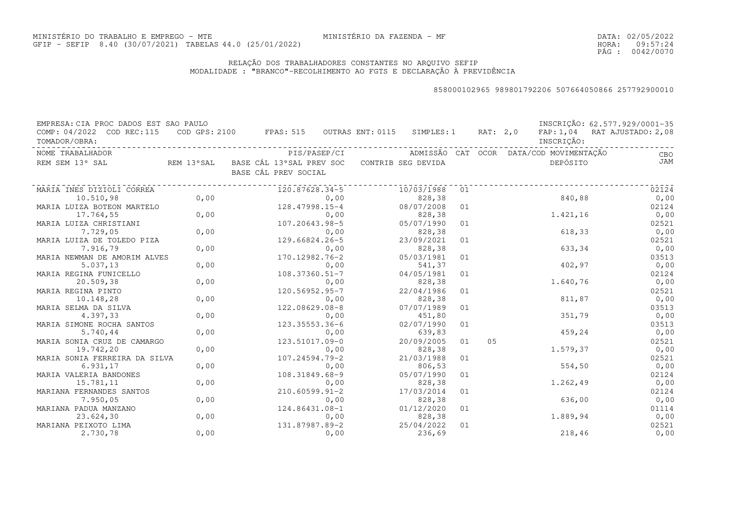MINISTÉRIO DO TRABALHO E EMPREGO - MTE
GFIP - SEFIP 8.40 (30/07/2021) TABELAS 44.0 (25/01/2022)

MINISTÉRIO DA FAZENDA - MF

DATA: 02/05/2022
HORA: 09:57:24
PÁG : 0042/0070

RELAÇÃO DOS TRABALHADORES CONSTANTES NO ARQUIVO SEFIP
MODALIDADE : "BRANCO"-RECOLHIMENTO AO FGTS E DECLARAÇÃO À PREVIDÊNCIA

858000102965 989801792206 507664050866 257792900010

EMPRESA: CIA PROC DADOS EST SAO PAULO — INSCRIÇÃO: 62.577.929/0001-35
COMP: 04/2022 COD REC:115 COD GPS: 2100 FPAS: 515 OUTRAS ENT: 0115 SIMPLES: 1 RAT: 2,0 FAP: 1,04 RAT AJUSTADO: 2,08
TOMADOR/OBRA: — INSCRIÇÃO:

| NOME TRABALHADOR / REM SEM 13º SAL | REM 13ºSAL | PIS/PASEP/CI / BASE CÁL 13ºSAL PREV SOC / BASE CÁL PREV SOCIAL | ADMISSÃO / CONTRIB SEG DEVIDA | CAT | OCOR | DATA/COD MOVIMENTAÇÃO / DEPÓSITO | CBO / JAM |
|---|---|---|---|---|---|---|---|
| MARIA INES DIZIOLI CORREA | | 120.87628.34-5 | 10/03/1988 | 01 | | | 02124 |
| 10.510,98 | 0,00 | 0,00 | 828,38 | | | 840,88 | 0,00 |
| MARIA LUIZA BOTEON MARTELO | | 128.47998.15-4 | 08/07/2008 | 01 | | | 02124 |
| 17.764,55 | 0,00 | 0,00 | 828,38 | | | 1.421,16 | 0,00 |
| MARIA LUIZA CHRISTIANI | | 107.20643.98-5 | 05/07/1990 | 01 | | | 02521 |
| 7.729,05 | 0,00 | 0,00 | 828,38 | | | 618,33 | 0,00 |
| MARIA LUIZA DE TOLEDO PIZA | | 129.66824.26-5 | 23/09/2021 | 01 | | | 02521 |
| 7.916,79 | 0,00 | 0,00 | 828,38 | | | 633,34 | 0,00 |
| MARIA NEWMAN DE AMORIM ALVES | | 170.12982.76-2 | 05/03/1981 | 01 | | | 03513 |
| 5.037,13 | 0,00 | 0,00 | 541,37 | | | 402,97 | 0,00 |
| MARIA REGINA FUNICELLO | | 108.37360.51-7 | 04/05/1981 | 01 | | | 02124 |
| 20.509,38 | 0,00 | 0,00 | 828,38 | | | 1.640,76 | 0,00 |
| MARIA REGINA PINTO | | 120.56952.95-7 | 22/04/1986 | 01 | | | 02521 |
| 10.148,28 | 0,00 | 0,00 | 828,38 | | | 811,87 | 0,00 |
| MARIA SELMA DA SILVA | | 122.08629.08-8 | 07/07/1989 | 01 | | | 03513 |
| 4.397,33 | 0,00 | 0,00 | 451,80 | | | 351,79 | 0,00 |
| MARIA SIMONE ROCHA SANTOS | | 123.35553.36-6 | 02/07/1990 | 01 | | | 03513 |
| 5.740,44 | 0,00 | 0,00 | 639,83 | | | 459,24 | 0,00 |
| MARIA SONIA CRUZ DE CAMARGO | | 123.51017.09-0 | 20/09/2005 | 01 | 05 | | 02521 |
| 19.742,20 | 0,00 | 0,00 | 828,38 | | | 1.579,37 | 0,00 |
| MARIA SONIA FERREIRA DA SILVA | | 107.24594.79-2 | 21/03/1988 | 01 | | | 02521 |
| 6.931,17 | 0,00 | 0,00 | 806,53 | | | 554,50 | 0,00 |
| MARIA VALERIA BANDONES | | 108.31849.68-9 | 05/07/1990 | 01 | | | 02124 |
| 15.781,11 | 0,00 | 0,00 | 828,38 | | | 1.262,49 | 0,00 |
| MARIANA FERNANDES SANTOS | | 210.60599.91-2 | 17/03/2014 | 01 | | | 02124 |
| 7.950,05 | 0,00 | 0,00 | 828,38 | | | 636,00 | 0,00 |
| MARIANA PADUA MANZANO | | 124.86431.08-1 | 01/12/2020 | 01 | | | 01114 |
| 23.624,30 | 0,00 | 0,00 | 828,38 | | | 1.889,94 | 0,00 |
| MARIANA PEIXOTO LIMA | | 131.87987.89-2 | 25/04/2022 | 01 | | | 02521 |
| 2.730,78 | 0,00 | 0,00 | 236,69 | | | 218,46 | 0,00 |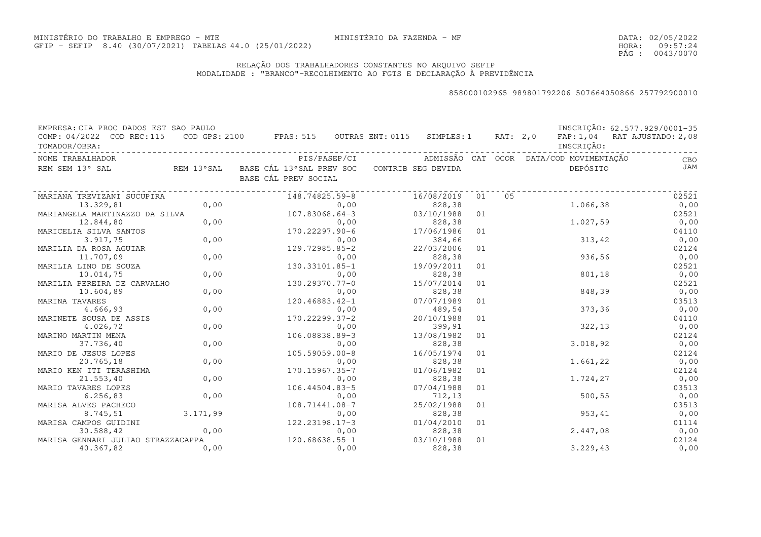MINISTÉRIO DO TRABALHO E EMPREGO - MTE
GFIP - SEFIP 8.40 (30/07/2021) TABELAS 44.0 (25/01/2022)

MINISTÉRIO DA FAZENDA - MF

DATA: 02/05/2022
HORA: 09:57:24

RELAÇÃO DOS TRABALHADORES CONSTANTES NO ARQUIVO SEFIP
MODALIDADE : "BRANCO"-RECOLHIMENTO AO FGTS E DECLARAÇÃO À PREVIDÊNCIA

858000102965 989801792206 507664050866 257792900010

EMPRESA: CIA PROC DADOS EST SAO PAULO — INSCRIÇÃO: 62.577.929/0001-35
COMP: 04/2022 COD REC:115 COD GPS: 2100 FPAS: 515 OUTRAS ENT: 0115 SIMPLES: 1 RAT: 2,0 FAP: 1,04 RAT AJUSTADO: 2,08
TOMADOR/OBRA: — INSCRIÇÃO:

| NOME TRABALHADOR / REM SEM 13° SAL | REM 13°SAL | PIS/PASEP/CI / BASE CÁL 13°SAL PREV SOC / BASE CÁL PREV SOCIAL | ADMISSÃO / CONTRIB SEG DEVIDA | CAT | OCOR | DATA/COD MOVIMENTAÇÃO / DEPÓSITO | CBO / JAM |
|---|---|---|---|---|---|---|---|
| MARIANA TREVIZANI SUCUPIRA | | 148.74825.59-8 | 16/08/2019 | 01 | 05 | | 02521 |
| 13.329,81 | 0,00 | 0,00 | 828,38 | | | 1.066,38 | 0,00 |
| MARIANGELA MARTINAZZO DA SILVA | | 107.83068.64-3 | 03/10/1988 | 01 | | | 02521 |
| 12.844,80 | 0,00 | 0,00 | 828,38 | | | 1.027,59 | 0,00 |
| MARICELIA SILVA SANTOS | | 170.22297.90-6 | 17/06/1986 | 01 | | | 04110 |
| 3.917,75 | 0,00 | 0,00 | 384,66 | | | 313,42 | 0,00 |
| MARILIA DA ROSA AGUIAR | | 129.72985.85-2 | 22/03/2006 | 01 | | | 02124 |
| 11.707,09 | 0,00 | 0,00 | 828,38 | | | 936,56 | 0,00 |
| MARILIA LINO DE SOUZA | | 130.33101.85-1 | 19/09/2011 | 01 | | | 02521 |
| 10.014,75 | 0,00 | 0,00 | 828,38 | | | 801,18 | 0,00 |
| MARILIA PEREIRA DE CARVALHO | | 130.29370.77-0 | 15/07/2014 | 01 | | | 02521 |
| 10.604,89 | 0,00 | 0,00 | 828,38 | | | 848,39 | 0,00 |
| MARINA TAVARES | | 120.46883.42-1 | 07/07/1989 | 01 | | | 03513 |
| 4.666,93 | 0,00 | 0,00 | 489,54 | | | 373,36 | 0,00 |
| MARINETE SOUSA DE ASSIS | | 170.22299.37-2 | 20/10/1988 | 01 | | | 04110 |
| 4.026,72 | 0,00 | 0,00 | 399,91 | | | 322,13 | 0,00 |
| MARINO MARTIN MENA | | 106.08838.89-3 | 13/08/1982 | 01 | | | 02124 |
| 37.736,40 | 0,00 | 0,00 | 828,38 | | | 3.018,92 | 0,00 |
| MARIO DE JESUS LOPES | | 105.59059.00-8 | 16/05/1974 | 01 | | | 02124 |
| 20.765,18 | 0,00 | 0,00 | 828,38 | | | 1.661,22 | 0,00 |
| MARIO KEN ITI TERASHIMA | | 170.15967.35-7 | 01/06/1982 | 01 | | | 02124 |
| 21.553,40 | 0,00 | 0,00 | 828,38 | | | 1.724,27 | 0,00 |
| MARIO TAVARES LOPES | | 106.44504.83-5 | 07/04/1988 | 01 | | | 03513 |
| 6.256,83 | 0,00 | 0,00 | 712,13 | | | 500,55 | 0,00 |
| MARISA ALVES PACHECO | | 108.71441.08-7 | 25/02/1988 | 01 | | | 03513 |
| 8.745,51 | 3.171,99 | 0,00 | 828,38 | | | 953,41 | 0,00 |
| MARISA CAMPOS GUIDINI | | 122.23198.17-3 | 01/04/2010 | 01 | | | 01114 |
| 30.588,42 | 0,00 | 0,00 | 828,38 | | | 2.447,08 | 0,00 |
| MARISA GENNARI JULIAO STRAZZACAPPA | | 120.68638.55-1 | 03/10/1988 | 01 | | | 02124 |
| 40.367,82 | 0,00 | 0,00 | 828,38 | | | 3.229,43 | 0,00 |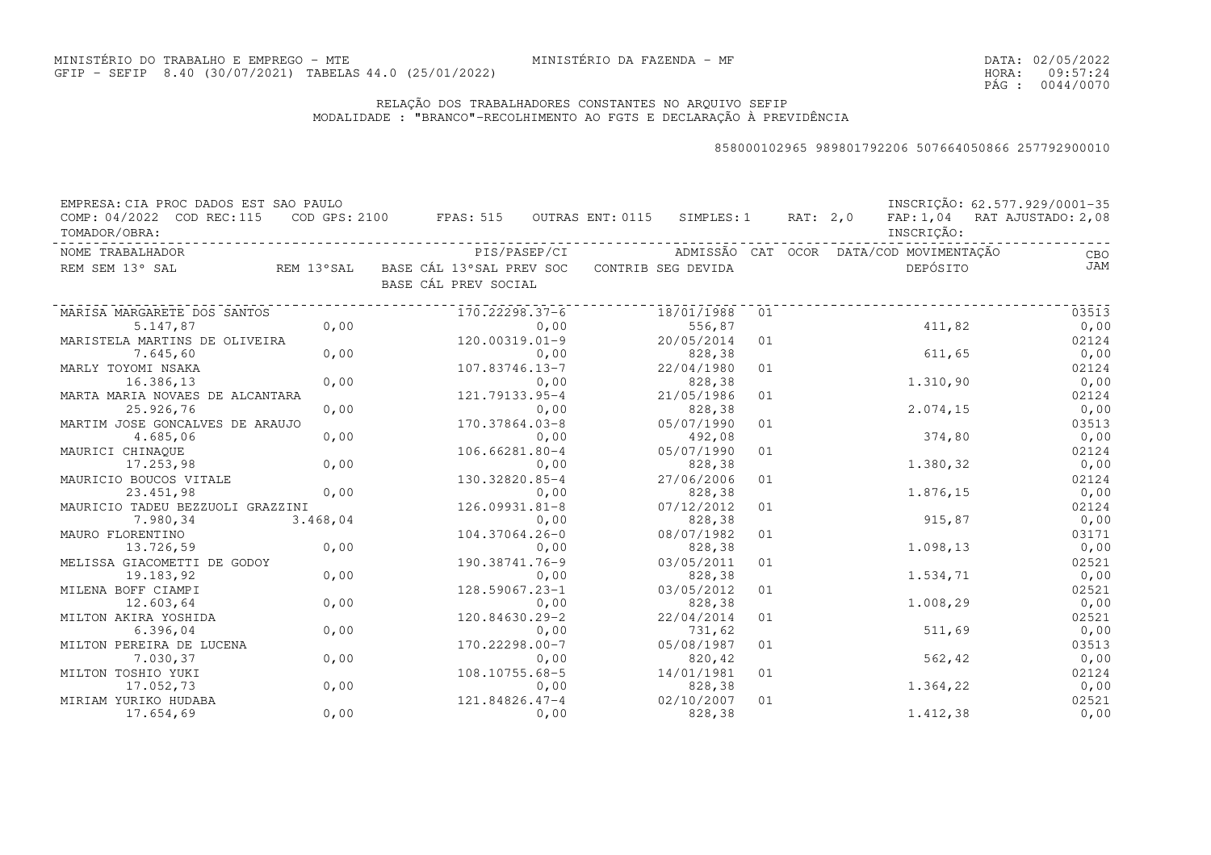MINISTÉRIO DO TRABALHO E EMPREGO - MTE
GFIP - SEFIP 8.40 (30/07/2021) TABELAS 44.0 (25/01/2022)

MINISTÉRIO DA FAZENDA - MF

DATA: 02/05/2022
HORA: 09:57:24

## RELAÇÃO DOS TRABALHADORES CONSTANTES NO ARQUIVO SEFIP
MODALIDADE : "BRANCO"-RECOLHIMENTO AO FGTS E DECLARAÇÃO À PREVIDÊNCIA

858000102965 989801792206 507664050866 257792900010

EMPRESA: CIA PROC DADOS EST SAO PAULO — INSCRIÇÃO: 62.577.929/0001-35
COMP: 04/2022 COD REC:115 COD GPS: 2100 FPAS: 515 OUTRAS ENT: 0115 SIMPLES: 1 RAT: 2,0 FAP: 1,04 RAT AJUSTADO: 2,08
TOMADOR/OBRA: — INSCRIÇÃO:

| NOME TRABALHADOR / REM SEM 13º SAL | REM 13ºSAL | PIS/PASEP/CI / BASE CÁL 13ºSAL PREV SOC / BASE CÁL PREV SOCIAL | ADMISSÃO / CONTRIB SEG DEVIDA | CAT | OCOR | DATA/COD MOVIMENTAÇÃO / DEPÓSITO | CBO / JAM |
|---|---|---|---|---|---|---|---|
| MARISA MARGARETE DOS SANTOS | | 170.22298.37-6 | 18/01/1988 | 01 | | | 03513 |
| 5.147,87 | 0,00 | 0,00 | 556,87 | | | 411,82 | 0,00 |
| MARISTELA MARTINS DE OLIVEIRA | | 120.00319.01-9 | 20/05/2014 | 01 | | | 02124 |
| 7.645,60 | 0,00 | 0,00 | 828,38 | | | 611,65 | 0,00 |
| MARLY TOYOMI NSAKA | | 107.83746.13-7 | 22/04/1980 | 01 | | | 02124 |
| 16.386,13 | 0,00 | 0,00 | 828,38 | | | 1.310,90 | 0,00 |
| MARTA MARIA NOVAES DE ALCANTARA | | 121.79133.95-4 | 21/05/1986 | 01 | | | 02124 |
| 25.926,76 | 0,00 | 0,00 | 828,38 | | | 2.074,15 | 0,00 |
| MARTIM JOSE GONCALVES DE ARAUJO | | 170.37864.03-8 | 05/07/1990 | 01 | | | 03513 |
| 4.685,06 | 0,00 | 0,00 | 492,08 | | | 374,80 | 0,00 |
| MAURICI CHINAQUE | | 106.66281.80-4 | 05/07/1990 | 01 | | | 02124 |
| 17.253,98 | 0,00 | 0,00 | 828,38 | | | 1.380,32 | 0,00 |
| MAURICIO BOUCOS VITALE | | 130.32820.85-4 | 27/06/2006 | 01 | | | 02124 |
| 23.451,98 | 0,00 | 0,00 | 828,38 | | | 1.876,15 | 0,00 |
| MAURICIO TADEU BEZZUOLI GRAZZINI | | 126.09931.81-8 | 07/12/2012 | 01 | | | 02124 |
| 7.980,34 | 3.468,04 | 0,00 | 828,38 | | | 915,87 | 0,00 |
| MAURO FLORENTINO | | 104.37064.26-0 | 08/07/1982 | 01 | | | 03171 |
| 13.726,59 | 0,00 | 0,00 | 828,38 | | | 1.098,13 | 0,00 |
| MELISSA GIACOMETTI DE GODOY | | 190.38741.76-9 | 03/05/2011 | 01 | | | 02521 |
| 19.183,92 | 0,00 | 0,00 | 828,38 | | | 1.534,71 | 0,00 |
| MILENA BOFF CIAMPI | | 128.59067.23-1 | 03/05/2012 | 01 | | | 02521 |
| 12.603,64 | 0,00 | 0,00 | 828,38 | | | 1.008,29 | 0,00 |
| MILTON AKIRA YOSHIDA | | 120.84630.29-2 | 22/04/2014 | 01 | | | 02521 |
| 6.396,04 | 0,00 | 0,00 | 731,62 | | | 511,69 | 0,00 |
| MILTON PEREIRA DE LUCENA | | 170.22298.00-7 | 05/08/1987 | 01 | | | 03513 |
| 7.030,37 | 0,00 | 0,00 | 820,42 | | | 562,42 | 0,00 |
| MILTON TOSHIO YUKI | | 108.10755.68-5 | 14/01/1981 | 01 | | | 02124 |
| 17.052,73 | 0,00 | 0,00 | 828,38 | | | 1.364,22 | 0,00 |
| MIRIAM YURIKO HUDABA | | 121.84826.47-4 | 02/10/2007 | 01 | | | 02521 |
| 17.654,69 | 0,00 | 0,00 | 828,38 | | | 1.412,38 | 0,00 |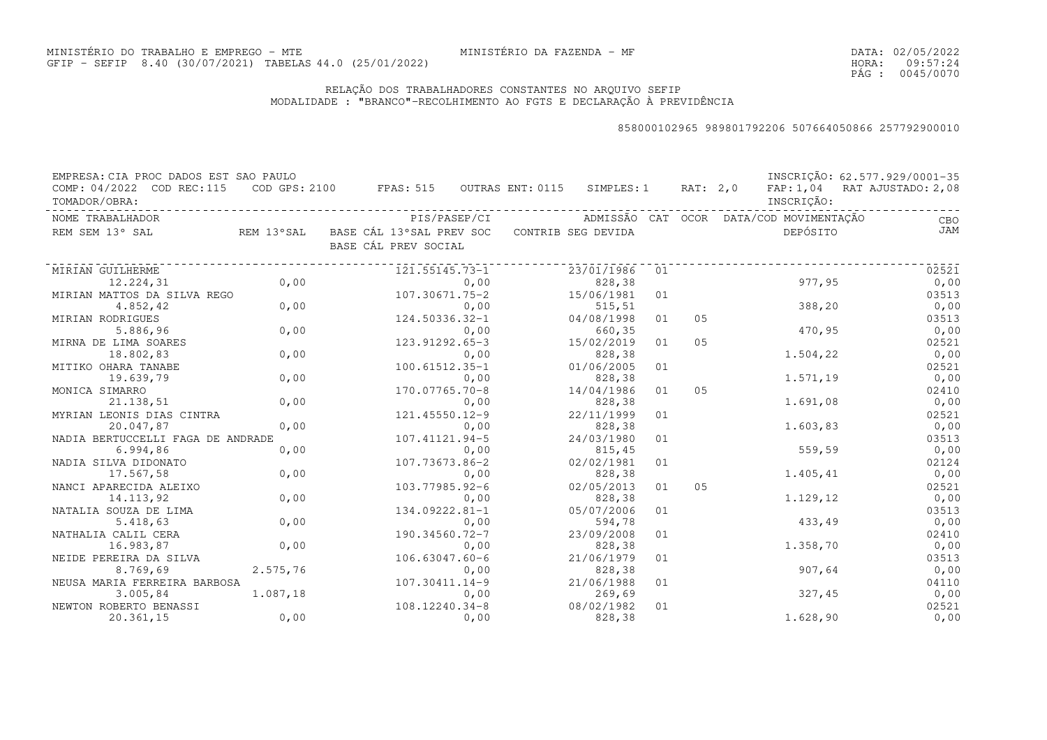MINISTÉRIO DO TRABALHO E EMPREGO - MTE
GFIP - SEFIP 8.40 (30/07/2021) TABELAS 44.0 (25/01/2022)

MINISTÉRIO DA FAZENDA - MF

DATA: 02/05/2022
HORA: 09:57:24

RELAÇÃO DOS TRABALHADORES CONSTANTES NO ARQUIVO SEFIP
MODALIDADE : "BRANCO"-RECOLHIMENTO AO FGTS E DECLARAÇÃO À PREVIDÊNCIA

858000102965 989801792206 507664050866 257792900010

EMPRESA: CIA PROC DADOS EST SAO PAULO — INSCRIÇÃO: 62.577.929/0001-35
COMP: 04/2022 COD REC:115 COD GPS: 2100 FPAS: 515 OUTRAS ENT: 0115 SIMPLES: 1 RAT: 2,0 FAP: 1,04 RAT AJUSTADO: 2,08
TOMADOR/OBRA: — INSCRIÇÃO:

| NOME TRABALHADOR / REM SEM 13° SAL | REM 13°SAL | PIS/PASEP/CI / BASE CÁL 13°SAL PREV SOC / BASE CÁL PREV SOCIAL | ADMISSÃO / CONTRIB SEG DEVIDA | CAT | OCOR | DATA/COD MOVIMENTAÇÃO / DEPÓSITO | CBO / JAM |
|---|---|---|---|---|---|---|---|
| MIRIAN GUILHERME | | 121.55145.73-1 | 23/01/1986 | 01 | | | 02521 |
| 12.224,31 | 0,00 | 0,00 | 828,38 | | | 977,95 | 0,00 |
| MIRIAN MATTOS DA SILVA REGO | | 107.30671.75-2 | 15/06/1981 | 01 | | | 03513 |
| 4.852,42 | 0,00 | 0,00 | 515,51 | | | 388,20 | 0,00 |
| MIRIAN RODRIGUES | | 124.50336.32-1 | 04/08/1998 | 01 | 05 | | 03513 |
| 5.886,96 | 0,00 | 0,00 | 660,35 | | | 470,95 | 0,00 |
| MIRNA DE LIMA SOARES | | 123.91292.65-3 | 15/02/2019 | 01 | 05 | | 02521 |
| 18.802,83 | 0,00 | 0,00 | 828,38 | | | 1.504,22 | 0,00 |
| MITIKO OHARA TANABE | | 100.61512.35-1 | 01/06/2005 | 01 | | | 02521 |
| 19.639,79 | 0,00 | 0,00 | 828,38 | | | 1.571,19 | 0,00 |
| MONICA SIMARRO | | 170.07765.70-8 | 14/04/1986 | 01 | 05 | | 02410 |
| 21.138,51 | 0,00 | 0,00 | 828,38 | | | 1.691,08 | 0,00 |
| MYRIAN LEONIS DIAS CINTRA | | 121.45550.12-9 | 22/11/1999 | 01 | | | 02521 |
| 20.047,87 | 0,00 | 0,00 | 828,38 | | | 1.603,83 | 0,00 |
| NADIA BERTUCCELLI FAGA DE ANDRADE | | 107.41121.94-5 | 24/03/1980 | 01 | | | 03513 |
| 6.994,86 | 0,00 | 0,00 | 815,45 | | | 559,59 | 0,00 |
| NADIA SILVA DIDONATO | | 107.73673.86-2 | 02/02/1981 | 01 | | | 02124 |
| 17.567,58 | 0,00 | 0,00 | 828,38 | | | 1.405,41 | 0,00 |
| NANCI APARECIDA ALEIXO | | 103.77985.92-6 | 02/05/2013 | 01 | 05 | | 02521 |
| 14.113,92 | 0,00 | 0,00 | 828,38 | | | 1.129,12 | 0,00 |
| NATALIA SOUZA DE LIMA | | 134.09222.81-1 | 05/07/2006 | 01 | | | 03513 |
| 5.418,63 | 0,00 | 0,00 | 594,78 | | | 433,49 | 0,00 |
| NATHALIA CALIL CERA | | 190.34560.72-7 | 23/09/2008 | 01 | | | 02410 |
| 16.983,87 | 0,00 | 0,00 | 828,38 | | | 1.358,70 | 0,00 |
| NEIDE PEREIRA DA SILVA | | 106.63047.60-6 | 21/06/1979 | 01 | | | 03513 |
| 8.769,69 | 2.575,76 | 0,00 | 828,38 | | | 907,64 | 0,00 |
| NEUSA MARIA FERREIRA BARBOSA | | 107.30411.14-9 | 21/06/1988 | 01 | | | 04110 |
| 3.005,84 | 1.087,18 | 0,00 | 269,69 | | | 327,45 | 0,00 |
| NEWTON ROBERTO BENASSI | | 108.12240.34-8 | 08/02/1982 | 01 | | | 02521 |
| 20.361,15 | 0,00 | 0,00 | 828,38 | | | 1.628,90 | 0,00 |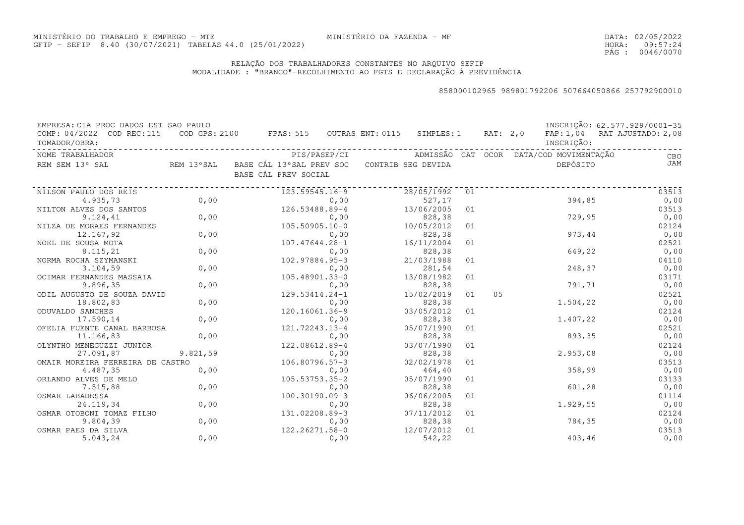MINISTÉRIO DO TRABALHO E EMPREGO - MTE
GFIP - SEFIP 8.40 (30/07/2021) TABELAS 44.0 (25/01/2022)

MINISTÉRIO DA FAZENDA - MF

DATA: 02/05/2022
HORA: 09:57:24

## RELAÇÃO DOS TRABALHADORES CONSTANTES NO ARQUIVO SEFIP
MODALIDADE : "BRANCO"-RECOLHIMENTO AO FGTS E DECLARAÇÃO À PREVIDÊNCIA

858000102965 989801792206 507664050866 257792900010

EMPRESA: CIA PROC DADOS EST SAO PAULO — INSCRIÇÃO: 62.577.929/0001-35
COMP: 04/2022 COD REC:115 COD GPS: 2100 FPAS: 515 OUTRAS ENT: 0115 SIMPLES: 1 RAT: 2,0 FAP: 1,04 RAT AJUSTADO: 2,08
TOMADOR/OBRA: INSCRIÇÃO:

| NOME TRABALHADOR / REM SEM 13° SAL | REM 13°SAL | PIS/PASEP/CI / BASE CÁL 13°SAL PREV SOC / BASE CÁL PREV SOCIAL | ADMISSÃO / CONTRIB SEG DEVIDA | CAT | OCOR | DATA/COD MOVIMENTAÇÃO / DEPÓSITO | CBO / JAM |
|---|---|---|---|---|---|---|---|
| NILSON PAULO DOS REIS | | 123.59545.16-9 | 28/05/1992 | 01 | | | 03513 |
| 4.935,73 | 0,00 | 0,00 | 527,17 | | | 394,85 | 0,00 |
| NILTON ALVES DOS SANTOS | | 126.53488.89-4 | 13/06/2005 | 01 | | | 03513 |
| 9.124,41 | 0,00 | 0,00 | 828,38 | | | 729,95 | 0,00 |
| NILZA DE MORAES FERNANDES | | 105.50905.10-0 | 10/05/2012 | 01 | | | 02124 |
| 12.167,92 | 0,00 | 0,00 | 828,38 | | | 973,44 | 0,00 |
| NOEL DE SOUSA MOTA | | 107.47644.28-1 | 16/11/2004 | 01 | | | 02521 |
| 8.115,21 | 0,00 | 0,00 | 828,38 | | | 649,22 | 0,00 |
| NORMA ROCHA SZYMANSKI | | 102.97884.95-3 | 21/03/1988 | 01 | | | 04110 |
| 3.104,59 | 0,00 | 0,00 | 281,54 | | | 248,37 | 0,00 |
| OCIMAR FERNANDES MASSAIA | | 105.48901.33-0 | 13/08/1982 | 01 | | | 03171 |
| 9.896,35 | 0,00 | 0,00 | 828,38 | | | 791,71 | 0,00 |
| ODIL AUGUSTO DE SOUZA DAVID | | 129.53414.24-1 | 15/02/2019 | 01 | 05 | | 02521 |
| 18.802,83 | 0,00 | 0,00 | 828,38 | | | 1.504,22 | 0,00 |
| ODUVALDO SANCHES | | 120.16061.36-9 | 03/05/2012 | 01 | | | 02124 |
| 17.590,14 | 0,00 | 0,00 | 828,38 | | | 1.407,22 | 0,00 |
| OFELIA FUENTE CANAL BARBOSA | | 121.72243.13-4 | 05/07/1990 | 01 | | | 02521 |
| 11.166,83 | 0,00 | 0,00 | 828,38 | | | 893,35 | 0,00 |
| OLYNTHO MENEGUZZI JUNIOR | | 122.08612.89-4 | 03/07/1990 | 01 | | | 02124 |
| 27.091,87 | 9.821,59 | 0,00 | 828,38 | | | 2.953,08 | 0,00 |
| OMAIR MOREIRA FERREIRA DE CASTRO | | 106.80796.57-3 | 02/02/1978 | 01 | | | 03513 |
| 4.487,35 | 0,00 | 0,00 | 464,40 | | | 358,99 | 0,00 |
| ORLANDO ALVES DE MELO | | 105.53753.35-2 | 05/07/1990 | 01 | | | 03133 |
| 7.515,88 | 0,00 | 0,00 | 828,38 | | | 601,28 | 0,00 |
| OSMAR LABADESSA | | 100.30190.09-3 | 06/06/2005 | 01 | | | 01114 |
| 24.119,34 | 0,00 | 0,00 | 828,38 | | | 1.929,55 | 0,00 |
| OSMAR OTOBONI TOMAZ FILHO | | 131.02208.89-3 | 07/11/2012 | 01 | | | 02124 |
| 9.804,39 | 0,00 | 0,00 | 828,38 | | | 784,35 | 0,00 |
| OSMAR PAES DA SILVA | | 122.26271.58-0 | 12/07/2012 | 01 | | | 03513 |
| 5.043,24 | 0,00 | 0,00 | 542,22 | | | 403,46 | 0,00 |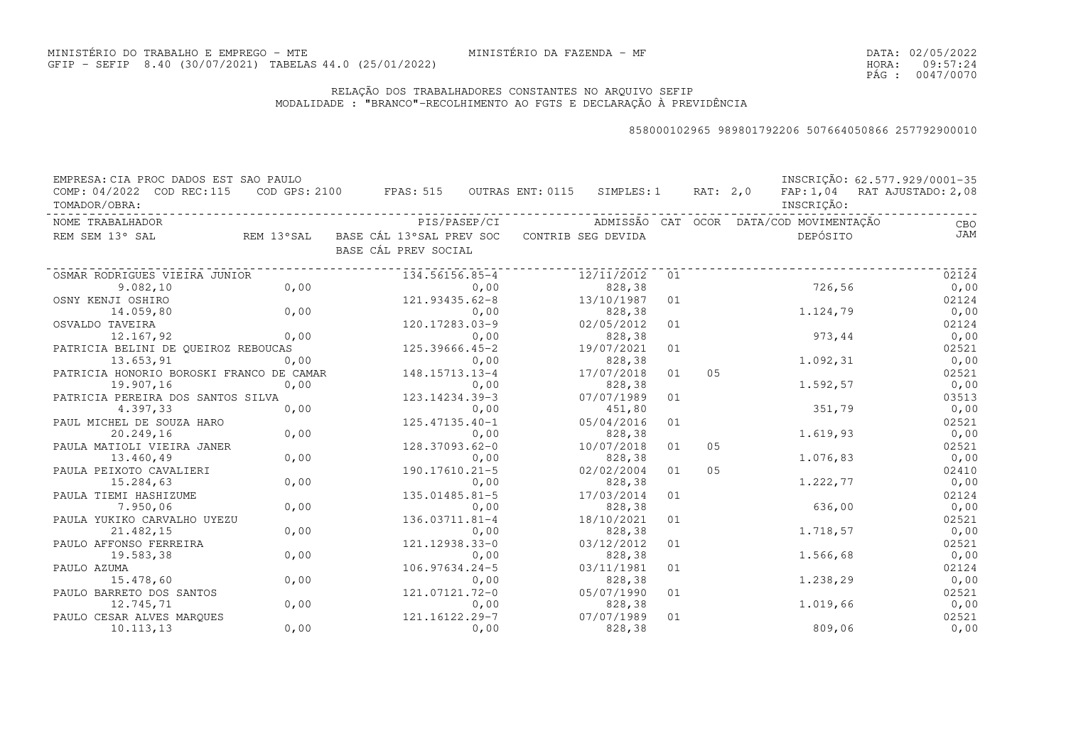MINISTÉRIO DO TRABALHO E EMPREGO - MTE
GFIP - SEFIP 8.40 (30/07/2021) TABELAS 44.0 (25/01/2022)

MINISTÉRIO DA FAZENDA - MF

DATA: 02/05/2022
HORA: 09:57:24

## RELAÇÃO DOS TRABALHADORES CONSTANTES NO ARQUIVO SEFIP
MODALIDADE : "BRANCO"-RECOLHIMENTO AO FGTS E DECLARAÇÃO À PREVIDÊNCIA

858000102965 989801792206 507664050866 257792900010

EMPRESA: CIA PROC DADOS EST SAO PAULO — INSCRIÇÃO: 62.577.929/0001-35
COMP: 04/2022 COD REC:115 COD GPS: 2100 FPAS: 515 OUTRAS ENT: 0115 SIMPLES: 1 RAT: 2,0 FAP: 1,04 RAT AJUSTADO: 2,08
TOMADOR/OBRA: — INSCRIÇÃO:

| NOME TRABALHADOR / REM SEM 13° SAL | REM 13°SAL | PIS/PASEP/CI / BASE CÁL 13°SAL PREV SOC / BASE CÁL PREV SOCIAL | ADMISSÃO / CONTRIB SEG DEVIDA | CAT | OCOR | DATA/COD MOVIMENTAÇÃO / DEPÓSITO | CBO / JAM |
|---|---|---|---|---|---|---|---|
| OSMAR RODRIGUES VIEIRA JUNIOR | | 134.56156.85-4 | 12/11/2012 | 01 | | | 02124 |
| 9.082,10 | 0,00 | 0,00 | 828,38 | | | 726,56 | 0,00 |
| OSNY KENJI OSHIRO | | 121.93435.62-8 | 13/10/1987 | 01 | | | 02124 |
| 14.059,80 | 0,00 | 0,00 | 828,38 | | | 1.124,79 | 0,00 |
| OSVALDO TAVEIRA | | 120.17283.03-9 | 02/05/2012 | 01 | | | 02124 |
| 12.167,92 | 0,00 | 0,00 | 828,38 | | | 973,44 | 0,00 |
| PATRICIA BELINI DE QUEIROZ REBOUCAS | | 125.39666.45-2 | 19/07/2021 | 01 | | | 02521 |
| 13.653,91 | 0,00 | 0,00 | 828,38 | | | 1.092,31 | 0,00 |
| PATRICIA HONORIO BOROSKI FRANCO DE CAMAR | | 148.15713.13-4 | 17/07/2018 | 01 | 05 | | 02521 |
| 19.907,16 | 0,00 | 0,00 | 828,38 | | | 1.592,57 | 0,00 |
| PATRICIA PEREIRA DOS SANTOS SILVA | | 123.14234.39-3 | 07/07/1989 | 01 | | | 03513 |
| 4.397,33 | 0,00 | 0,00 | 451,80 | | | 351,79 | 0,00 |
| PAUL MICHEL DE SOUZA HARO | | 125.47135.40-1 | 05/04/2016 | 01 | | | 02521 |
| 20.249,16 | 0,00 | 0,00 | 828,38 | | | 1.619,93 | 0,00 |
| PAULA MATIOLI VIEIRA JANER | | 128.37093.62-0 | 10/07/2018 | 01 | 05 | | 02521 |
| 13.460,49 | 0,00 | 0,00 | 828,38 | | | 1.076,83 | 0,00 |
| PAULA PEIXOTO CAVALIERI | | 190.17610.21-5 | 02/02/2004 | 01 | 05 | | 02410 |
| 15.284,63 | 0,00 | 0,00 | 828,38 | | | 1.222,77 | 0,00 |
| PAULA TIEMI HASHIZUME | | 135.01485.81-5 | 17/03/2014 | 01 | | | 02124 |
| 7.950,06 | 0,00 | 0,00 | 828,38 | | | 636,00 | 0,00 |
| PAULA YUKIKO CARVALHO UYEZU | | 136.03711.81-4 | 18/10/2021 | 01 | | | 02521 |
| 21.482,15 | 0,00 | 0,00 | 828,38 | | | 1.718,57 | 0,00 |
| PAULO AFFONSO FERREIRA | | 121.12938.33-0 | 03/12/2012 | 01 | | | 02521 |
| 19.583,38 | 0,00 | 0,00 | 828,38 | | | 1.566,68 | 0,00 |
| PAULO AZUMA | | 106.97634.24-5 | 03/11/1981 | 01 | | | 02124 |
| 15.478,60 | 0,00 | 0,00 | 828,38 | | | 1.238,29 | 0,00 |
| PAULO BARRETO DOS SANTOS | | 121.07121.72-0 | 05/07/1990 | 01 | | | 02521 |
| 12.745,71 | 0,00 | 0,00 | 828,38 | | | 1.019,66 | 0,00 |
| PAULO CESAR ALVES MARQUES | | 121.16122.29-7 | 07/07/1989 | 01 | | | 02521 |
| 10.113,13 | 0,00 | 0,00 | 828,38 | | | 809,06 | 0,00 |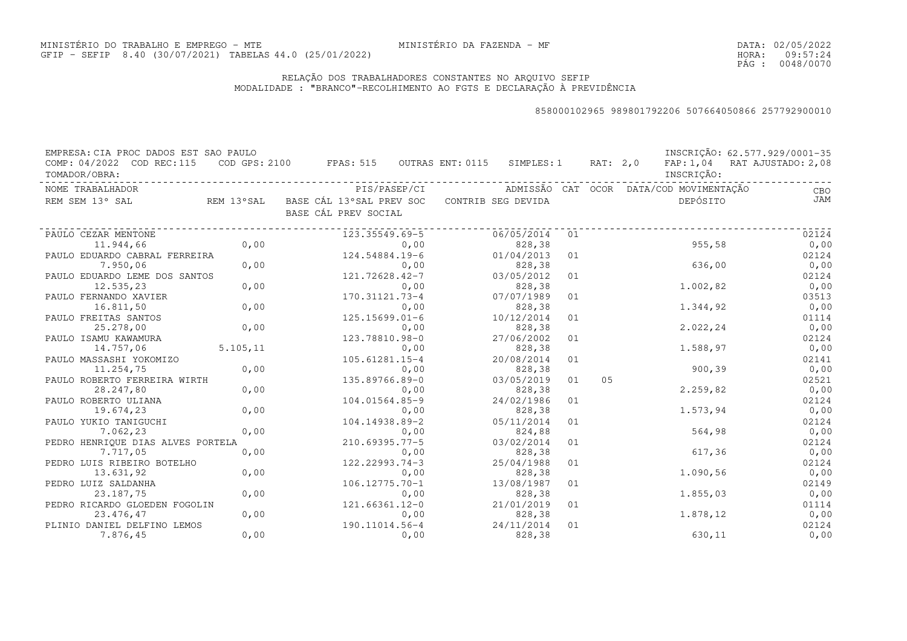MINISTÉRIO DO TRABALHO E EMPREGO - MTE  
GFIP - SEFIP 8.40 (30/07/2021) TABELAS 44.0 (25/01/2022)

MINISTÉRIO DA FAZENDA - MF

DATA: 02/05/2022  
HORA: 09:57:24  
PÁG : 0048/0070

RELAÇÃO DOS TRABALHADORES CONSTANTES NO ARQUIVO SEFIP  
MODALIDADE : "BRANCO"-RECOLHIMENTO AO FGTS E DECLARAÇÃO À PREVIDÊNCIA

858000102965 989801792206 507664050866 257792900010

EMPRESA: CIA PROC DADOS EST SAO PAULO    INSCRIÇÃO: 62.577.929/0001-35  
COMP: 04/2022 COD REC:115 COD GPS: 2100 FPAS: 515 OUTRAS ENT: 0115 SIMPLES:1 RAT: 2,0 FAP: 1,04 RAT AJUSTADO: 2,08  
TOMADOR/OBRA:    INSCRIÇÃO:

| NOME TRABALHADOR / REM SEM 13º SAL | REM 13ºSAL | PIS/PASEP/CI / BASE CÁL 13ºSAL PREV SOC / BASE CÁL PREV SOCIAL | ADMISSÃO / CONTRIB SEG DEVIDA | CAT | OCOR | DATA/COD MOVIMENTAÇÃO / DEPÓSITO | CBO / JAM |
|---|---|---|---|---|---|---|---|
| PAULO CEZAR MENTONE | | 123.35549.69-5 | 06/05/2014 | 01 | | | 02124 |
| 11.944,66 | 0,00 | 0,00 | 828,38 | | | 955,58 | 0,00 |
| PAULO EDUARDO CABRAL FERREIRA | | 124.54884.19-6 | 01/04/2013 | 01 | | | 02124 |
| 7.950,06 | 0,00 | 0,00 | 828,38 | | | 636,00 | 0,00 |
| PAULO EDUARDO LEME DOS SANTOS | | 121.72628.42-7 | 03/05/2012 | 01 | | | 02124 |
| 12.535,23 | 0,00 | 0,00 | 828,38 | | | 1.002,82 | 0,00 |
| PAULO FERNANDO XAVIER | | 170.31121.73-4 | 07/07/1989 | 01 | | | 03513 |
| 16.811,50 | 0,00 | 0,00 | 828,38 | | | 1.344,92 | 0,00 |
| PAULO FREITAS SANTOS | | 125.15699.01-6 | 10/12/2014 | 01 | | | 01114 |
| 25.278,00 | 0,00 | 0,00 | 828,38 | | | 2.022,24 | 0,00 |
| PAULO ISAMU KAWAMURA | | 123.78810.98-0 | 27/06/2002 | 01 | | | 02124 |
| 14.757,06 | 5.105,11 | 0,00 | 828,38 | | | 1.588,97 | 0,00 |
| PAULO MASSASHI YOKOMIZO | | 105.61281.15-4 | 20/08/2014 | 01 | | | 02141 |
| 11.254,75 | 0,00 | 0,00 | 828,38 | | | 900,39 | 0,00 |
| PAULO ROBERTO FERREIRA WIRTH | | 135.89766.89-0 | 03/05/2019 | 01 | 05 | | 02521 |
| 28.247,80 | 0,00 | 0,00 | 828,38 | | | 2.259,82 | 0,00 |
| PAULO ROBERTO ULIANA | | 104.01564.85-9 | 24/02/1986 | 01 | | | 02124 |
| 19.674,23 | 0,00 | 0,00 | 828,38 | | | 1.573,94 | 0,00 |
| PAULO YUKIO TANIGUCHI | | 104.14938.89-2 | 05/11/2014 | 01 | | | 02124 |
| 7.062,23 | 0,00 | 0,00 | 824,88 | | | 564,98 | 0,00 |
| PEDRO HENRIQUE DIAS ALVES PORTELA | | 210.69395.77-5 | 03/02/2014 | 01 | | | 02124 |
| 7.717,05 | 0,00 | 0,00 | 828,38 | | | 617,36 | 0,00 |
| PEDRO LUIS RIBEIRO BOTELHO | | 122.22993.74-3 | 25/04/1988 | 01 | | | 02124 |
| 13.631,92 | 0,00 | 0,00 | 828,38 | | | 1.090,56 | 0,00 |
| PEDRO LUIZ SALDANHA | | 106.12775.70-1 | 13/08/1987 | 01 | | | 02149 |
| 23.187,75 | 0,00 | 0,00 | 828,38 | | | 1.855,03 | 0,00 |
| PEDRO RICARDO GLOEDEN FOGOLIN | | 121.66361.12-0 | 21/01/2019 | 01 | | | 01114 |
| 23.476,47 | 0,00 | 0,00 | 828,38 | | | 1.878,12 | 0,00 |
| PLINIO DANIEL DELFINO LEMOS | | 190.11014.56-4 | 24/11/2014 | 01 | | | 02124 |
| 7.876,45 | 0,00 | 0,00 | 828,38 | | | 630,11 | 0,00 |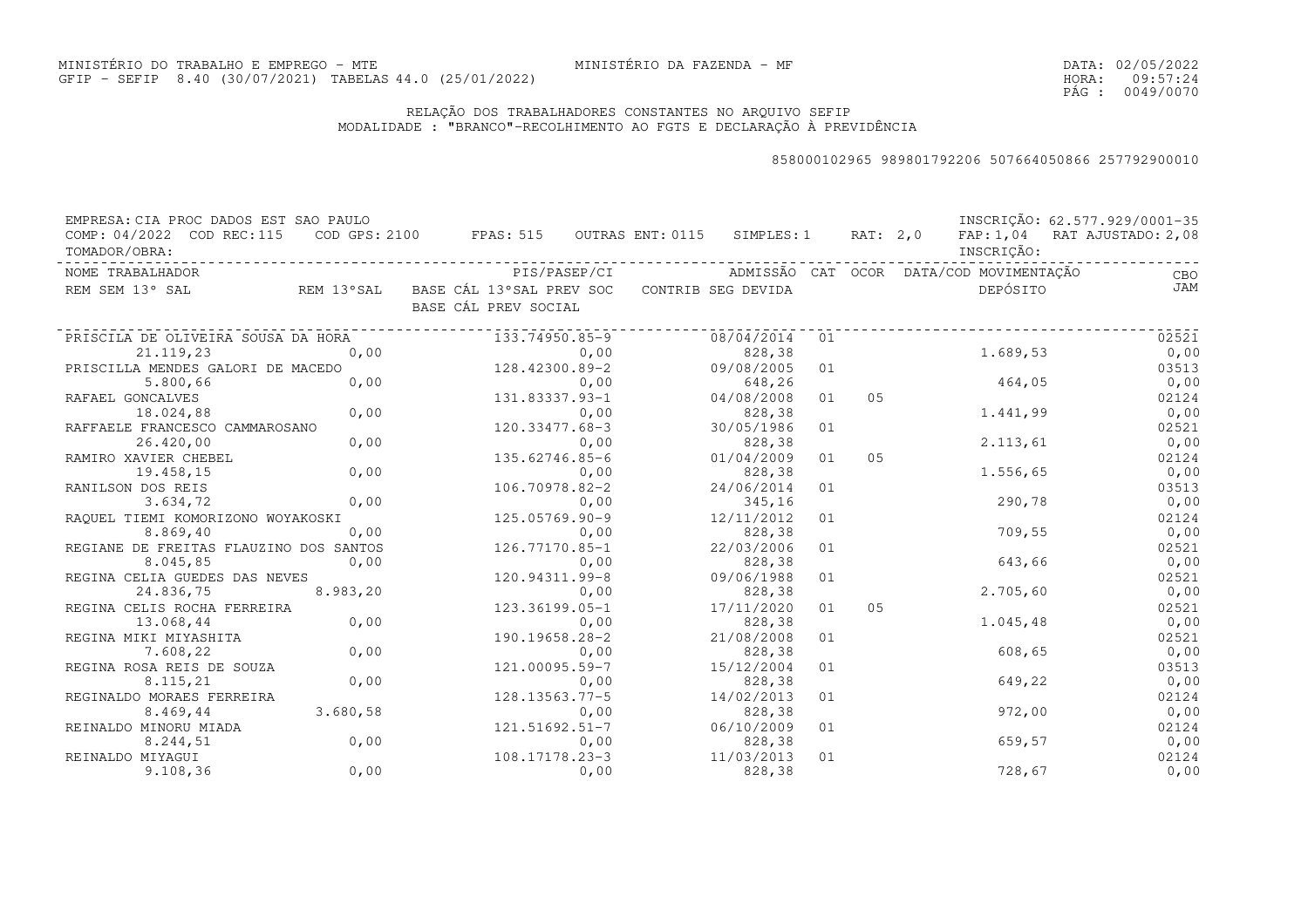MINISTÉRIO DO TRABALHO E EMPREGO - MTE
GFIP - SEFIP 8.40 (30/07/2021) TABELAS 44.0 (25/01/2022)

MINISTÉRIO DA FAZENDA - MF

DATA: 02/05/2022
HORA: 09:57:24
PÁG : 0049/0070

## RELAÇÃO DOS TRABALHADORES CONSTANTES NO ARQUIVO SEFIP
MODALIDADE : "BRANCO"-RECOLHIMENTO AO FGTS E DECLARAÇÃO À PREVIDÊNCIA

858000102965 989801792206 507664050866 257792900010

EMPRESA: CIA PROC DADOS EST SAO PAULO — INSCRIÇÃO: 62.577.929/0001-35
COMP: 04/2022 COD REC:115 COD GPS: 2100 FPAS: 515 OUTRAS ENT: 0115 SIMPLES: 1 RAT: 2,0 FAP: 1,04 RAT AJUSTADO: 2,08
TOMADOR/OBRA: — INSCRIÇÃO:

| NOME TRABALHADOR / REM SEM 13º SAL | REM 13ºSAL | PIS/PASEP/CI / BASE CÁL 13ºSAL PREV SOC / BASE CÁL PREV SOCIAL | ADMISSÃO / CONTRIB SEG DEVIDA | CAT | OCOR | DATA/COD MOVIMENTAÇÃO / DEPÓSITO | CBO / JAM |
|---|---|---|---|---|---|---|---|
| PRISCILA DE OLIVEIRA SOUSA DA HORA | | 133.74950.85-9 | 08/04/2014 | 01 | | | 02521 |
| 21.119,23 | 0,00 | 0,00 | 828,38 | | | 1.689,53 | 0,00 |
| PRISCILLA MENDES GALORI DE MACEDO | | 128.42300.89-2 | 09/08/2005 | 01 | | | 03513 |
| 5.800,66 | 0,00 | 0,00 | 648,26 | | | 464,05 | 0,00 |
| RAFAEL GONCALVES | | 131.83337.93-1 | 04/08/2008 | 01 | 05 | | 02124 |
| 18.024,88 | 0,00 | 0,00 | 828,38 | | | 1.441,99 | 0,00 |
| RAFFAELE FRANCESCO CAMMAROSANO | | 120.33477.68-3 | 30/05/1986 | 01 | | | 02521 |
| 26.420,00 | 0,00 | 0,00 | 828,38 | | | 2.113,61 | 0,00 |
| RAMIRO XAVIER CHEBEL | | 135.62746.85-6 | 01/04/2009 | 01 | 05 | | 02124 |
| 19.458,15 | 0,00 | 0,00 | 828,38 | | | 1.556,65 | 0,00 |
| RANILSON DOS REIS | | 106.70978.82-2 | 24/06/2014 | 01 | | | 03513 |
| 3.634,72 | 0,00 | 0,00 | 345,16 | | | 290,78 | 0,00 |
| RAQUEL TIEMI KOMORIZONO WOYAKOSKI | | 125.05769.90-9 | 12/11/2012 | 01 | | | 02124 |
| 8.869,40 | 0,00 | 0,00 | 828,38 | | | 709,55 | 0,00 |
| REGIANE DE FREITAS FLAUZINO DOS SANTOS | | 126.77170.85-1 | 22/03/2006 | 01 | | | 02521 |
| 8.045,85 | 0,00 | 0,00 | 828,38 | | | 643,66 | 0,00 |
| REGINA CELIA GUEDES DAS NEVES | | 120.94311.99-8 | 09/06/1988 | 01 | | | 02521 |
| 24.836,75 | 8.983,20 | 0,00 | 828,38 | | | 2.705,60 | 0,00 |
| REGINA CELIS ROCHA FERREIRA | | 123.36199.05-1 | 17/11/2020 | 01 | 05 | | 02521 |
| 13.068,44 | 0,00 | 0,00 | 828,38 | | | 1.045,48 | 0,00 |
| REGINA MIKI MIYASHITA | | 190.19658.28-2 | 21/08/2008 | 01 | | | 02521 |
| 7.608,22 | 0,00 | 0,00 | 828,38 | | | 608,65 | 0,00 |
| REGINA ROSA REIS DE SOUZA | | 121.00095.59-7 | 15/12/2004 | 01 | | | 03513 |
| 8.115,21 | 0,00 | 0,00 | 828,38 | | | 649,22 | 0,00 |
| REGINALDO MORAES FERREIRA | | 128.13563.77-5 | 14/02/2013 | 01 | | | 02124 |
| 8.469,44 | 3.680,58 | 0,00 | 828,38 | | | 972,00 | 0,00 |
| REINALDO MINORU MIADA | | 121.51692.51-7 | 06/10/2009 | 01 | | | 02124 |
| 8.244,51 | 0,00 | 0,00 | 828,38 | | | 659,57 | 0,00 |
| REINALDO MIYAGUI | | 108.17178.23-3 | 11/03/2013 | 01 | | | 02124 |
| 9.108,36 | 0,00 | 0,00 | 828,38 | | | 728,67 | 0,00 |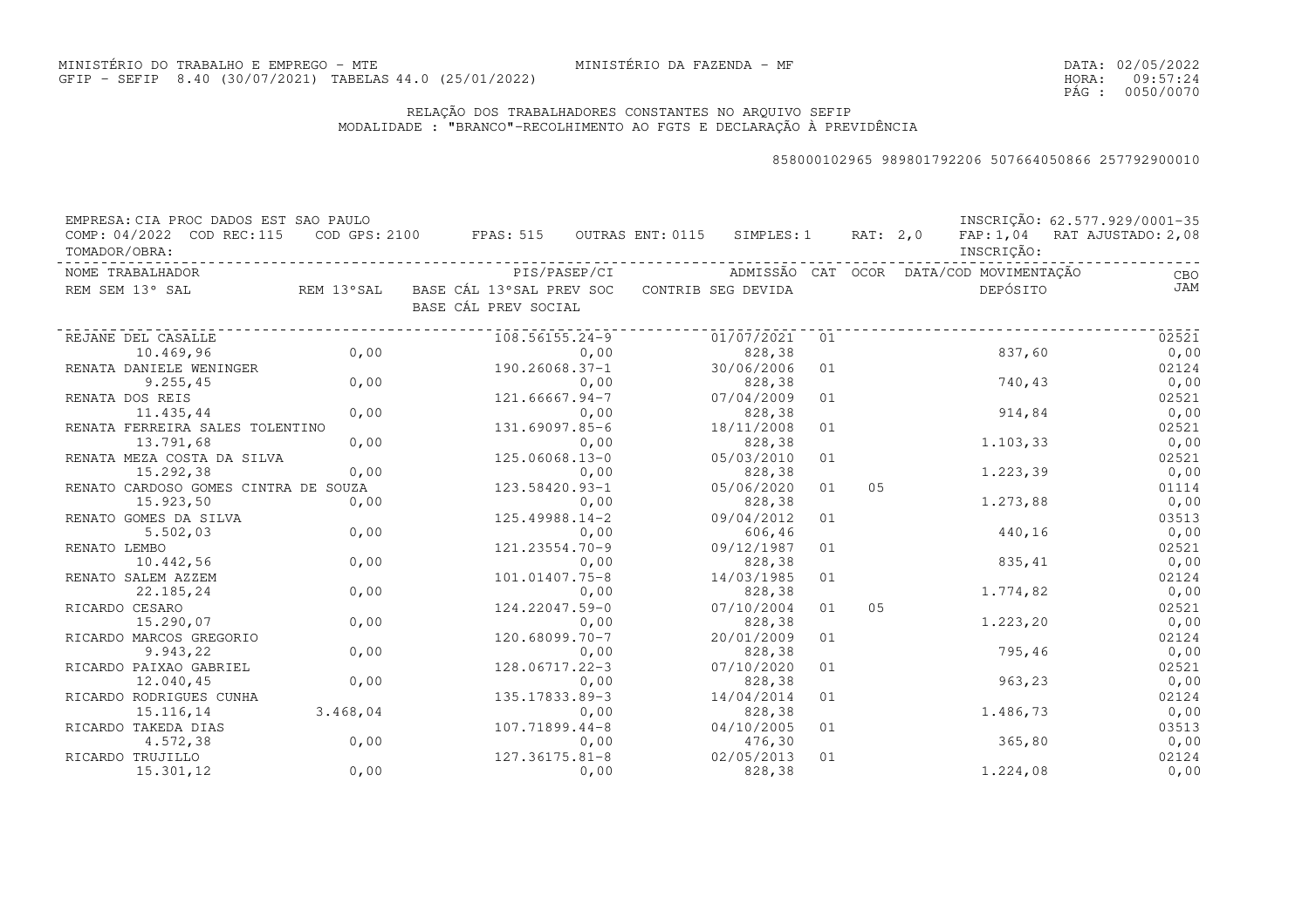MINISTÉRIO DO TRABALHO E EMPREGO - MTE
GFIP - SEFIP 8.40 (30/07/2021) TABELAS 44.0 (25/01/2022)

MINISTÉRIO DA FAZENDA - MF

DATA: 02/05/2022
HORA: 09:57:24

## RELAÇÃO DOS TRABALHADORES CONSTANTES NO ARQUIVO SEFIP
## MODALIDADE : "BRANCO"-RECOLHIMENTO AO FGTS E DECLARAÇÃO À PREVIDÊNCIA

858000102965 989801792206 507664050866 257792900010

EMPRESA: CIA PROC DADOS EST SAO PAULO — INSCRIÇÃO: 62.577.929/0001-35
COMP: 04/2022 COD REC:115 COD GPS: 2100 FPAS: 515 OUTRAS ENT: 0115 SIMPLES: 1 RAT: 2,0 FAP: 1,04 RAT AJUSTADO: 2,08
TOMADOR/OBRA: — INSCRIÇÃO:

| NOME TRABALHADOR / REM SEM 13° SAL | REM 13°SAL | PIS/PASEP/CI / BASE CÁL 13°SAL PREV SOC / BASE CÁL PREV SOCIAL | ADMISSÃO / CONTRIB SEG DEVIDA | CAT | OCOR | DATA/COD MOVIMENTAÇÃO / DEPÓSITO | CBO / JAM |
|---|---|---|---|---|---|---|---|
| REJANE DEL CASALLE | | 108.56155.24-9 | 01/07/2021 | 01 | | | 02521 |
| 10.469,96 | 0,00 | 0,00 | 828,38 | | | 837,60 | 0,00 |
| RENATA DANIELE WENINGER | | 190.26068.37-1 | 30/06/2006 | 01 | | | 02124 |
| 9.255,45 | 0,00 | 0,00 | 828,38 | | | 740,43 | 0,00 |
| RENATA DOS REIS | | 121.66667.94-7 | 07/04/2009 | 01 | | | 02521 |
| 11.435,44 | 0,00 | 0,00 | 828,38 | | | 914,84 | 0,00 |
| RENATA FERREIRA SALES TOLENTINO | | 131.69097.85-6 | 18/11/2008 | 01 | | | 02521 |
| 13.791,68 | 0,00 | 0,00 | 828,38 | | | 1.103,33 | 0,00 |
| RENATA MEZA COSTA DA SILVA | | 125.06068.13-0 | 05/03/2010 | 01 | | | 02521 |
| 15.292,38 | 0,00 | 0,00 | 828,38 | | | 1.223,39 | 0,00 |
| RENATO CARDOSO GOMES CINTRA DE SOUZA | | 123.58420.93-1 | 05/06/2020 | 01 | 05 | | 01114 |
| 15.923,50 | 0,00 | 0,00 | 828,38 | | | 1.273,88 | 0,00 |
| RENATO GOMES DA SILVA | | 125.49988.14-2 | 09/04/2012 | 01 | | | 03513 |
| 5.502,03 | 0,00 | 0,00 | 606,46 | | | 440,16 | 0,00 |
| RENATO LEMBO | | 121.23554.70-9 | 09/12/1987 | 01 | | | 02521 |
| 10.442,56 | 0,00 | 0,00 | 828,38 | | | 835,41 | 0,00 |
| RENATO SALEM AZZEM | | 101.01407.75-8 | 14/03/1985 | 01 | | | 02124 |
| 22.185,24 | 0,00 | 0,00 | 828,38 | | | 1.774,82 | 0,00 |
| RICARDO CESARO | | 124.22047.59-0 | 07/10/2004 | 01 | 05 | | 02521 |
| 15.290,07 | 0,00 | 0,00 | 828,38 | | | 1.223,20 | 0,00 |
| RICARDO MARCOS GREGORIO | | 120.68099.70-7 | 20/01/2009 | 01 | | | 02124 |
| 9.943,22 | 0,00 | 0,00 | 828,38 | | | 795,46 | 0,00 |
| RICARDO PAIXAO GABRIEL | | 128.06717.22-3 | 07/10/2020 | 01 | | | 02521 |
| 12.040,45 | 0,00 | 0,00 | 828,38 | | | 963,23 | 0,00 |
| RICARDO RODRIGUES CUNHA | | 135.17833.89-3 | 14/04/2014 | 01 | | | 02124 |
| 15.116,14 | 3.468,04 | 0,00 | 828,38 | | | 1.486,73 | 0,00 |
| RICARDO TAKEDA DIAS | | 107.71899.44-8 | 04/10/2005 | 01 | | | 03513 |
| 4.572,38 | 0,00 | 0,00 | 476,30 | | | 365,80 | 0,00 |
| RICARDO TRUJILLO | | 127.36175.81-8 | 02/05/2013 | 01 | | | 02124 |
| 15.301,12 | 0,00 | 0,00 | 828,38 | | | 1.224,08 | 0,00 |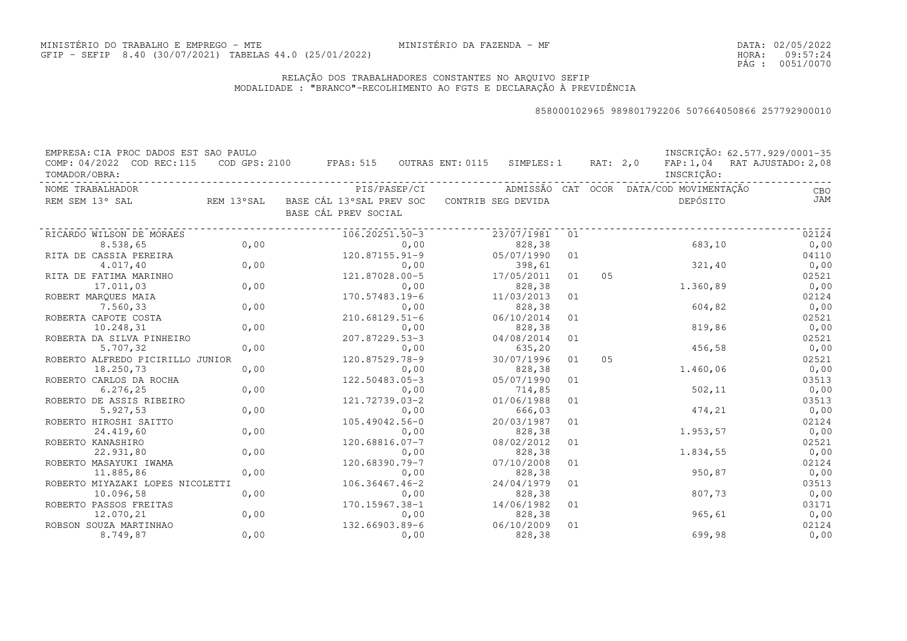MINISTÉRIO DO TRABALHO E EMPREGO - MTE
GFIP - SEFIP 8.40 (30/07/2021) TABELAS 44.0 (25/01/2022)

MINISTÉRIO DA FAZENDA - MF

DATA: 02/05/2022
HORA: 09:57:24

## RELAÇÃO DOS TRABALHADORES CONSTANTES NO ARQUIVO SEFIP
MODALIDADE : "BRANCO"-RECOLHIMENTO AO FGTS E DECLARAÇÃO À PREVIDÊNCIA

858000102965 989801792206 507664050866 257792900010

EMPRESA: CIA PROC DADOS EST SAO PAULO — INSCRIÇÃO: 62.577.929/0001-35
COMP: 04/2022 COD REC:115 COD GPS: 2100 FPAS: 515 OUTRAS ENT: 0115 SIMPLES: 1 RAT: 2,0 FAP: 1,04 RAT AJUSTADO: 2,08
TOMADOR/OBRA: — INSCRIÇÃO:

| NOME TRABALHADOR | | PIS/PASEP/CI | ADMISSÃO | CAT | OCOR | DATA/COD MOVIMENTAÇÃO | CBO |
|---|---|---|---|---|---|---|---|
| REM SEM 13° SAL | REM 13°SAL | BASE CÁL 13°SAL PREV SOC / BASE CÁL PREV SOCIAL | CONTRIB SEG DEVIDA | | | DEPÓSITO | JAM |
| RICARDO WILSON DE MORAES | | 106.20251.50-3 | 23/07/1981 | 01 | | | 02124 |
| 8.538,65 | 0,00 | 0,00 | 828,38 | | | 683,10 | 0,00 |
| RITA DE CASSIA PEREIRA | | 120.87155.91-9 | 05/07/1990 | 01 | | | 04110 |
| 4.017,40 | 0,00 | 0,00 | 398,61 | | | 321,40 | 0,00 |
| RITA DE FATIMA MARINHO | | 121.87028.00-5 | 17/05/2011 | 01 | 05 | | 02521 |
| 17.011,03 | 0,00 | 0,00 | 828,38 | | | 1.360,89 | 0,00 |
| ROBERT MARQUES MAIA | | 170.57483.19-6 | 11/03/2013 | 01 | | | 02124 |
| 7.560,33 | 0,00 | 0,00 | 828,38 | | | 604,82 | 0,00 |
| ROBERTA CAPOTE COSTA | | 210.68129.51-6 | 06/10/2014 | 01 | | | 02521 |
| 10.248,31 | 0,00 | 0,00 | 828,38 | | | 819,86 | 0,00 |
| ROBERTA DA SILVA PINHEIRO | | 207.87229.53-3 | 04/08/2014 | 01 | | | 02521 |
| 5.707,32 | 0,00 | 0,00 | 635,20 | | | 456,58 | 0,00 |
| ROBERTO ALFREDO PICIRILLO JUNIOR | | 120.87529.78-9 | 30/07/1996 | 01 | 05 | | 02521 |
| 18.250,73 | 0,00 | 0,00 | 828,38 | | | 1.460,06 | 0,00 |
| ROBERTO CARLOS DA ROCHA | | 122.50483.05-3 | 05/07/1990 | 01 | | | 03513 |
| 6.276,25 | 0,00 | 0,00 | 714,85 | | | 502,11 | 0,00 |
| ROBERTO DE ASSIS RIBEIRO | | 121.72739.03-2 | 01/06/1988 | 01 | | | 03513 |
| 5.927,53 | 0,00 | 0,00 | 666,03 | | | 474,21 | 0,00 |
| ROBERTO HIROSHI SAITTO | | 105.49042.56-0 | 20/03/1987 | 01 | | | 02124 |
| 24.419,60 | 0,00 | 0,00 | 828,38 | | | 1.953,57 | 0,00 |
| ROBERTO KANASHIRO | | 120.68816.07-7 | 08/02/2012 | 01 | | | 02521 |
| 22.931,80 | 0,00 | 0,00 | 828,38 | | | 1.834,55 | 0,00 |
| ROBERTO MASAYUKI IWAMA | | 120.68390.79-7 | 07/10/2008 | 01 | | | 02124 |
| 11.885,86 | 0,00 | 0,00 | 828,38 | | | 950,87 | 0,00 |
| ROBERTO MIYAZAKI LOPES NICOLETTI | | 106.36467.46-2 | 24/04/1979 | 01 | | | 03513 |
| 10.096,58 | 0,00 | 0,00 | 828,38 | | | 807,73 | 0,00 |
| ROBERTO PASSOS FREITAS | | 170.15967.38-1 | 14/06/1982 | 01 | | | 03171 |
| 12.070,21 | 0,00 | 0,00 | 828,38 | | | 965,61 | 0,00 |
| ROBSON SOUZA MARTINHAO | | 132.66903.89-6 | 06/10/2009 | 01 | | | 02124 |
| 8.749,87 | 0,00 | 0,00 | 828,38 | | | 699,98 | 0,00 |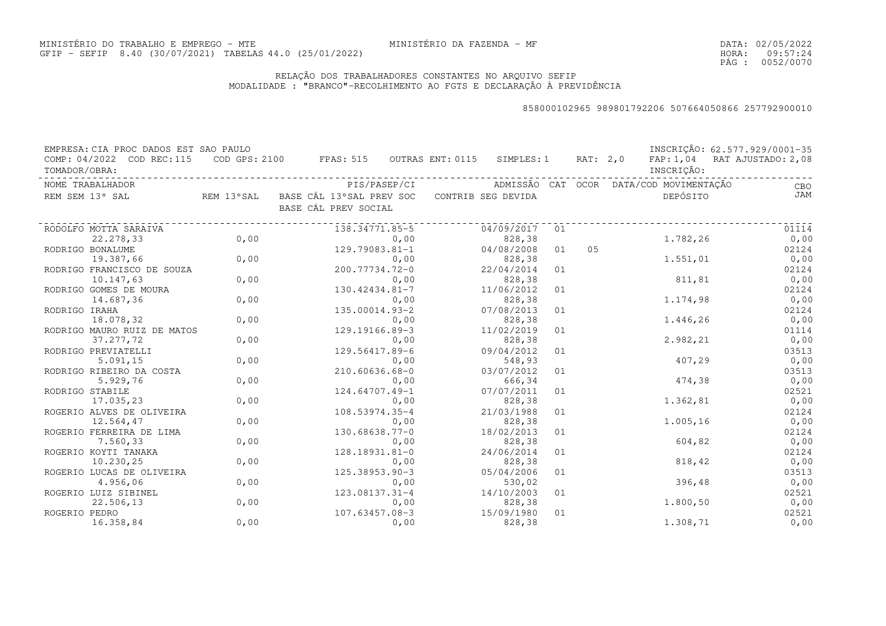MINISTÉRIO DO TRABALHO E EMPREGO - MTE  MINISTÉRIO DA FAZENDA - MF  DATA: 02/05/2022
GFIP - SEFIP 8.40 (30/07/2021) TABELAS 44.0 (25/01/2022)  HORA: 09:57:24

## RELAÇÃO DOS TRABALHADORES CONSTANTES NO ARQUIVO SEFIP
MODALIDADE : "BRANCO"-RECOLHIMENTO AO FGTS E DECLARAÇÃO À PREVIDÊNCIA

858000102965 989801792206 507664050866 257792900010

EMPRESA: CIA PROC DADOS EST SAO PAULO  INSCRIÇÃO: 62.577.929/0001-35
COMP: 04/2022 COD REC:115 COD GPS: 2100 FPAS: 515 OUTRAS ENT: 0115 SIMPLES: 1 RAT: 2,0 FAP: 1,04 RAT AJUSTADO: 2,08
TOMADOR/OBRA:  INSCRIÇÃO:

| NOME TRABALHADOR / REM SEM 13º SAL | REM 13ºSAL | PIS/PASEP/CI / BASE CÁL 13ºSAL PREV SOC / BASE CÁL PREV SOCIAL | ADMISSÃO / CONTRIB SEG DEVIDA | CAT | OCOR | DATA/COD MOVIMENTAÇÃO / DEPÓSITO | CBO / JAM |
|---|---|---|---|---|---|---|---|
| RODOLFO MOTTA SARAIVA | | 138.34771.85-5 | 04/09/2017 | 01 | | | 01114 |
| 22.278,33 | 0,00 | 0,00 | 828,38 | | | 1.782,26 | 0,00 |
| RODRIGO BONALUME | | 129.79083.81-1 | 04/08/2008 | 01 | 05 | | 02124 |
| 19.387,66 | 0,00 | 0,00 | 828,38 | | | 1.551,01 | 0,00 |
| RODRIGO FRANCISCO DE SOUZA | | 200.77734.72-0 | 22/04/2014 | 01 | | | 02124 |
| 10.147,63 | 0,00 | 0,00 | 828,38 | | | 811,81 | 0,00 |
| RODRIGO GOMES DE MOURA | | 130.42434.81-7 | 11/06/2012 | 01 | | | 02124 |
| 14.687,36 | 0,00 | 0,00 | 828,38 | | | 1.174,98 | 0,00 |
| RODRIGO IRAHA | | 135.00014.93-2 | 07/08/2013 | 01 | | | 02124 |
| 18.078,32 | 0,00 | 0,00 | 828,38 | | | 1.446,26 | 0,00 |
| RODRIGO MAURO RUIZ DE MATOS | | 129.19166.89-3 | 11/02/2019 | 01 | | | 01114 |
| 37.277,72 | 0,00 | 0,00 | 828,38 | | | 2.982,21 | 0,00 |
| RODRIGO PREVIATELLI | | 129.56417.89-6 | 09/04/2012 | 01 | | | 03513 |
| 5.091,15 | 0,00 | 0,00 | 548,93 | | | 407,29 | 0,00 |
| RODRIGO RIBEIRO DA COSTA | | 210.60636.68-0 | 03/07/2012 | 01 | | | 03513 |
| 5.929,76 | 0,00 | 0,00 | 666,34 | | | 474,38 | 0,00 |
| RODRIGO STABILE | | 124.64707.49-1 | 07/07/2011 | 01 | | | 02521 |
| 17.035,23 | 0,00 | 0,00 | 828,38 | | | 1.362,81 | 0,00 |
| ROGERIO ALVES DE OLIVEIRA | | 108.53974.35-4 | 21/03/1988 | 01 | | | 02124 |
| 12.564,47 | 0,00 | 0,00 | 828,38 | | | 1.005,16 | 0,00 |
| ROGERIO FERREIRA DE LIMA | | 130.68638.77-0 | 18/02/2013 | 01 | | | 02124 |
| 7.560,33 | 0,00 | 0,00 | 828,38 | | | 604,82 | 0,00 |
| ROGERIO KOYTI TANAKA | | 128.18931.81-0 | 24/06/2014 | 01 | | | 02124 |
| 10.230,25 | 0,00 | 0,00 | 828,38 | | | 818,42 | 0,00 |
| ROGERIO LUCAS DE OLIVEIRA | | 125.38953.90-3 | 05/04/2006 | 01 | | | 03513 |
| 4.956,06 | 0,00 | 0,00 | 530,02 | | | 396,48 | 0,00 |
| ROGERIO LUIZ SIBINEL | | 123.08137.31-4 | 14/10/2003 | 01 | | | 02521 |
| 22.506,13 | 0,00 | 0,00 | 828,38 | | | 1.800,50 | 0,00 |
| ROGERIO PEDRO | | 107.63457.08-3 | 15/09/1980 | 01 | | | 02521 |
| 16.358,84 | 0,00 | 0,00 | 828,38 | | | 1.308,71 | 0,00 |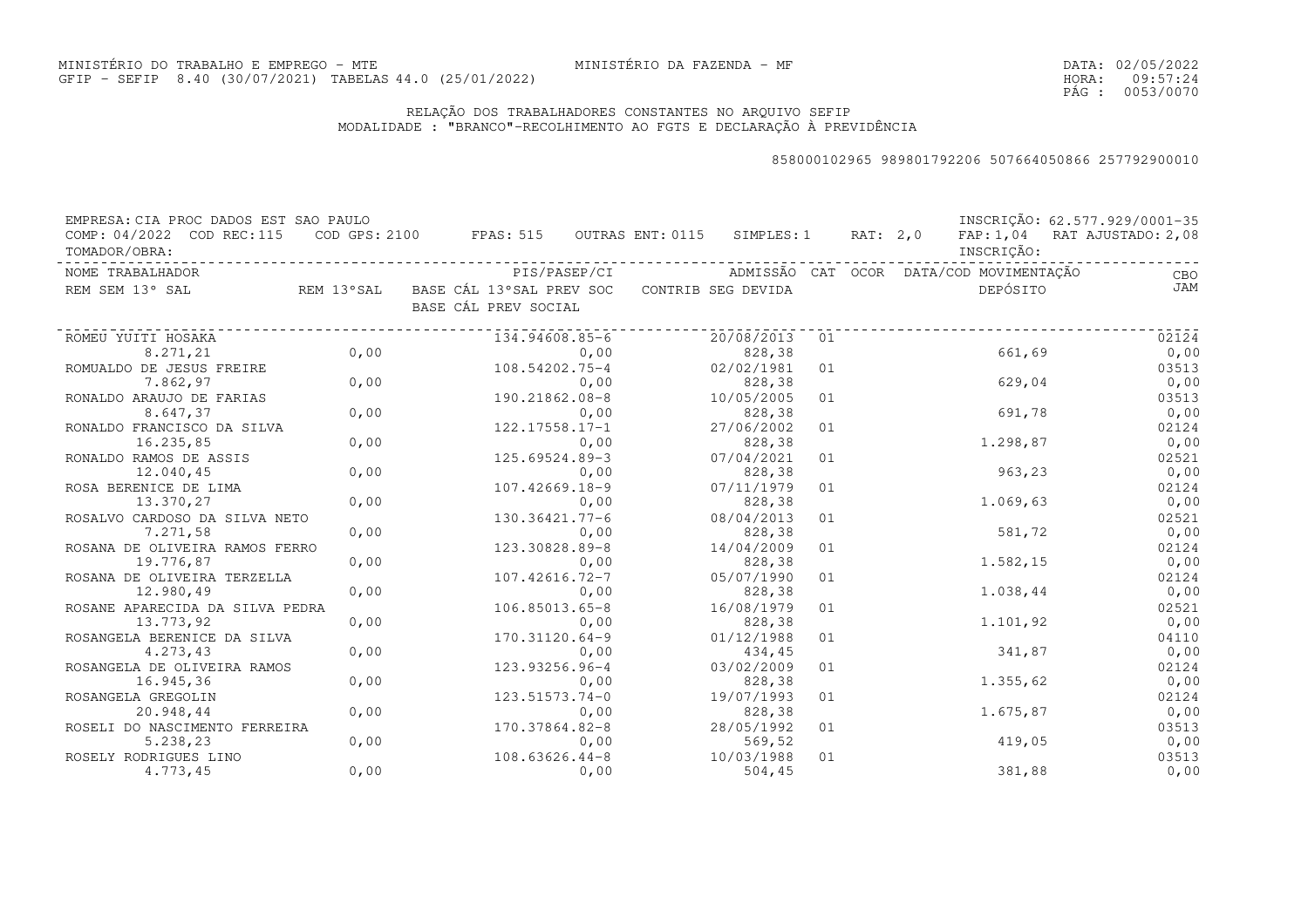MINISTÉRIO DO TRABALHO E EMPREGO - MTE
GFIP - SEFIP 8.40 (30/07/2021) TABELAS 44.0 (25/01/2022)

MINISTÉRIO DA FAZENDA - MF

DATA: 02/05/2022
HORA: 09:57:24

## RELAÇÃO DOS TRABALHADORES CONSTANTES NO ARQUIVO SEFIP
MODALIDADE : "BRANCO"-RECOLHIMENTO AO FGTS E DECLARAÇÃO À PREVIDÊNCIA

858000102965 989801792206 507664050866 257792900010

EMPRESA: CIA PROC DADOS EST SAO PAULO — INSCRIÇÃO: 62.577.929/0001-35
COMP: 04/2022 COD REC:115 COD GPS: 2100 FPAS: 515 OUTRAS ENT: 0115 SIMPLES: 1 RAT: 2,0 FAP: 1,04 RAT AJUSTADO: 2,08
TOMADOR/OBRA: — INSCRIÇÃO:

| NOME TRABALHADOR / REM SEM 13° SAL | REM 13°SAL | PIS/PASEP/CI / BASE CÁL 13°SAL PREV SOC / BASE CÁL PREV SOCIAL | ADMISSÃO / CONTRIB SEG DEVIDA | CAT | OCOR | DATA/COD MOVIMENTAÇÃO / DEPÓSITO | CBO / JAM |
|---|---|---|---|---|---|---|---|
| ROMEU YUITI HOSAKA | | 134.94608.85-6 | 20/08/2013 | 01 | | | 02124 |
| 8.271,21 | 0,00 | 0,00 | 828,38 | | | 661,69 | 0,00 |
| ROMUALDO DE JESUS FREIRE | | 108.54202.75-4 | 02/02/1981 | 01 | | | 03513 |
| 7.862,97 | 0,00 | 0,00 | 828,38 | | | 629,04 | 0,00 |
| RONALDO ARAUJO DE FARIAS | | 190.21862.08-8 | 10/05/2005 | 01 | | | 03513 |
| 8.647,37 | 0,00 | 0,00 | 828,38 | | | 691,78 | 0,00 |
| RONALDO FRANCISCO DA SILVA | | 122.17558.17-1 | 27/06/2002 | 01 | | | 02124 |
| 16.235,85 | 0,00 | 0,00 | 828,38 | | | 1.298,87 | 0,00 |
| RONALDO RAMOS DE ASSIS | | 125.69524.89-3 | 07/04/2021 | 01 | | | 02521 |
| 12.040,45 | 0,00 | 0,00 | 828,38 | | | 963,23 | 0,00 |
| ROSA BERENICE DE LIMA | | 107.42669.18-9 | 07/11/1979 | 01 | | | 02124 |
| 13.370,27 | 0,00 | 0,00 | 828,38 | | | 1.069,63 | 0,00 |
| ROSALVO CARDOSO DA SILVA NETO | | 130.36421.77-6 | 08/04/2013 | 01 | | | 02521 |
| 7.271,58 | 0,00 | 0,00 | 828,38 | | | 581,72 | 0,00 |
| ROSANA DE OLIVEIRA RAMOS FERRO | | 123.30828.89-8 | 14/04/2009 | 01 | | | 02124 |
| 19.776,87 | 0,00 | 0,00 | 828,38 | | | 1.582,15 | 0,00 |
| ROSANA DE OLIVEIRA TERZELLA | | 107.42616.72-7 | 05/07/1990 | 01 | | | 02124 |
| 12.980,49 | 0,00 | 0,00 | 828,38 | | | 1.038,44 | 0,00 |
| ROSANE APARECIDA DA SILVA PEDRA | | 106.85013.65-8 | 16/08/1979 | 01 | | | 02521 |
| 13.773,92 | 0,00 | 0,00 | 828,38 | | | 1.101,92 | 0,00 |
| ROSANGELA BERENICE DA SILVA | | 170.31120.64-9 | 01/12/1988 | 01 | | | 04110 |
| 4.273,43 | 0,00 | 0,00 | 434,45 | | | 341,87 | 0,00 |
| ROSANGELA DE OLIVEIRA RAMOS | | 123.93256.96-4 | 03/02/2009 | 01 | | | 02124 |
| 16.945,36 | 0,00 | 0,00 | 828,38 | | | 1.355,62 | 0,00 |
| ROSANGELA GREGOLIN | | 123.51573.74-0 | 19/07/1993 | 01 | | | 02124 |
| 20.948,44 | 0,00 | 0,00 | 828,38 | | | 1.675,87 | 0,00 |
| ROSELI DO NASCIMENTO FERREIRA | | 170.37864.82-8 | 28/05/1992 | 01 | | | 03513 |
| 5.238,23 | 0,00 | 0,00 | 569,52 | | | 419,05 | 0,00 |
| ROSELY RODRIGUES LINO | | 108.63626.44-8 | 10/03/1988 | 01 | | | 03513 |
| 4.773,45 | 0,00 | 0,00 | 504,45 | | | 381,88 | 0,00 |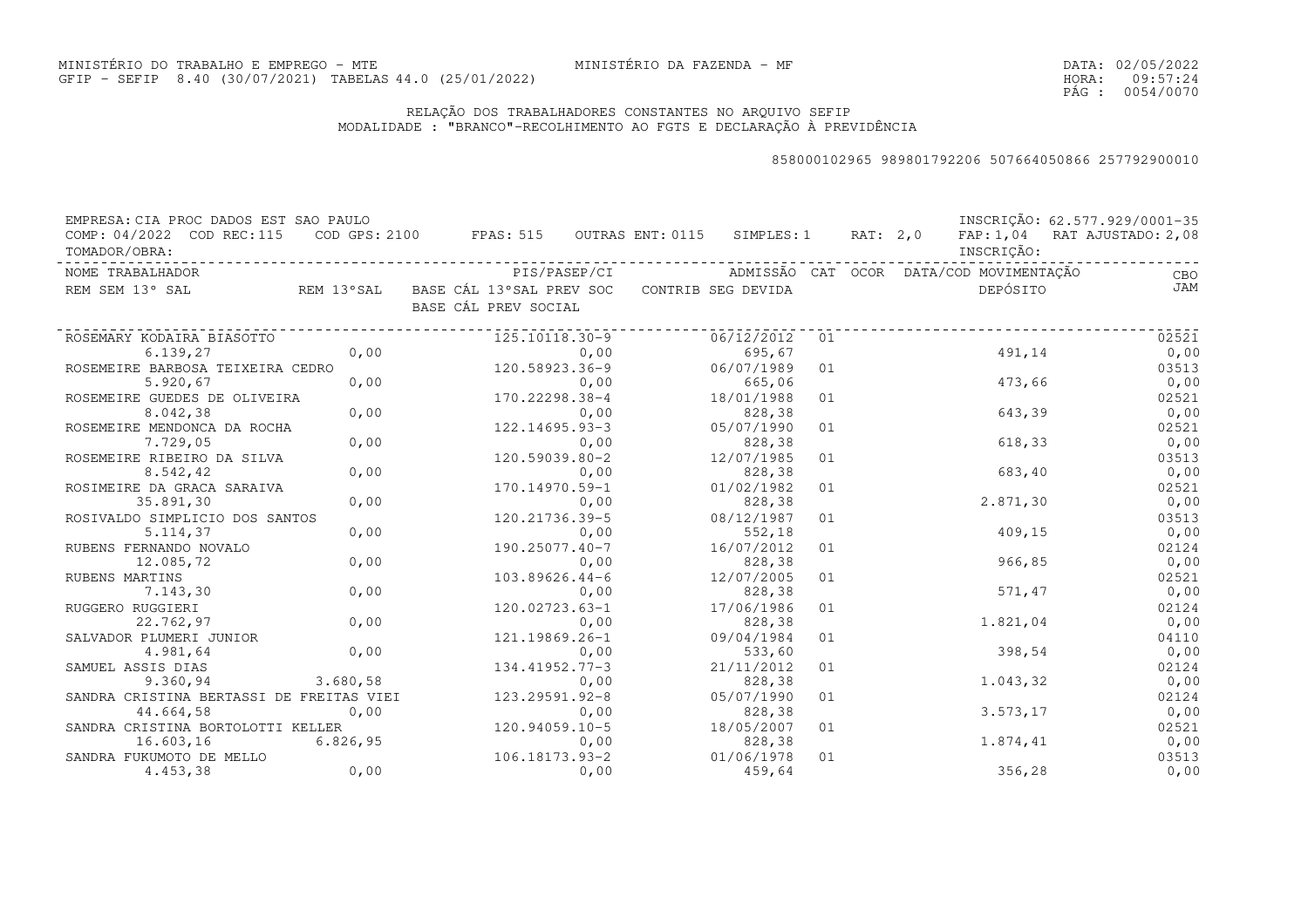MINISTÉRIO DO TRABALHO E EMPREGO - MTE
GFIP - SEFIP 8.40 (30/07/2021) TABELAS 44.0 (25/01/2022)

MINISTÉRIO DA FAZENDA - MF

DATA: 02/05/2022
HORA: 09:57:24

## RELAÇÃO DOS TRABALHADORES CONSTANTES NO ARQUIVO SEFIP
MODALIDADE : "BRANCO"-RECOLHIMENTO AO FGTS E DECLARAÇÃO À PREVIDÊNCIA

858000102965 989801792206 507664050866 257792900010

EMPRESA: CIA PROC DADOS EST SAO PAULO — INSCRIÇÃO: 62.577.929/0001-35
COMP: 04/2022 COD REC:115 COD GPS: 2100 FPAS: 515 OUTRAS ENT: 0115 SIMPLES: 1 RAT: 2,0 FAP: 1,04 RAT AJUSTADO: 2,08
TOMADOR/OBRA: INSCRIÇÃO:

| NOME TRABALHADOR / REM SEM 13º SAL | REM 13ºSAL | PIS/PASEP/CI / BASE CÁL 13ºSAL PREV SOC / BASE CÁL PREV SOCIAL | ADMISSÃO / CONTRIB SEG DEVIDA | CAT | OCOR | DATA/COD MOVIMENTAÇÃO / DEPÓSITO | CBO / JAM |
|---|---|---|---|---|---|---|---|
| ROSEMARY KODAIRA BIASOTTO | | 125.10118.30-9 | 06/12/2012 | 01 | | | 02521 |
| 6.139,27 | 0,00 | 0,00 | 695,67 | | | 491,14 | 0,00 |
| ROSEMEIRE BARBOSA TEIXEIRA CEDRO | | 120.58923.36-9 | 06/07/1989 | 01 | | | 03513 |
| 5.920,67 | 0,00 | 0,00 | 665,06 | | | 473,66 | 0,00 |
| ROSEMEIRE GUEDES DE OLIVEIRA | | 170.22298.38-4 | 18/01/1988 | 01 | | | 02521 |
| 8.042,38 | 0,00 | 0,00 | 828,38 | | | 643,39 | 0,00 |
| ROSEMEIRE MENDONCA DA ROCHA | | 122.14695.93-3 | 05/07/1990 | 01 | | | 02521 |
| 7.729,05 | 0,00 | 0,00 | 828,38 | | | 618,33 | 0,00 |
| ROSEMEIRE RIBEIRO DA SILVA | | 120.59039.80-2 | 12/07/1985 | 01 | | | 03513 |
| 8.542,42 | 0,00 | 0,00 | 828,38 | | | 683,40 | 0,00 |
| ROSIMEIRE DA GRACA SARAIVA | | 170.14970.59-1 | 01/02/1982 | 01 | | | 02521 |
| 35.891,30 | 0,00 | 0,00 | 828,38 | | | 2.871,30 | 0,00 |
| ROSIVALDO SIMPLICIO DOS SANTOS | | 120.21736.39-5 | 08/12/1987 | 01 | | | 03513 |
| 5.114,37 | 0,00 | 0,00 | 552,18 | | | 409,15 | 0,00 |
| RUBENS FERNANDO NOVALO | | 190.25077.40-7 | 16/07/2012 | 01 | | | 02124 |
| 12.085,72 | 0,00 | 0,00 | 828,38 | | | 966,85 | 0,00 |
| RUBENS MARTINS | | 103.89626.44-6 | 12/07/2005 | 01 | | | 02521 |
| 7.143,30 | 0,00 | 0,00 | 828,38 | | | 571,47 | 0,00 |
| RUGGERO RUGGIERI | | 120.02723.63-1 | 17/06/1986 | 01 | | | 02124 |
| 22.762,97 | 0,00 | 0,00 | 828,38 | | | 1.821,04 | 0,00 |
| SALVADOR PLUMERI JUNIOR | | 121.19869.26-1 | 09/04/1984 | 01 | | | 04110 |
| 4.981,64 | 0,00 | 0,00 | 533,60 | | | 398,54 | 0,00 |
| SAMUEL ASSIS DIAS | | 134.41952.77-3 | 21/11/2012 | 01 | | | 02124 |
| 9.360,94 | 3.680,58 | 0,00 | 828,38 | | | 1.043,32 | 0,00 |
| SANDRA CRISTINA BERTASSI DE FREITAS VIEI | | 123.29591.92-8 | 05/07/1990 | 01 | | | 02124 |
| 44.664,58 | 0,00 | 0,00 | 828,38 | | | 3.573,17 | 0,00 |
| SANDRA CRISTINA BORTOLOTTI KELLER | | 120.94059.10-5 | 18/05/2007 | 01 | | | 02521 |
| 16.603,16 | 6.826,95 | 0,00 | 828,38 | | | 1.874,41 | 0,00 |
| SANDRA FUKUMOTO DE MELLO | | 106.18173.93-2 | 01/06/1978 | 01 | | | 03513 |
| 4.453,38 | 0,00 | 0,00 | 459,64 | | | 356,28 | 0,00 |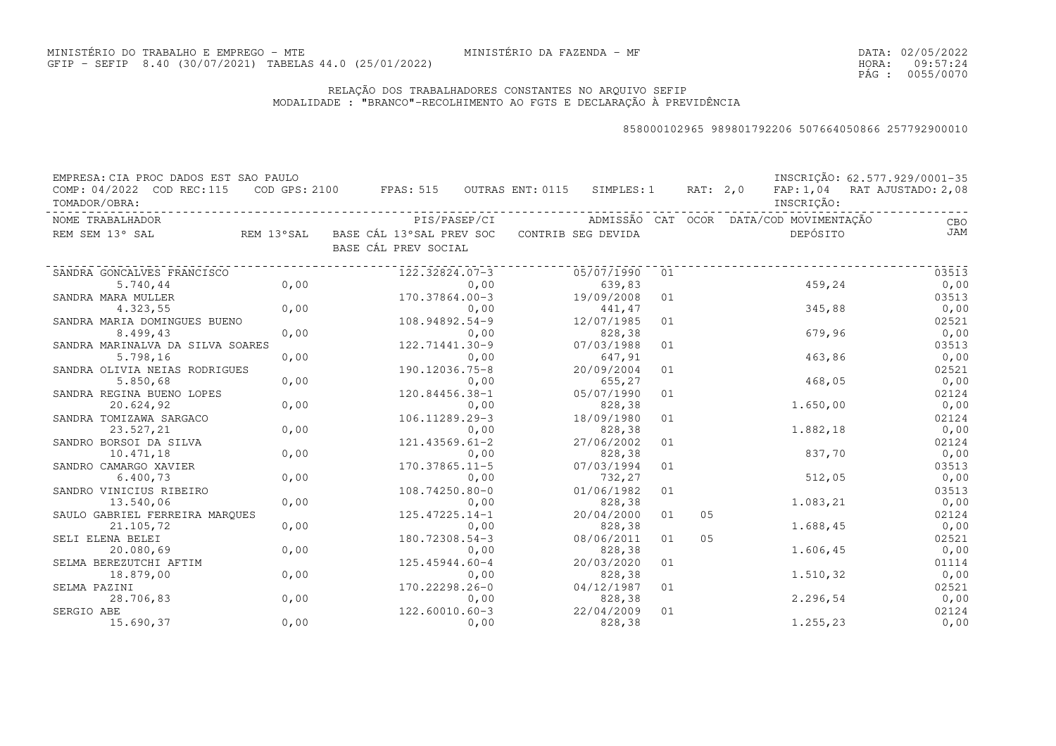MINISTÉRIO DO TRABALHO E EMPREGO - MTE MINISTÉRIO DA FAZENDA - MF
GFIP - SEFIP 8.40 (30/07/2021) TABELAS 44.0 (25/01/2022)

DATA: 02/05/2022
HORA: 09:57:24

## RELAÇÃO DOS TRABALHADORES CONSTANTES NO ARQUIVO SEFIP
MODALIDADE : "BRANCO"-RECOLHIMENTO AO FGTS E DECLARAÇÃO À PREVIDÊNCIA

858000102965 989801792206 507664050866 257792900010

EMPRESA: CIA PROC DADOS EST SAO PAULO — INSCRIÇÃO: 62.577.929/0001-35
COMP: 04/2022 COD REC:115 COD GPS: 2100 FPAS: 515 OUTRAS ENT: 0115 SIMPLES: 1 RAT: 2,0 FAP: 1,04 RAT AJUSTADO: 2,08
TOMADOR/OBRA: INSCRIÇÃO:

| NOME TRABALHADOR / REM SEM 13° SAL | REM 13°SAL | PIS/PASEP/CI / BASE CÁL 13°SAL PREV SOC / BASE CÁL PREV SOCIAL | ADMISSÃO / CONTRIB SEG DEVIDA | CAT | OCOR | DATA/COD MOVIMENTAÇÃO / DEPÓSITO | CBO / JAM |
|---|---|---|---|---|---|---|---|
| SANDRA GONCALVES FRANCISCO | | 122.32824.07-3 | 05/07/1990 | 01 | | | 03513 |
| 5.740,44 | 0,00 | 0,00 | 639,83 | | | 459,24 | 0,00 |
| SANDRA MARA MULLER | | 170.37864.00-3 | 19/09/2008 | 01 | | | 03513 |
| 4.323,55 | 0,00 | 0,00 | 441,47 | | | 345,88 | 0,00 |
| SANDRA MARIA DOMINGUES BUENO | | 108.94892.54-9 | 12/07/1985 | 01 | | | 02521 |
| 8.499,43 | 0,00 | 0,00 | 828,38 | | | 679,96 | 0,00 |
| SANDRA MARINALVA DA SILVA SOARES | | 122.71441.30-9 | 07/03/1988 | 01 | | | 03513 |
| 5.798,16 | 0,00 | 0,00 | 647,91 | | | 463,86 | 0,00 |
| SANDRA OLIVIA NEIAS RODRIGUES | | 190.12036.75-8 | 20/09/2004 | 01 | | | 02521 |
| 5.850,68 | 0,00 | 0,00 | 655,27 | | | 468,05 | 0,00 |
| SANDRA REGINA BUENO LOPES | | 120.84456.38-1 | 05/07/1990 | 01 | | | 02124 |
| 20.624,92 | 0,00 | 0,00 | 828,38 | | | 1.650,00 | 0,00 |
| SANDRA TOMIZAWA SARGACO | | 106.11289.29-3 | 18/09/1980 | 01 | | | 02124 |
| 23.527,21 | 0,00 | 0,00 | 828,38 | | | 1.882,18 | 0,00 |
| SANDRO BORSOI DA SILVA | | 121.43569.61-2 | 27/06/2002 | 01 | | | 02124 |
| 10.471,18 | 0,00 | 0,00 | 828,38 | | | 837,70 | 0,00 |
| SANDRO CAMARGO XAVIER | | 170.37865.11-5 | 07/03/1994 | 01 | | | 03513 |
| 6.400,73 | 0,00 | 0,00 | 732,27 | | | 512,05 | 0,00 |
| SANDRO VINICIUS RIBEIRO | | 108.74250.80-0 | 01/06/1982 | 01 | | | 03513 |
| 13.540,06 | 0,00 | 0,00 | 828,38 | | | 1.083,21 | 0,00 |
| SAULO GABRIEL FERREIRA MARQUES | | 125.47225.14-1 | 20/04/2000 | 01 | 05 | | 02124 |
| 21.105,72 | 0,00 | 0,00 | 828,38 | | | 1.688,45 | 0,00 |
| SELI ELENA BELEI | | 180.72308.54-3 | 08/06/2011 | 01 | 05 | | 02521 |
| 20.080,69 | 0,00 | 0,00 | 828,38 | | | 1.606,45 | 0,00 |
| SELMA BEREZUTCHI AFTIM | | 125.45944.60-4 | 20/03/2020 | 01 | | | 01114 |
| 18.879,00 | 0,00 | 0,00 | 828,38 | | | 1.510,32 | 0,00 |
| SELMA PAZINI | | 170.22298.26-0 | 04/12/1987 | 01 | | | 02521 |
| 28.706,83 | 0,00 | 0,00 | 828,38 | | | 2.296,54 | 0,00 |
| SERGIO ABE | | 122.60010.60-3 | 22/04/2009 | 01 | | | 02124 |
| 15.690,37 | 0,00 | 0,00 | 828,38 | | | 1.255,23 | 0,00 |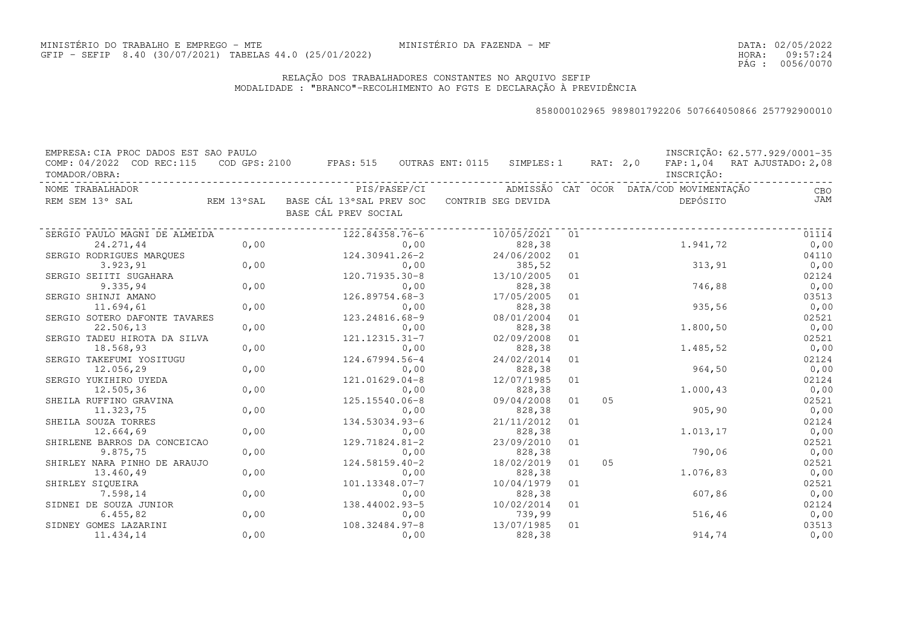MINISTÉRIO DO TRABALHO E EMPREGO - MTE
GFIP - SEFIP 8.40 (30/07/2021) TABELAS 44.0 (25/01/2022)

MINISTÉRIO DA FAZENDA - MF

DATA: 02/05/2022
HORA: 09:57:24

## RELAÇÃO DOS TRABALHADORES CONSTANTES NO ARQUIVO SEFIP
MODALIDADE : "BRANCO"-RECOLHIMENTO AO FGTS E DECLARAÇÃO À PREVIDÊNCIA

858000102965 989801792206 507664050866 257792900010

EMPRESA: CIA PROC DADOS EST SAO PAULO — INSCRIÇÃO: 62.577.929/0001-35
COMP: 04/2022 COD REC:115 COD GPS: 2100 FPAS: 515 OUTRAS ENT: 0115 SIMPLES: 1 RAT: 2,0 FAP: 1,04 RAT AJUSTADO: 2,08
TOMADOR/OBRA: — INSCRIÇÃO:

| NOME TRABALHADOR / REM SEM 13° SAL | REM 13°SAL | PIS/PASEP/CI / BASE CÁL 13°SAL PREV SOC / BASE CÁL PREV SOCIAL | ADMISSÃO / CONTRIB SEG DEVIDA | CAT | OCOR | DATA/COD MOVIMENTAÇÃO / DEPÓSITO | CBO / JAM |
|---|---|---|---|---|---|---|---|
| SERGIO PAULO MAGNI DE ALMEIDA | | 122.84358.76-6 | 10/05/2021 | 01 | | | 01114 |
| 24.271,44 | 0,00 | 0,00 | 828,38 | | | 1.941,72 | 0,00 |
| SERGIO RODRIGUES MARQUES | | 124.30941.26-2 | 24/06/2002 | 01 | | | 04110 |
| 3.923,91 | 0,00 | 0,00 | 385,52 | | | 313,91 | 0,00 |
| SERGIO SEIITI SUGAHARA | | 120.71935.30-8 | 13/10/2005 | 01 | | | 02124 |
| 9.335,94 | 0,00 | 0,00 | 828,38 | | | 746,88 | 0,00 |
| SERGIO SHINJI AMANO | | 126.89754.68-3 | 17/05/2005 | 01 | | | 03513 |
| 11.694,61 | 0,00 | 0,00 | 828,38 | | | 935,56 | 0,00 |
| SERGIO SOTERO DAFONTE TAVARES | | 123.24816.68-9 | 08/01/2004 | 01 | | | 02521 |
| 22.506,13 | 0,00 | 0,00 | 828,38 | | | 1.800,50 | 0,00 |
| SERGIO TADEU HIROTA DA SILVA | | 121.12315.31-7 | 02/09/2008 | 01 | | | 02521 |
| 18.568,93 | 0,00 | 0,00 | 828,38 | | | 1.485,52 | 0,00 |
| SERGIO TAKEFUMI YOSITUGU | | 124.67994.56-4 | 24/02/2014 | 01 | | | 02124 |
| 12.056,29 | 0,00 | 0,00 | 828,38 | | | 964,50 | 0,00 |
| SERGIO YUKIHIRO UYEDA | | 121.01629.04-8 | 12/07/1985 | 01 | | | 02124 |
| 12.505,36 | 0,00 | 0,00 | 828,38 | | | 1.000,43 | 0,00 |
| SHEILA RUFFINO GRAVINA | | 125.15540.06-8 | 09/04/2008 | 01 | 05 | | 02521 |
| 11.323,75 | 0,00 | 0,00 | 828,38 | | | 905,90 | 0,00 |
| SHEILA SOUZA TORRES | | 134.53034.93-6 | 21/11/2012 | 01 | | | 02124 |
| 12.664,69 | 0,00 | 0,00 | 828,38 | | | 1.013,17 | 0,00 |
| SHIRLENE BARROS DA CONCEICAO | | 129.71824.81-2 | 23/09/2010 | 01 | | | 02521 |
| 9.875,75 | 0,00 | 0,00 | 828,38 | | | 790,06 | 0,00 |
| SHIRLEY NARA PINHO DE ARAUJO | | 124.58159.40-2 | 18/02/2019 | 01 | 05 | | 02521 |
| 13.460,49 | 0,00 | 0,00 | 828,38 | | | 1.076,83 | 0,00 |
| SHIRLEY SIQUEIRA | | 101.13348.07-7 | 10/04/1979 | 01 | | | 02521 |
| 7.598,14 | 0,00 | 0,00 | 828,38 | | | 607,86 | 0,00 |
| SIDNEI DE SOUZA JUNIOR | | 138.44002.93-5 | 10/02/2014 | 01 | | | 02124 |
| 6.455,82 | 0,00 | 0,00 | 739,99 | | | 516,46 | 0,00 |
| SIDNEY GOMES LAZARINI | | 108.32484.97-8 | 13/07/1985 | 01 | | | 03513 |
| 11.434,14 | 0,00 | 0,00 | 828,38 | | | 914,74 | 0,00 |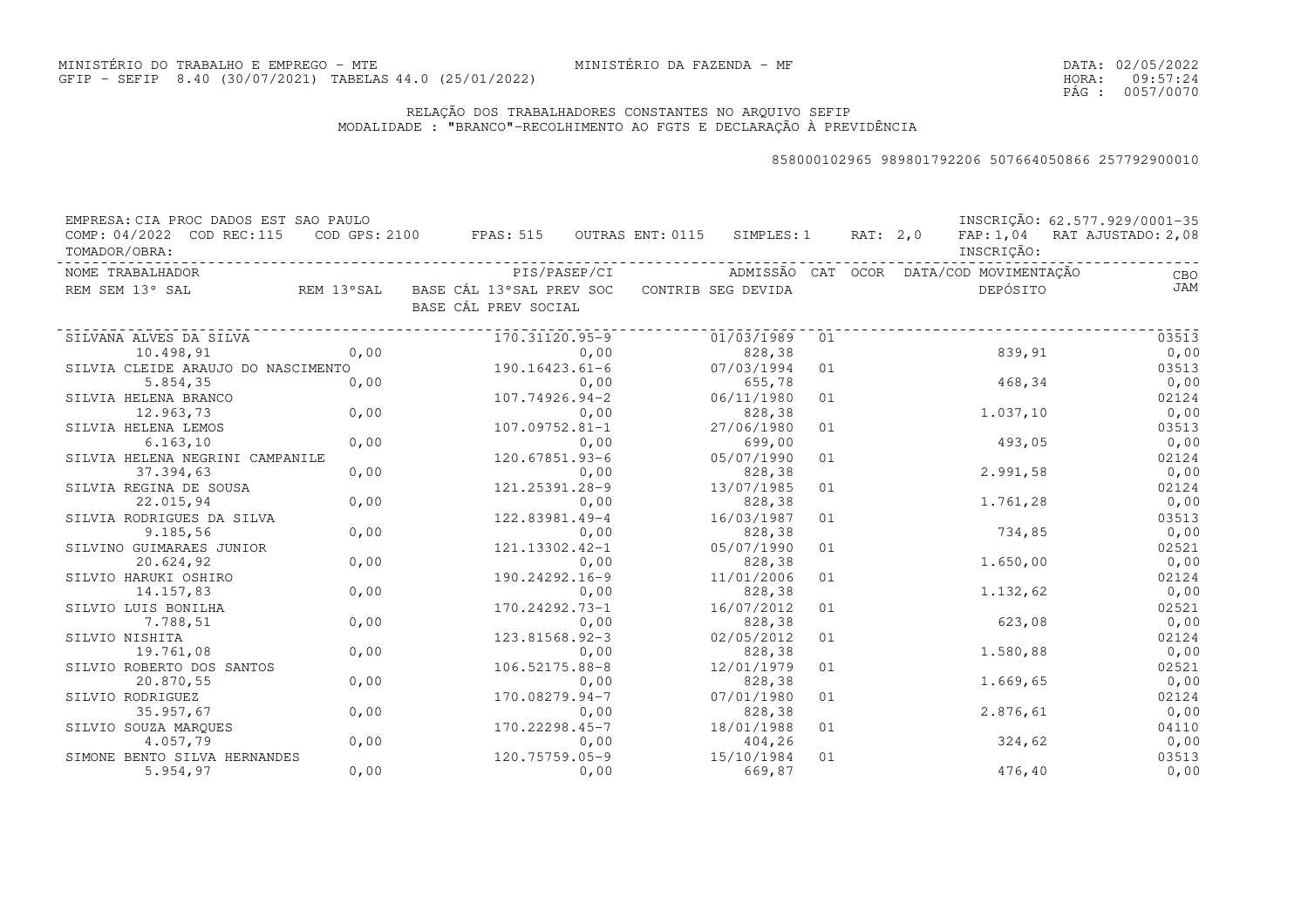MINISTÉRIO DO TRABALHO E EMPREGO - MTE
GFIP - SEFIP 8.40 (30/07/2021) TABELAS 44.0 (25/01/2022)

MINISTÉRIO DA FAZENDA - MF

DATA: 02/05/2022
HORA: 09:57:24

## RELAÇÃO DOS TRABALHADORES CONSTANTES NO ARQUIVO SEFIP
MODALIDADE : "BRANCO"-RECOLHIMENTO AO FGTS E DECLARAÇÃO À PREVIDÊNCIA

858000102965 989801792206 507664050866 257792900010

EMPRESA: CIA PROC DADOS EST SAO PAULO — INSCRIÇÃO: 62.577.929/0001-35
COMP: 04/2022 COD REC:115 COD GPS: 2100 FPAS: 515 OUTRAS ENT: 0115 SIMPLES: 1 RAT: 2,0 FAP: 1,04 RAT AJUSTADO: 2,08
TOMADOR/OBRA: — INSCRIÇÃO:

| NOME TRABALHADOR / REM SEM 13º SAL | REM 13ºSAL | PIS/PASEP/CI / BASE CÁL 13ºSAL PREV SOC / BASE CÁL PREV SOCIAL | ADMISSÃO / CONTRIB SEG DEVIDA | CAT | OCOR | DATA/COD MOVIMENTAÇÃO / DEPÓSITO | CBO / JAM |
|---|---|---|---|---|---|---|---|
| SILVANA ALVES DA SILVA | | 170.31120.95-9 | 01/03/1989 | 01 | | | 03513 |
| 10.498,91 | 0,00 | 0,00 | 828,38 | | | 839,91 | 0,00 |
| SILVIA CLEIDE ARAUJO DO NASCIMENTO | | 190.16423.61-6 | 07/03/1994 | 01 | | | 03513 |
| 5.854,35 | 0,00 | 0,00 | 655,78 | | | 468,34 | 0,00 |
| SILVIA HELENA BRANCO | | 107.74926.94-2 | 06/11/1980 | 01 | | | 02124 |
| 12.963,73 | 0,00 | 0,00 | 828,38 | | | 1.037,10 | 0,00 |
| SILVIA HELENA LEMOS | | 107.09752.81-1 | 27/06/1980 | 01 | | | 03513 |
| 6.163,10 | 0,00 | 0,00 | 699,00 | | | 493,05 | 0,00 |
| SILVIA HELENA NEGRINI CAMPANILE | | 120.67851.93-6 | 05/07/1990 | 01 | | | 02124 |
| 37.394,63 | 0,00 | 0,00 | 828,38 | | | 2.991,58 | 0,00 |
| SILVIA REGINA DE SOUSA | | 121.25391.28-9 | 13/07/1985 | 01 | | | 02124 |
| 22.015,94 | 0,00 | 0,00 | 828,38 | | | 1.761,28 | 0,00 |
| SILVIA RODRIGUES DA SILVA | | 122.83981.49-4 | 16/03/1987 | 01 | | | 03513 |
| 9.185,56 | 0,00 | 0,00 | 828,38 | | | 734,85 | 0,00 |
| SILVINO GUIMARAES JUNIOR | | 121.13302.42-1 | 05/07/1990 | 01 | | | 02521 |
| 20.624,92 | 0,00 | 0,00 | 828,38 | | | 1.650,00 | 0,00 |
| SILVIO HARUKI OSHIRO | | 190.24292.16-9 | 11/01/2006 | 01 | | | 02124 |
| 14.157,83 | 0,00 | 0,00 | 828,38 | | | 1.132,62 | 0,00 |
| SILVIO LUIS BONILHA | | 170.24292.73-1 | 16/07/2012 | 01 | | | 02521 |
| 7.788,51 | 0,00 | 0,00 | 828,38 | | | 623,08 | 0,00 |
| SILVIO NISHITA | | 123.81568.92-3 | 02/05/2012 | 01 | | | 02124 |
| 19.761,08 | 0,00 | 0,00 | 828,38 | | | 1.580,88 | 0,00 |
| SILVIO ROBERTO DOS SANTOS | | 106.52175.88-8 | 12/01/1979 | 01 | | | 02521 |
| 20.870,55 | 0,00 | 0,00 | 828,38 | | | 1.669,65 | 0,00 |
| SILVIO RODRIGUEZ | | 170.08279.94-7 | 07/01/1980 | 01 | | | 02124 |
| 35.957,67 | 0,00 | 0,00 | 828,38 | | | 2.876,61 | 0,00 |
| SILVIO SOUZA MARQUES | | 170.22298.45-7 | 18/01/1988 | 01 | | | 04110 |
| 4.057,79 | 0,00 | 0,00 | 404,26 | | | 324,62 | 0,00 |
| SIMONE BENTO SILVA HERNANDES | | 120.75759.05-9 | 15/10/1984 | 01 | | | 03513 |
| 5.954,97 | 0,00 | 0,00 | 669,87 | | | 476,40 | 0,00 |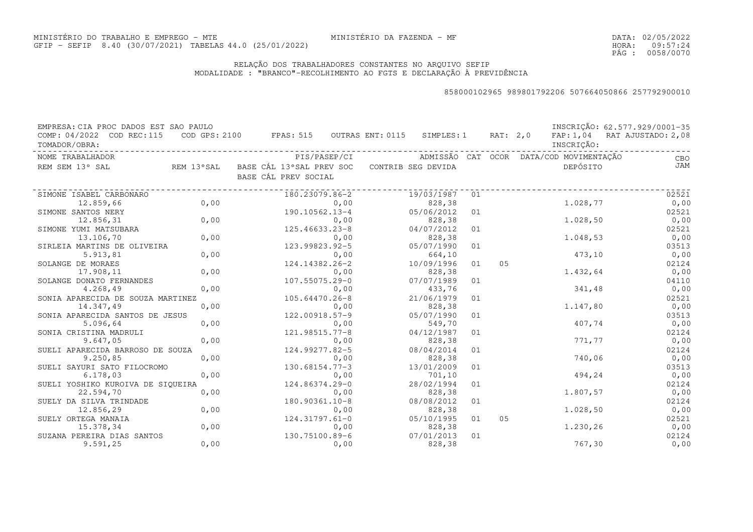MINISTÉRIO DO TRABALHO E EMPREGO - MTE
GFIP - SEFIP 8.40 (30/07/2021) TABELAS 44.0 (25/01/2022)

MINISTÉRIO DA FAZENDA - MF

DATA: 02/05/2022
HORA: 09:57:24

RELAÇÃO DOS TRABALHADORES CONSTANTES NO ARQUIVO SEFIP
MODALIDADE : "BRANCO"-RECOLHIMENTO AO FGTS E DECLARAÇÃO À PREVIDÊNCIA

858000102965 989801792206 507664050866 257792900010

EMPRESA: CIA PROC DADOS EST SAO PAULO — INSCRIÇÃO: 62.577.929/0001-35
COMP: 04/2022 COD REC:115 COD GPS: 2100 FPAS: 515 OUTRAS ENT: 0115 SIMPLES: 1 RAT: 2,0 FAP: 1,04 RAT AJUSTADO: 2,08
TOMADOR/OBRA: INSCRIÇÃO:

| NOME TRABALHADOR / REM SEM 13° SAL | REM 13°SAL | PIS/PASEP/CI / BASE CÁL 13°SAL PREV SOC / BASE CÁL PREV SOCIAL | ADMISSÃO / CONTRIB SEG DEVIDA | CAT | OCOR | DATA/COD MOVIMENTAÇÃO / DEPÓSITO | CBO / JAM |
|---|---|---|---|---|---|---|---|
| SIMONE ISABEL CARBONARO | | 180.23079.86-2 | 19/03/1987 | 01 | | | 02521 |
| 12.859,66 | 0,00 | 0,00 | 828,38 | | | 1.028,77 | 0,00 |
| SIMONE SANTOS NERY | | 190.10562.13-4 | 05/06/2012 | 01 | | | 02521 |
| 12.856,31 | 0,00 | 0,00 | 828,38 | | | 1.028,50 | 0,00 |
| SIMONE YUMI MATSUBARA | | 125.46633.23-8 | 04/07/2012 | 01 | | | 02521 |
| 13.106,70 | 0,00 | 0,00 | 828,38 | | | 1.048,53 | 0,00 |
| SIRLEIA MARTINS DE OLIVEIRA | | 123.99823.92-5 | 05/07/1990 | 01 | | | 03513 |
| 5.913,81 | 0,00 | 0,00 | 664,10 | | | 473,10 | 0,00 |
| SOLANGE DE MORAES | | 124.14382.26-2 | 10/09/1996 | 01 | 05 | | 02124 |
| 17.908,11 | 0,00 | 0,00 | 828,38 | | | 1.432,64 | 0,00 |
| SOLANGE DONATO FERNANDES | | 107.55075.29-0 | 07/07/1989 | 01 | | | 04110 |
| 4.268,49 | 0,00 | 0,00 | 433,76 | | | 341,48 | 0,00 |
| SONIA APARECIDA DE SOUZA MARTINEZ | | 105.64470.26-8 | 21/06/1979 | 01 | | | 02521 |
| 14.347,49 | 0,00 | 0,00 | 828,38 | | | 1.147,80 | 0,00 |
| SONIA APARECIDA SANTOS DE JESUS | | 122.00918.57-9 | 05/07/1990 | 01 | | | 03513 |
| 5.096,64 | 0,00 | 0,00 | 549,70 | | | 407,74 | 0,00 |
| SONIA CRISTINA MADRULI | | 121.98515.77-8 | 04/12/1987 | 01 | | | 02124 |
| 9.647,05 | 0,00 | 0,00 | 828,38 | | | 771,77 | 0,00 |
| SUELI APARECIDA BARROSO DE SOUZA | | 124.99277.82-5 | 08/04/2014 | 01 | | | 02124 |
| 9.250,85 | 0,00 | 0,00 | 828,38 | | | 740,06 | 0,00 |
| SUELI SAYURI SATO FILOCROMO | | 130.68154.77-3 | 13/01/2009 | 01 | | | 03513 |
| 6.178,03 | 0,00 | 0,00 | 701,10 | | | 494,24 | 0,00 |
| SUELI YOSHIKO KUROIVA DE SIQUEIRA | | 124.86374.29-0 | 28/02/1994 | 01 | | | 02124 |
| 22.594,70 | 0,00 | 0,00 | 828,38 | | | 1.807,57 | 0,00 |
| SUELY DA SILVA TRINDADE | | 180.90361.10-8 | 08/08/2012 | 01 | | | 02124 |
| 12.856,29 | 0,00 | 0,00 | 828,38 | | | 1.028,50 | 0,00 |
| SUELY ORTEGA MANAIA | | 124.31797.61-0 | 05/10/1995 | 01 | 05 | | 02521 |
| 15.378,34 | 0,00 | 0,00 | 828,38 | | | 1.230,26 | 0,00 |
| SUZANA PEREIRA DIAS SANTOS | | 130.75100.89-6 | 07/01/2013 | 01 | | | 02124 |
| 9.591,25 | 0,00 | 0,00 | 828,38 | | | 767,30 | 0,00 |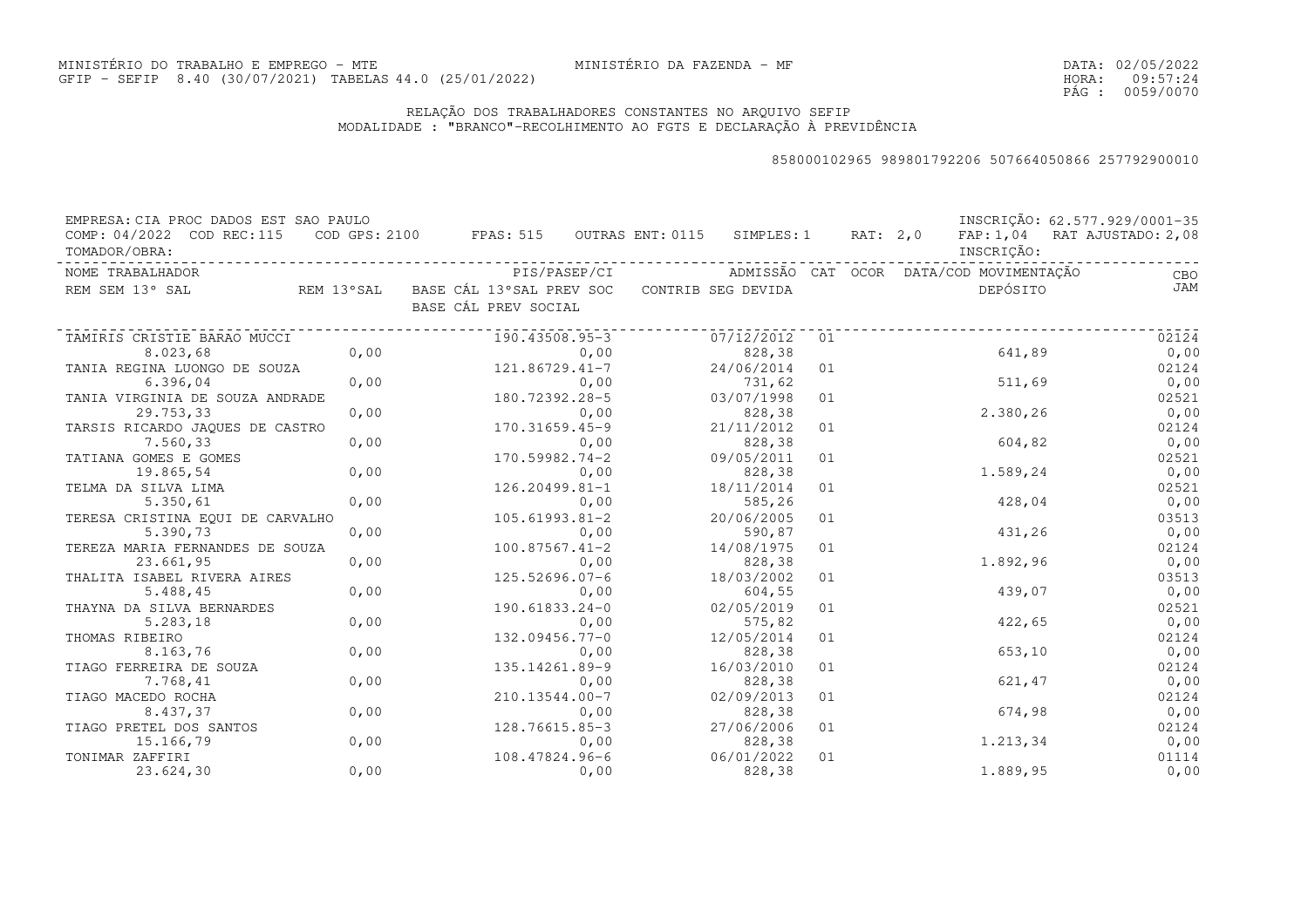MINISTÉRIO DO TRABALHO E EMPREGO - MTE
GFIP - SEFIP 8.40 (30/07/2021) TABELAS 44.0 (25/01/2022)

MINISTÉRIO DA FAZENDA - MF

DATA: 02/05/2022
HORA: 09:57:24

# RELAÇÃO DOS TRABALHADORES CONSTANTES NO ARQUIVO SEFIP
MODALIDADE : "BRANCO"-RECOLHIMENTO AO FGTS E DECLARAÇÃO À PREVIDÊNCIA

858000102965 989801792206 507664050866 257792900010

EMPRESA: CIA PROC DADOS EST SAO PAULO — INSCRIÇÃO: 62.577.929/0001-35
COMP: 04/2022 COD REC:115 COD GPS: 2100 FPAS: 515 OUTRAS ENT: 0115 SIMPLES: 1 RAT: 2,0 FAP: 1,04 RAT AJUSTADO: 2,08
TOMADOR/OBRA: — INSCRIÇÃO:

| NOME TRABALHADOR / REM SEM 13° SAL | REM 13°SAL | PIS/PASEP/CI / BASE CÁL 13°SAL PREV SOC / BASE CÁL PREV SOCIAL | ADMISSÃO / CONTRIB SEG DEVIDA | CAT | OCOR | DATA/COD MOVIMENTAÇÃO / DEPÓSITO | CBO / JAM |
|---|---|---|---|---|---|---|---|
| TAMIRIS CRISTIE BARAO MUCCI | | 190.43508.95-3 | 07/12/2012 | 01 | | | 02124 |
| 8.023,68 | 0,00 | 0,00 | 828,38 | | | 641,89 | 0,00 |
| TANIA REGINA LUONGO DE SOUZA | | 121.86729.41-7 | 24/06/2014 | 01 | | | 02124 |
| 6.396,04 | 0,00 | 0,00 | 731,62 | | | 511,69 | 0,00 |
| TANIA VIRGINIA DE SOUZA ANDRADE | | 180.72392.28-5 | 03/07/1998 | 01 | | | 02521 |
| 29.753,33 | 0,00 | 0,00 | 828,38 | | | 2.380,26 | 0,00 |
| TARSIS RICARDO JAQUES DE CASTRO | | 170.31659.45-9 | 21/11/2012 | 01 | | | 02124 |
| 7.560,33 | 0,00 | 0,00 | 828,38 | | | 604,82 | 0,00 |
| TATIANA GOMES E GOMES | | 170.59982.74-2 | 09/05/2011 | 01 | | | 02521 |
| 19.865,54 | 0,00 | 0,00 | 828,38 | | | 1.589,24 | 0,00 |
| TELMA DA SILVA LIMA | | 126.20499.81-1 | 18/11/2014 | 01 | | | 02521 |
| 5.350,61 | 0,00 | 0,00 | 585,26 | | | 428,04 | 0,00 |
| TERESA CRISTINA EQUI DE CARVALHO | | 105.61993.81-2 | 20/06/2005 | 01 | | | 03513 |
| 5.390,73 | 0,00 | 0,00 | 590,87 | | | 431,26 | 0,00 |
| TEREZA MARIA FERNANDES DE SOUZA | | 100.87567.41-2 | 14/08/1975 | 01 | | | 02124 |
| 23.661,95 | 0,00 | 0,00 | 828,38 | | | 1.892,96 | 0,00 |
| THALITA ISABEL RIVERA AIRES | | 125.52696.07-6 | 18/03/2002 | 01 | | | 03513 |
| 5.488,45 | 0,00 | 0,00 | 604,55 | | | 439,07 | 0,00 |
| THAYNA DA SILVA BERNARDES | | 190.61833.24-0 | 02/05/2019 | 01 | | | 02521 |
| 5.283,18 | 0,00 | 0,00 | 575,82 | | | 422,65 | 0,00 |
| THOMAS RIBEIRO | | 132.09456.77-0 | 12/05/2014 | 01 | | | 02124 |
| 8.163,76 | 0,00 | 0,00 | 828,38 | | | 653,10 | 0,00 |
| TIAGO FERREIRA DE SOUZA | | 135.14261.89-9 | 16/03/2010 | 01 | | | 02124 |
| 7.768,41 | 0,00 | 0,00 | 828,38 | | | 621,47 | 0,00 |
| TIAGO MACEDO ROCHA | | 210.13544.00-7 | 02/09/2013 | 01 | | | 02124 |
| 8.437,37 | 0,00 | 0,00 | 828,38 | | | 674,98 | 0,00 |
| TIAGO PRETEL DOS SANTOS | | 128.76615.85-3 | 27/06/2006 | 01 | | | 02124 |
| 15.166,79 | 0,00 | 0,00 | 828,38 | | | 1.213,34 | 0,00 |
| TONIMAR ZAFFIRI | | 108.47824.96-6 | 06/01/2022 | 01 | | | 01114 |
| 23.624,30 | 0,00 | 0,00 | 828,38 | | | 1.889,95 | 0,00 |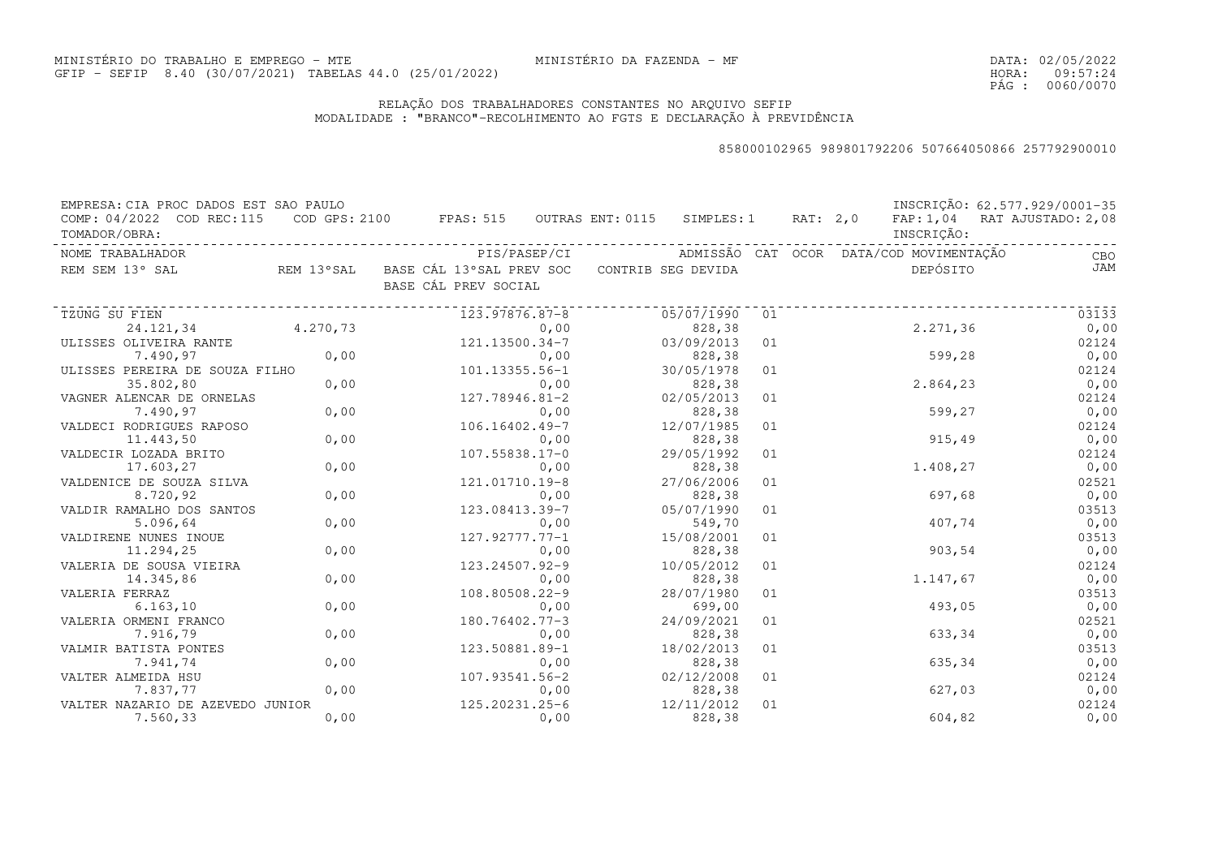MINISTÉRIO DO TRABALHO E EMPREGO - MTE
GFIP - SEFIP 8.40 (30/07/2021) TABELAS 44.0 (25/01/2022)

MINISTÉRIO DA FAZENDA - MF

DATA: 02/05/2022
HORA: 09:57:24

## RELAÇÃO DOS TRABALHADORES CONSTANTES NO ARQUIVO SEFIP
MODALIDADE : "BRANCO"-RECOLHIMENTO AO FGTS E DECLARAÇÃO À PREVIDÊNCIA

858000102965 989801792206 507664050866 257792900010

EMPRESA: CIA PROC DADOS EST SAO PAULO — INSCRIÇÃO: 62.577.929/0001-35
COMP: 04/2022 COD REC:115 COD GPS: 2100 FPAS: 515 OUTRAS ENT: 0115 SIMPLES: 1 RAT: 2,0 FAP: 1,04 RAT AJUSTADO: 2,08
TOMADOR/OBRA: — INSCRIÇÃO:

| NOME TRABALHADOR / REM SEM 13° SAL | REM 13°SAL | PIS/PASEP/CI / BASE CÁL 13°SAL PREV SOC / BASE CÁL PREV SOCIAL | ADMISSÃO / CONTRIB SEG DEVIDA | CAT | OCOR | DATA/COD MOVIMENTAÇÃO / DEPÓSITO | CBO / JAM |
|---|---|---|---|---|---|---|---|
| TZUNG SU FIEN | | 123.97876.87-8 | 05/07/1990 | 01 | | | 03133 |
| 24.121,34 | 4.270,73 | 0,00 | 828,38 | | | 2.271,36 | 0,00 |
| ULISSES OLIVEIRA RANTE | | 121.13500.34-7 | 03/09/2013 | 01 | | | 02124 |
| 7.490,97 | 0,00 | 0,00 | 828,38 | | | 599,28 | 0,00 |
| ULISSES PEREIRA DE SOUZA FILHO | | 101.13355.56-1 | 30/05/1978 | 01 | | | 02124 |
| 35.802,80 | 0,00 | 0,00 | 828,38 | | | 2.864,23 | 0,00 |
| VAGNER ALENCAR DE ORNELAS | | 127.78946.81-2 | 02/05/2013 | 01 | | | 02124 |
| 7.490,97 | 0,00 | 0,00 | 828,38 | | | 599,27 | 0,00 |
| VALDECI RODRIGUES RAPOSO | | 106.16402.49-7 | 12/07/1985 | 01 | | | 02124 |
| 11.443,50 | 0,00 | 0,00 | 828,38 | | | 915,49 | 0,00 |
| VALDECIR LOZADA BRITO | | 107.55838.17-0 | 29/05/1992 | 01 | | | 02124 |
| 17.603,27 | 0,00 | 0,00 | 828,38 | | | 1.408,27 | 0,00 |
| VALDENICE DE SOUZA SILVA | | 121.01710.19-8 | 27/06/2006 | 01 | | | 02521 |
| 8.720,92 | 0,00 | 0,00 | 828,38 | | | 697,68 | 0,00 |
| VALDIR RAMALHO DOS SANTOS | | 123.08413.39-7 | 05/07/1990 | 01 | | | 03513 |
| 5.096,64 | 0,00 | 0,00 | 549,70 | | | 407,74 | 0,00 |
| VALDIRENE NUNES INOUE | | 127.92777.77-1 | 15/08/2001 | 01 | | | 03513 |
| 11.294,25 | 0,00 | 0,00 | 828,38 | | | 903,54 | 0,00 |
| VALERIA DE SOUSA VIEIRA | | 123.24507.92-9 | 10/05/2012 | 01 | | | 02124 |
| 14.345,86 | 0,00 | 0,00 | 828,38 | | | 1.147,67 | 0,00 |
| VALERIA FERRAZ | | 108.80508.22-9 | 28/07/1980 | 01 | | | 03513 |
| 6.163,10 | 0,00 | 0,00 | 699,00 | | | 493,05 | 0,00 |
| VALERIA ORMENI FRANCO | | 180.76402.77-3 | 24/09/2021 | 01 | | | 02521 |
| 7.916,79 | 0,00 | 0,00 | 828,38 | | | 633,34 | 0,00 |
| VALMIR BATISTA PONTES | | 123.50881.89-1 | 18/02/2013 | 01 | | | 03513 |
| 7.941,74 | 0,00 | 0,00 | 828,38 | | | 635,34 | 0,00 |
| VALTER ALMEIDA HSU | | 107.93541.56-2 | 02/12/2008 | 01 | | | 02124 |
| 7.837,77 | 0,00 | 0,00 | 828,38 | | | 627,03 | 0,00 |
| VALTER NAZARIO DE AZEVEDO JUNIOR | | 125.20231.25-6 | 12/11/2012 | 01 | | | 02124 |
| 7.560,33 | 0,00 | 0,00 | 828,38 | | | 604,82 | 0,00 |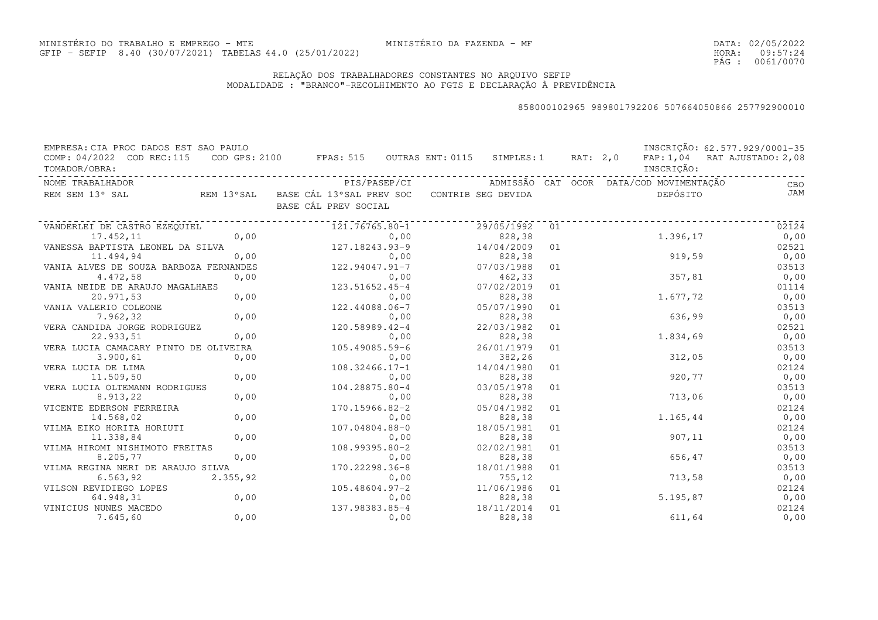MINISTÉRIO DO TRABALHO E EMPREGO - MTE
GFIP - SEFIP 8.40 (30/07/2021) TABELAS 44.0 (25/01/2022)

MINISTÉRIO DA FAZENDA - MF

DATA: 02/05/2022
HORA: 09:57:24

RELAÇÃO DOS TRABALHADORES CONSTANTES NO ARQUIVO SEFIP
MODALIDADE : "BRANCO"-RECOLHIMENTO AO FGTS E DECLARAÇÃO À PREVIDÊNCIA

858000102965 989801792206 507664050866 257792900010

EMPRESA: CIA PROC DADOS EST SAO PAULO — INSCRIÇÃO: 62.577.929/0001-35
COMP: 04/2022 COD REC:115 COD GPS: 2100 FPAS: 515 OUTRAS ENT: 0115 SIMPLES: 1 RAT: 2,0 FAP: 1,04 RAT AJUSTADO: 2,08
TOMADOR/OBRA: INSCRIÇÃO:

| NOME TRABALHADOR / REM SEM 13° SAL | REM 13°SAL | PIS/PASEP/CI / BASE CÁL 13°SAL PREV SOC / BASE CÁL PREV SOCIAL | ADMISSÃO / CONTRIB SEG DEVIDA | CAT | OCOR | DATA/COD MOVIMENTAÇÃO / DEPÓSITO | CBO / JAM |
|---|---|---|---|---|---|---|---|
| VANDERLEI DE CASTRO EZEQUIEL | | 121.76765.80-1 | 29/05/1992 | 01 | | | 02124 |
| 17.452,11 | 0,00 | 0,00 | 828,38 | | | 1.396,17 | 0,00 |
| VANESSA BAPTISTA LEONEL DA SILVA | | 127.18243.93-9 | 14/04/2009 | 01 | | | 02521 |
| 11.494,94 | 0,00 | 0,00 | 828,38 | | | 919,59 | 0,00 |
| VANIA ALVES DE SOUZA BARBOZA FERNANDES | | 122.94047.91-7 | 07/03/1988 | 01 | | | 03513 |
| 4.472,58 | 0,00 | 0,00 | 462,33 | | | 357,81 | 0,00 |
| VANIA NEIDE DE ARAUJO MAGALHAES | | 123.51652.45-4 | 07/02/2019 | 01 | | | 01114 |
| 20.971,53 | 0,00 | 0,00 | 828,38 | | | 1.677,72 | 0,00 |
| VANIA VALERIO COLEONE | | 122.44088.06-7 | 05/07/1990 | 01 | | | 03513 |
| 7.962,32 | 0,00 | 0,00 | 828,38 | | | 636,99 | 0,00 |
| VERA CANDIDA JORGE RODRIGUEZ | | 120.58989.42-4 | 22/03/1982 | 01 | | | 02521 |
| 22.933,51 | 0,00 | 0,00 | 828,38 | | | 1.834,69 | 0,00 |
| VERA LUCIA CAMACARY PINTO DE OLIVEIRA | | 105.49085.59-6 | 26/01/1979 | 01 | | | 03513 |
| 3.900,61 | 0,00 | 0,00 | 382,26 | | | 312,05 | 0,00 |
| VERA LUCIA DE LIMA | | 108.32466.17-1 | 14/04/1980 | 01 | | | 02124 |
| 11.509,50 | 0,00 | 0,00 | 828,38 | | | 920,77 | 0,00 |
| VERA LUCIA OLTEMANN RODRIGUES | | 104.28875.80-4 | 03/05/1978 | 01 | | | 03513 |
| 8.913,22 | 0,00 | 0,00 | 828,38 | | | 713,06 | 0,00 |
| VICENTE EDERSON FERREIRA | | 170.15966.82-2 | 05/04/1982 | 01 | | | 02124 |
| 14.568,02 | 0,00 | 0,00 | 828,38 | | | 1.165,44 | 0,00 |
| VILMA EIKO HORITA HORIUTI | | 107.04804.88-0 | 18/05/1981 | 01 | | | 02124 |
| 11.338,84 | 0,00 | 0,00 | 828,38 | | | 907,11 | 0,00 |
| VILMA HIROMI NISHIMOTO FREITAS | | 108.99395.80-2 | 02/02/1981 | 01 | | | 03513 |
| 8.205,77 | 0,00 | 0,00 | 828,38 | | | 656,47 | 0,00 |
| VILMA REGINA NERI DE ARAUJO SILVA | | 170.22298.36-8 | 18/01/1988 | 01 | | | 03513 |
| 6.563,92 | 2.355,92 | 0,00 | 755,12 | | | 713,58 | 0,00 |
| VILSON REVIDIEGO LOPES | | 105.48604.97-2 | 11/06/1986 | 01 | | | 02124 |
| 64.948,31 | 0,00 | 0,00 | 828,38 | | | 5.195,87 | 0,00 |
| VINICIUS NUNES MACEDO | | 137.98383.85-4 | 18/11/2014 | 01 | | | 02124 |
| 7.645,60 | 0,00 | 0,00 | 828,38 | | | 611,64 | 0,00 |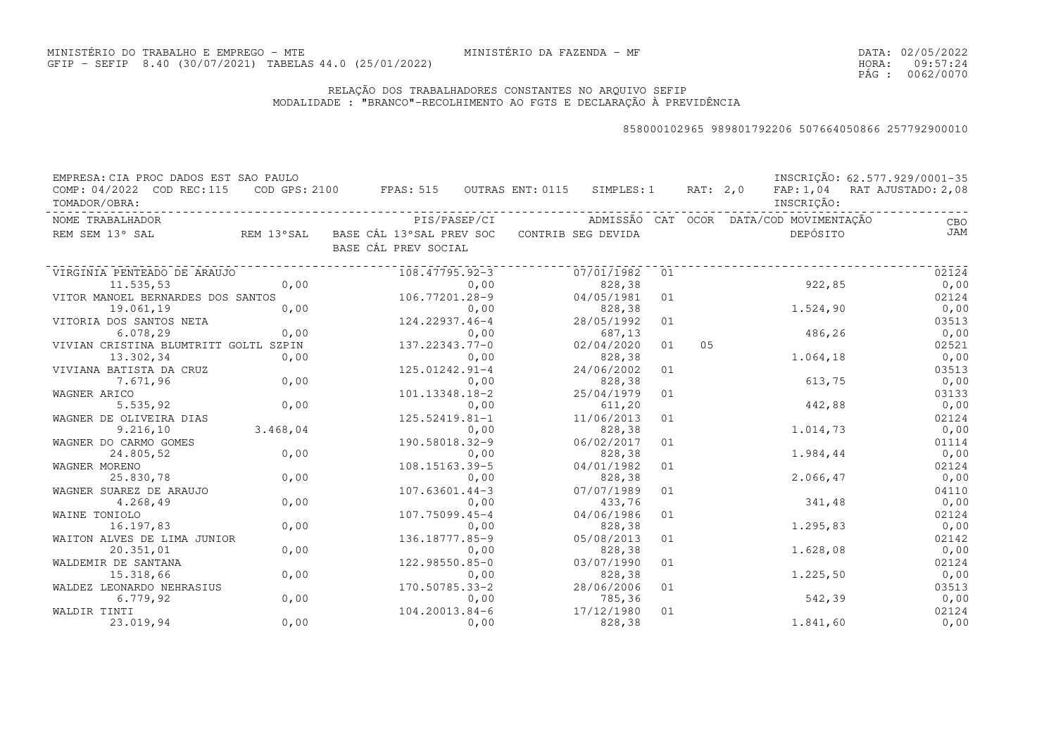MINISTÉRIO DO TRABALHO E EMPREGO - MTE
GFIP - SEFIP 8.40 (30/07/2021) TABELAS 44.0 (25/01/2022)

MINISTÉRIO DA FAZENDA - MF

DATA: 02/05/2022
HORA: 09:57:24
PÁG : 0062/0070

## RELAÇÃO DOS TRABALHADORES CONSTANTES NO ARQUIVO SEFIP
MODALIDADE : "BRANCO"-RECOLHIMENTO AO FGTS E DECLARAÇÃO À PREVIDÊNCIA

858000102965 989801792206 507664050866 257792900010

EMPRESA: CIA PROC DADOS EST SAO PAULO — INSCRIÇÃO: 62.577.929/0001-35
COMP: 04/2022 COD REC:115 COD GPS: 2100 FPAS: 515 OUTRAS ENT: 0115 SIMPLES: 1 RAT: 2,0 FAP: 1,04 RAT AJUSTADO: 2,08
TOMADOR/OBRA: — INSCRIÇÃO:

| NOME TRABALHADOR / REM SEM 13º SAL | REM 13ºSAL | PIS/PASEP/CI / BASE CÁL 13ºSAL PREV SOC / BASE CÁL PREV SOCIAL | ADMISSÃO / CONTRIB SEG DEVIDA | CAT | OCOR | DATA/COD MOVIMENTAÇÃO / DEPÓSITO | CBO / JAM |
|---|---|---|---|---|---|---|---|
| VIRGINIA PENTEADO DE ARAUJO | | 108.47795.92-3 | 07/01/1982 | 01 | | | 02124 |
| 11.535,53 | 0,00 | 0,00 | 828,38 | | | 922,85 | 0,00 |
| VITOR MANOEL BERNARDES DOS SANTOS | | 106.77201.28-9 | 04/05/1981 | 01 | | | 02124 |
| 19.061,19 | 0,00 | 0,00 | 828,38 | | | 1.524,90 | 0,00 |
| VITORIA DOS SANTOS NETA | | 124.22937.46-4 | 28/05/1992 | 01 | | | 03513 |
| 6.078,29 | 0,00 | 0,00 | 687,13 | | | 486,26 | 0,00 |
| VIVIAN CRISTINA BLUMTRITT GOLTL SZPIN | | 137.22343.77-0 | 02/04/2020 | 01 | 05 | | 02521 |
| 13.302,34 | 0,00 | 0,00 | 828,38 | | | 1.064,18 | 0,00 |
| VIVIANA BATISTA DA CRUZ | | 125.01242.91-4 | 24/06/2002 | 01 | | | 03513 |
| 7.671,96 | 0,00 | 0,00 | 828,38 | | | 613,75 | 0,00 |
| WAGNER ARICO | | 101.13348.18-2 | 25/04/1979 | 01 | | | 03133 |
| 5.535,92 | 0,00 | 0,00 | 611,20 | | | 442,88 | 0,00 |
| WAGNER DE OLIVEIRA DIAS | | 125.52419.81-1 | 11/06/2013 | 01 | | | 02124 |
| 9.216,10 | 3.468,04 | 0,00 | 828,38 | | | 1.014,73 | 0,00 |
| WAGNER DO CARMO GOMES | | 190.58018.32-9 | 06/02/2017 | 01 | | | 01114 |
| 24.805,52 | 0,00 | 0,00 | 828,38 | | | 1.984,44 | 0,00 |
| WAGNER MORENO | | 108.15163.39-5 | 04/01/1982 | 01 | | | 02124 |
| 25.830,78 | 0,00 | 0,00 | 828,38 | | | 2.066,47 | 0,00 |
| WAGNER SUAREZ DE ARAUJO | | 107.63601.44-3 | 07/07/1989 | 01 | | | 04110 |
| 4.268,49 | 0,00 | 0,00 | 433,76 | | | 341,48 | 0,00 |
| WAINE TONIOLO | | 107.75099.45-4 | 04/06/1986 | 01 | | | 02124 |
| 16.197,83 | 0,00 | 0,00 | 828,38 | | | 1.295,83 | 0,00 |
| WAITON ALVES DE LIMA JUNIOR | | 136.18777.85-9 | 05/08/2013 | 01 | | | 02142 |
| 20.351,01 | 0,00 | 0,00 | 828,38 | | | 1.628,08 | 0,00 |
| WALDEMIR DE SANTANA | | 122.98550.85-0 | 03/07/1990 | 01 | | | 02124 |
| 15.318,66 | 0,00 | 0,00 | 828,38 | | | 1.225,50 | 0,00 |
| WALDEZ LEONARDO NEHRASIUS | | 170.50785.33-2 | 28/06/2006 | 01 | | | 03513 |
| 6.779,92 | 0,00 | 0,00 | 785,36 | | | 542,39 | 0,00 |
| WALDIR TINTI | | 104.20013.84-6 | 17/12/1980 | 01 | | | 02124 |
| 23.019,94 | 0,00 | 0,00 | 828,38 | | | 1.841,60 | 0,00 |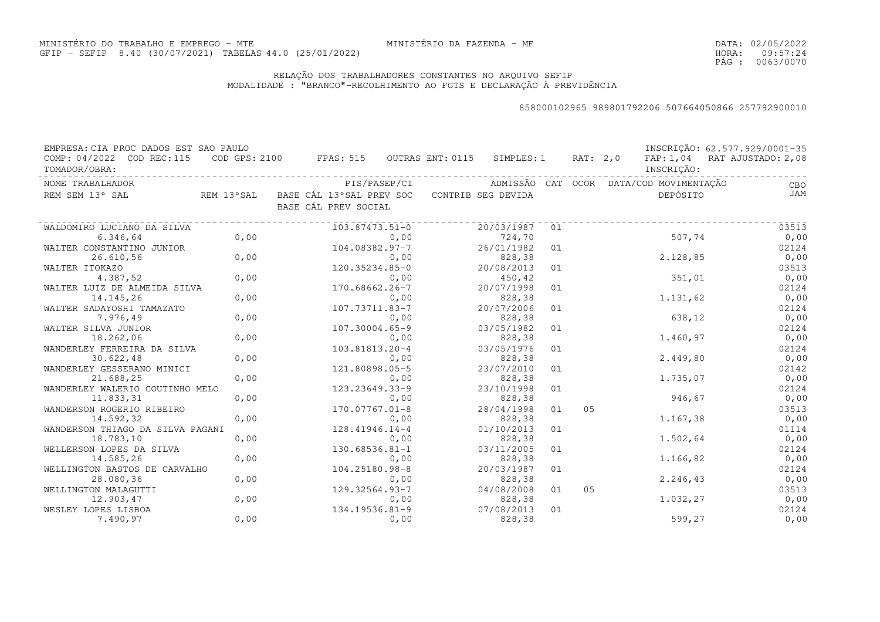MINISTÉRIO DO TRABALHO E EMPREGO - MTE
GFIP - SEFIP 8.40 (30/07/2021) TABELAS 44.0 (25/01/2022)

MINISTÉRIO DA FAZENDA - MF

DATA: 02/05/2022
HORA: 09:57:24

## RELAÇÃO DOS TRABALHADORES CONSTANTES NO ARQUIVO SEFIP
MODALIDADE : "BRANCO"-RECOLHIMENTO AO FGTS E DECLARAÇÃO À PREVIDÊNCIA

858000102965 989801792206 507664050866 257792900010

EMPRESA: CIA PROC DADOS EST SAO PAULO — INSCRIÇÃO: 62.577.929/0001-35
COMP: 04/2022 COD REC:115 COD GPS: 2100 FPAS: 515 OUTRAS ENT: 0115 SIMPLES: 1 RAT: 2,0 FAP: 1,04 RAT AJUSTADO: 2,08
TOMADOR/OBRA: INSCRIÇÃO:

| NOME TRABALHADOR / REM SEM 13° SAL | REM 13°SAL | PIS/PASEP/CI / BASE CÁL 13°SAL PREV SOC / BASE CÁL PREV SOCIAL | ADMISSÃO / CONTRIB SEG DEVIDA | CAT | OCOR | DATA/COD MOVIMENTAÇÃO / DEPÓSITO | CBO / JAM |
|---|---|---|---|---|---|---|---|
| WALDOMIRO LUCIANO DA SILVA | | 103.87473.51-0 | 20/03/1987 | 01 | | | 03513 |
| 6.346,64 | 0,00 | 0,00 | 724,70 | | | 507,74 | 0,00 |
| WALTER CONSTANTINO JUNIOR | | 104.08382.97-7 | 26/01/1982 | 01 | | | 02124 |
| 26.610,56 | 0,00 | 0,00 | 828,38 | | | 2.128,85 | 0,00 |
| WALTER ITOKAZO | | 120.35234.85-0 | 20/08/2013 | 01 | | | 03513 |
| 4.387,52 | 0,00 | 0,00 | 450,42 | | | 351,01 | 0,00 |
| WALTER LUIZ DE ALMEIDA SILVA | | 170.68662.26-7 | 20/07/1998 | 01 | | | 02124 |
| 14.145,26 | 0,00 | 0,00 | 828,38 | | | 1.131,62 | 0,00 |
| WALTER SADAYOSHI TAMAZATO | | 107.73711.83-7 | 20/07/2006 | 01 | | | 02124 |
| 7.976,49 | 0,00 | 0,00 | 828,38 | | | 638,12 | 0,00 |
| WALTER SILVA JUNIOR | | 107.30004.65-9 | 03/05/1982 | 01 | | | 02124 |
| 18.262,06 | 0,00 | 0,00 | 828,38 | | | 1.460,97 | 0,00 |
| WANDERLEY FERREIRA DA SILVA | | 103.81813.20-4 | 03/05/1976 | 01 | | | 02124 |
| 30.622,48 | 0,00 | 0,00 | 828,38 | | | 2.449,80 | 0,00 |
| WANDERLEY GESSERANO MINICI | | 121.80898.05-5 | 23/07/2010 | 01 | | | 02142 |
| 21.688,25 | 0,00 | 0,00 | 828,38 | | | 1.735,07 | 0,00 |
| WANDERLEY WALERIO COUTINHO MELO | | 123.23649.33-9 | 23/10/1998 | 01 | | | 02124 |
| 11.833,31 | 0,00 | 0,00 | 828,38 | | | 946,67 | 0,00 |
| WANDERSON ROGERIO RIBEIRO | | 170.07767.01-8 | 28/04/1998 | 01 | 05 | | 03513 |
| 14.592,32 | 0,00 | 0,00 | 828,38 | | | 1.167,38 | 0,00 |
| WANDERSON THIAGO DA SILVA PAGANI | | 128.41946.14-4 | 01/10/2013 | 01 | | | 01114 |
| 18.783,10 | 0,00 | 0,00 | 828,38 | | | 1.502,64 | 0,00 |
| WELLERSON LOPES DA SILVA | | 130.68536.81-1 | 03/11/2005 | 01 | | | 02124 |
| 14.585,26 | 0,00 | 0,00 | 828,38 | | | 1.166,82 | 0,00 |
| WELLINGTON BASTOS DE CARVALHO | | 104.25180.98-8 | 20/03/1987 | 01 | | | 02124 |
| 28.080,36 | 0,00 | 0,00 | 828,38 | | | 2.246,43 | 0,00 |
| WELLINGTON MALAGUTTI | | 129.32564.93-7 | 04/08/2008 | 01 | 05 | | 03513 |
| 12.903,47 | 0,00 | 0,00 | 828,38 | | | 1.032,27 | 0,00 |
| WESLEY LOPES LISBOA | | 134.19536.81-9 | 07/08/2013 | 01 | | | 02124 |
| 7.490,97 | 0,00 | 0,00 | 828,38 | | | 599,27 | 0,00 |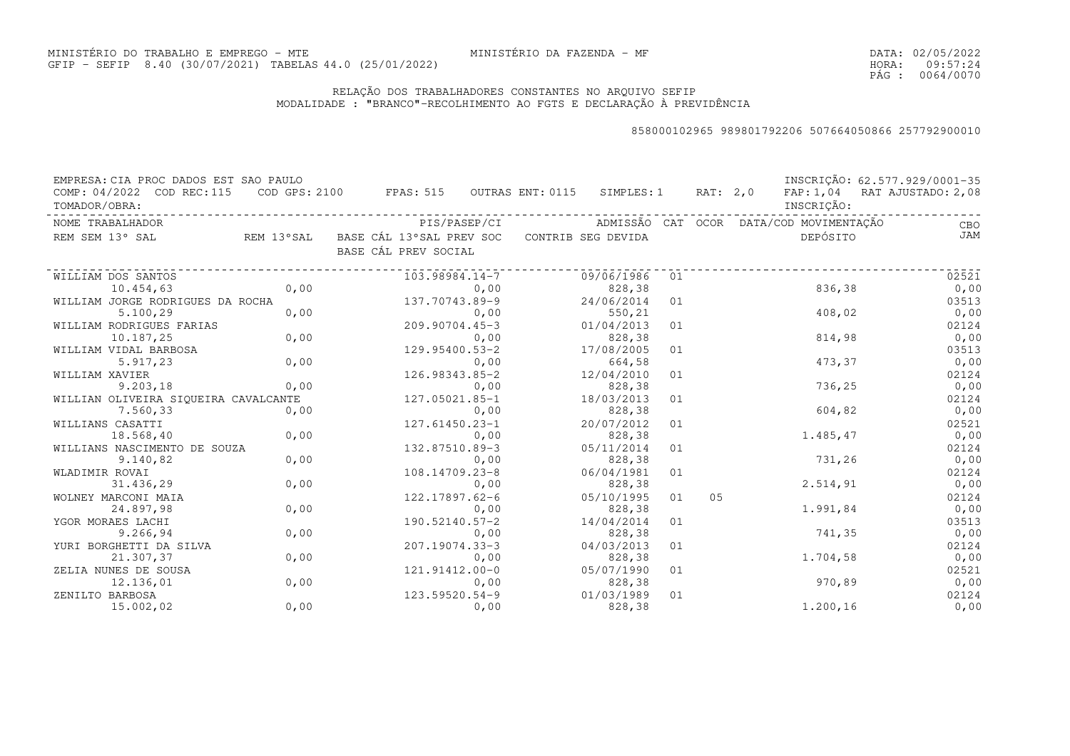MINISTÉRIO DO TRABALHO E EMPREGO - MTE
GFIP - SEFIP 8.40 (30/07/2021) TABELAS 44.0 (25/01/2022)

MINISTÉRIO DA FAZENDA - MF

DATA: 02/05/2022
HORA: 09:57:24

## RELAÇÃO DOS TRABALHADORES CONSTANTES NO ARQUIVO SEFIP
MODALIDADE : "BRANCO"-RECOLHIMENTO AO FGTS E DECLARAÇÃO À PREVIDÊNCIA

858000102965 989801792206 507664050866 257792900010

EMPRESA: CIA PROC DADOS EST SAO PAULO — INSCRIÇÃO: 62.577.929/0001-35
COMP: 04/2022 COD REC:115 COD GPS: 2100 FPAS: 515 OUTRAS ENT: 0115 SIMPLES: 1 RAT: 2,0 FAP: 1,04 RAT AJUSTADO: 2,08
TOMADOR/OBRA: — INSCRIÇÃO:

| NOME TRABALHADOR / REM SEM 13° SAL | REM 13°SAL | PIS/PASEP/CI / BASE CÁL 13°SAL PREV SOC / BASE CÁL PREV SOCIAL | ADMISSÃO / CONTRIB SEG DEVIDA | CAT | OCOR | DATA/COD MOVIMENTAÇÃO / DEPÓSITO | CBO / JAM |
|---|---|---|---|---|---|---|---|
| WILLIAM DOS SANTOS | | 103.98984.14-7 | 09/06/1986 | 01 | | | 02521 |
| 10.454,63 | 0,00 | 0,00 | 828,38 | | | 836,38 | 0,00 |
| WILLIAM JORGE RODRIGUES DA ROCHA | | 137.70743.89-9 | 24/06/2014 | 01 | | | 03513 |
| 5.100,29 | 0,00 | 0,00 | 550,21 | | | 408,02 | 0,00 |
| WILLIAM RODRIGUES FARIAS | | 209.90704.45-3 | 01/04/2013 | 01 | | | 02124 |
| 10.187,25 | 0,00 | 0,00 | 828,38 | | | 814,98 | 0,00 |
| WILLIAM VIDAL BARBOSA | | 129.95400.53-2 | 17/08/2005 | 01 | | | 03513 |
| 5.917,23 | 0,00 | 0,00 | 664,58 | | | 473,37 | 0,00 |
| WILLIAM XAVIER | | 126.98343.85-2 | 12/04/2010 | 01 | | | 02124 |
| 9.203,18 | 0,00 | 0,00 | 828,38 | | | 736,25 | 0,00 |
| WILLIAN OLIVEIRA SIQUEIRA CAVALCANTE | | 127.05021.85-1 | 18/03/2013 | 01 | | | 02124 |
| 7.560,33 | 0,00 | 0,00 | 828,38 | | | 604,82 | 0,00 |
| WILLIANS CASATTI | | 127.61450.23-1 | 20/07/2012 | 01 | | | 02521 |
| 18.568,40 | 0,00 | 0,00 | 828,38 | | | 1.485,47 | 0,00 |
| WILLIANS NASCIMENTO DE SOUZA | | 132.87510.89-3 | 05/11/2014 | 01 | | | 02124 |
| 9.140,82 | 0,00 | 0,00 | 828,38 | | | 731,26 | 0,00 |
| WLADIMIR ROVAI | | 108.14709.23-8 | 06/04/1981 | 01 | | | 02124 |
| 31.436,29 | 0,00 | 0,00 | 828,38 | | | 2.514,91 | 0,00 |
| WOLNEY MARCONI MAIA | | 122.17897.62-6 | 05/10/1995 | 01 | 05 | | 02124 |
| 24.897,98 | 0,00 | 0,00 | 828,38 | | | 1.991,84 | 0,00 |
| YGOR MORAES LACHI | | 190.52140.57-2 | 14/04/2014 | 01 | | | 03513 |
| 9.266,94 | 0,00 | 0,00 | 828,38 | | | 741,35 | 0,00 |
| YURI BORGHETTI DA SILVA | | 207.19074.33-3 | 04/03/2013 | 01 | | | 02124 |
| 21.307,37 | 0,00 | 0,00 | 828,38 | | | 1.704,58 | 0,00 |
| ZELIA NUNES DE SOUSA | | 121.91412.00-0 | 05/07/1990 | 01 | | | 02521 |
| 12.136,01 | 0,00 | 0,00 | 828,38 | | | 970,89 | 0,00 |
| ZENILTO BARBOSA | | 123.59520.54-9 | 01/03/1989 | 01 | | | 02124 |
| 15.002,02 | 0,00 | 0,00 | 828,38 | | | 1.200,16 | 0,00 |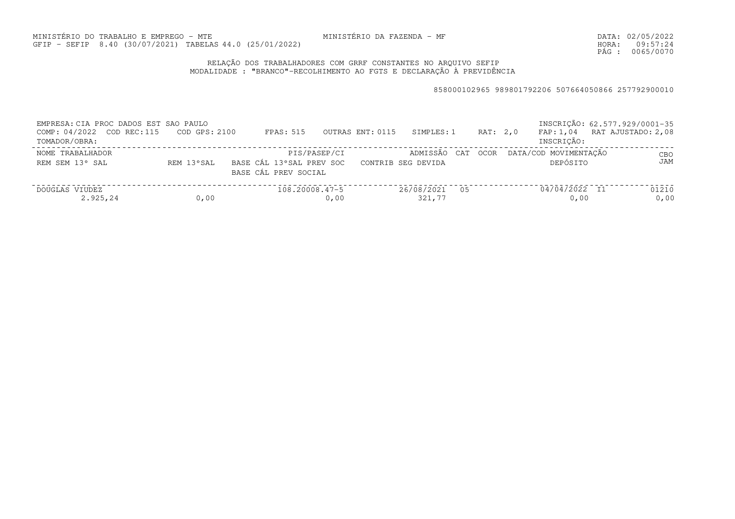MINISTÉRIO DO TRABALHO E EMPREGO - MTE
GFIP - SEFIP 8.40 (30/07/2021) TABELAS 44.0 (25/01/2022)

MINISTÉRIO DA FAZENDA - MF

DATA: 02/05/2022
HORA: 09:57:24
PÁG : 0065/0070

RELAÇÃO DOS TRABALHADORES COM GRRF CONSTANTES NO ARQUIVO SEFIP
MODALIDADE : "BRANCO"-RECOLHIMENTO AO FGTS E DECLARAÇÃO À PREVIDÊNCIA

858000102965 989801792206 507664050866 257792900010

EMPRESA: CIA PROC DADOS EST SAO PAULO — INSCRIÇÃO: 62.577.929/0001-35

COMP: 04/2022 COD REC:115 COD GPS: 2100 FPAS: 515 OUTRAS ENT: 0115 SIMPLES: 1 RAT: 2,0 FAP: 1,04 RAT AJUSTADO: 2,08

TOMADOR/OBRA: — INSCRIÇÃO:

| NOME TRABALHADOR | | PIS/PASEP/CI | ADMISSÃO | CAT | OCOR | DATA/COD MOVIMENTAÇÃO | CBO |
|---|---|---|---|---|---|---|---|
| REM SEM 13° SAL | REM 13°SAL | BASE CÁL 13°SAL PREV SOC / BASE CÁL PREV SOCIAL | CONTRIB SEG DEVIDA | | | DEPÓSITO | JAM |
| DOUGLAS VIUDEZ | | 108.20008.47-5 | 26/08/2021 | 05 | | 04/04/2022 I1 | 01210 |
| 2.925,24 | 0,00 | 0,00 | 321,77 | | | 0,00 | 0,00 |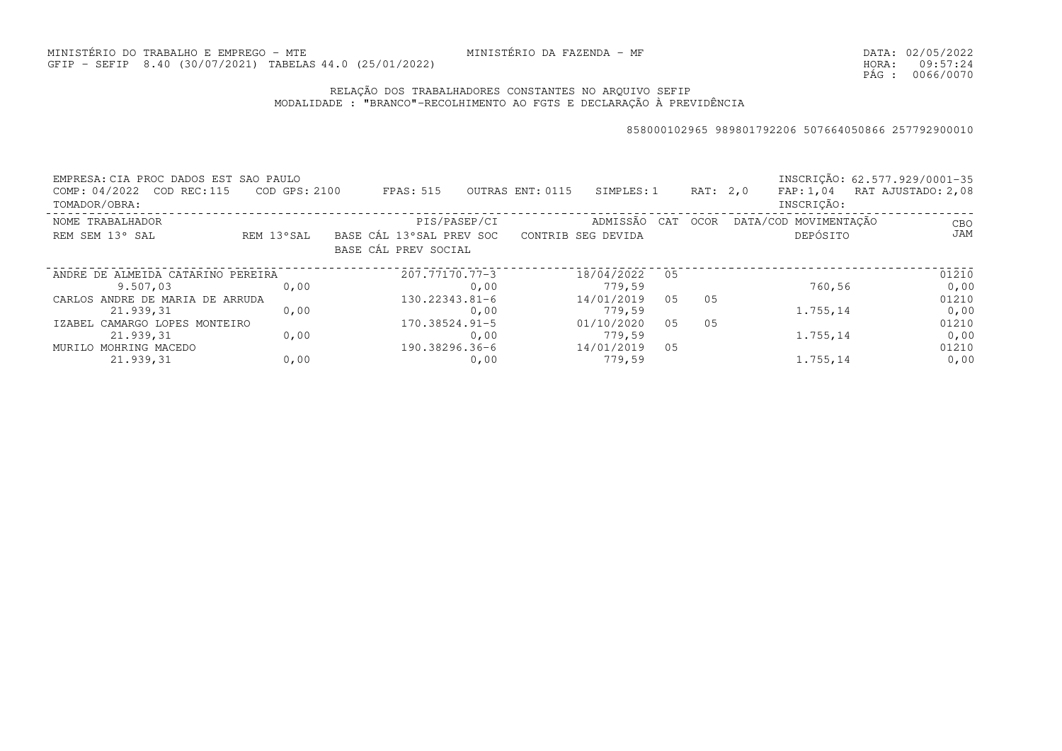MINISTÉRIO DO TRABALHO E EMPREGO - MTE
GFIP - SEFIP 8.40 (30/07/2021) TABELAS 44.0 (25/01/2022)

MINISTÉRIO DA FAZENDA - MF

DATA: 02/05/2022
HORA: 09:57:24

RELAÇÃO DOS TRABALHADORES CONSTANTES NO ARQUIVO SEFIP
MODALIDADE : "BRANCO"-RECOLHIMENTO AO FGTS E DECLARAÇÃO À PREVIDÊNCIA

858000102965 989801792206 507664050866 257792900010

EMPRESA: CIA PROC DADOS EST SAO PAULO — INSCRIÇÃO: 62.577.929/0001-35
COMP: 04/2022 COD REC:115 COD GPS: 2100 FPAS: 515 OUTRAS ENT: 0115 SIMPLES: 1 RAT: 2,0 FAP: 1,04 RAT AJUSTADO: 2,08
TOMADOR/OBRA: — INSCRIÇÃO:

| NOME TRABALHADOR / REM SEM 13º SAL | REM 13ºSAL | PIS/PASEP/CI / BASE CÁL 13ºSAL PREV SOC / BASE CÁL PREV SOCIAL | ADMISSÃO / CONTRIB SEG DEVIDA | CAT | OCOR | DATA/COD MOVIMENTAÇÃO / DEPÓSITO | CBO / JAM |
|---|---|---|---|---|---|---|---|
| ANDRE DE ALMEIDA CATARINO PEREIRA | | 207.77170.77-3 | 18/04/2022 | 05 | | | 01210 |
| 9.507,03 | 0,00 | 0,00 | 779,59 | | | 760,56 | 0,00 |
| CARLOS ANDRE DE MARIA DE ARRUDA | | 130.22343.81-6 | 14/01/2019 | 05 | 05 | | 01210 |
| 21.939,31 | 0,00 | 0,00 | 779,59 | | | 1.755,14 | 0,00 |
| IZABEL CAMARGO LOPES MONTEIRO | | 170.38524.91-5 | 01/10/2020 | 05 | 05 | | 01210 |
| 21.939,31 | 0,00 | 0,00 | 779,59 | | | 1.755,14 | 0,00 |
| MURILO MOHRING MACEDO | | 190.38296.36-6 | 14/01/2019 | 05 | | | 01210 |
| 21.939,31 | 0,00 | 0,00 | 779,59 | | | 1.755,14 | 0,00 |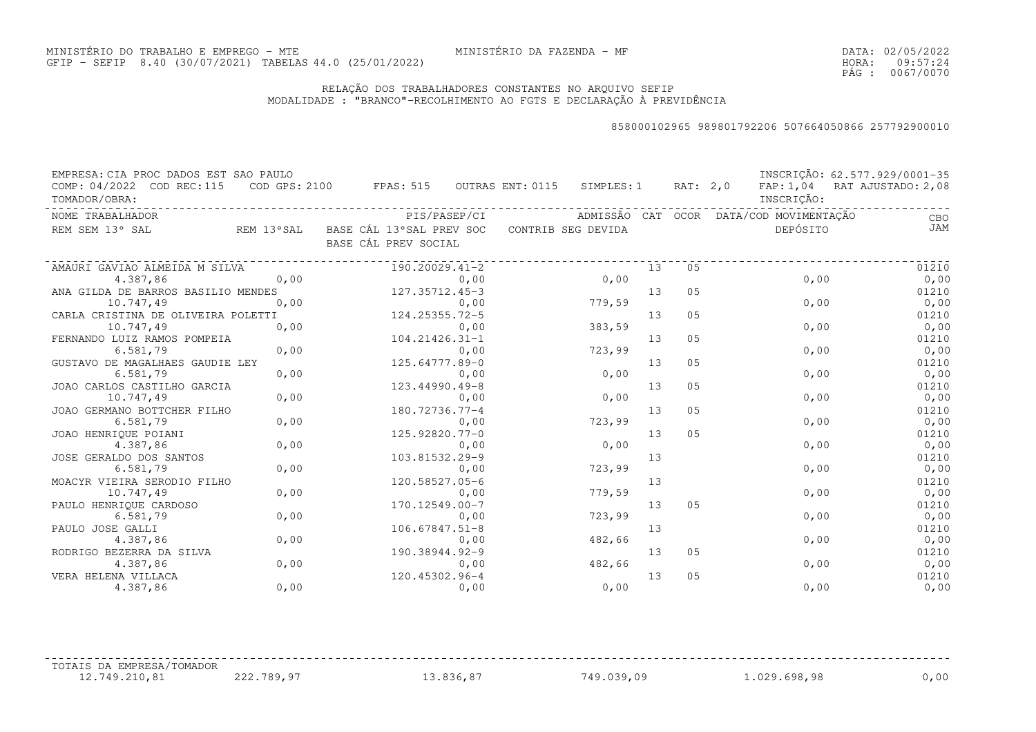MINISTÉRIO DO TRABALHO E EMPREGO - MTE
GFIP - SEFIP 8.40 (30/07/2021) TABELAS 44.0 (25/01/2022)

MINISTÉRIO DA FAZENDA - MF

DATA: 02/05/2022
HORA: 09:57:24

## RELAÇÃO DOS TRABALHADORES CONSTANTES NO ARQUIVO SEFIP
MODALIDADE : "BRANCO"-RECOLHIMENTO AO FGTS E DECLARAÇÃO À PREVIDÊNCIA

858000102965 989801792206 507664050866 257792900010

EMPRESA: CIA PROC DADOS EST SAO PAULO — INSCRIÇÃO: 62.577.929/0001-35
COMP: 04/2022 COD REC:115 COD GPS: 2100 FPAS: 515 OUTRAS ENT: 0115 SIMPLES: 1 RAT: 2,0 FAP: 1,04 RAT AJUSTADO: 2,08
TOMADOR/OBRA: — INSCRIÇÃO:

| NOME TRABALHADOR / REM SEM 13° SAL | REM 13°SAL | PIS/PASEP/CI / BASE CÁL 13°SAL PREV SOC / BASE CÁL PREV SOCIAL | ADMISSÃO / CONTRIB SEG DEVIDA | CAT | OCOR | DATA/COD MOVIMENTAÇÃO / DEPÓSITO | CBO / JAM |
|---|---|---|---|---|---|---|---|
| AMAURI GAVIAO ALMEIDA M SILVA | | 190.20029.41-2 | | 13 | 05 | | 01210 |
| 4.387,86 | 0,00 | 0,00 | 0,00 | | | 0,00 | 0,00 |
| ANA GILDA DE BARROS BASILIO MENDES | | 127.35712.45-3 | | 13 | 05 | | 01210 |
| 10.747,49 | 0,00 | 0,00 | 779,59 | | | 0,00 | 0,00 |
| CARLA CRISTINA DE OLIVEIRA POLETTI | | 124.25355.72-5 | | 13 | 05 | | 01210 |
| 10.747,49 | 0,00 | 0,00 | 383,59 | | | 0,00 | 0,00 |
| FERNANDO LUIZ RAMOS POMPEIA | | 104.21426.31-1 | | 13 | 05 | | 01210 |
| 6.581,79 | 0,00 | 0,00 | 723,99 | | | 0,00 | 0,00 |
| GUSTAVO DE MAGALHAES GAUDIE LEY | | 125.64777.89-0 | | 13 | 05 | | 01210 |
| 6.581,79 | 0,00 | 0,00 | 0,00 | | | 0,00 | 0,00 |
| JOAO CARLOS CASTILHO GARCIA | | 123.44990.49-8 | | 13 | 05 | | 01210 |
| 10.747,49 | 0,00 | 0,00 | 0,00 | | | 0,00 | 0,00 |
| JOAO GERMANO BOTTCHER FILHO | | 180.72736.77-4 | | 13 | 05 | | 01210 |
| 6.581,79 | 0,00 | 0,00 | 723,99 | | | 0,00 | 0,00 |
| JOAO HENRIQUE POIANI | | 125.92820.77-0 | | 13 | 05 | | 01210 |
| 4.387,86 | 0,00 | 0,00 | 0,00 | | | 0,00 | 0,00 |
| JOSE GERALDO DOS SANTOS | | 103.81532.29-9 | | 13 | | | 01210 |
| 6.581,79 | 0,00 | 0,00 | 723,99 | | | 0,00 | 0,00 |
| MOACYR VIEIRA SERODIO FILHO | | 120.58527.05-6 | | 13 | | | 01210 |
| 10.747,49 | 0,00 | 0,00 | 779,59 | | | 0,00 | 0,00 |
| PAULO HENRIQUE CARDOSO | | 170.12549.00-7 | | 13 | 05 | | 01210 |
| 6.581,79 | 0,00 | 0,00 | 723,99 | | | 0,00 | 0,00 |
| PAULO JOSE GALLI | | 106.67847.51-8 | | 13 | | | 01210 |
| 4.387,86 | 0,00 | 0,00 | 482,66 | | | 0,00 | 0,00 |
| RODRIGO BEZERRA DA SILVA | | 190.38944.92-9 | | 13 | 05 | | 01210 |
| 4.387,86 | 0,00 | 0,00 | 482,66 | | | 0,00 | 0,00 |
| VERA HELENA VILLACA | | 120.45302.96-4 | | 13 | 05 | | 01210 |
| 4.387,86 | 0,00 | 0,00 | 0,00 | | | 0,00 | 0,00 |

| TOTAIS DA EMPRESA/TOMADOR | | | | | |
|---|---|---|---|---|---|
| 12.749.210,81 | 222.789,97 | 13.836,87 | 749.039,09 | 1.029.698,98 | 0,00 |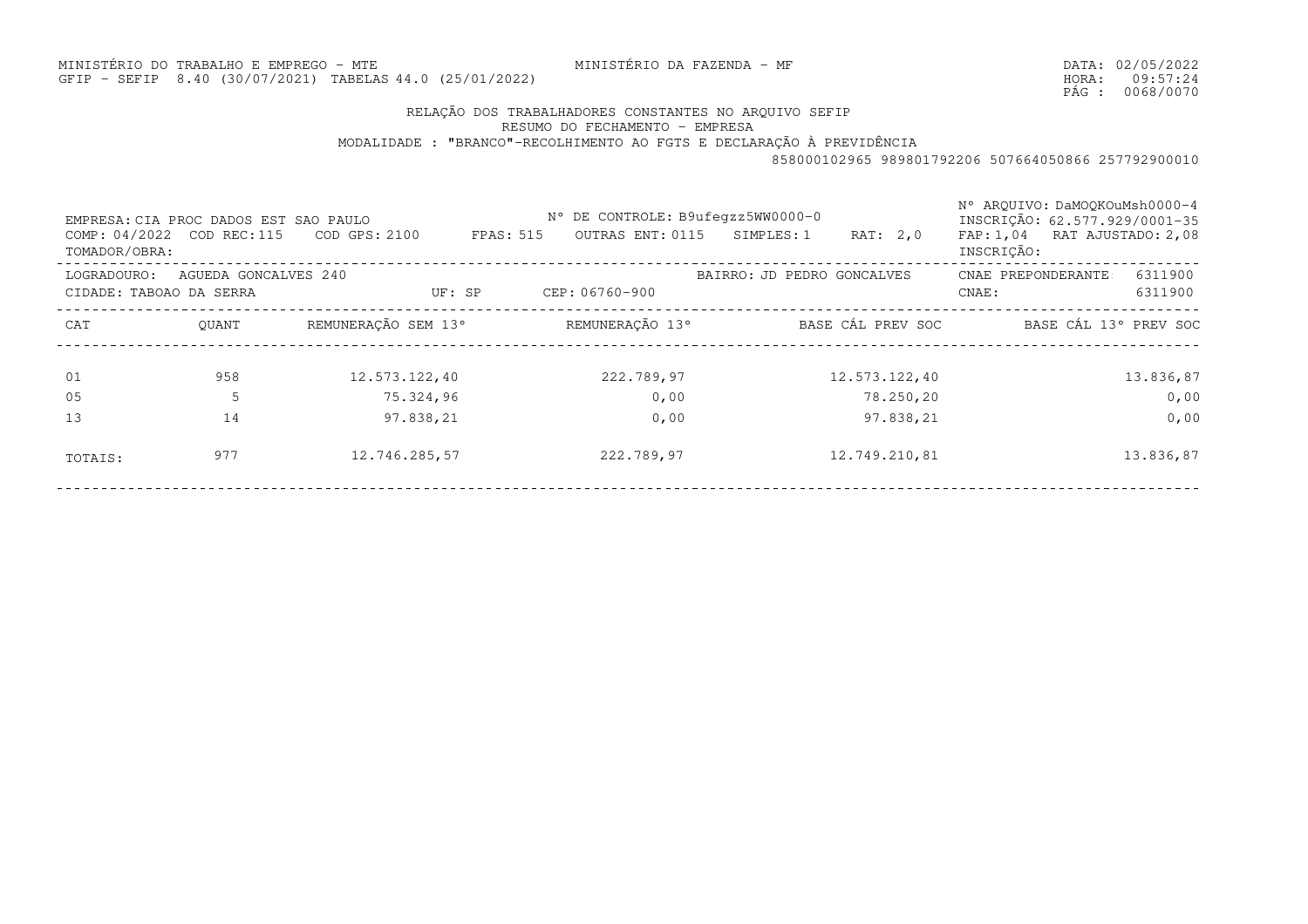MINISTÉRIO DO TRABALHO E EMPREGO - MTE
GFIP - SEFIP 8.40 (30/07/2021) TABELAS 44.0 (25/01/2022)

MINISTÉRIO DA FAZENDA - MF

DATA: 02/05/2022
HORA: 09:57:24
PÁG : 0068/0070

## RELAÇÃO DOS TRABALHADORES CONSTANTES NO ARQUIVO SEFIP
### RESUMO DO FECHAMENTO - EMPRESA
### MODALIDADE : "BRANCO"-RECOLHIMENTO AO FGTS E DECLARAÇÃO À PREVIDÊNCIA

858000102965 989801792206 507664050866 257792900010

EMPRESA: CIA PROC DADOS EST SAO PAULO | Nº DE CONTROLE: B9ufegzz5WW0000-0 | Nº ARQUIVO: DaMOQKOuMsh0000-4 | INSCRIÇÃO: 62.577.929/0001-35

COMP: 04/2022 COD REC:115 COD GPS: 2100 FPAS: 515 OUTRAS ENT: 0115 SIMPLES: 1 RAT: 2,0 FAP: 1,04 RAT AJUSTADO: 2,08

TOMADOR/OBRA: INSCRIÇÃO:

LOGRADOURO: AGUEDA GONCALVES 240 BAIRRO: JD PEDRO GONCALVES CNAE PREPONDERANTE: 6311900

CIDADE: TABOAO DA SERRA UF: SP CEP: 06760-900 CNAE: 6311900

| CAT | QUANT | REMUNERAÇÃO SEM 13º | REMUNERAÇÃO 13º | BASE CÁL PREV SOC | BASE CÁL 13º PREV SOC |
|---|---|---|---|---|---|
| 01 | 958 | 12.573.122,40 | 222.789,97 | 12.573.122,40 | 13.836,87 |
| 05 | 5 | 75.324,96 | 0,00 | 78.250,20 | 0,00 |
| 13 | 14 | 97.838,21 | 0,00 | 97.838,21 | 0,00 |
| TOTAIS: | 977 | 12.746.285,57 | 222.789,97 | 12.749.210,81 | 13.836,87 |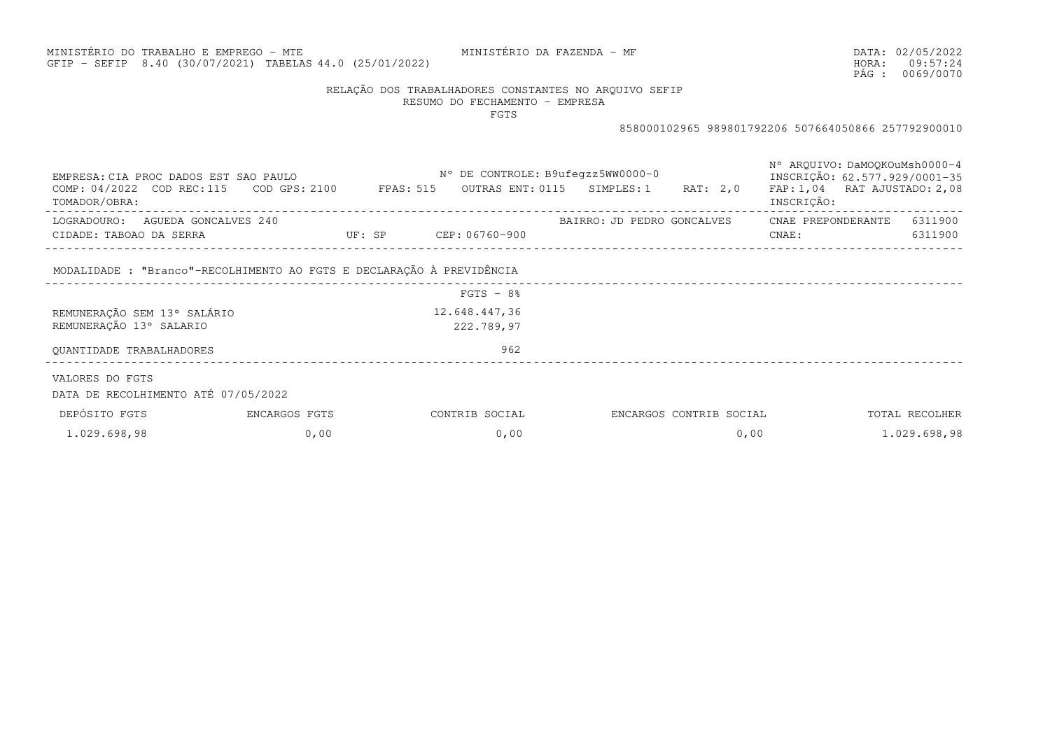MINISTÉRIO DO TRABALHO E EMPREGO - MTE
GFIP - SEFIP 8.40 (30/07/2021) TABELAS 44.0 (25/01/2022)

MINISTÉRIO DA FAZENDA - MF

DATA: 02/05/2022
HORA: 09:57:24
PÁG : 0069/0070

RELAÇÃO DOS TRABALHADORES CONSTANTES NO ARQUIVO SEFIP
RESUMO DO FECHAMENTO - EMPRESA
FGTS

858000102965 989801792206 507664050866 257792900010

EMPRESA: CIA PROC DADOS EST SAO PAULO
Nº DE CONTROLE: B9ufegzz5WW0000-0
Nº ARQUIVO: DaMOQKOuMsh0000-4
INSCRIÇÃO: 62.577.929/0001-35
COMP: 04/2022 COD REC: 115 COD GPS: 2100 FPAS: 515 OUTRAS ENT: 0115 SIMPLES: 1 RAT: 2,0 FAP: 1,04 RAT AJUSTADO: 2,08
TOMADOR/OBRA:
INSCRIÇÃO:

LOGRADOURO: AGUEDA GONCALVES 240
BAIRRO: JD PEDRO GONCALVES
CNAE PREPONDERANTE: 6311900
CIDADE: TABOAO DA SERRA UF: SP CEP: 06760-900
CNAE: 6311900

MODALIDADE : "Branco"-RECOLHIMENTO AO FGTS E DECLARAÇÃO À PREVIDÊNCIA

| | FGTS - 8% |
|---|---|
| REMUNERAÇÃO SEM 13º SALÁRIO | 12.648.447,36 |
| REMUNERAÇÃO 13º SALARIO | 222.789,97 |
| QUANTIDADE TRABALHADORES | 962 |

VALORES DO FGTS

DATA DE RECOLHIMENTO ATÉ 07/05/2022

| DEPÓSITO FGTS | ENCARGOS FGTS | CONTRIB SOCIAL | ENCARGOS CONTRIB SOCIAL | TOTAL RECOLHER |
|---|---|---|---|---|
| 1.029.698,98 | 0,00 | 0,00 | 0,00 | 1.029.698,98 |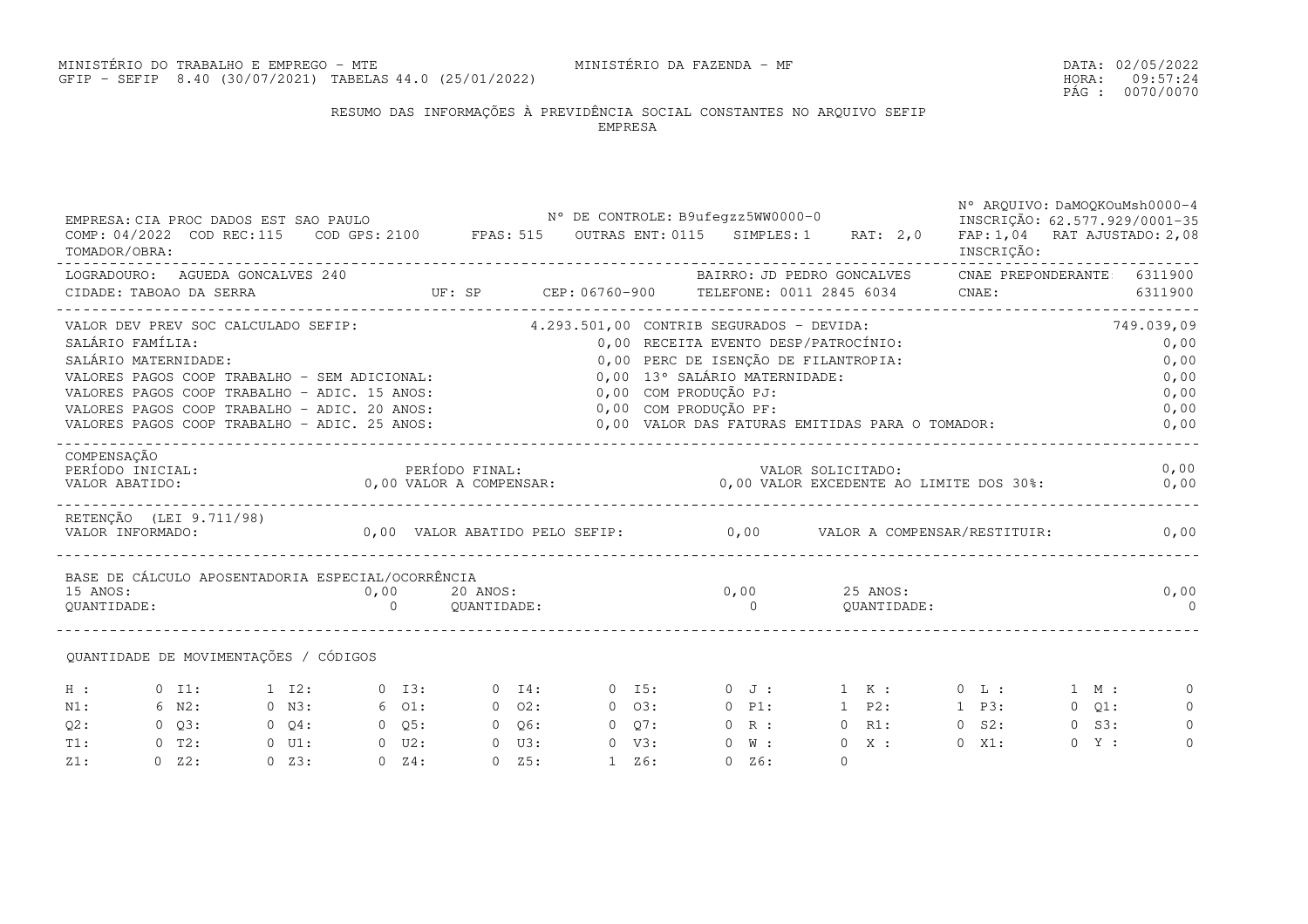MINISTÉRIO DO TRABALHO E EMPREGO - MTE
GFIP - SEFIP 8.40 (30/07/2021) TABELAS 44.0 (25/01/2022)

MINISTÉRIO DA FAZENDA - MF

DATA: 02/05/2022
HORA: 09:57:24

## RESUMO DAS INFORMAÇÕES À PREVIDÊNCIA SOCIAL CONSTANTES NO ARQUIVO SEFIP
### EMPRESA

Nº ARQUIVO: DaMOQKOuMsh0000-4

EMPRESA: CIA PROC DADOS EST SAO PAULO    Nº DE CONTROLE: B9ufegzz5WW0000-0    INSCRIÇÃO: 62.577.929/0001-35
COMP: 04/2022  COD REC:115  COD GPS: 2100  FPAS: 515  OUTRAS ENT: 0115  SIMPLES: 1  RAT: 2,0  FAP: 1,04  RAT AJUSTADO: 2,08
TOMADOR/OBRA:    INSCRIÇÃO:

LOGRADOURO: AGUEDA GONCALVES 240    BAIRRO: JD PEDRO GONCALVES    CNAE PREPONDERANTE: 6311900
CIDADE: TABOAO DA SERRA    UF: SP    CEP: 06760-900    TELEFONE: 0011 2845 6034    CNAE: 6311900

| | | | |
|---|---|---|---|
| VALOR DEV PREV SOC CALCULADO SEFIP: | 4.293.501,00 | CONTRIB SEGURADOS - DEVIDA: | 749.039,09 |
| SALÁRIO FAMÍLIA: | 0,00 | RECEITA EVENTO DESP/PATROCÍNIO: | 0,00 |
| SALÁRIO MATERNIDADE: | 0,00 | PERC DE ISENÇÃO DE FILANTROPIA: | 0,00 |
| VALORES PAGOS COOP TRABALHO - SEM ADICIONAL: | 0,00 | 13º SALÁRIO MATERNIDADE: | 0,00 |
| VALORES PAGOS COOP TRABALHO - ADIC. 15 ANOS: | 0,00 | COM PRODUÇÃO PJ: | 0,00 |
| VALORES PAGOS COOP TRABALHO - ADIC. 20 ANOS: | 0,00 | COM PRODUÇÃO PF: | 0,00 |
| VALORES PAGOS COOP TRABALHO - ADIC. 25 ANOS: | 0,00 | VALOR DAS FATURAS EMITIDAS PARA O TOMADOR: | 0,00 |

COMPENSAÇÃO
PERÍODO INICIAL:    PERÍODO FINAL:    VALOR SOLICITADO: 0,00
VALOR ABATIDO: 0,00    VALOR A COMPENSAR: 0,00    VALOR EXCEDENTE AO LIMITE DOS 30%: 0,00

RETENÇÃO (LEI 9.711/98)
VALOR INFORMADO: 0,00    VALOR ABATIDO PELO SEFIP: 0,00    VALOR A COMPENSAR/RESTITUIR: 0,00

BASE DE CÁLCULO APOSENTADORIA ESPECIAL/OCORRÊNCIA
15 ANOS: 0,00    20 ANOS: 0,00    25 ANOS: 0,00
QUANTIDADE: 0    QUANTIDADE: 0    QUANTIDADE: 0

QUANTIDADE DE MOVIMENTAÇÕES / CÓDIGOS

| | | | | | | | | | | | | | | | | | | | |
|---|---|---|---|---|---|---|---|---|---|---|---|---|---|---|---|---|---|---|---|
| H : | 0 | I1: | 1 | I2: | 0 | I3: | 0 | I4: | 0 | I5: | 0 | J : | 1 | K : | 0 | L : | 1 | M : | 0 |
| N1: | 6 | N2: | 0 | N3: | 6 | O1: | 0 | O2: | 0 | O3: | 0 | P1: | 1 | P2: | 1 | P3: | 0 | Q1: | 0 |
| Q2: | 0 | Q3: | 0 | Q4: | 0 | Q5: | 0 | Q6: | 0 | Q7: | 0 | R : | 0 | R1: | 0 | S2: | 0 | S3: | 0 |
| T1: | 0 | T2: | 0 | U1: | 0 | U2: | 0 | U3: | 0 | V3: | 0 | W : | 0 | X : | 0 | X1: | 0 | Y : | 0 |
| Z1: | 0 | Z2: | 0 | Z3: | 0 | Z4: | 0 | Z5: | 1 | Z6: | 0 | Z6: | 0 | | | | | | |